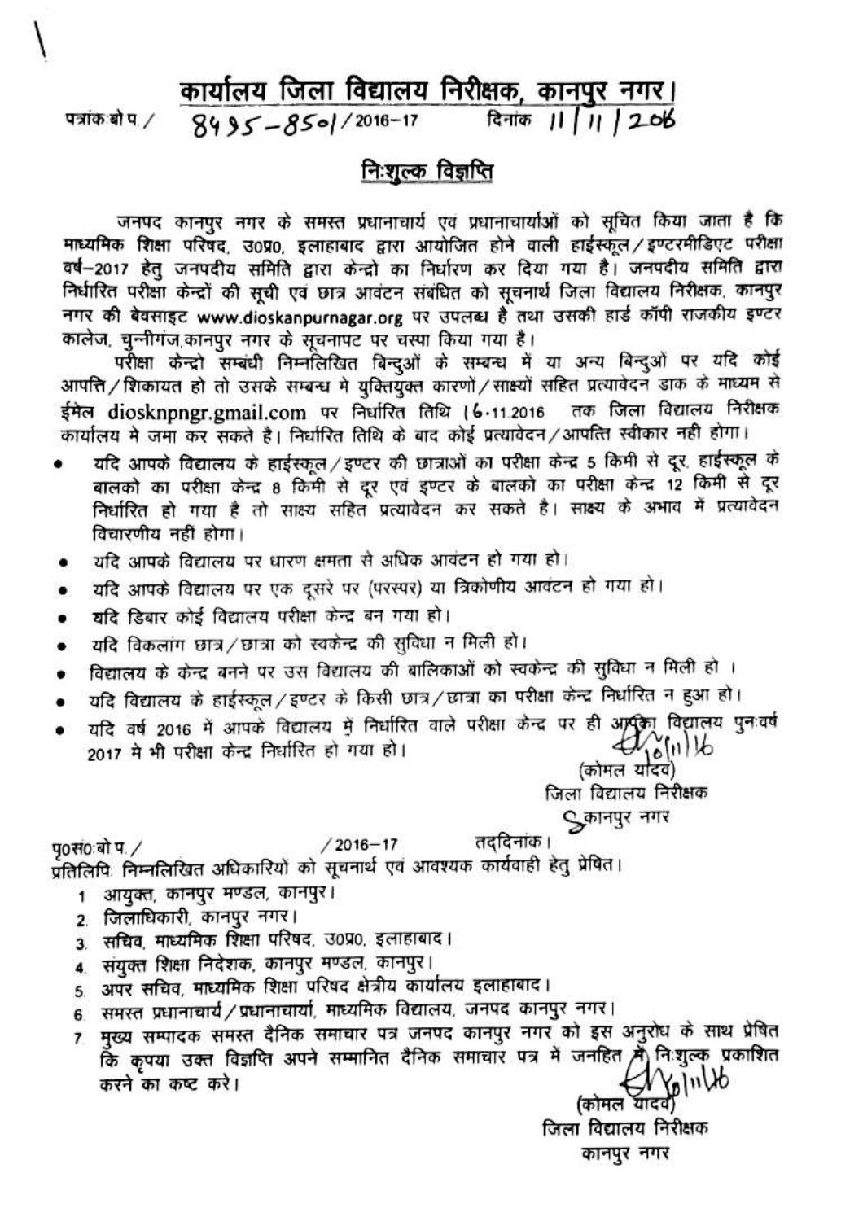# कार्यालय जिला विद्यालय निरीक्षक, कानपुर नगर।

पत्रांक:बो प./ 8495-8501/2016-17 दिनांक 11/11/2016

## निःशुल्क विज्ञप्ति

जनपद कानपुर नगर के समस्त प्रधानाचार्य एवं प्रधानाचार्याओं को सूचित किया जाता है कि माध्यमिक शिक्षा परिषद, उ0प्र0, इलाहाबाद द्वारा आयोजित होने वाली हाईस्कूल/इण्टरमीडिएट परीक्षा वर्ष-2017 हेतु जनपदीय समिति द्वारा केन्द्रो का निर्धारण कर दिया गया है। जनपदीय समिति द्वारा निर्धारित परीक्षा केन्द्रों की सूची एवं छात्र आवंटन संबंधित को सूचनार्थ जिला विद्यालय निरीक्षक, कानपुर नगर की बेवसाइट www.dioskanpurnagar.org पर उपलब्ध है तथा उसकी हार्ड कॉपी राजकीय इण्टर कालेज, चुन्नीगंज,कानपुर नगर के सूचनापट पर चस्पा किया गया है।

परीक्षा केन्द्रो सम्बंधी निम्नलिखित बिन्दुओं के सम्बन्ध में या अन्य बिन्दुओं पर यदि कोई आपत्ति/शिकायत हो तो उसके सम्बन्ध मे युक्तियुक्त कारणों/साक्ष्यों सहित प्रत्यावेदन डाक के माध्यम से ईमेल diosknpngr.gmail.com पर निर्धारित तिथि 16.11.2016 तक जिला विद्यालय निरीक्षक कार्यालय मे जमा कर सकते है। निर्धारित तिथि के बाद कोई प्रत्यावेदन/आपत्ति स्वीकार नही होगा।

- यदि आपके विद्यालय के हाईस्कूल/इण्टर की छात्राओं का परीक्षा केन्द्र 5 किमी से दूर, हाईस्कूल के बालको का परीक्षा केन्द्र 8 किमी से दूर एवं इण्टर के बालको का परीक्षा केन्द्र 12 किमी से दूर निर्धारित हो गया है तो साक्ष्य सहित प्रत्यावेदन कर सकते है। साक्ष्य के अभाव में प्रत्यावेदन विचारणीय नही होगा।
- यदि आपके विद्यालय पर धारण क्षमता से अधिक आवंटन हो गया हो।
- यदि आपके विद्यालय पर एक दूसरे पर (परस्पर) या त्रिकोणीय आवंटन हो गया हो।
- यदि डिबार कोई विद्यालय परीक्षा केन्द्र बन गया हो।
- यदि विकलांग छात्र/छात्रा को स्वकेन्द्र की सुविधा न मिली हो।
- विद्यालय के केन्द्र बनने पर उस विद्यालय की बालिकाओं को स्वकेन्द्र की सुविधा न मिली हो ।
- यदि विद्यालय के हाईस्कूल/इण्टर के किसी छात्र/छात्रा का परीक्षा केन्द्र निर्धारित न हुआ हो।
- यदि वर्ष 2016 में आपके विद्यालय मे निर्धारित वाले परीक्षा केन्द्र पर ही आपका विद्यालय पुनःवर्ष 2017 मे भी परीक्षा केन्द्र निर्धारित हो गया हो।

(कोमल यादव)
जिला विद्यालय निरीक्षक
कानपुर नगर

पृ0सं0:बो प./ /2016-17 तद्दिनांक।

प्रतिलिपि: निम्नलिखित अधिकारियों को सूचनार्थ एवं आवश्यक कार्यवाही हेतु प्रेषित।

1. आयुक्त, कानपुर मण्डल, कानपुर।
2. जिलाधिकारी, कानपुर नगर।
3. सचिव, माध्यमिक शिक्षा परिषद, उ0प्र0, इलाहाबाद।
4. संयुक्त शिक्षा निदेशक, कानपुर मण्डल, कानपुर।
5. अपर सचिव, माध्यमिक शिक्षा परिषद क्षेत्रीय कार्यालय इलाहाबाद।
6. समस्त प्रधानाचार्य/प्रधानाचार्या, माध्यमिक विद्यालय, जनपद कानपुर नगर।
7. मुख्य सम्पादक समस्त दैनिक समाचार पत्र जनपद कानपुर नगर को इस अनुरोध के साथ प्रेषित कि कृपया उक्त विज्ञप्ति अपने सम्मानित दैनिक समाचार पत्र में जनहित में निःशुल्क प्रकाशित करने का कष्ट करे।

(कोमल यादव)
जिला विद्यालय निरीक्षक
कानपुर नगर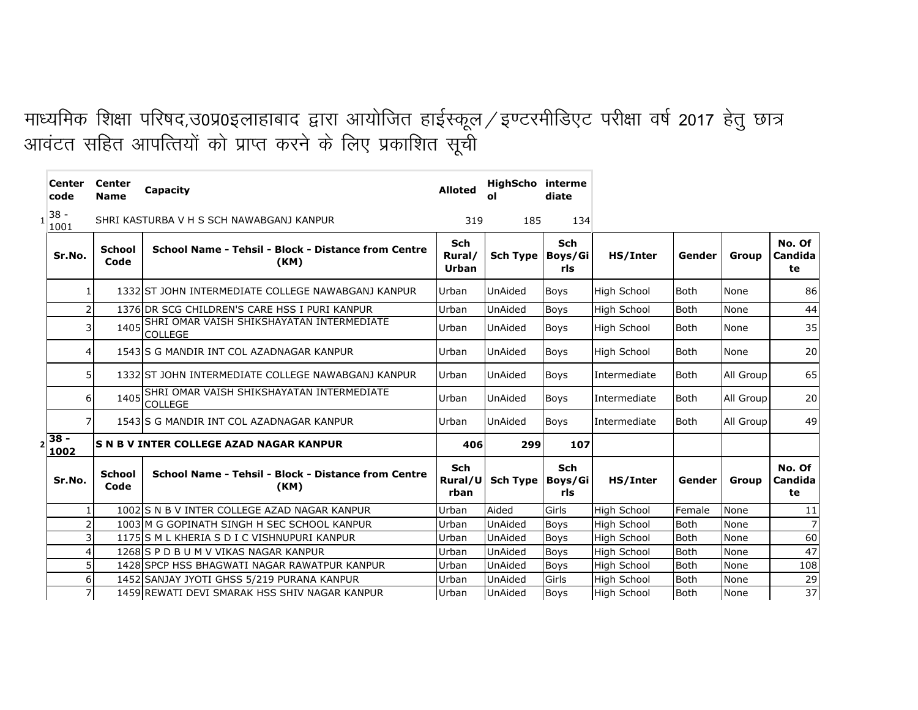# माध्यमिक शिक्षा परिषद,उ0प्र0इलाहाबाद द्वारा आयोजित हाईस्कूल / इण्टरमीडिएट परीक्षा वर्ष 2017 हेतु छात्र आवंटत सहित आपत्तियों को प्राप्त करने के लिए प्रकाशित सूची

| | Center code | Center Name | Capacity | Alloted | HighSchool | intermediate |
|---|---|---|---|---|---|---|
| 1 | 38 - 1001 | SHRI KASTURBA V H S SCH NAWABGANJ KANPUR | | 319 | 185 | 134 |

| Sr.No. | School Code | School Name - Tehsil - Block - Distance from Centre (KM) | Sch Rural/ Urban | Sch Type | Sch Boys/Girls | HS/Inter | Gender | Group | No. Of Candidate |
|---|---|---|---|---|---|---|---|---|---|
| 1 | 1332 | ST JOHN INTERMEDIATE COLLEGE NAWABGANJ KANPUR | Urban | UnAided | Boys | High School | Both | None | 86 |
| 2 | 1376 | DR SCG CHILDREN'S CARE HSS I PURI KANPUR | Urban | UnAided | Boys | High School | Both | None | 44 |
| 3 | 1405 | SHRI OMAR VAISH SHIKSHAYATAN INTERMEDIATE COLLEGE | Urban | UnAided | Boys | High School | Both | None | 35 |
| 4 | 1543 | S G MANDIR INT COL AZADNAGAR KANPUR | Urban | UnAided | Boys | High School | Both | None | 20 |
| 5 | 1332 | ST JOHN INTERMEDIATE COLLEGE NAWABGANJ KANPUR | Urban | UnAided | Boys | Intermediate | Both | All Group | 65 |
| 6 | 1405 | SHRI OMAR VAISH SHIKSHAYATAN INTERMEDIATE COLLEGE | Urban | UnAided | Boys | Intermediate | Both | All Group | 20 |
| 7 | 1543 | S G MANDIR INT COL AZADNAGAR KANPUR | Urban | UnAided | Boys | Intermediate | Both | All Group | 49 |

| | Center code | Center Name | Capacity | Alloted | HighSchool | intermediate |
|---|---|---|---|---|---|---|
| **2** | **38 - 1002** | **S N B V INTER COLLEGE AZAD NAGAR KANPUR** | | **406** | **299** | **107** |

| Sr.No. | School Code | School Name - Tehsil - Block - Distance from Centre (KM) | Sch Rural/Urban | Sch Type | Sch Boys/Girls | HS/Inter | Gender | Group | No. Of Candidate |
|---|---|---|---|---|---|---|---|---|---|
| 1 | 1002 | S N B V INTER COLLEGE AZAD NAGAR KANPUR | Urban | Aided | Girls | High School | Female | None | 11 |
| 2 | 1003 | M G GOPINATH SINGH H SEC SCHOOL KANPUR | Urban | UnAided | Boys | High School | Both | None | 7 |
| 3 | 1175 | S M L KHERIA S D I C VISHNUPURI KANPUR | Urban | UnAided | Boys | High School | Both | None | 60 |
| 4 | 1268 | S P D B U M V VIKAS NAGAR KANPUR | Urban | UnAided | Boys | High School | Both | None | 47 |
| 5 | 1428 | SPCP HSS BHAGWATI NAGAR RAWATPUR KANPUR | Urban | UnAided | Boys | High School | Both | None | 108 |
| 6 | 1452 | SANJAY JYOTI GHSS 5/219 PURANA KANPUR | Urban | UnAided | Girls | High School | Both | None | 29 |
| 7 | 1459 | REWATI DEVI SMARAK HSS SHIV NAGAR KANPUR | Urban | UnAided | Boys | High School | Both | None | 37 |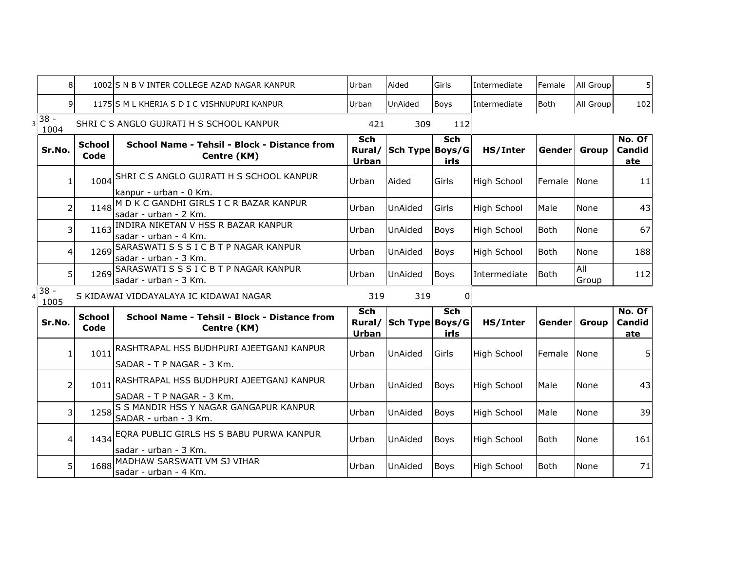| | | | | | | | | | |
|---|---|---|---|---|---|---|---|---|---|
| 8 | 1002 | S N B V INTER COLLEGE AZAD NAGAR KANPUR | Urban | Aided | Girls | Intermediate | Female | All Group | 5 |
| 9 | 1175 | S M L KHERIA S D I C VISHNUPURI KANPUR | Urban | UnAided | Boys | Intermediate | Both | All Group | 102 |

3 38 - 1004 SHRI C S ANGLO GUJRATI H S SCHOOL KANPUR 421 309 112

| Sr.No. | School Code | School Name - Tehsil - Block - Distance from Centre (KM) | Sch Rural/ Urban | Sch Type | Sch Boys/Girls | HS/Inter | Gender | Group | No. Of Candidate |
|---|---|---|---|---|---|---|---|---|---|
| 1 | 1004 | SHRI C S ANGLO GUJRATI H S SCHOOL KANPUR kanpur - urban - 0 Km. | Urban | Aided | Girls | High School | Female | None | 11 |
| 2 | 1148 | M D K C GANDHI GIRLS I C R BAZAR KANPUR sadar - urban - 2 Km. | Urban | UnAided | Girls | High School | Male | None | 43 |
| 3 | 1163 | INDIRA NIKETAN V HSS R BAZAR KANPUR sadar - urban - 4 Km. | Urban | UnAided | Boys | High School | Both | None | 67 |
| 4 | 1269 | SARASWATI S S S I C B T P NAGAR KANPUR sadar - urban - 3 Km. | Urban | UnAided | Boys | High School | Both | None | 188 |
| 5 | 1269 | SARASWATI S S S I C B T P NAGAR KANPUR sadar - urban - 3 Km. | Urban | UnAided | Boys | Intermediate | Both | All Group | 112 |

4 38 - 1005 S KIDAWAI VIDDAYALAYA IC KIDAWAI NAGAR 319 319 0

| Sr.No. | School Code | School Name - Tehsil - Block - Distance from Centre (KM) | Sch Rural/ Urban | Sch Type | Sch Boys/Girls | HS/Inter | Gender | Group | No. Of Candidate |
|---|---|---|---|---|---|---|---|---|---|
| 1 | 1011 | RASHTRAPAL HSS BUDHPURI AJEETGANJ KANPUR SADAR - T P NAGAR - 3 Km. | Urban | UnAided | Girls | High School | Female | None | 5 |
| 2 | 1011 | RASHTRAPAL HSS BUDHPURI AJEETGANJ KANPUR SADAR - T P NAGAR - 3 Km. | Urban | UnAided | Boys | High School | Male | None | 43 |
| 3 | 1258 | S S MANDIR HSS Y NAGAR GANGAPUR KANPUR SADAR - urban - 3 Km. | Urban | UnAided | Boys | High School | Male | None | 39 |
| 4 | 1434 | EQRA PUBLIC GIRLS HS S BABU PURWA KANPUR sadar - urban - 3 Km. | Urban | UnAided | Boys | High School | Both | None | 161 |
| 5 | 1688 | MADHAW SARSWATI VM SJ VIHAR sadar - urban - 4 Km. | Urban | UnAided | Boys | High School | Both | None | 71 |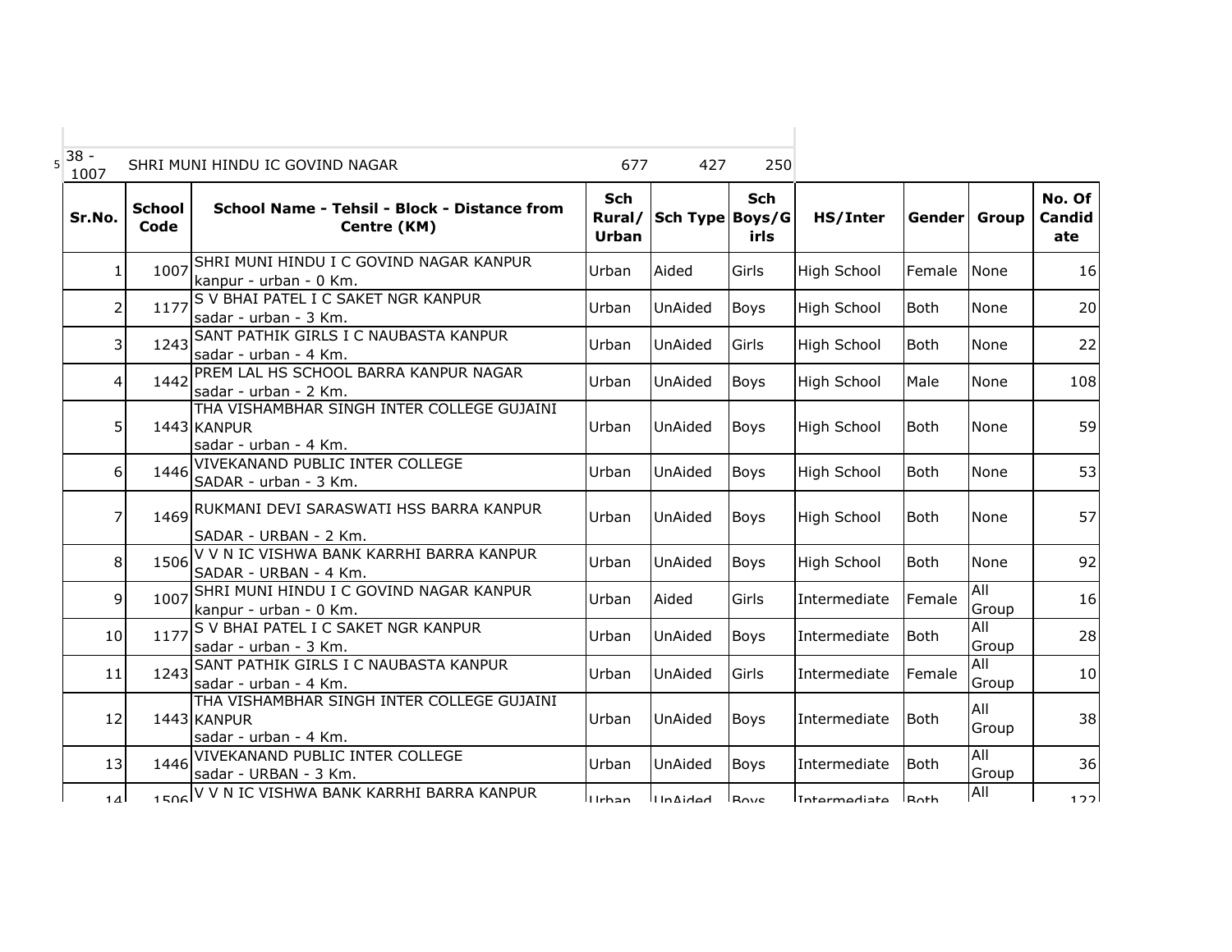| 38 - 1007 | SHRI MUNI HINDU IC GOVIND NAGAR | 677 | 427 | 250 |
|---|---|---|---|---|

| Sr.No. | School Code | School Name - Tehsil - Block - Distance from Centre (KM) | Sch Rural/ Urban | Sch Type | Sch Boys/Girls | HS/Inter | Gender | Group | No. Of Candidate |
|---|---|---|---|---|---|---|---|---|---|
| 1 | 1007 | SHRI MUNI HINDU I C GOVIND NAGAR KANPUR kanpur - urban - 0 Km. | Urban | Aided | Girls | High School | Female | None | 16 |
| 2 | 1177 | S V BHAI PATEL I C SAKET NGR KANPUR sadar - urban - 3 Km. | Urban | UnAided | Boys | High School | Both | None | 20 |
| 3 | 1243 | SANT PATHIK GIRLS I C NAUBASTA KANPUR sadar - urban - 4 Km. | Urban | UnAided | Girls | High School | Both | None | 22 |
| 4 | 1442 | PREM LAL HS SCHOOL BARRA KANPUR NAGAR sadar - urban - 2 Km. | Urban | UnAided | Boys | High School | Male | None | 108 |
| 5 | 1443 | THA VISHAMBHAR SINGH INTER COLLEGE GUJAINI KANPUR sadar - urban - 4 Km. | Urban | UnAided | Boys | High School | Both | None | 59 |
| 6 | 1446 | VIVEKANAND PUBLIC INTER COLLEGE SADAR - urban - 3 Km. | Urban | UnAided | Boys | High School | Both | None | 53 |
| 7 | 1469 | RUKMANI DEVI SARASWATI HSS BARRA KANPUR SADAR - URBAN - 2 Km. | Urban | UnAided | Boys | High School | Both | None | 57 |
| 8 | 1506 | V V N IC VISHWA BANK KARRHI BARRA KANPUR SADAR - URBAN - 4 Km. | Urban | UnAided | Boys | High School | Both | None | 92 |
| 9 | 1007 | SHRI MUNI HINDU I C GOVIND NAGAR KANPUR kanpur - urban - 0 Km. | Urban | Aided | Girls | Intermediate | Female | All Group | 16 |
| 10 | 1177 | S V BHAI PATEL I C SAKET NGR KANPUR sadar - urban - 3 Km. | Urban | UnAided | Boys | Intermediate | Both | All Group | 28 |
| 11 | 1243 | SANT PATHIK GIRLS I C NAUBASTA KANPUR sadar - urban - 4 Km. | Urban | UnAided | Girls | Intermediate | Female | All Group | 10 |
| 12 | 1443 | THA VISHAMBHAR SINGH INTER COLLEGE GUJAINI KANPUR sadar - urban - 4 Km. | Urban | UnAided | Boys | Intermediate | Both | All Group | 38 |
| 13 | 1446 | VIVEKANAND PUBLIC INTER COLLEGE sadar - URBAN - 3 Km. | Urban | UnAided | Boys | Intermediate | Both | All Group | 36 |
| 14 | 1506 | V V N IC VISHWA BANK KARRHI BARRA KANPUR | Urban | UnAided | Boys | Intermediate | Both | All | 122 |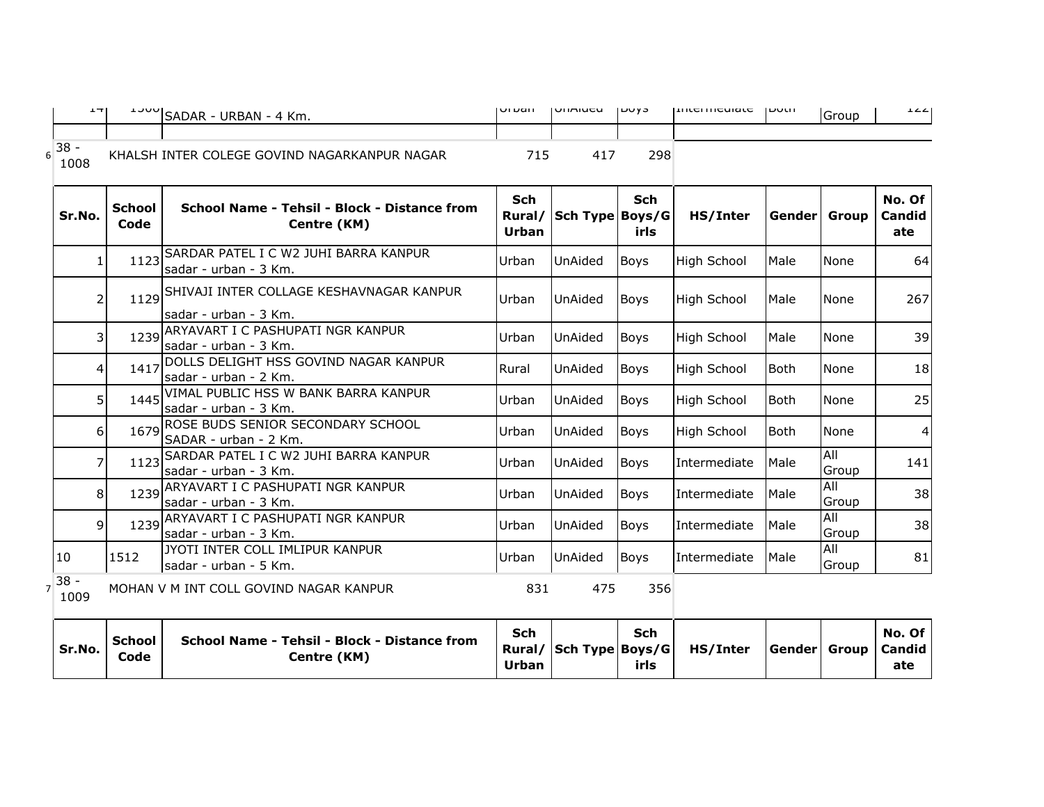| 14 | 1500 | SADAR - URBAN - 4 Km. | Urban | UnAided | Boys | Intermediate | Both | Group | 122 |
|---|---|---|---|---|---|---|---|---|---|

| 6 | 38 - 1008 | KHALSH INTER COLEGE GOVIND NAGARKANPUR NAGAR | 715 | 417 | 298 |
|---|---|---|---|---|---|

| Sr.No. | School Code | School Name - Tehsil - Block - Distance from Centre (KM) | Sch Rural/ Urban | Sch Type | Sch Boys/Girls | HS/Inter | Gender | Group | No. Of Candidate |
|---|---|---|---|---|---|---|---|---|---|
| 1 | 1123 | SARDAR PATEL I C W2 JUHI BARRA KANPUR sadar - urban - 3 Km. | Urban | UnAided | Boys | High School | Male | None | 64 |
| 2 | 1129 | SHIVAJI INTER COLLAGE KESHAVNAGAR KANPUR sadar - urban - 3 Km. | Urban | UnAided | Boys | High School | Male | None | 267 |
| 3 | 1239 | ARYAVART I C PASHUPATI NGR KANPUR sadar - urban - 3 Km. | Urban | UnAided | Boys | High School | Male | None | 39 |
| 4 | 1417 | DOLLS DELIGHT HSS GOVIND NAGAR KANPUR sadar - urban - 2 Km. | Rural | UnAided | Boys | High School | Both | None | 18 |
| 5 | 1445 | VIMAL PUBLIC HSS W BANK BARRA KANPUR sadar - urban - 3 Km. | Urban | UnAided | Boys | High School | Both | None | 25 |
| 6 | 1679 | ROSE BUDS SENIOR SECONDARY SCHOOL SADAR - urban - 2 Km. | Urban | UnAided | Boys | High School | Both | None | 4 |
| 7 | 1123 | SARDAR PATEL I C W2 JUHI BARRA KANPUR sadar - urban - 3 Km. | Urban | UnAided | Boys | Intermediate | Male | All Group | 141 |
| 8 | 1239 | ARYAVART I C PASHUPATI NGR KANPUR sadar - urban - 3 Km. | Urban | UnAided | Boys | Intermediate | Male | All Group | 38 |
| 9 | 1239 | ARYAVART I C PASHUPATI NGR KANPUR sadar - urban - 3 Km. | Urban | UnAided | Boys | Intermediate | Male | All Group | 38 |
| 10 | 1512 | JYOTI INTER COLL IMLIPUR KANPUR sadar - urban - 5 Km. | Urban | UnAided | Boys | Intermediate | Male | All Group | 81 |

| 7 | 38 - 1009 | MOHAN V M INT COLL GOVIND NAGAR KANPUR | 831 | 475 | 356 |
|---|---|---|---|---|---|

| Sr.No. | School Code | School Name - Tehsil - Block - Distance from Centre (KM) | Sch Rural/ Urban | Sch Type | Sch Boys/Girls | HS/Inter | Gender | Group | No. Of Candidate |
|---|---|---|---|---|---|---|---|---|---|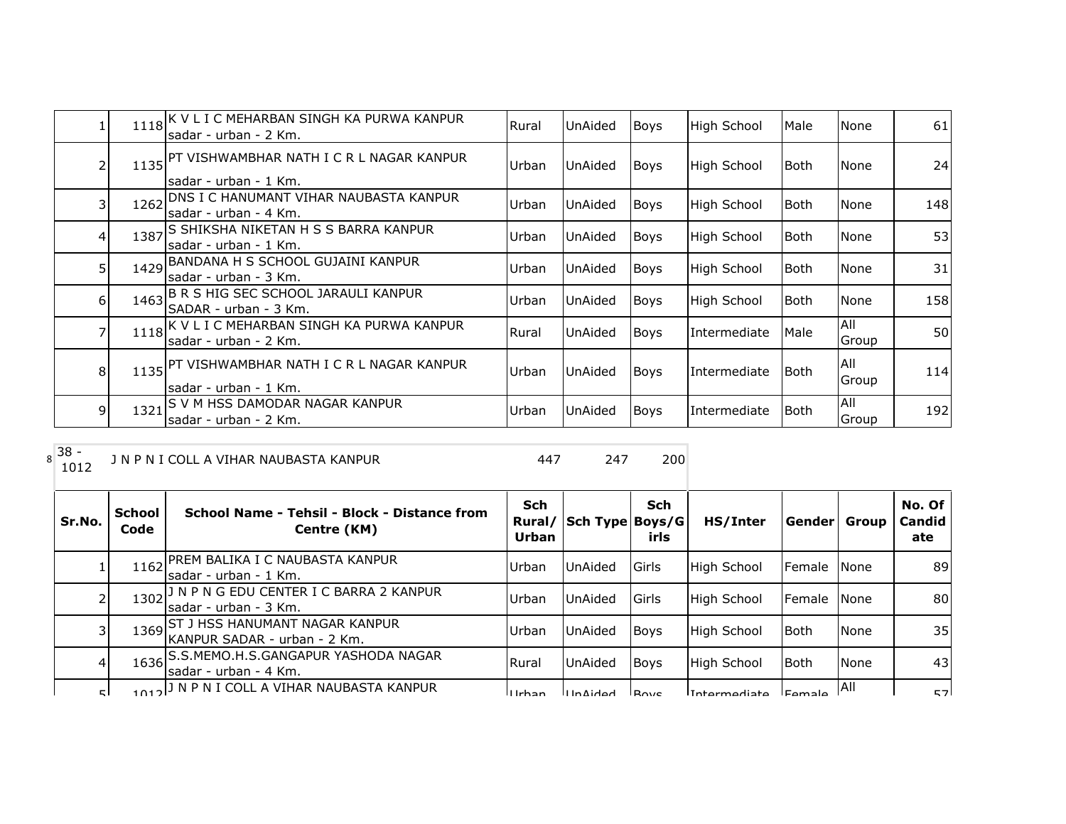| Sr.No. | School Code | School Name - Tehsil - Block - Distance from Centre (KM) | Sch Rural/ Urban | Sch Type | Sch Boys/Girls | HS/Inter | Gender | Group | No. Of Candidate |
|---|---|---|---|---|---|---|---|---|---|
| 1 | 1118 | K V L I C MEHARBAN SINGH KA PURWA KANPUR sadar - urban - 2 Km. | Rural | UnAided | Boys | High School | Male | None | 61 |
| 2 | 1135 | PT VISHWAMBHAR NATH I C R L NAGAR KANPUR sadar - urban - 1 Km. | Urban | UnAided | Boys | High School | Both | None | 24 |
| 3 | 1262 | DNS I C HANUMANT VIHAR NAUBASTA KANPUR sadar - urban - 4 Km. | Urban | UnAided | Boys | High School | Both | None | 148 |
| 4 | 1387 | S SHIKSHA NIKETAN H S S BARRA KANPUR sadar - urban - 1 Km. | Urban | UnAided | Boys | High School | Both | None | 53 |
| 5 | 1429 | BANDANA H S SCHOOL GUJAINI KANPUR sadar - urban - 3 Km. | Urban | UnAided | Boys | High School | Both | None | 31 |
| 6 | 1463 | B R S HIG SEC SCHOOL JARAULI KANPUR SADAR - urban - 3 Km. | Urban | UnAided | Boys | High School | Both | None | 158 |
| 7 | 1118 | K V L I C MEHARBAN SINGH KA PURWA KANPUR sadar - urban - 2 Km. | Rural | UnAided | Boys | Intermediate | Male | All Group | 50 |
| 8 | 1135 | PT VISHWAMBHAR NATH I C R L NAGAR KANPUR sadar - urban - 1 Km. | Urban | UnAided | Boys | Intermediate | Both | All Group | 114 |
| 9 | 1321 | S V M HSS DAMODAR NAGAR KANPUR sadar - urban - 2 Km. | Urban | UnAided | Boys | Intermediate | Both | All Group | 192 |

| 8 | 38 - 1012 | J N P N I COLL A VIHAR NAUBASTA KANPUR | 447 | 247 | 200 |
|---|---|---|---|---|---|

| Sr.No. | School Code | School Name - Tehsil - Block - Distance from Centre (KM) | Sch Rural/ Urban | Sch Type | Sch Boys/Girls | HS/Inter | Gender | Group | No. Of Candidate |
|---|---|---|---|---|---|---|---|---|---|
| 1 | 1162 | PREM BALIKA I C NAUBASTA KANPUR sadar - urban - 1 Km. | Urban | UnAided | Girls | High School | Female | None | 89 |
| 2 | 1302 | J N P N G EDU CENTER I C BARRA 2 KANPUR sadar - urban - 3 Km. | Urban | UnAided | Girls | High School | Female | None | 80 |
| 3 | 1369 | ST J HSS HANUMANT NAGAR KANPUR KANPUR SADAR - urban - 2 Km. | Urban | UnAided | Boys | High School | Both | None | 35 |
| 4 | 1636 | S.S.MEMO.H.S.GANGAPUR YASHODA NAGAR sadar - urban - 4 Km. | Rural | UnAided | Boys | High School | Both | None | 43 |
| 5 | 1012 | J N P N I COLL A VIHAR NAUBASTA KANPUR | Urban | UnAided | Boys | Intermediate | Female | All | 57 |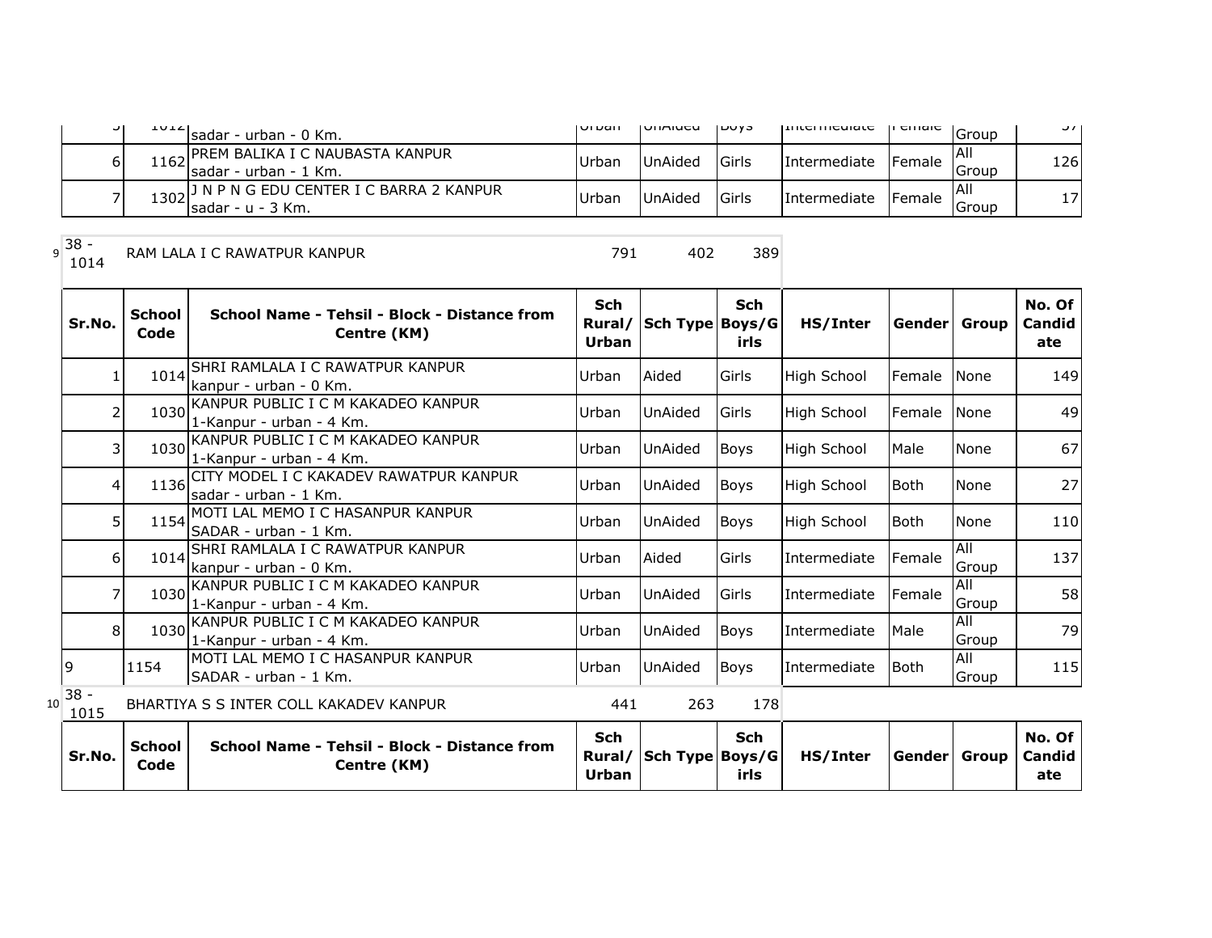| | | | | | | | | | |
|---|---|---|---|---|---|---|---|---|---|
| 5 | 1012 | sadar - urban - 0 Km. | Urban | UnAided | Boys | Intermediate | Female | Group | 57 |
| 6 | 1162 | PREM BALIKA I C NAUBASTA KANPUR sadar - urban - 1 Km. | Urban | UnAided | Girls | Intermediate | Female | All Group | 126 |
| 7 | 1302 | J N P N G EDU CENTER I C BARRA 2 KANPUR sadar - u - 3 Km. | Urban | UnAided | Girls | Intermediate | Female | All Group | 17 |

9 | 38 - 1014 | RAM LALA I C RAWATPUR KANPUR | 791 | 402 | 389

| Sr.No. | School Code | School Name - Tehsil - Block - Distance from Centre (KM) | Sch Rural/ Urban | Sch Type | Sch Boys/Girls | HS/Inter | Gender | Group | No. Of Candidate |
|---|---|---|---|---|---|---|---|---|---|
| 1 | 1014 | SHRI RAMLALA I C RAWATPUR KANPUR kanpur - urban - 0 Km. | Urban | Aided | Girls | High School | Female | None | 149 |
| 2 | 1030 | KANPUR PUBLIC I C M KAKADEO KANPUR 1-Kanpur - urban - 4 Km. | Urban | UnAided | Girls | High School | Female | None | 49 |
| 3 | 1030 | KANPUR PUBLIC I C M KAKADEO KANPUR 1-Kanpur - urban - 4 Km. | Urban | UnAided | Boys | High School | Male | None | 67 |
| 4 | 1136 | CITY MODEL I C KAKADEV RAWATPUR KANPUR sadar - urban - 1 Km. | Urban | UnAided | Boys | High School | Both | None | 27 |
| 5 | 1154 | MOTI LAL MEMO I C HASANPUR KANPUR SADAR - urban - 1 Km. | Urban | UnAided | Boys | High School | Both | None | 110 |
| 6 | 1014 | SHRI RAMLALA I C RAWATPUR KANPUR kanpur - urban - 0 Km. | Urban | Aided | Girls | Intermediate | Female | All Group | 137 |
| 7 | 1030 | KANPUR PUBLIC I C M KAKADEO KANPUR 1-Kanpur - urban - 4 Km. | Urban | UnAided | Girls | Intermediate | Female | All Group | 58 |
| 8 | 1030 | KANPUR PUBLIC I C M KAKADEO KANPUR 1-Kanpur - urban - 4 Km. | Urban | UnAided | Boys | Intermediate | Male | All Group | 79 |
| 9 | 1154 | MOTI LAL MEMO I C HASANPUR KANPUR SADAR - urban - 1 Km. | Urban | UnAided | Boys | Intermediate | Both | All Group | 115 |

10 | 38 - 1015 | BHARTIYA S S INTER COLL KAKADEV KANPUR | 441 | 263 | 178

| Sr.No. | School Code | School Name - Tehsil - Block - Distance from Centre (KM) | Sch Rural/ Urban | Sch Type | Sch Boys/Girls | HS/Inter | Gender | Group | No. Of Candidate |
|---|---|---|---|---|---|---|---|---|---|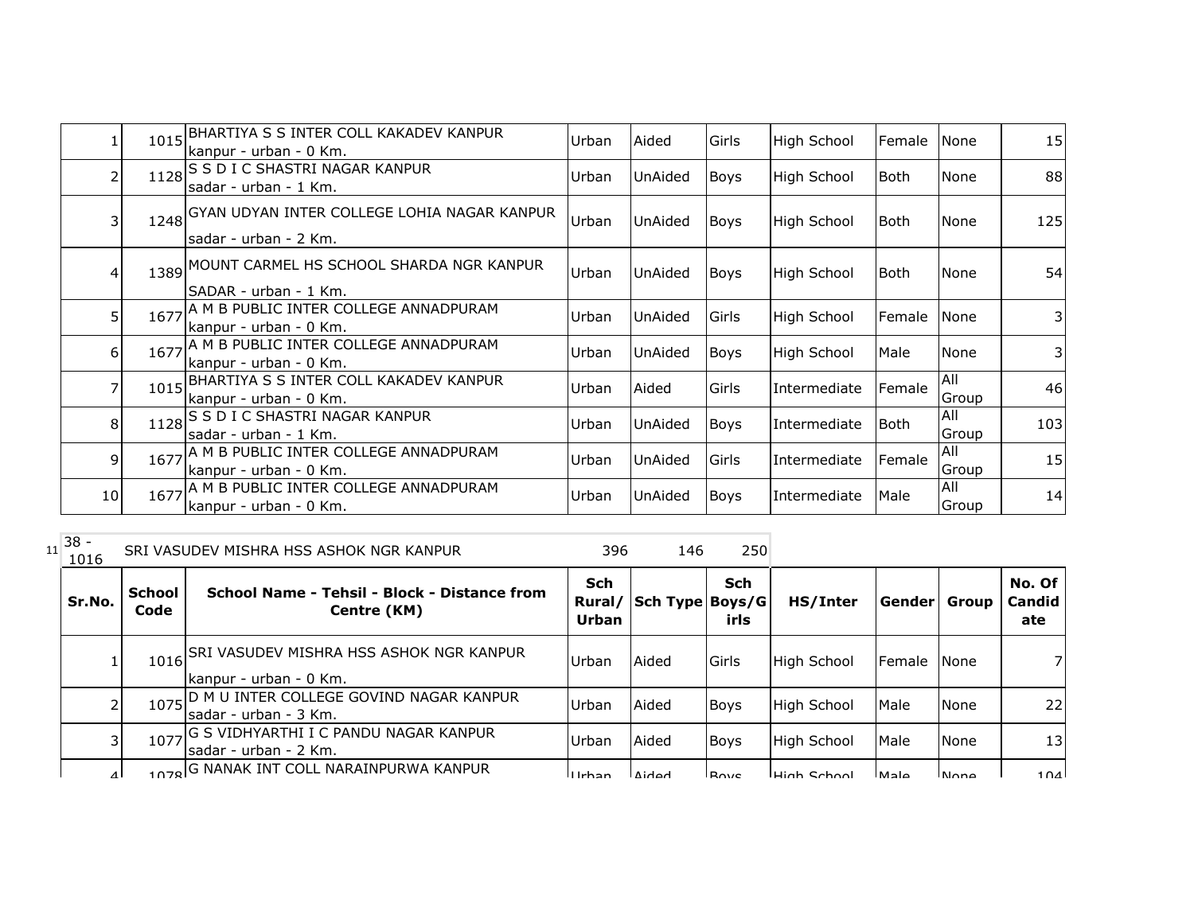| Sr.No. | School Code | School Name - Tehsil - Block - Distance from Centre (KM) | Sch Rural/ Urban | Sch Type | Sch Boys/Girls | HS/Inter | Gender | Group | No. Of Candidate |
|---|---|---|---|---|---|---|---|---|---|
| 1 | 1015 | BHARTIYA S S INTER COLL KAKADEV KANPUR kanpur - urban - 0 Km. | Urban | Aided | Girls | High School | Female | None | 15 |
| 2 | 1128 | S S D I C SHASTRI NAGAR KANPUR sadar - urban - 1 Km. | Urban | UnAided | Boys | High School | Both | None | 88 |
| 3 | 1248 | GYAN UDYAN INTER COLLEGE LOHIA NAGAR KANPUR sadar - urban - 2 Km. | Urban | UnAided | Boys | High School | Both | None | 125 |
| 4 | 1389 | MOUNT CARMEL HS SCHOOL SHARDA NGR KANPUR SADAR - urban - 1 Km. | Urban | UnAided | Boys | High School | Both | None | 54 |
| 5 | 1677 | A M B PUBLIC INTER COLLEGE ANNADPURAM kanpur - urban - 0 Km. | Urban | UnAided | Girls | High School | Female | None | 3 |
| 6 | 1677 | A M B PUBLIC INTER COLLEGE ANNADPURAM kanpur - urban - 0 Km. | Urban | UnAided | Boys | High School | Male | None | 3 |
| 7 | 1015 | BHARTIYA S S INTER COLL KAKADEV KANPUR kanpur - urban - 0 Km. | Urban | Aided | Girls | Intermediate | Female | All Group | 46 |
| 8 | 1128 | S S D I C SHASTRI NAGAR KANPUR sadar - urban - 1 Km. | Urban | UnAided | Boys | Intermediate | Both | All Group | 103 |
| 9 | 1677 | A M B PUBLIC INTER COLLEGE ANNADPURAM kanpur - urban - 0 Km. | Urban | UnAided | Girls | Intermediate | Female | All Group | 15 |
| 10 | 1677 | A M B PUBLIC INTER COLLEGE ANNADPURAM kanpur - urban - 0 Km. | Urban | UnAided | Boys | Intermediate | Male | All Group | 14 |

| 11 | 38 - 1016 | SRI VASUDEV MISHRA HSS ASHOK NGR KANPUR | 396 | 146 | 250 |
|---|---|---|---|---|---|

| Sr.No. | School Code | School Name - Tehsil - Block - Distance from Centre (KM) | Sch Rural/ Urban | Sch Type | Sch Boys/Girls | HS/Inter | Gender | Group | No. Of Candidate |
|---|---|---|---|---|---|---|---|---|---|
| 1 | 1016 | SRI VASUDEV MISHRA HSS ASHOK NGR KANPUR kanpur - urban - 0 Km. | Urban | Aided | Girls | High School | Female | None | 7 |
| 2 | 1075 | D M U INTER COLLEGE GOVIND NAGAR KANPUR sadar - urban - 3 Km. | Urban | Aided | Boys | High School | Male | None | 22 |
| 3 | 1077 | G S VIDHYARTHI I C PANDU NAGAR KANPUR sadar - urban - 2 Km. | Urban | Aided | Boys | High School | Male | None | 13 |
| 4 | 1078 | G NANAK INT COLL NARAINPURWA KANPUR | Urban | Aided | Boys | High School | Male | None | 104 |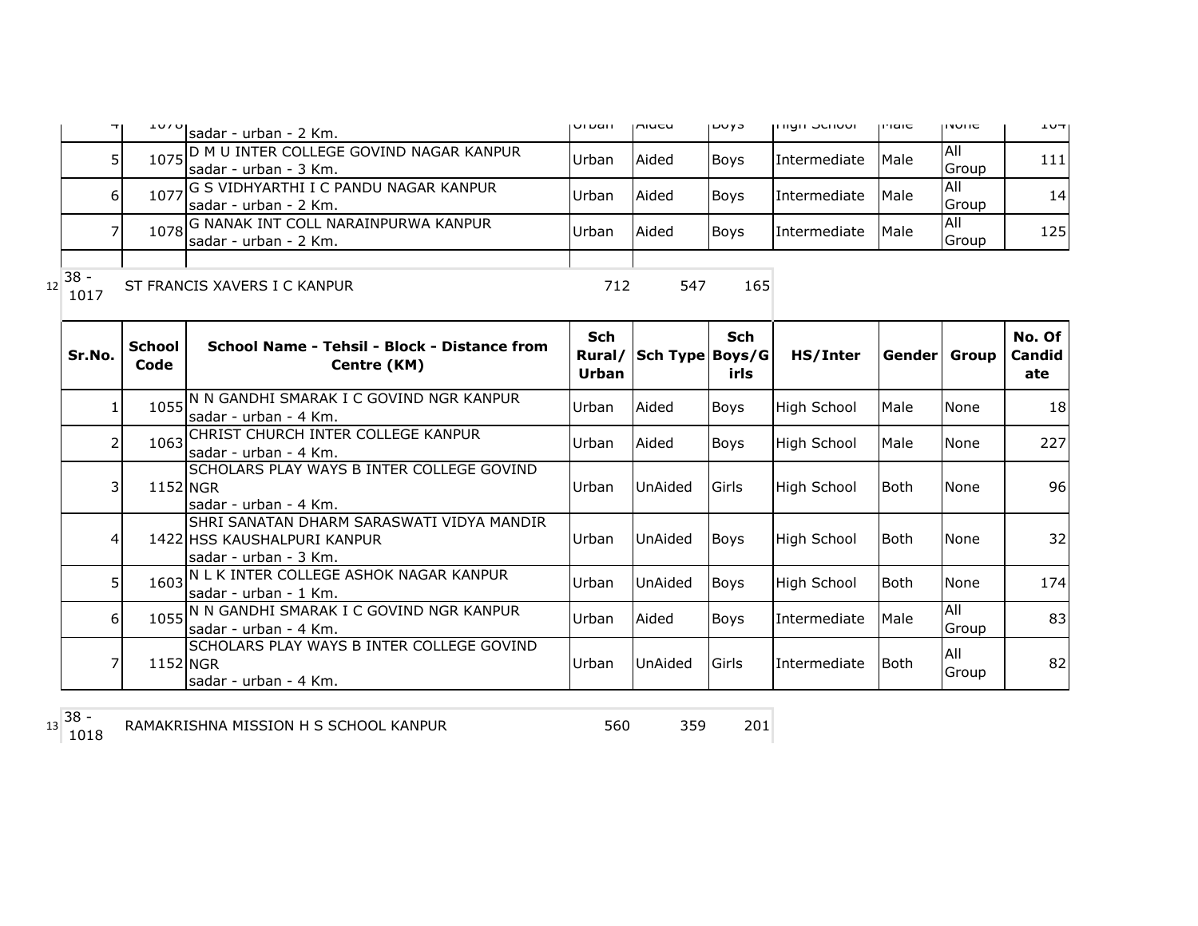| Sr.No. | School Code | School Name - Tehsil - Block - Distance from Centre (KM) | Sch Rural/ Urban | Sch Type | Sch Boys/Girls | HS/Inter | Gender | Group | No. Of Candidate |
|---|---|---|---|---|---|---|---|---|---|
| 4 | 1076 | sadar - urban - 2 Km. | Urban | Aided | Boys | High School | Male | None | 104 |
| 5 | 1075 | D M U INTER COLLEGE GOVIND NAGAR KANPUR sadar - urban - 3 Km. | Urban | Aided | Boys | Intermediate | Male | All Group | 111 |
| 6 | 1077 | G S VIDHYARTHI I C PANDU NAGAR KANPUR sadar - urban - 2 Km. | Urban | Aided | Boys | Intermediate | Male | All Group | 14 |
| 7 | 1078 | G NANAK INT COLL NARAINPURWA KANPUR sadar - urban - 2 Km. | Urban | Aided | Boys | Intermediate | Male | All Group | 125 |

| 12 | 38 - 1017 | ST FRANCIS XAVERS I C KANPUR | 712 | 547 | 165 |
|---|---|---|---|---|---|

| Sr.No. | School Code | School Name - Tehsil - Block - Distance from Centre (KM) | Sch Rural/ Urban | Sch Type | Sch Boys/Girls | HS/Inter | Gender | Group | No. Of Candidate |
|---|---|---|---|---|---|---|---|---|---|
| 1 | 1055 | N N GANDHI SMARAK I C GOVIND NGR KANPUR sadar - urban - 4 Km. | Urban | Aided | Boys | High School | Male | None | 18 |
| 2 | 1063 | CHRIST CHURCH INTER COLLEGE KANPUR sadar - urban - 4 Km. | Urban | Aided | Boys | High School | Male | None | 227 |
| 3 | 1152 | SCHOLARS PLAY WAYS B INTER COLLEGE GOVIND NGR sadar - urban - 4 Km. | Urban | UnAided | Girls | High School | Both | None | 96 |
| 4 | 1422 | SHRI SANATAN DHARM SARASWATI VIDYA MANDIR HSS KAUSHALPURI KANPUR sadar - urban - 3 Km. | Urban | UnAided | Boys | High School | Both | None | 32 |
| 5 | 1603 | N L K INTER COLLEGE ASHOK NAGAR KANPUR sadar - urban - 1 Km. | Urban | UnAided | Boys | High School | Both | None | 174 |
| 6 | 1055 | N N GANDHI SMARAK I C GOVIND NGR KANPUR sadar - urban - 4 Km. | Urban | Aided | Boys | Intermediate | Male | All Group | 83 |
| 7 | 1152 | SCHOLARS PLAY WAYS B INTER COLLEGE GOVIND NGR sadar - urban - 4 Km. | Urban | UnAided | Girls | Intermediate | Both | All Group | 82 |

| 13 | 38 - 1018 | RAMAKRISHNA MISSION H S SCHOOL KANPUR | 560 | 359 | 201 |
|---|---|---|---|---|---|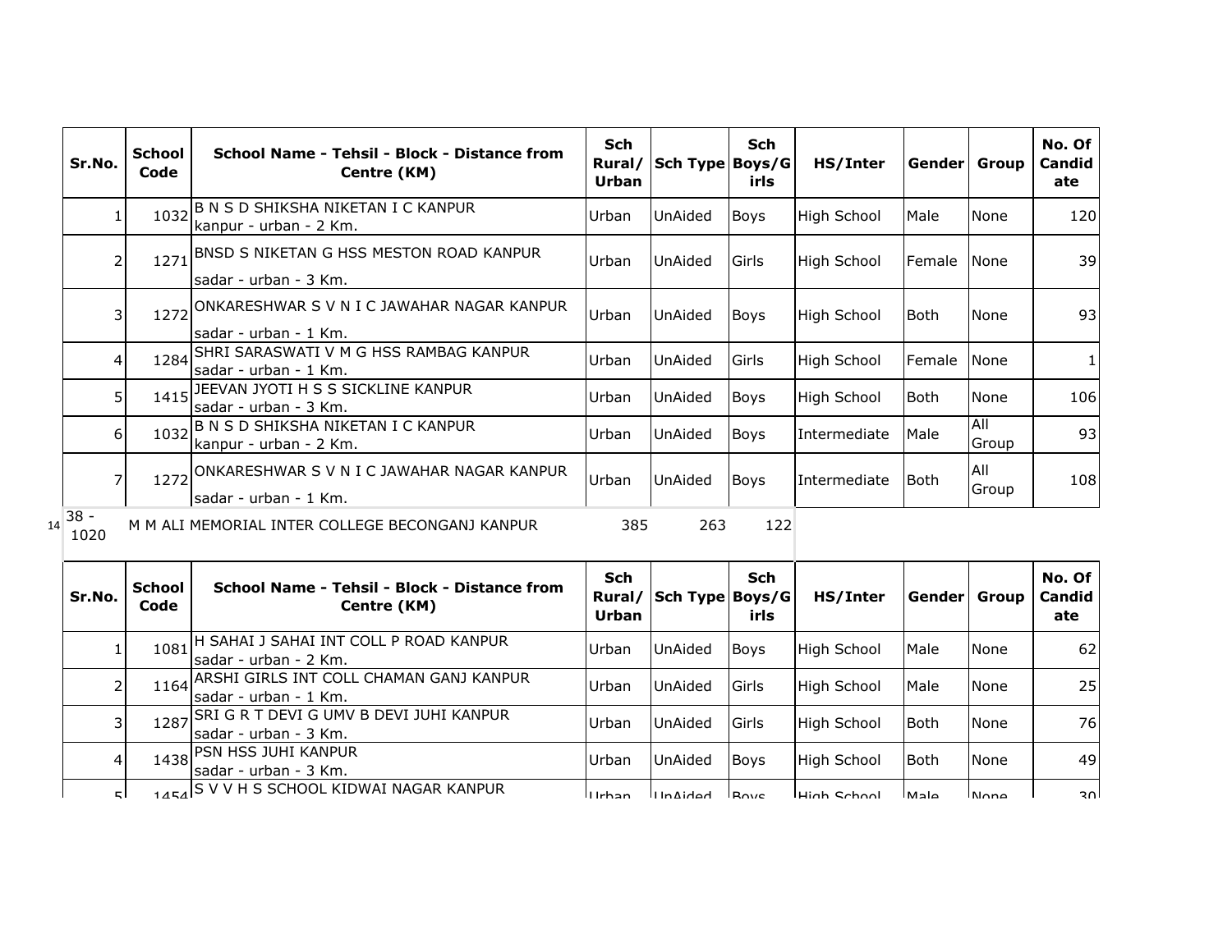| Sr.No. | School Code | School Name - Tehsil - Block - Distance from Centre (KM) | Sch Rural/ Urban | Sch Type | Sch Boys/Girls | HS/Inter | Gender | Group | No. Of Candidate |
|---|---|---|---|---|---|---|---|---|---|
| 1 | 1032 | B N S D SHIKSHA NIKETAN I C KANPUR kanpur - urban - 2 Km. | Urban | UnAided | Boys | High School | Male | None | 120 |
| 2 | 1271 | BNSD S NIKETAN G HSS MESTON ROAD KANPUR sadar - urban - 3 Km. | Urban | UnAided | Girls | High School | Female | None | 39 |
| 3 | 1272 | ONKARESHWAR S V N I C JAWAHAR NAGAR KANPUR sadar - urban - 1 Km. | Urban | UnAided | Boys | High School | Both | None | 93 |
| 4 | 1284 | SHRI SARASWATI V M G HSS RAMBAG KANPUR sadar - urban - 1 Km. | Urban | UnAided | Girls | High School | Female | None | 1 |
| 5 | 1415 | JEEVAN JYOTI H S S SICKLINE KANPUR sadar - urban - 3 Km. | Urban | UnAided | Boys | High School | Both | None | 106 |
| 6 | 1032 | B N S D SHIKSHA NIKETAN I C KANPUR kanpur - urban - 2 Km. | Urban | UnAided | Boys | Intermediate | Male | All Group | 93 |
| 7 | 1272 | ONKARESHWAR S V N I C JAWAHAR NAGAR KANPUR sadar - urban - 1 Km. | Urban | UnAided | Boys | Intermediate | Both | All Group | 108 |

| 14 | 38 - 1020 | M M ALI MEMORIAL INTER COLLEGE BECONGANJ KANPUR | 385 | 263 | 122 |
|---|---|---|---|---|---|

| Sr.No. | School Code | School Name - Tehsil - Block - Distance from Centre (KM) | Sch Rural/ Urban | Sch Type | Sch Boys/Girls | HS/Inter | Gender | Group | No. Of Candidate |
|---|---|---|---|---|---|---|---|---|---|
| 1 | 1081 | H SAHAI J SAHAI INT COLL P ROAD KANPUR sadar - urban - 2 Km. | Urban | UnAided | Boys | High School | Male | None | 62 |
| 2 | 1164 | ARSHI GIRLS INT COLL CHAMAN GANJ KANPUR sadar - urban - 1 Km. | Urban | UnAided | Girls | High School | Male | None | 25 |
| 3 | 1287 | SRI G R T DEVI G UMV B DEVI JUHI KANPUR sadar - urban - 3 Km. | Urban | UnAided | Girls | High School | Both | None | 76 |
| 4 | 1438 | PSN HSS JUHI KANPUR sadar - urban - 3 Km. | Urban | UnAided | Boys | High School | Both | None | 49 |
| 5 | 1454 | S V V H S SCHOOL KIDWAI NAGAR KANPUR | Urban | UnAided | Boys | High School | Male | None | 30 |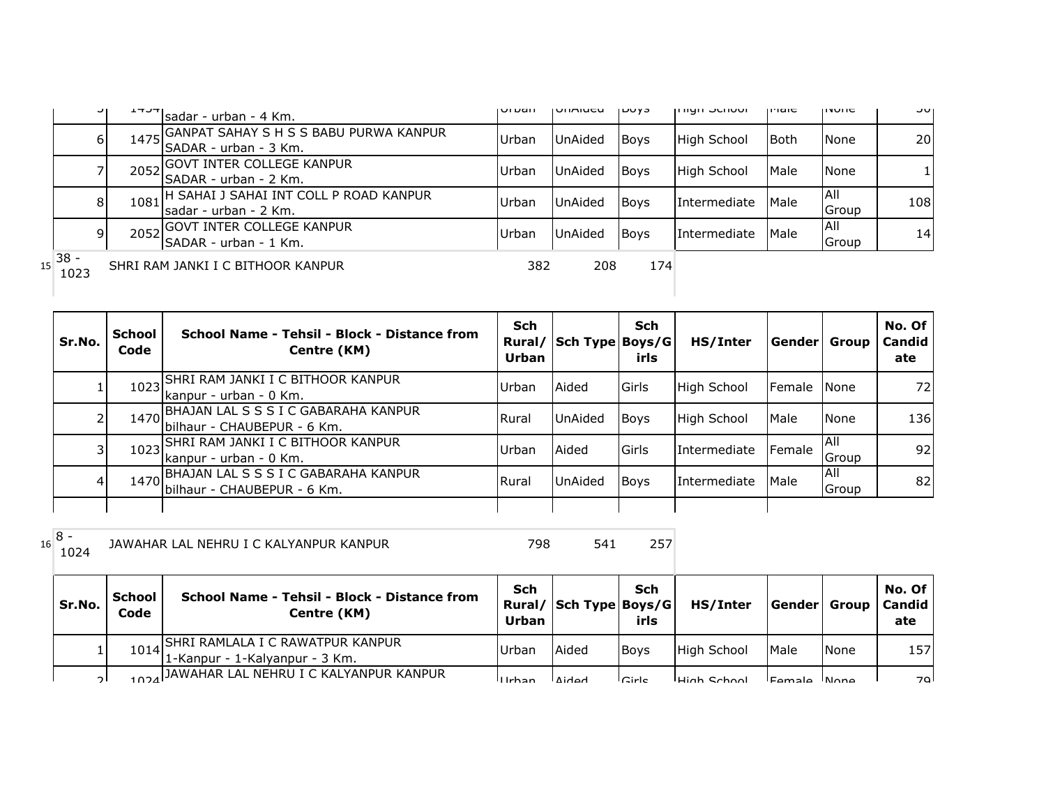| Sr.No. | School Code | School Name - Tehsil - Block - Distance from Centre (KM) | Sch Rural/ Urban | Sch Type | Sch Boys/Girls | HS/Inter | Gender | Group | No. Of Candidate |
|---|---|---|---|---|---|---|---|---|---|
| 5 | 1454 | sadar - urban - 4 Km. | Urban | UnAided | Boys | High School | Male | None | 30 |
| 6 | 1475 | GANPAT SAHAY S H S S BABU PURWA KANPUR SADAR - urban - 3 Km. | Urban | UnAided | Boys | High School | Both | None | 20 |
| 7 | 2052 | GOVT INTER COLLEGE KANPUR SADAR - urban - 2 Km. | Urban | UnAided | Boys | High School | Male | None | 1 |
| 8 | 1081 | H SAHAI J SAHAI INT COLL P ROAD KANPUR sadar - urban - 2 Km. | Urban | UnAided | Boys | Intermediate | Male | All Group | 108 |
| 9 | 2052 | GOVT INTER COLLEGE KANPUR SADAR - urban - 1 Km. | Urban | UnAided | Boys | Intermediate | Male | All Group | 14 |

15 | 38 - 1023 | SHRI RAM JANKI I C BITHOOR KANPUR | 382 | 208 | 174

| Sr.No. | School Code | School Name - Tehsil - Block - Distance from Centre (KM) | Sch Rural/ Urban | Sch Type | Sch Boys/Girls | HS/Inter | Gender | Group | No. Of Candidate |
|---|---|---|---|---|---|---|---|---|---|
| 1 | 1023 | SHRI RAM JANKI I C BITHOOR KANPUR kanpur - urban - 0 Km. | Urban | Aided | Girls | High School | Female | None | 72 |
| 2 | 1470 | BHAJAN LAL S S S I C GABARAHA KANPUR bilhaur - CHAUBEPUR - 6 Km. | Rural | UnAided | Boys | High School | Male | None | 136 |
| 3 | 1023 | SHRI RAM JANKI I C BITHOOR KANPUR kanpur - urban - 0 Km. | Urban | Aided | Girls | Intermediate | Female | All Group | 92 |
| 4 | 1470 | BHAJAN LAL S S S I C GABARAHA KANPUR bilhaur - CHAUBEPUR - 6 Km. | Rural | UnAided | Boys | Intermediate | Male | All Group | 82 |

16 | 8 - 1024 | JAWAHAR LAL NEHRU I C KALYANPUR KANPUR | 798 | 541 | 257

| Sr.No. | School Code | School Name - Tehsil - Block - Distance from Centre (KM) | Sch Rural/ Urban | Sch Type | Sch Boys/Girls | HS/Inter | Gender | Group | No. Of Candidate |
|---|---|---|---|---|---|---|---|---|---|
| 1 | 1014 | SHRI RAMLALA I C RAWATPUR KANPUR 1-Kanpur - 1-Kalyanpur - 3 Km. | Urban | Aided | Boys | High School | Male | None | 157 |
| 2 | 1024 | JAWAHAR LAL NEHRU I C KALYANPUR KANPUR | Urban | Aided | Girls | High School | Female | None | 79 |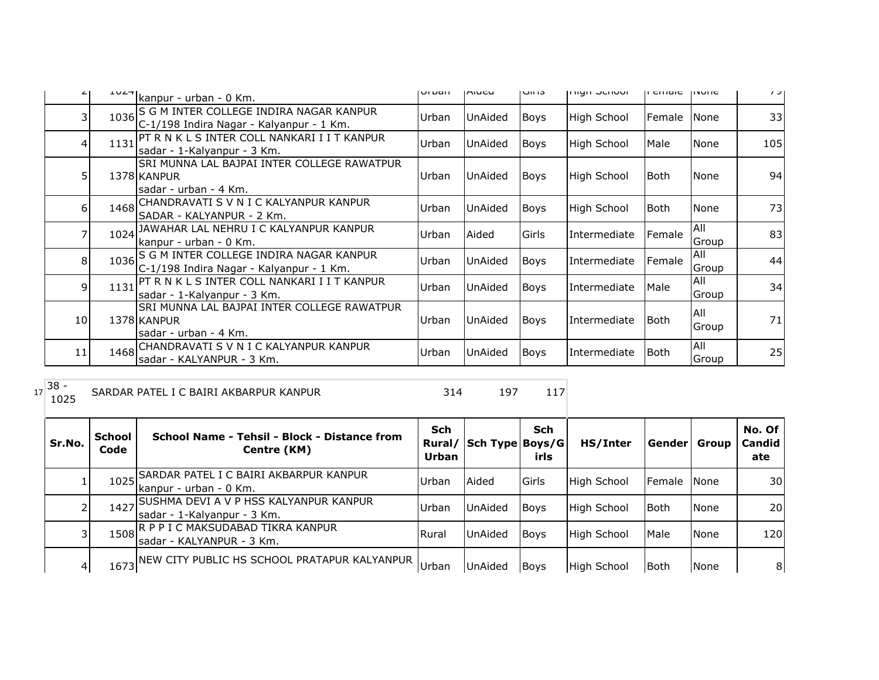| | | | | | | | | | | |
|---|---|---|---|---|---|---|---|---|---|---|
| 2 | 1024 | kanpur - urban - 0 Km. | Urban | Aided | Girls | High School | Female | None | 79 |
| 3 | 1036 | S G M INTER COLLEGE INDIRA NAGAR KANPUR C-1/198 Indira Nagar - Kalyanpur - 1 Km. | Urban | UnAided | Boys | High School | Female | None | 33 |
| 4 | 1131 | PT R N K L S INTER COLL NANKARI I I T KANPUR sadar - 1-Kalyanpur - 3 Km. | Urban | UnAided | Boys | High School | Male | None | 105 |
| 5 | 1378 | SRI MUNNA LAL BAJPAI INTER COLLEGE RAWATPUR KANPUR sadar - urban - 4 Km. | Urban | UnAided | Boys | High School | Both | None | 94 |
| 6 | 1468 | CHANDRAVATI S V N I C KALYANPUR KANPUR SADAR - KALYANPUR - 2 Km. | Urban | UnAided | Boys | High School | Both | None | 73 |
| 7 | 1024 | JAWAHAR LAL NEHRU I C KALYANPUR KANPUR kanpur - urban - 0 Km. | Urban | Aided | Girls | Intermediate | Female | All Group | 83 |
| 8 | 1036 | S G M INTER COLLEGE INDIRA NAGAR KANPUR C-1/198 Indira Nagar - Kalyanpur - 1 Km. | Urban | UnAided | Boys | Intermediate | Female | All Group | 44 |
| 9 | 1131 | PT R N K L S INTER COLL NANKARI I I T KANPUR sadar - 1-Kalyanpur - 3 Km. | Urban | UnAided | Boys | Intermediate | Male | All Group | 34 |
| 10 | 1378 | SRI MUNNA LAL BAJPAI INTER COLLEGE RAWATPUR KANPUR sadar - urban - 4 Km. | Urban | UnAided | Boys | Intermediate | Both | All Group | 71 |
| 11 | 1468 | CHANDRAVATI S V N I C KALYANPUR KANPUR sadar - KALYANPUR - 3 Km. | Urban | UnAided | Boys | Intermediate | Both | All Group | 25 |

17 | 38 - 1025 | SARDAR PATEL I C BAIRI AKBARPUR KANPUR | 314 | 197 | 117

| Sr.No. | School Code | School Name - Tehsil - Block - Distance from Centre (KM) | Sch Rural/ Urban | Sch Type | Sch Boys/Girls | HS/Inter | Gender | Group | No. Of Candidate |
|---|---|---|---|---|---|---|---|---|---|
| 1 | 1025 | SARDAR PATEL I C BAIRI AKBARPUR KANPUR kanpur - urban - 0 Km. | Urban | Aided | Girls | High School | Female | None | 30 |
| 2 | 1427 | SUSHMA DEVI A V P HSS KALYANPUR KANPUR sadar - 1-Kalyanpur - 3 Km. | Urban | UnAided | Boys | High School | Both | None | 20 |
| 3 | 1508 | R P P I C MAKSUDABAD TIKRA KANPUR sadar - KALYANPUR - 3 Km. | Rural | UnAided | Boys | High School | Male | None | 120 |
| 4 | 1673 | NEW CITY PUBLIC HS SCHOOL PRATAPUR KALYANPUR | Urban | UnAided | Boys | High School | Both | None | 8 |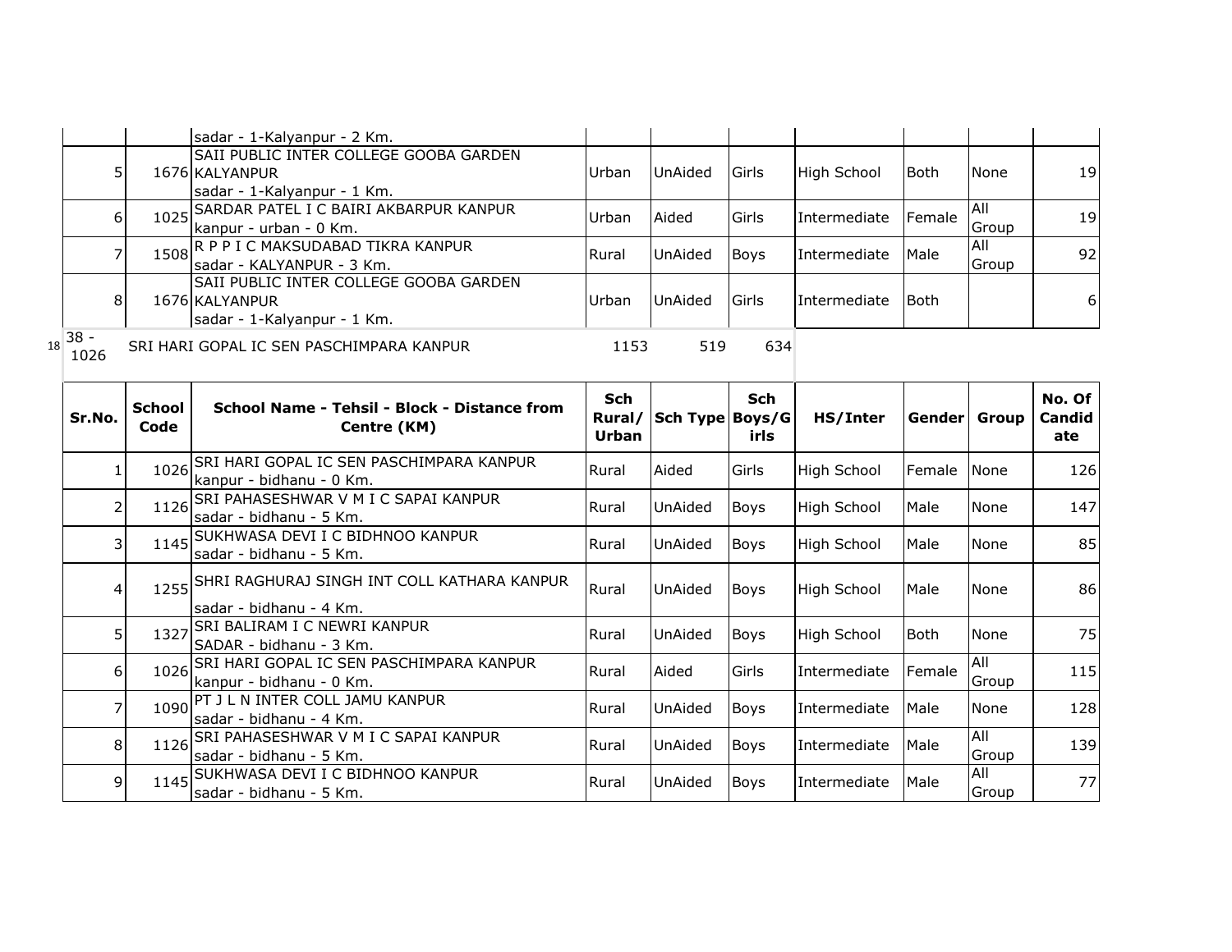| Sr.No. | School Code | School Name - Tehsil - Block - Distance from Centre (KM) | Sch Rural/ Urban | Sch Type | Sch Boys/G irls | HS/Inter | Gender | Group | No. Of Candid ate |
|---|---|---|---|---|---|---|---|---|---|
| | | sadar - 1-Kalyanpur - 2 Km. | | | | | | | |
| 5 | 1676 | SAII PUBLIC INTER COLLEGE GOOBA GARDEN KALYANPUR sadar - 1-Kalyanpur - 1 Km. | Urban | UnAided | Girls | High School | Both | None | 19 |
| 6 | 1025 | SARDAR PATEL I C BAIRI AKBARPUR KANPUR kanpur - urban - 0 Km. | Urban | Aided | Girls | Intermediate | Female | All Group | 19 |
| 7 | 1508 | R P P I C MAKSUDABAD TIKRA KANPUR sadar - KALYANPUR - 3 Km. | Rural | UnAided | Boys | Intermediate | Male | All Group | 92 |
| 8 | 1676 | SAII PUBLIC INTER COLLEGE GOOBA GARDEN KALYANPUR sadar - 1-Kalyanpur - 1 Km. | Urban | UnAided | Girls | Intermediate | Both | | 6 |

18 38 - 1026 SRI HARI GOPAL IC SEN PASCHIMPARA KANPUR 1153 519 634

| Sr.No. | School Code | School Name - Tehsil - Block - Distance from Centre (KM) | Sch Rural/ Urban | Sch Type | Sch Boys/G irls | HS/Inter | Gender | Group | No. Of Candid ate |
|---|---|---|---|---|---|---|---|---|---|
| 1 | 1026 | SRI HARI GOPAL IC SEN PASCHIMPARA KANPUR kanpur - bidhanu - 0 Km. | Rural | Aided | Girls | High School | Female | None | 126 |
| 2 | 1126 | SRI PAHASESHWAR V M I C SAPAI KANPUR sadar - bidhanu - 5 Km. | Rural | UnAided | Boys | High School | Male | None | 147 |
| 3 | 1145 | SUKHWASA DEVI I C BIDHNOO KANPUR sadar - bidhanu - 5 Km. | Rural | UnAided | Boys | High School | Male | None | 85 |
| 4 | 1255 | SHRI RAGHURAJ SINGH INT COLL KATHARA KANPUR sadar - bidhanu - 4 Km. | Rural | UnAided | Boys | High School | Male | None | 86 |
| 5 | 1327 | SRI BALIRAM I C NEWRI KANPUR SADAR - bidhanu - 3 Km. | Rural | UnAided | Boys | High School | Both | None | 75 |
| 6 | 1026 | SRI HARI GOPAL IC SEN PASCHIMPARA KANPUR kanpur - bidhanu - 0 Km. | Rural | Aided | Girls | Intermediate | Female | All Group | 115 |
| 7 | 1090 | PT J L N INTER COLL JAMU KANPUR sadar - bidhanu - 4 Km. | Rural | UnAided | Boys | Intermediate | Male | None | 128 |
| 8 | 1126 | SRI PAHASESHWAR V M I C SAPAI KANPUR sadar - bidhanu - 5 Km. | Rural | UnAided | Boys | Intermediate | Male | All Group | 139 |
| 9 | 1145 | SUKHWASA DEVI I C BIDHNOO KANPUR sadar - bidhanu - 5 Km. | Rural | UnAided | Boys | Intermediate | Male | All Group | 77 |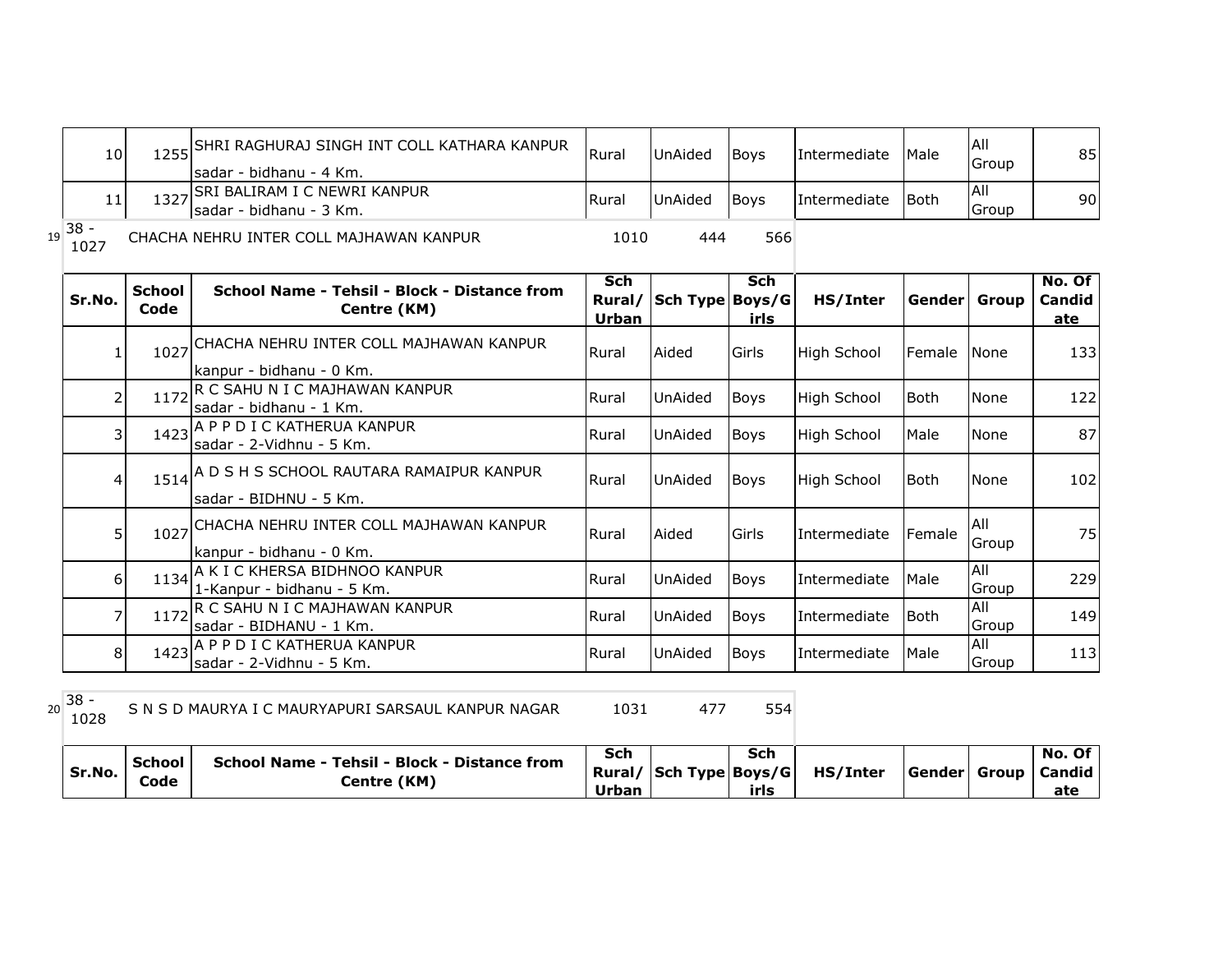| Sr.No. | School Code | School Name - Tehsil - Block - Distance from Centre (KM) | Sch Rural/ Urban | Sch Type | Sch Boys/Girls | HS/Inter | Gender | Group | No. Of Candidate |
|---|---|---|---|---|---|---|---|---|---|
| 10 | 1255 | SHRI RAGHURAJ SINGH INT COLL KATHARA KANPUR sadar - bidhanu - 4 Km. | Rural | UnAided | Boys | Intermediate | Male | All Group | 85 |
| 11 | 1327 | SRI BALIRAM I C NEWRI KANPUR sadar - bidhanu - 3 Km. | Rural | UnAided | Boys | Intermediate | Both | All Group | 90 |

19 | 38 - 1027 | CHACHA NEHRU INTER COLL MAJHAWAN KANPUR | 1010 | 444 | 566

| Sr.No. | School Code | School Name - Tehsil - Block - Distance from Centre (KM) | Sch Rural/ Urban | Sch Type | Sch Boys/Girls | HS/Inter | Gender | Group | No. Of Candidate |
|---|---|---|---|---|---|---|---|---|---|
| 1 | 1027 | CHACHA NEHRU INTER COLL MAJHAWAN KANPUR kanpur - bidhanu - 0 Km. | Rural | Aided | Girls | High School | Female | None | 133 |
| 2 | 1172 | R C SAHU N I C MAJHAWAN KANPUR sadar - bidhanu - 1 Km. | Rural | UnAided | Boys | High School | Both | None | 122 |
| 3 | 1423 | A P P D I C KATHERUA KANPUR sadar - 2-Vidhnu - 5 Km. | Rural | UnAided | Boys | High School | Male | None | 87 |
| 4 | 1514 | A D S H S SCHOOL RAUTARA RAMAIPUR KANPUR sadar - BIDHNU - 5 Km. | Rural | UnAided | Boys | High School | Both | None | 102 |
| 5 | 1027 | CHACHA NEHRU INTER COLL MAJHAWAN KANPUR kanpur - bidhanu - 0 Km. | Rural | Aided | Girls | Intermediate | Female | All Group | 75 |
| 6 | 1134 | A K I C KHERSA BIDHNOO KANPUR 1-Kanpur - bidhanu - 5 Km. | Rural | UnAided | Boys | Intermediate | Male | All Group | 229 |
| 7 | 1172 | R C SAHU N I C MAJHAWAN KANPUR sadar - BIDHANU - 1 Km. | Rural | UnAided | Boys | Intermediate | Both | All Group | 149 |
| 8 | 1423 | A P P D I C KATHERUA KANPUR sadar - 2-Vidhnu - 5 Km. | Rural | UnAided | Boys | Intermediate | Male | All Group | 113 |

20 | 38 - 1028 | S N S D MAURYA I C MAURYAPURI SARSAUL KANPUR NAGAR | 1031 | 477 | 554

| Sr.No. | School Code | School Name - Tehsil - Block - Distance from Centre (KM) | Sch Rural/ Urban | Sch Type | Sch Boys/Girls | HS/Inter | Gender | Group | No. Of Candidate |
|---|---|---|---|---|---|---|---|---|---|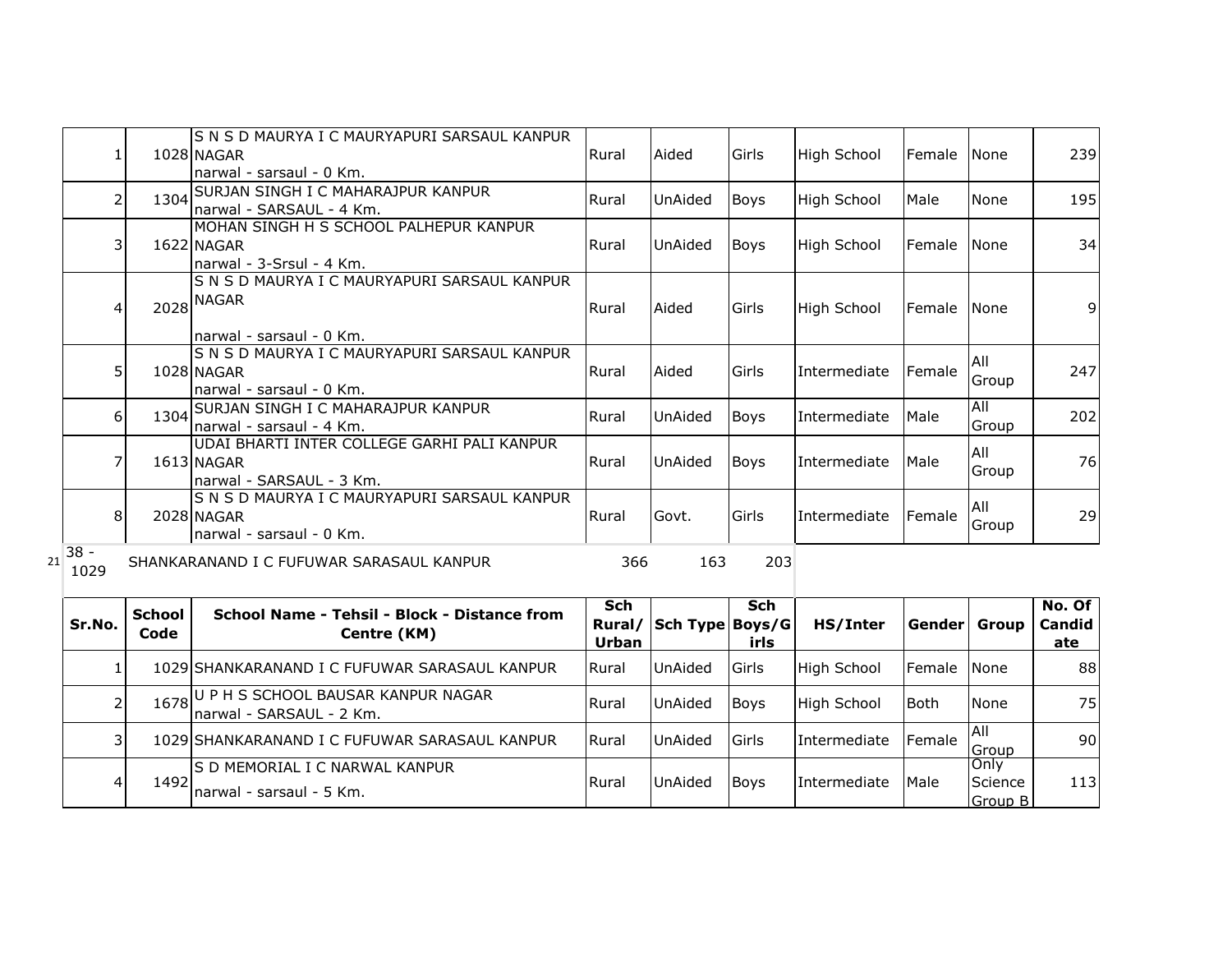| Sr.No. | School Code | School Name - Tehsil - Block - Distance from Centre (KM) | Sch Rural/ Urban | Sch Type | Sch Boys/Girls | HS/Inter | Gender | Group | No. Of Candidate |
|---|---|---|---|---|---|---|---|---|---|
| 1 | 1028 | S N S D MAURYA I C MAURYAPURI SARSAUL KANPUR NAGAR narwal - sarsaul - 0 Km. | Rural | Aided | Girls | High School | Female | None | 239 |
| 2 | 1304 | SURJAN SINGH I C MAHARAJPUR KANPUR narwal - SARSAUL - 4 Km. | Rural | UnAided | Boys | High School | Male | None | 195 |
| 3 | 1622 | MOHAN SINGH H S SCHOOL PALHEPUR KANPUR NAGAR narwal - 3-Srsul - 4 Km. | Rural | UnAided | Boys | High School | Female | None | 34 |
| 4 | 2028 | S N S D MAURYA I C MAURYAPURI SARSAUL KANPUR NAGAR narwal - sarsaul - 0 Km. | Rural | Aided | Girls | High School | Female | None | 9 |
| 5 | 1028 | S N S D MAURYA I C MAURYAPURI SARSAUL KANPUR NAGAR narwal - sarsaul - 0 Km. | Rural | Aided | Girls | Intermediate | Female | All Group | 247 |
| 6 | 1304 | SURJAN SINGH I C MAHARAJPUR KANPUR narwal - sarsaul - 4 Km. | Rural | UnAided | Boys | Intermediate | Male | All Group | 202 |
| 7 | 1613 | UDAI BHARTI INTER COLLEGE GARHI PALI KANPUR NAGAR narwal - SARSAUL - 3 Km. | Rural | UnAided | Boys | Intermediate | Male | All Group | 76 |
| 8 | 2028 | S N S D MAURYA I C MAURYAPURI SARSAUL KANPUR NAGAR narwal - sarsaul - 0 Km. | Rural | Govt. | Girls | Intermediate | Female | All Group | 29 |

| 21 | 38 - 1029 | SHANKARANAND I C FUFUWAR SARASAUL KANPUR | 366 | 163 | 203 |
|---|---|---|---|---|---|

| Sr.No. | School Code | School Name - Tehsil - Block - Distance from Centre (KM) | Sch Rural/ Urban | Sch Type | Sch Boys/Girls | HS/Inter | Gender | Group | No. Of Candidate |
|---|---|---|---|---|---|---|---|---|---|
| 1 | 1029 | SHANKARANAND I C FUFUWAR SARASAUL KANPUR | Rural | UnAided | Girls | High School | Female | None | 88 |
| 2 | 1678 | U P H S SCHOOL BAUSAR KANPUR NAGAR narwal - SARSAUL - 2 Km. | Rural | UnAided | Boys | High School | Both | None | 75 |
| 3 | 1029 | SHANKARANAND I C FUFUWAR SARASAUL KANPUR | Rural | UnAided | Girls | Intermediate | Female | All Group | 90 |
| 4 | 1492 | S D MEMORIAL I C NARWAL KANPUR narwal - sarsaul - 5 Km. | Rural | UnAided | Boys | Intermediate | Male | Only Science Group B | 113 |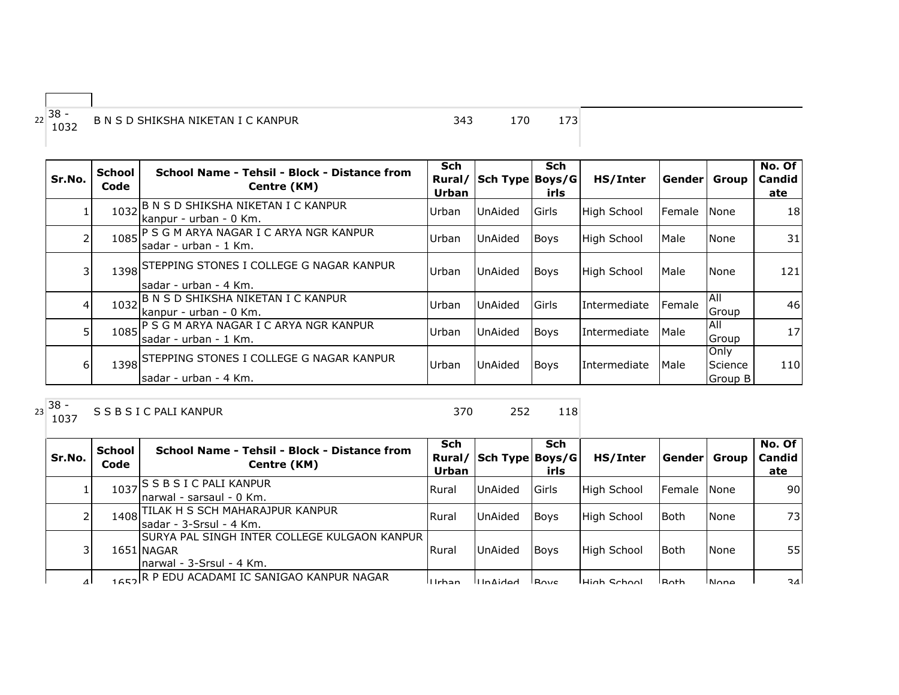| 22 | 38 - 1032 | B N S D SHIKSHA NIKETAN I C KANPUR | 343 | 170 | 173 |
|---|---|---|---|---|---|

| Sr.No. | School Code | School Name - Tehsil - Block - Distance from Centre (KM) | Sch Rural/ Urban | Sch Type | Sch Boys/Girls | HS/Inter | Gender | Group | No. Of Candidate |
|---|---|---|---|---|---|---|---|---|---|
| 1 | 1032 | B N S D SHIKSHA NIKETAN I C KANPUR kanpur - urban - 0 Km. | Urban | UnAided | Girls | High School | Female | None | 18 |
| 2 | 1085 | P S G M ARYA NAGAR I C ARYA NGR KANPUR sadar - urban - 1 Km. | Urban | UnAided | Boys | High School | Male | None | 31 |
| 3 | 1398 | STEPPING STONES I COLLEGE G NAGAR KANPUR sadar - urban - 4 Km. | Urban | UnAided | Boys | High School | Male | None | 121 |
| 4 | 1032 | B N S D SHIKSHA NIKETAN I C KANPUR kanpur - urban - 0 Km. | Urban | UnAided | Girls | Intermediate | Female | All Group | 46 |
| 5 | 1085 | P S G M ARYA NAGAR I C ARYA NGR KANPUR sadar - urban - 1 Km. | Urban | UnAided | Boys | Intermediate | Male | All Group | 17 |
| 6 | 1398 | STEPPING STONES I COLLEGE G NAGAR KANPUR sadar - urban - 4 Km. | Urban | UnAided | Boys | Intermediate | Male | Only Science Group B | 110 |

| 23 | 38 - 1037 | S S B S I C PALI KANPUR | 370 | 252 | 118 |
|---|---|---|---|---|---|

| Sr.No. | School Code | School Name - Tehsil - Block - Distance from Centre (KM) | Sch Rural/ Urban | Sch Type | Sch Boys/Girls | HS/Inter | Gender | Group | No. Of Candidate |
|---|---|---|---|---|---|---|---|---|---|
| 1 | 1037 | S S B S I C PALI KANPUR narwal - sarsaul - 0 Km. | Rural | UnAided | Girls | High School | Female | None | 90 |
| 2 | 1408 | TILAK H S SCH MAHARAJPUR KANPUR sadar - 3-Srsul - 4 Km. | Rural | UnAided | Boys | High School | Both | None | 73 |
| 3 | 1651 | SURYA PAL SINGH INTER COLLEGE KULGAON KANPUR NAGAR narwal - 3-Srsul - 4 Km. | Rural | UnAided | Boys | High School | Both | None | 55 |
| 4 | 1652 | R P EDU ACADAMI IC SANIGAO KANPUR NAGAR | Urban | UnAided | Boys | High School | Both | None | 34 |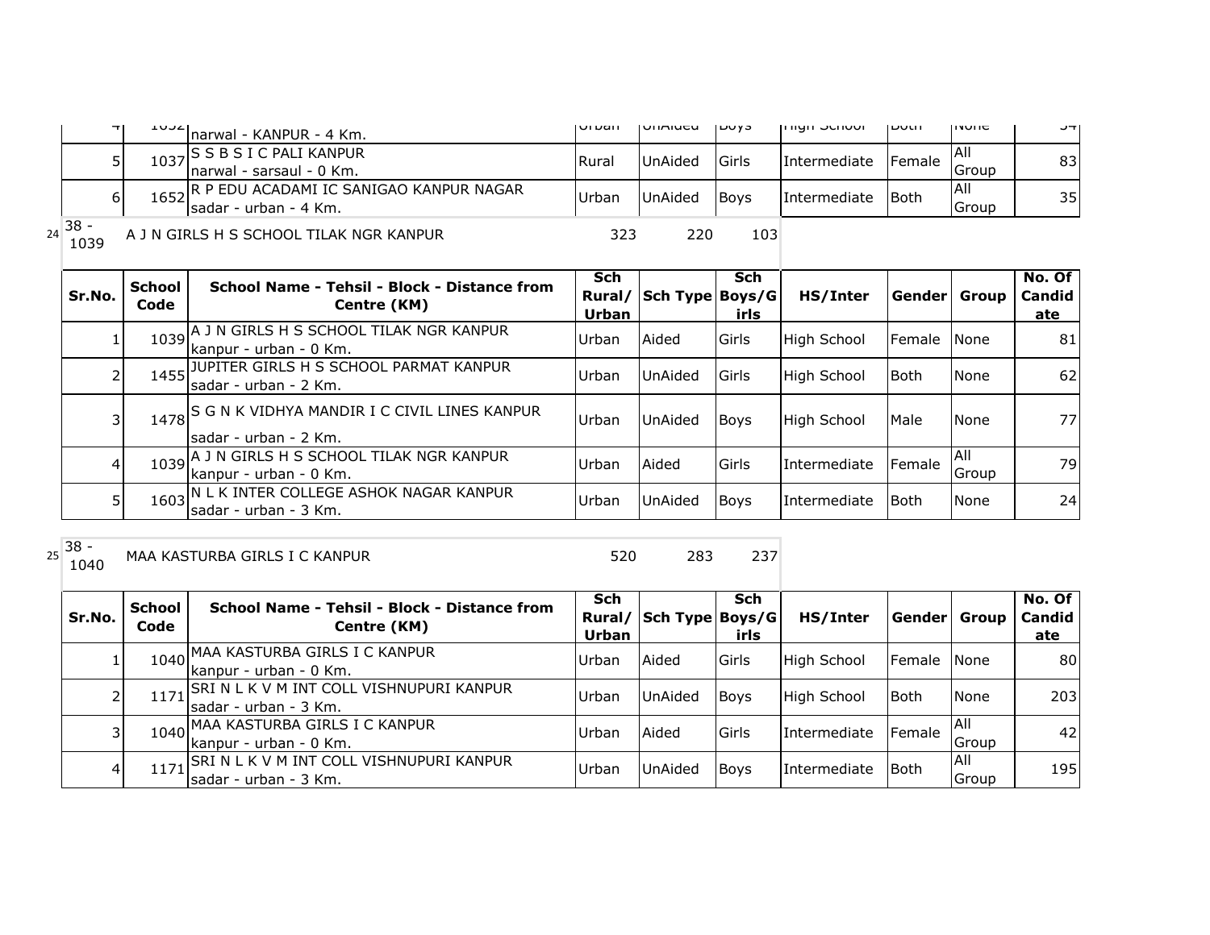| Sr.No. | School Code | School Name - Tehsil - Block - Distance from Centre (KM) | Sch Rural/ Urban | Sch Type | Sch Boys/Girls | HS/Inter | Gender | Group | No. Of Candidate |
|---|---|---|---|---|---|---|---|---|---|
| 4 | 1032 | narwal - KANPUR - 4 Km. | Urban | UnAided | Boys | High School | Both | None | 34 |
| 5 | 1037 | S S B S I C PALI KANPUR narwal - sarsaul - 0 Km. | Rural | UnAided | Girls | Intermediate | Female | All Group | 83 |
| 6 | 1652 | R P EDU ACADAMI IC SANIGAO KANPUR NAGAR sadar - urban - 4 Km. | Urban | UnAided | Boys | Intermediate | Both | All Group | 35 |

24 | 38 - 1039 | A J N GIRLS H S SCHOOL TILAK NGR KANPUR | 323 | 220 | 103

| Sr.No. | School Code | School Name - Tehsil - Block - Distance from Centre (KM) | Sch Rural/ Urban | Sch Type | Sch Boys/Girls | HS/Inter | Gender | Group | No. Of Candidate |
|---|---|---|---|---|---|---|---|---|---|
| 1 | 1039 | A J N GIRLS H S SCHOOL TILAK NGR KANPUR kanpur - urban - 0 Km. | Urban | Aided | Girls | High School | Female | None | 81 |
| 2 | 1455 | JUPITER GIRLS H S SCHOOL PARMAT KANPUR sadar - urban - 2 Km. | Urban | UnAided | Girls | High School | Both | None | 62 |
| 3 | 1478 | S G N K VIDHYA MANDIR I C CIVIL LINES KANPUR sadar - urban - 2 Km. | Urban | UnAided | Boys | High School | Male | None | 77 |
| 4 | 1039 | A J N GIRLS H S SCHOOL TILAK NGR KANPUR kanpur - urban - 0 Km. | Urban | Aided | Girls | Intermediate | Female | All Group | 79 |
| 5 | 1603 | N L K INTER COLLEGE ASHOK NAGAR KANPUR sadar - urban - 3 Km. | Urban | UnAided | Boys | Intermediate | Both | None | 24 |

25 | 38 - 1040 | MAA KASTURBA GIRLS I C KANPUR | 520 | 283 | 237

| Sr.No. | School Code | School Name - Tehsil - Block - Distance from Centre (KM) | Sch Rural/ Urban | Sch Type | Sch Boys/Girls | HS/Inter | Gender | Group | No. Of Candidate |
|---|---|---|---|---|---|---|---|---|---|
| 1 | 1040 | MAA KASTURBA GIRLS I C KANPUR kanpur - urban - 0 Km. | Urban | Aided | Girls | High School | Female | None | 80 |
| 2 | 1171 | SRI N L K V M INT COLL VISHNUPURI KANPUR sadar - urban - 3 Km. | Urban | UnAided | Boys | High School | Both | None | 203 |
| 3 | 1040 | MAA KASTURBA GIRLS I C KANPUR kanpur - urban - 0 Km. | Urban | Aided | Girls | Intermediate | Female | All Group | 42 |
| 4 | 1171 | SRI N L K V M INT COLL VISHNUPURI KANPUR sadar - urban - 3 Km. | Urban | UnAided | Boys | Intermediate | Both | All Group | 195 |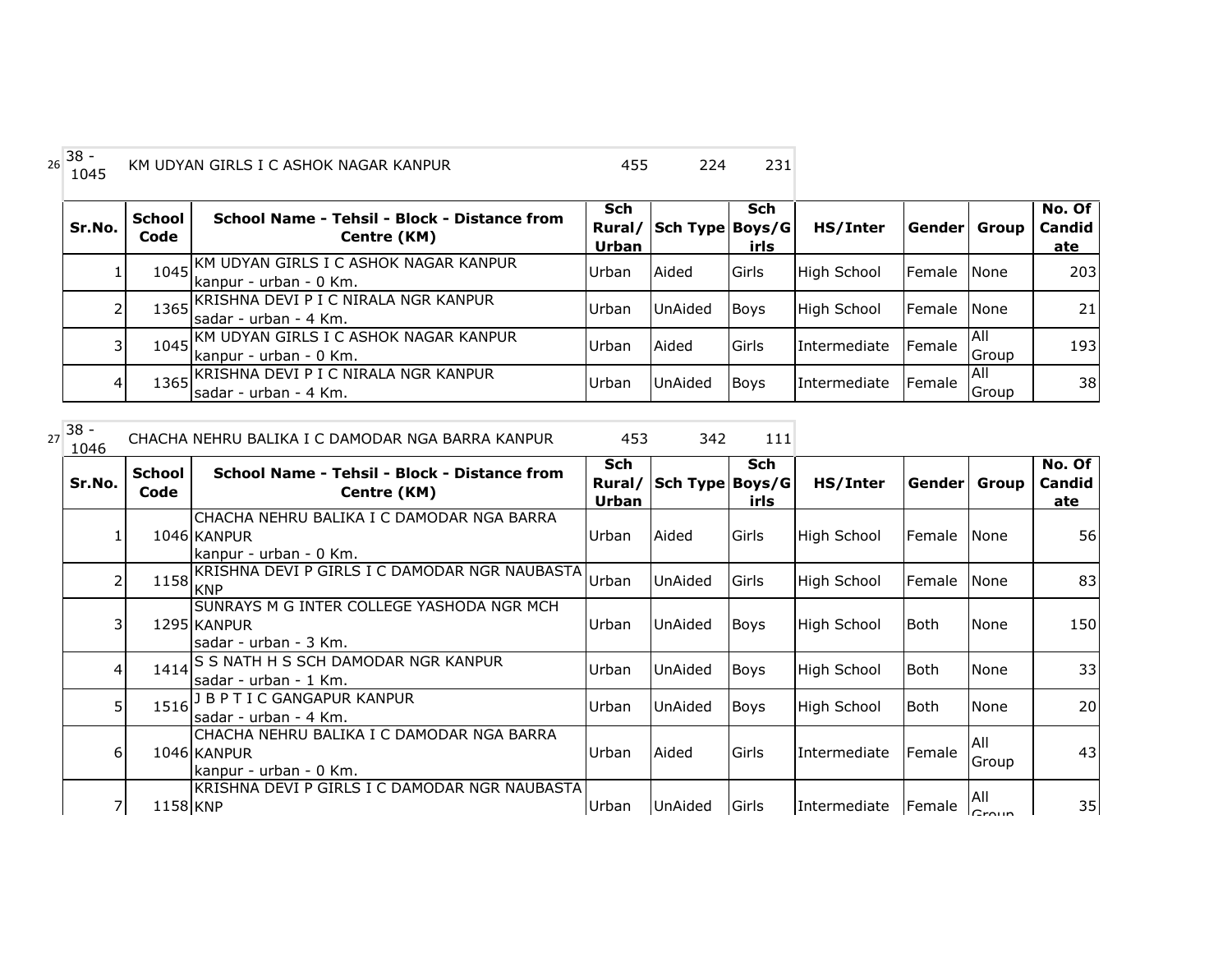| 26 | 38 - 1045 | KM UDYAN GIRLS I C ASHOK NAGAR KANPUR | 455 | 224 | 231 |
|---|---|---|---|---|---|

| Sr.No. | School Code | School Name - Tehsil - Block - Distance from Centre (KM) | Sch Rural/ Urban | Sch Type | Sch Boys/Girls | HS/Inter | Gender | Group | No. Of Candidate |
|---|---|---|---|---|---|---|---|---|---|
| 1 | 1045 | KM UDYAN GIRLS I C ASHOK NAGAR KANPUR kanpur - urban - 0 Km. | Urban | Aided | Girls | High School | Female | None | 203 |
| 2 | 1365 | KRISHNA DEVI P I C NIRALA NGR KANPUR sadar - urban - 4 Km. | Urban | UnAided | Boys | High School | Female | None | 21 |
| 3 | 1045 | KM UDYAN GIRLS I C ASHOK NAGAR KANPUR kanpur - urban - 0 Km. | Urban | Aided | Girls | Intermediate | Female | All Group | 193 |
| 4 | 1365 | KRISHNA DEVI P I C NIRALA NGR KANPUR sadar - urban - 4 Km. | Urban | UnAided | Boys | Intermediate | Female | All Group | 38 |

| 27 | 38 - 1046 | CHACHA NEHRU BALIKA I C DAMODAR NGA BARRA KANPUR | 453 | 342 | 111 |
|---|---|---|---|---|---|

| Sr.No. | School Code | School Name - Tehsil - Block - Distance from Centre (KM) | Sch Rural/ Urban | Sch Type | Sch Boys/Girls | HS/Inter | Gender | Group | No. Of Candidate |
|---|---|---|---|---|---|---|---|---|---|
| 1 | 1046 | CHACHA NEHRU BALIKA I C DAMODAR NGA BARRA KANPUR kanpur - urban - 0 Km. | Urban | Aided | Girls | High School | Female | None | 56 |
| 2 | 1158 | KRISHNA DEVI P GIRLS I C DAMODAR NGR NAUBASTA KNP | Urban | UnAided | Girls | High School | Female | None | 83 |
| 3 | 1295 | SUNRAYS M G INTER COLLEGE YASHODA NGR MCH KANPUR sadar - urban - 3 Km. | Urban | UnAided | Boys | High School | Both | None | 150 |
| 4 | 1414 | S S NATH H S SCH DAMODAR NGR KANPUR sadar - urban - 1 Km. | Urban | UnAided | Boys | High School | Both | None | 33 |
| 5 | 1516 | J B P T I C GANGAPUR KANPUR sadar - urban - 4 Km. | Urban | UnAided | Boys | High School | Both | None | 20 |
| 6 | 1046 | CHACHA NEHRU BALIKA I C DAMODAR NGA BARRA KANPUR kanpur - urban - 0 Km. | Urban | Aided | Girls | Intermediate | Female | All Group | 43 |
| 7 | 1158 | KRISHNA DEVI P GIRLS I C DAMODAR NGR NAUBASTA KNP | Urban | UnAided | Girls | Intermediate | Female | All Group | 35 |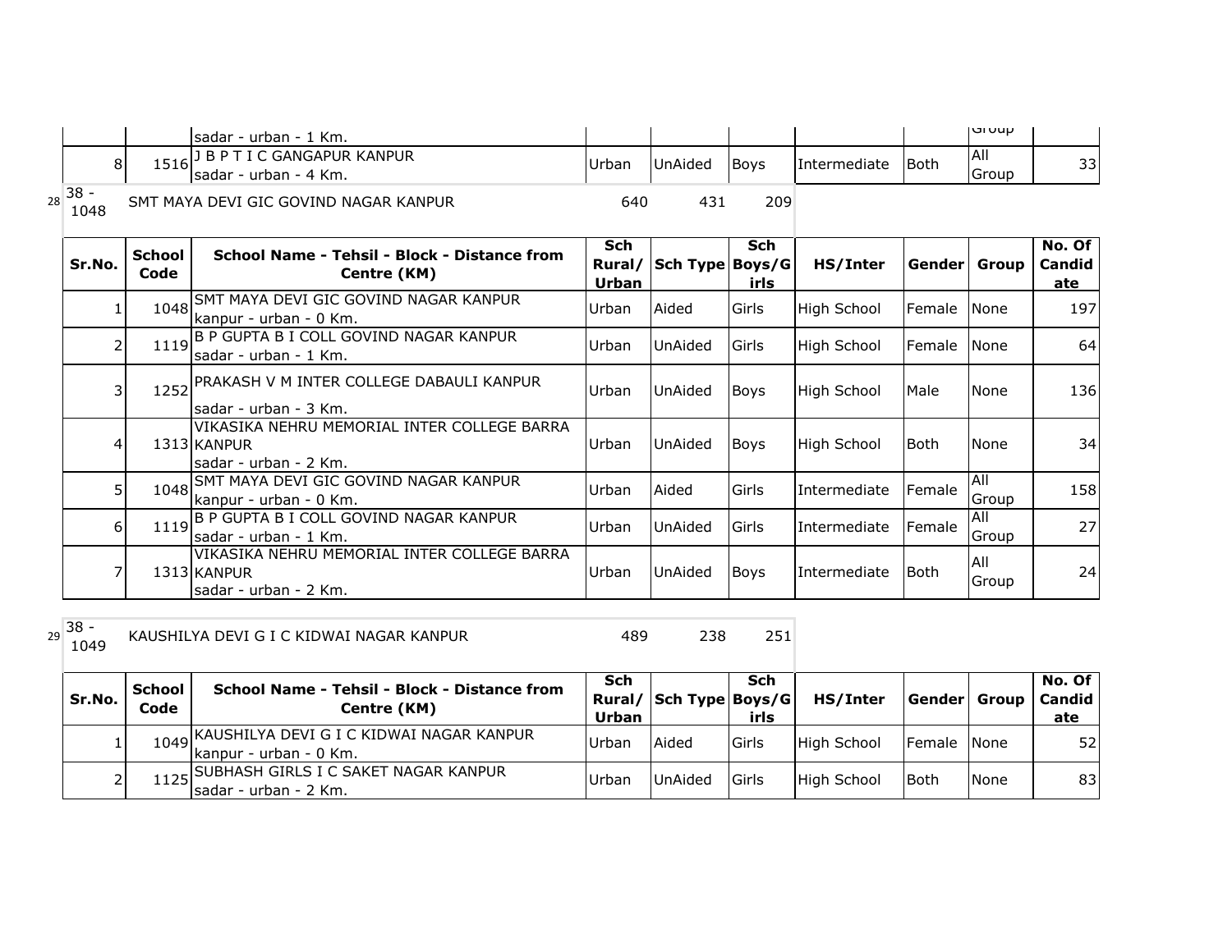| Sr.No. | School Code | School Name - Tehsil - Block - Distance from Centre (KM) | Sch Rural/ Urban | Sch Type | Sch Boys/Girls | HS/Inter | Gender | Group | No. Of Candidate |
|---|---|---|---|---|---|---|---|---|---|
| | | sadar - urban - 1 Km. | | | | | | Group | |
| 8 | 1516 | J B P T I C GANGAPUR KANPUR sadar - urban - 4 Km. | Urban | UnAided | Boys | Intermediate | Both | All Group | 33 |

28 38 - 1048 SMT MAYA DEVI GIC GOVIND NAGAR KANPUR 640 431 209

| Sr.No. | School Code | School Name - Tehsil - Block - Distance from Centre (KM) | Sch Rural/ Urban | Sch Type | Sch Boys/Girls | HS/Inter | Gender | Group | No. Of Candidate |
|---|---|---|---|---|---|---|---|---|---|
| 1 | 1048 | SMT MAYA DEVI GIC GOVIND NAGAR KANPUR kanpur - urban - 0 Km. | Urban | Aided | Girls | High School | Female | None | 197 |
| 2 | 1119 | B P GUPTA B I COLL GOVIND NAGAR KANPUR sadar - urban - 1 Km. | Urban | UnAided | Girls | High School | Female | None | 64 |
| 3 | 1252 | PRAKASH V M INTER COLLEGE DABAULI KANPUR sadar - urban - 3 Km. | Urban | UnAided | Boys | High School | Male | None | 136 |
| 4 | 1313 | VIKASIKA NEHRU MEMORIAL INTER COLLEGE BARRA KANPUR sadar - urban - 2 Km. | Urban | UnAided | Boys | High School | Both | None | 34 |
| 5 | 1048 | SMT MAYA DEVI GIC GOVIND NAGAR KANPUR kanpur - urban - 0 Km. | Urban | Aided | Girls | Intermediate | Female | All Group | 158 |
| 6 | 1119 | B P GUPTA B I COLL GOVIND NAGAR KANPUR sadar - urban - 1 Km. | Urban | UnAided | Girls | Intermediate | Female | All Group | 27 |
| 7 | 1313 | VIKASIKA NEHRU MEMORIAL INTER COLLEGE BARRA KANPUR sadar - urban - 2 Km. | Urban | UnAided | Boys | Intermediate | Both | All Group | 24 |

29 38 - 1049 KAUSHILYA DEVI G I C KIDWAI NAGAR KANPUR 489 238 251

| Sr.No. | School Code | School Name - Tehsil - Block - Distance from Centre (KM) | Sch Rural/ Urban | Sch Type | Sch Boys/Girls | HS/Inter | Gender | Group | No. Of Candidate |
|---|---|---|---|---|---|---|---|---|---|
| 1 | 1049 | KAUSHILYA DEVI G I C KIDWAI NAGAR KANPUR kanpur - urban - 0 Km. | Urban | Aided | Girls | High School | Female | None | 52 |
| 2 | 1125 | SUBHASH GIRLS I C SAKET NAGAR KANPUR sadar - urban - 2 Km. | Urban | UnAided | Girls | High School | Both | None | 83 |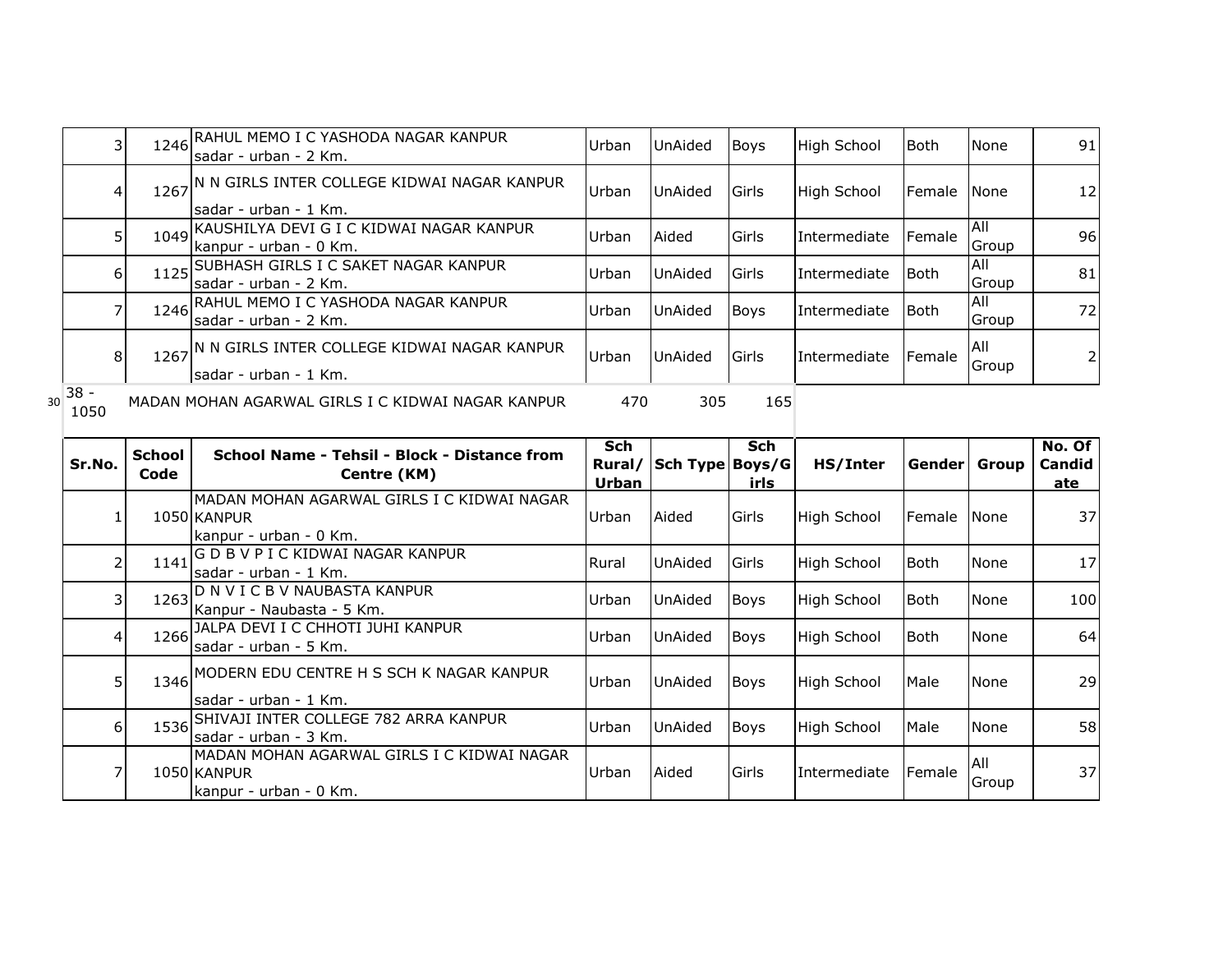| Sr.No. | School Code | School Name - Tehsil - Block - Distance from Centre (KM) | Sch Rural/ Urban | Sch Type | Sch Boys/Girls | HS/Inter | Gender | Group | No. Of Candidate |
|---|---|---|---|---|---|---|---|---|---|
| 3 | 1246 | RAHUL MEMO I C YASHODA NAGAR KANPUR sadar - urban - 2 Km. | Urban | UnAided | Boys | High School | Both | None | 91 |
| 4 | 1267 | N N GIRLS INTER COLLEGE KIDWAI NAGAR KANPUR sadar - urban - 1 Km. | Urban | UnAided | Girls | High School | Female | None | 12 |
| 5 | 1049 | KAUSHILYA DEVI G I C KIDWAI NAGAR KANPUR kanpur - urban - 0 Km. | Urban | Aided | Girls | Intermediate | Female | All Group | 96 |
| 6 | 1125 | SUBHASH GIRLS I C SAKET NAGAR KANPUR sadar - urban - 2 Km. | Urban | UnAided | Girls | Intermediate | Both | All Group | 81 |
| 7 | 1246 | RAHUL MEMO I C YASHODA NAGAR KANPUR sadar - urban - 2 Km. | Urban | UnAided | Boys | Intermediate | Both | All Group | 72 |
| 8 | 1267 | N N GIRLS INTER COLLEGE KIDWAI NAGAR KANPUR sadar - urban - 1 Km. | Urban | UnAided | Girls | Intermediate | Female | All Group | 2 |

| 30 | 38 - 1050 | MADAN MOHAN AGARWAL GIRLS I C KIDWAI NAGAR KANPUR | 470 | 305 | 165 |
|---|---|---|---|---|---|

| Sr.No. | School Code | School Name - Tehsil - Block - Distance from Centre (KM) | Sch Rural/ Urban | Sch Type | Sch Boys/Girls | HS/Inter | Gender | Group | No. Of Candidate |
|---|---|---|---|---|---|---|---|---|---|
| 1 | 1050 | MADAN MOHAN AGARWAL GIRLS I C KIDWAI NAGAR KANPUR kanpur - urban - 0 Km. | Urban | Aided | Girls | High School | Female | None | 37 |
| 2 | 1141 | G D B V P I C KIDWAI NAGAR KANPUR sadar - urban - 1 Km. | Rural | UnAided | Girls | High School | Both | None | 17 |
| 3 | 1263 | D N V I C B V NAUBASTA KANPUR Kanpur - Naubasta - 5 Km. | Urban | UnAided | Boys | High School | Both | None | 100 |
| 4 | 1266 | JALPA DEVI I C CHHOTI JUHI KANPUR sadar - urban - 5 Km. | Urban | UnAided | Boys | High School | Both | None | 64 |
| 5 | 1346 | MODERN EDU CENTRE H S SCH K NAGAR KANPUR sadar - urban - 1 Km. | Urban | UnAided | Boys | High School | Male | None | 29 |
| 6 | 1536 | SHIVAJI INTER COLLEGE 782 ARRA KANPUR sadar - urban - 3 Km. | Urban | UnAided | Boys | High School | Male | None | 58 |
| 7 | 1050 | MADAN MOHAN AGARWAL GIRLS I C KIDWAI NAGAR KANPUR kanpur - urban - 0 Km. | Urban | Aided | Girls | Intermediate | Female | All Group | 37 |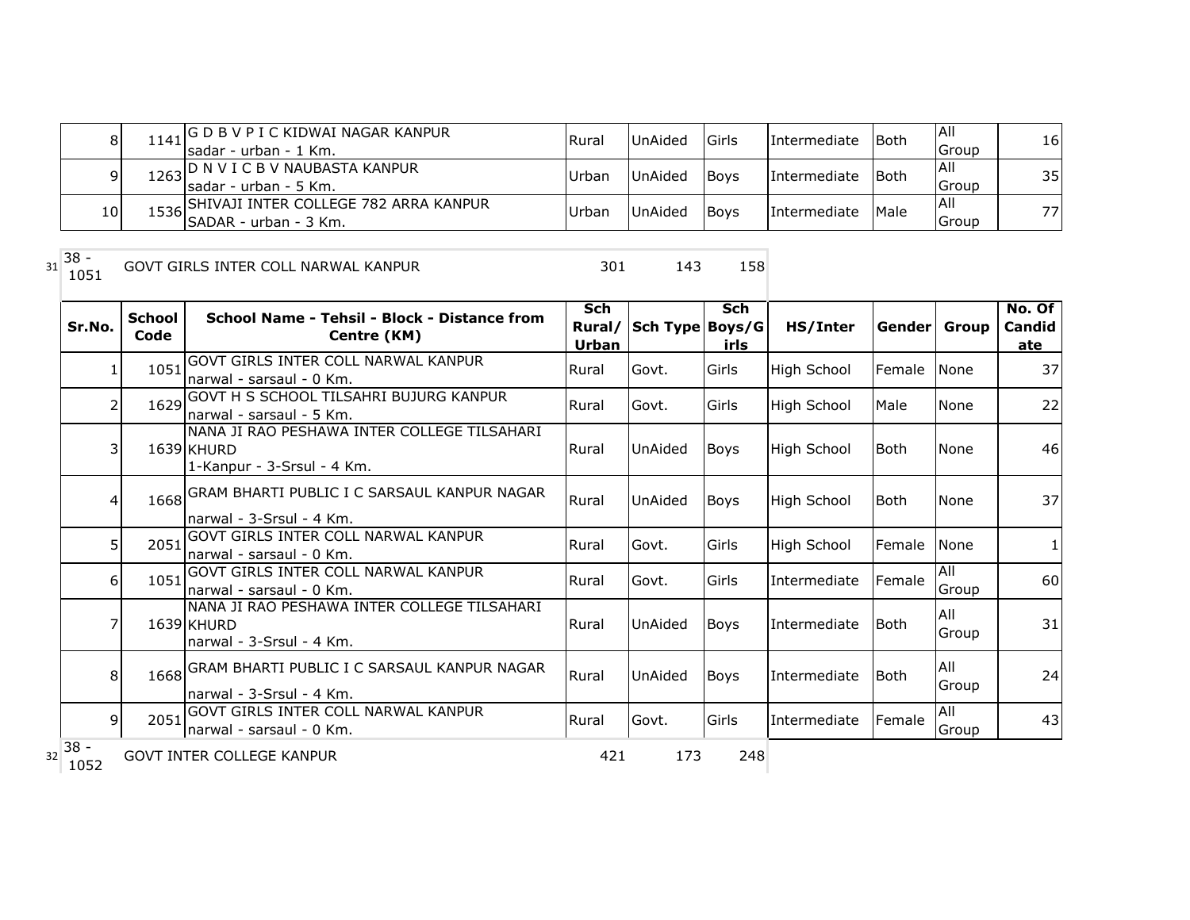| Sr.No. | School Code | School Name - Tehsil - Block - Distance from Centre (KM) | Sch Rural/ Urban | Sch Type | Sch Boys/G irls | HS/Inter | Gender | Group | No. Of Candid ate |
|---|---|---|---|---|---|---|---|---|---|
| 8 | 1141 | G D B V P I C KIDWAI NAGAR KANPUR sadar - urban - 1 Km. | Rural | UnAided | Girls | Intermediate | Both | All Group | 16 |
| 9 | 1263 | D N V I C B V NAUBASTA KANPUR sadar - urban - 5 Km. | Urban | UnAided | Boys | Intermediate | Both | All Group | 35 |
| 10 | 1536 | SHIVAJI INTER COLLEGE 782 ARRA KANPUR SADAR - urban - 3 Km. | Urban | UnAided | Boys | Intermediate | Male | All Group | 77 |

| 31 | 38 - 1051 | GOVT GIRLS INTER COLL NARWAL KANPUR | 301 | 143 | 158 |
|---|---|---|---|---|---|

| Sr.No. | School Code | School Name - Tehsil - Block - Distance from Centre (KM) | Sch Rural/ Urban | Sch Type | Sch Boys/G irls | HS/Inter | Gender | Group | No. Of Candid ate |
|---|---|---|---|---|---|---|---|---|---|
| 1 | 1051 | GOVT GIRLS INTER COLL NARWAL KANPUR narwal - sarsaul - 0 Km. | Rural | Govt. | Girls | High School | Female | None | 37 |
| 2 | 1629 | GOVT H S SCHOOL TILSAHRI BUJURG KANPUR narwal - sarsaul - 5 Km. | Rural | Govt. | Girls | High School | Male | None | 22 |
| 3 | 1639 | NANA JI RAO PESHAWA INTER COLLEGE TILSAHARI KHURD 1-Kanpur - 3-Srsul - 4 Km. | Rural | UnAided | Boys | High School | Both | None | 46 |
| 4 | 1668 | GRAM BHARTI PUBLIC I C SARSAUL KANPUR NAGAR narwal - 3-Srsul - 4 Km. | Rural | UnAided | Boys | High School | Both | None | 37 |
| 5 | 2051 | GOVT GIRLS INTER COLL NARWAL KANPUR narwal - sarsaul - 0 Km. | Rural | Govt. | Girls | High School | Female | None | 1 |
| 6 | 1051 | GOVT GIRLS INTER COLL NARWAL KANPUR narwal - sarsaul - 0 Km. | Rural | Govt. | Girls | Intermediate | Female | All Group | 60 |
| 7 | 1639 | NANA JI RAO PESHAWA INTER COLLEGE TILSAHARI KHURD narwal - 3-Srsul - 4 Km. | Rural | UnAided | Boys | Intermediate | Both | All Group | 31 |
| 8 | 1668 | GRAM BHARTI PUBLIC I C SARSAUL KANPUR NAGAR narwal - 3-Srsul - 4 Km. | Rural | UnAided | Boys | Intermediate | Both | All Group | 24 |
| 9 | 2051 | GOVT GIRLS INTER COLL NARWAL KANPUR narwal - sarsaul - 0 Km. | Rural | Govt. | Girls | Intermediate | Female | All Group | 43 |

| 32 | 38 - 1052 | GOVT INTER COLLEGE KANPUR | 421 | 173 | 248 |
|---|---|---|---|---|---|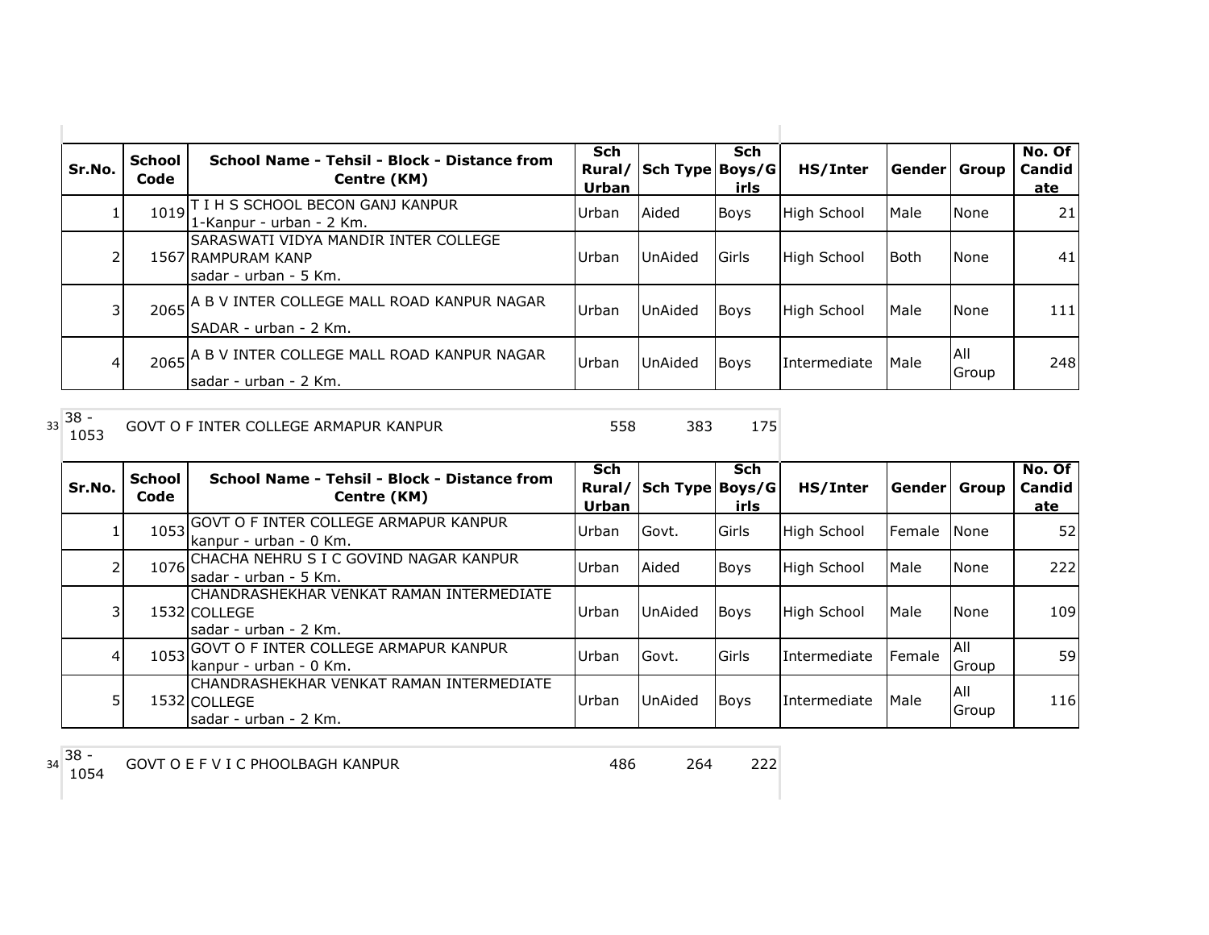| Sr.No. | School Code | School Name - Tehsil - Block - Distance from Centre (KM) | Sch Rural/ Urban | Sch Type | Sch Boys/Girls | HS/Inter | Gender | Group | No. Of Candidate |
|---|---|---|---|---|---|---|---|---|---|
| 1 | 1019 | T I H S SCHOOL BECON GANJ KANPUR 1-Kanpur - urban - 2 Km. | Urban | Aided | Boys | High School | Male | None | 21 |
| 2 | 1567 | SARASWATI VIDYA MANDIR INTER COLLEGE RAMPURAM KANP sadar - urban - 5 Km. | Urban | UnAided | Girls | High School | Both | None | 41 |
| 3 | 2065 | A B V INTER COLLEGE MALL ROAD KANPUR NAGAR SADAR - urban - 2 Km. | Urban | UnAided | Boys | High School | Male | None | 111 |
| 4 | 2065 | A B V INTER COLLEGE MALL ROAD KANPUR NAGAR sadar - urban - 2 Km. | Urban | UnAided | Boys | Intermediate | Male | All Group | 248 |

| 33 | 38 - 1053 | GOVT O F INTER COLLEGE ARMAPUR KANPUR | 558 | 383 | 175 |
|---|---|---|---|---|---|

| Sr.No. | School Code | School Name - Tehsil - Block - Distance from Centre (KM) | Sch Rural/ Urban | Sch Type | Sch Boys/Girls | HS/Inter | Gender | Group | No. Of Candidate |
|---|---|---|---|---|---|---|---|---|---|
| 1 | 1053 | GOVT O F INTER COLLEGE ARMAPUR KANPUR kanpur - urban - 0 Km. | Urban | Govt. | Girls | High School | Female | None | 52 |
| 2 | 1076 | CHACHA NEHRU S I C GOVIND NAGAR KANPUR sadar - urban - 5 Km. | Urban | Aided | Boys | High School | Male | None | 222 |
| 3 | 1532 | CHANDRASHEKHAR VENKAT RAMAN INTERMEDIATE COLLEGE sadar - urban - 2 Km. | Urban | UnAided | Boys | High School | Male | None | 109 |
| 4 | 1053 | GOVT O F INTER COLLEGE ARMAPUR KANPUR kanpur - urban - 0 Km. | Urban | Govt. | Girls | Intermediate | Female | All Group | 59 |
| 5 | 1532 | CHANDRASHEKHAR VENKAT RAMAN INTERMEDIATE COLLEGE sadar - urban - 2 Km. | Urban | UnAided | Boys | Intermediate | Male | All Group | 116 |

| 34 | 38 - 1054 | GOVT O E F V I C PHOOLBAGH KANPUR | 486 | 264 | 222 |
|---|---|---|---|---|---|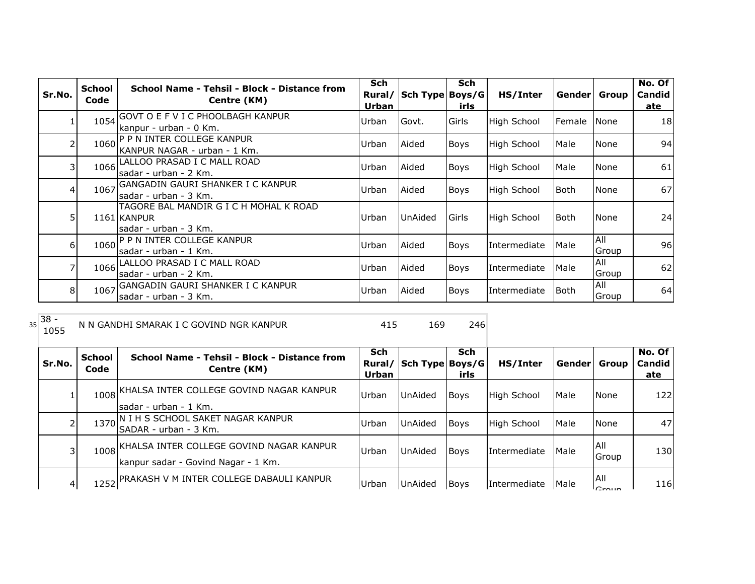| Sr.No. | School Code | School Name - Tehsil - Block - Distance from Centre (KM) | Sch Rural/ Urban | Sch Type | Sch Boys/G irls | HS/Inter | Gender | Group | No. Of Candid ate |
|---|---|---|---|---|---|---|---|---|---|
| 1 | 1054 | GOVT O E F V I C PHOOLBAGH KANPUR kanpur - urban - 0 Km. | Urban | Govt. | Girls | High School | Female | None | 18 |
| 2 | 1060 | P P N INTER COLLEGE KANPUR KANPUR NAGAR - urban - 1 Km. | Urban | Aided | Boys | High School | Male | None | 94 |
| 3 | 1066 | LALLOO PRASAD I C MALL ROAD sadar - urban - 2 Km. | Urban | Aided | Boys | High School | Male | None | 61 |
| 4 | 1067 | GANGADIN GAURI SHANKER I C KANPUR sadar - urban - 3 Km. | Urban | Aided | Boys | High School | Both | None | 67 |
| 5 | 1161 | TAGORE BAL MANDIR G I C H MOHAL K ROAD KANPUR sadar - urban - 3 Km. | Urban | UnAided | Girls | High School | Both | None | 24 |
| 6 | 1060 | P P N INTER COLLEGE KANPUR sadar - urban - 1 Km. | Urban | Aided | Boys | Intermediate | Male | All Group | 96 |
| 7 | 1066 | LALLOO PRASAD I C MALL ROAD sadar - urban - 2 Km. | Urban | Aided | Boys | Intermediate | Male | All Group | 62 |
| 8 | 1067 | GANGADIN GAURI SHANKER I C KANPUR sadar - urban - 3 Km. | Urban | Aided | Boys | Intermediate | Both | All Group | 64 |

| 35 | 38 - 1055 | N N GANDHI SMARAK I C GOVIND NGR KANPUR | 415 | 169 | 246 |
|---|---|---|---|---|---|

| Sr.No. | School Code | School Name - Tehsil - Block - Distance from Centre (KM) | Sch Rural/ Urban | Sch Type | Sch Boys/G irls | HS/Inter | Gender | Group | No. Of Candid ate |
|---|---|---|---|---|---|---|---|---|---|
| 1 | 1008 | KHALSA INTER COLLEGE GOVIND NAGAR KANPUR sadar - urban - 1 Km. | Urban | UnAided | Boys | High School | Male | None | 122 |
| 2 | 1370 | N I H S SCHOOL SAKET NAGAR KANPUR SADAR - urban - 3 Km. | Urban | UnAided | Boys | High School | Male | None | 47 |
| 3 | 1008 | KHALSA INTER COLLEGE GOVIND NAGAR KANPUR kanpur sadar - Govind Nagar - 1 Km. | Urban | UnAided | Boys | Intermediate | Male | All Group | 130 |
| 4 | 1252 | PRAKASH V M INTER COLLEGE DABAULI KANPUR | Urban | UnAided | Boys | Intermediate | Male | All Group | 116 |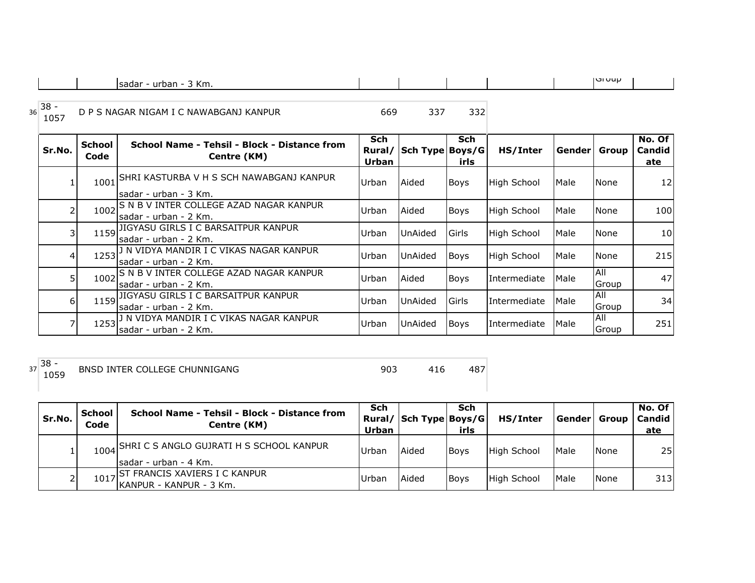| | | sadar - urban - 3 Km. | | | | | | Group | |
|---|---|---|---|---|---|---|---|---|---|

36 38 - 1057 D P S NAGAR NIGAM I C NAWABGANJ KANPUR 669 337 332

| Sr.No. | School Code | School Name - Tehsil - Block - Distance from Centre (KM) | Sch Rural/ Urban | Sch Type | Sch Boys/Girls | HS/Inter | Gender | Group | No. Of Candidate |
|---|---|---|---|---|---|---|---|---|---|
| 1 | 1001 | SHRI KASTURBA V H S SCH NAWABGANJ KANPUR sadar - urban - 3 Km. | Urban | Aided | Boys | High School | Male | None | 12 |
| 2 | 1002 | S N B V INTER COLLEGE AZAD NAGAR KANPUR sadar - urban - 2 Km. | Urban | Aided | Boys | High School | Male | None | 100 |
| 3 | 1159 | JIGYASU GIRLS I C BARSAITPUR KANPUR sadar - urban - 2 Km. | Urban | UnAided | Girls | High School | Male | None | 10 |
| 4 | 1253 | J N VIDYA MANDIR I C VIKAS NAGAR KANPUR sadar - urban - 2 Km. | Urban | UnAided | Boys | High School | Male | None | 215 |
| 5 | 1002 | S N B V INTER COLLEGE AZAD NAGAR KANPUR sadar - urban - 2 Km. | Urban | Aided | Boys | Intermediate | Male | All Group | 47 |
| 6 | 1159 | JIGYASU GIRLS I C BARSAITPUR KANPUR sadar - urban - 2 Km. | Urban | UnAided | Girls | Intermediate | Male | All Group | 34 |
| 7 | 1253 | J N VIDYA MANDIR I C VIKAS NAGAR KANPUR sadar - urban - 2 Km. | Urban | UnAided | Boys | Intermediate | Male | All Group | 251 |

37 38 - 1059 BNSD INTER COLLEGE CHUNNIGANG 903 416 487

| Sr.No. | School Code | School Name - Tehsil - Block - Distance from Centre (KM) | Sch Rural/ Urban | Sch Type | Sch Boys/Girls | HS/Inter | Gender | Group | No. Of Candidate |
|---|---|---|---|---|---|---|---|---|---|
| 1 | 1004 | SHRI C S ANGLO GUJRATI H S SCHOOL KANPUR sadar - urban - 4 Km. | Urban | Aided | Boys | High School | Male | None | 25 |
| 2 | 1017 | ST FRANCIS XAVIERS I C KANPUR KANPUR - KANPUR - 3 Km. | Urban | Aided | Boys | High School | Male | None | 313 |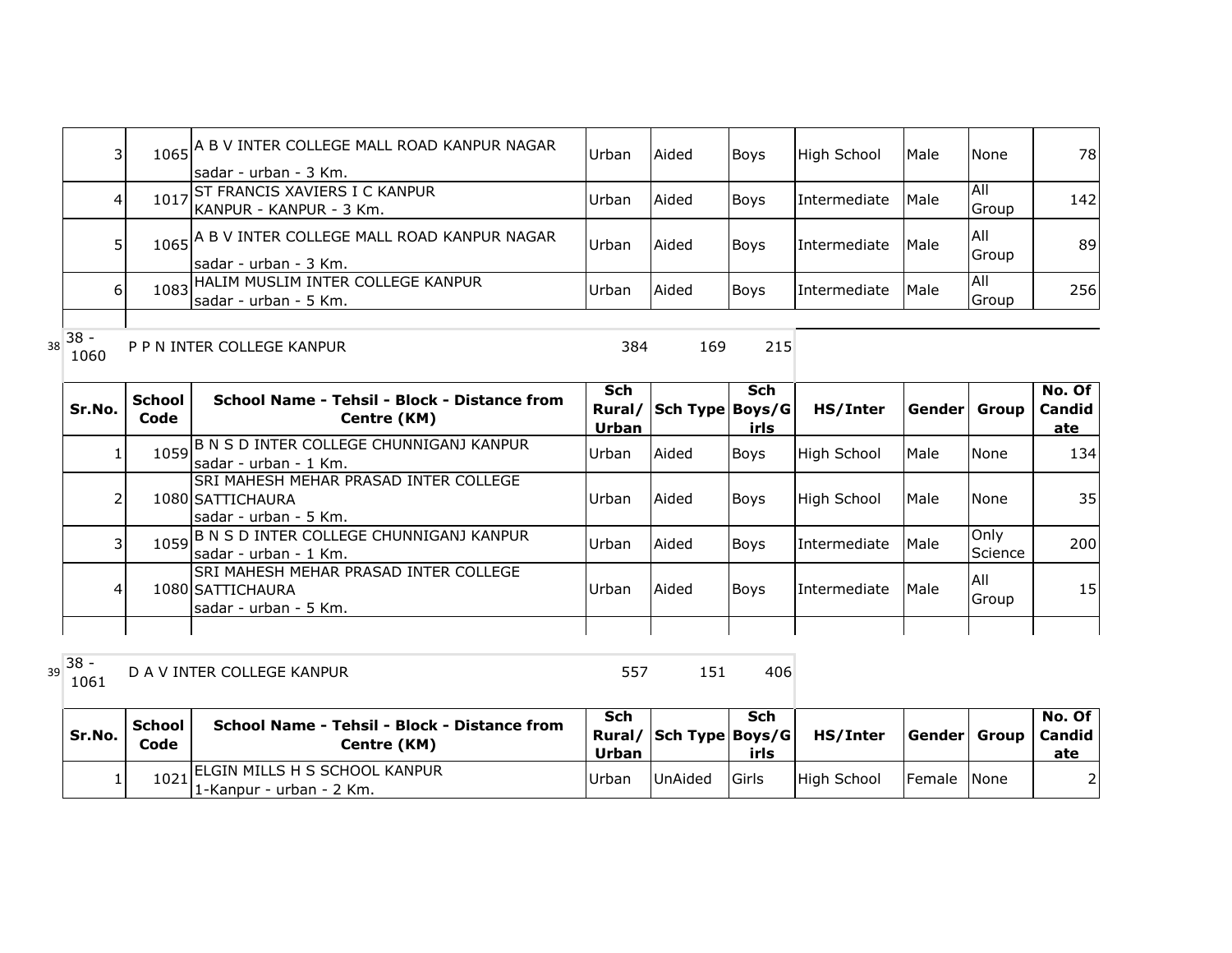| Sr.No. | School Code | School Name - Tehsil - Block - Distance from Centre (KM) | Sch Rural/ Urban | Sch Type | Sch Boys/Girls | HS/Inter | Gender | Group | No. Of Candidate |
|---|---|---|---|---|---|---|---|---|---|
| 3 | 1065 | A B V INTER COLLEGE MALL ROAD KANPUR NAGAR sadar - urban - 3 Km. | Urban | Aided | Boys | High School | Male | None | 78 |
| 4 | 1017 | ST FRANCIS XAVIERS I C KANPUR KANPUR - KANPUR - 3 Km. | Urban | Aided | Boys | Intermediate | Male | All Group | 142 |
| 5 | 1065 | A B V INTER COLLEGE MALL ROAD KANPUR NAGAR sadar - urban - 3 Km. | Urban | Aided | Boys | Intermediate | Male | All Group | 89 |
| 6 | 1083 | HALIM MUSLIM INTER COLLEGE KANPUR sadar - urban - 5 Km. | Urban | Aided | Boys | Intermediate | Male | All Group | 256 |

38 | 38 - 1060 | P P N INTER COLLEGE KANPUR | 384 | 169 | 215

| Sr.No. | School Code | School Name - Tehsil - Block - Distance from Centre (KM) | Sch Rural/ Urban | Sch Type | Sch Boys/Girls | HS/Inter | Gender | Group | No. Of Candidate |
|---|---|---|---|---|---|---|---|---|---|
| 1 | 1059 | B N S D INTER COLLEGE CHUNNIGANJ KANPUR sadar - urban - 1 Km. | Urban | Aided | Boys | High School | Male | None | 134 |
| 2 | 1080 | SRI MAHESH MEHAR PRASAD INTER COLLEGE SATTICHAURA sadar - urban - 5 Km. | Urban | Aided | Boys | High School | Male | None | 35 |
| 3 | 1059 | B N S D INTER COLLEGE CHUNNIGANJ KANPUR sadar - urban - 1 Km. | Urban | Aided | Boys | Intermediate | Male | Only Science | 200 |
| 4 | 1080 | SRI MAHESH MEHAR PRASAD INTER COLLEGE SATTICHAURA sadar - urban - 5 Km. | Urban | Aided | Boys | Intermediate | Male | All Group | 15 |

39 | 38 - 1061 | D A V INTER COLLEGE KANPUR | 557 | 151 | 406

| Sr.No. | School Code | School Name - Tehsil - Block - Distance from Centre (KM) | Sch Rural/ Urban | Sch Type | Sch Boys/Girls | HS/Inter | Gender | Group | No. Of Candidate |
|---|---|---|---|---|---|---|---|---|---|
| 1 | 1021 | ELGIN MILLS H S SCHOOL KANPUR 1-Kanpur - urban - 2 Km. | Urban | UnAided | Girls | High School | Female | None | 2 |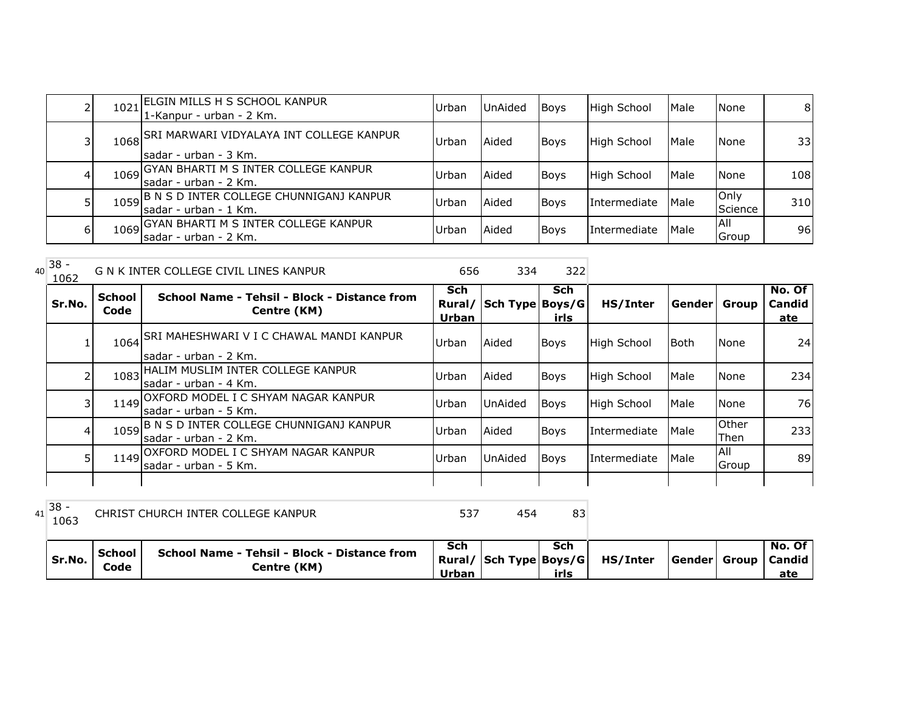| | | | | | | | | |
|---|---|---|---|---|---|---|---|---|
| 2 | 1021 | ELGIN MILLS H S SCHOOL KANPUR 1-Kanpur - urban - 2 Km. | Urban | UnAided | Boys | High School | Male | None | 8 |
| 3 | 1068 | SRI MARWARI VIDYALAYA INT COLLEGE KANPUR sadar - urban - 3 Km. | Urban | Aided | Boys | High School | Male | None | 33 |
| 4 | 1069 | GYAN BHARTI M S INTER COLLEGE KANPUR sadar - urban - 2 Km. | Urban | Aided | Boys | High School | Male | None | 108 |
| 5 | 1059 | B N S D INTER COLLEGE CHUNNIGANJ KANPUR sadar - urban - 1 Km. | Urban | Aided | Boys | Intermediate | Male | Only Science | 310 |
| 6 | 1069 | GYAN BHARTI M S INTER COLLEGE KANPUR sadar - urban - 2 Km. | Urban | Aided | Boys | Intermediate | Male | All Group | 96 |

40 | 38 - 1062 | G N K INTER COLLEGE CIVIL LINES KANPUR | 656 | 334 | 322

| Sr.No. | School Code | School Name - Tehsil - Block - Distance from Centre (KM) | Sch Rural/ Urban | Sch Type | Sch Boys/Girls | HS/Inter | Gender | Group | No. Of Candidate |
|---|---|---|---|---|---|---|---|---|---|
| 1 | 1064 | SRI MAHESHWARI V I C CHAWAL MANDI KANPUR sadar - urban - 2 Km. | Urban | Aided | Boys | High School | Both | None | 24 |
| 2 | 1083 | HALIM MUSLIM INTER COLLEGE KANPUR sadar - urban - 4 Km. | Urban | Aided | Boys | High School | Male | None | 234 |
| 3 | 1149 | OXFORD MODEL I C SHYAM NAGAR KANPUR sadar - urban - 5 Km. | Urban | UnAided | Boys | High School | Male | None | 76 |
| 4 | 1059 | B N S D INTER COLLEGE CHUNNIGANJ KANPUR sadar - urban - 2 Km. | Urban | Aided | Boys | Intermediate | Male | Other Then | 233 |
| 5 | 1149 | OXFORD MODEL I C SHYAM NAGAR KANPUR sadar - urban - 5 Km. | Urban | UnAided | Boys | Intermediate | Male | All Group | 89 |

41 | 38 - 1063 | CHRIST CHURCH INTER COLLEGE KANPUR | 537 | 454 | 83

| Sr.No. | School Code | School Name - Tehsil - Block - Distance from Centre (KM) | Sch Rural/ Urban | Sch Type | Sch Boys/Girls | HS/Inter | Gender | Group | No. Of Candidate |
|---|---|---|---|---|---|---|---|---|---|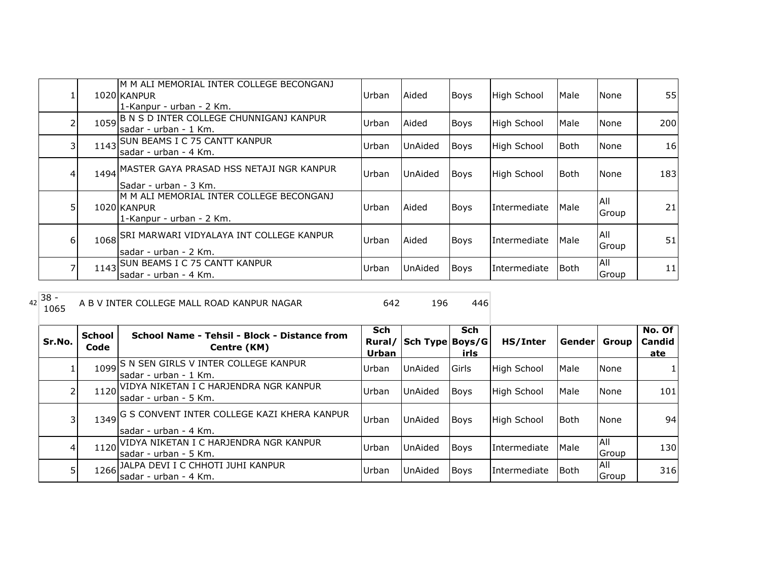| | | | | | | | | | |
|---|---|---|---|---|---|---|---|---|---|
| 1 | 1020 | M M ALI MEMORIAL INTER COLLEGE BECONGANJ KANPUR 1-Kanpur - urban - 2 Km. | Urban | Aided | Boys | High School | Male | None | 55 |
| 2 | 1059 | B N S D INTER COLLEGE CHUNNIGANJ KANPUR sadar - urban - 1 Km. | Urban | Aided | Boys | High School | Male | None | 200 |
| 3 | 1143 | SUN BEAMS I C 75 CANTT KANPUR sadar - urban - 4 Km. | Urban | UnAided | Boys | High School | Both | None | 16 |
| 4 | 1494 | MASTER GAYA PRASAD HSS NETAJI NGR KANPUR Sadar - urban - 3 Km. | Urban | UnAided | Boys | High School | Both | None | 183 |
| 5 | 1020 | M M ALI MEMORIAL INTER COLLEGE BECONGANJ KANPUR 1-Kanpur - urban - 2 Km. | Urban | Aided | Boys | Intermediate | Male | All Group | 21 |
| 6 | 1068 | SRI MARWARI VIDYALAYA INT COLLEGE KANPUR sadar - urban - 2 Km. | Urban | Aided | Boys | Intermediate | Male | All Group | 51 |
| 7 | 1143 | SUN BEAMS I C 75 CANTT KANPUR sadar - urban - 4 Km. | Urban | UnAided | Boys | Intermediate | Both | All Group | 11 |

| 42 | 38 - 1065 | A B V INTER COLLEGE MALL ROAD KANPUR NAGAR | 642 | 196 | 446 |
|---|---|---|---|---|---|

| Sr.No. | School Code | School Name - Tehsil - Block - Distance from Centre (KM) | Sch Rural/ Urban | Sch Type | Sch Boys/Girls | HS/Inter | Gender | Group | No. Of Candidate |
|---|---|---|---|---|---|---|---|---|---|
| 1 | 1099 | S N SEN GIRLS V INTER COLLEGE KANPUR sadar - urban - 1 Km. | Urban | UnAided | Girls | High School | Male | None | 1 |
| 2 | 1120 | VIDYA NIKETAN I C HARJENDRA NGR KANPUR sadar - urban - 5 Km. | Urban | UnAided | Boys | High School | Male | None | 101 |
| 3 | 1349 | G S CONVENT INTER COLLEGE KAZI KHERA KANPUR sadar - urban - 4 Km. | Urban | UnAided | Boys | High School | Both | None | 94 |
| 4 | 1120 | VIDYA NIKETAN I C HARJENDRA NGR KANPUR sadar - urban - 5 Km. | Urban | UnAided | Boys | Intermediate | Male | All Group | 130 |
| 5 | 1266 | JALPA DEVI I C CHHOTI JUHI KANPUR sadar - urban - 4 Km. | Urban | UnAided | Boys | Intermediate | Both | All Group | 316 |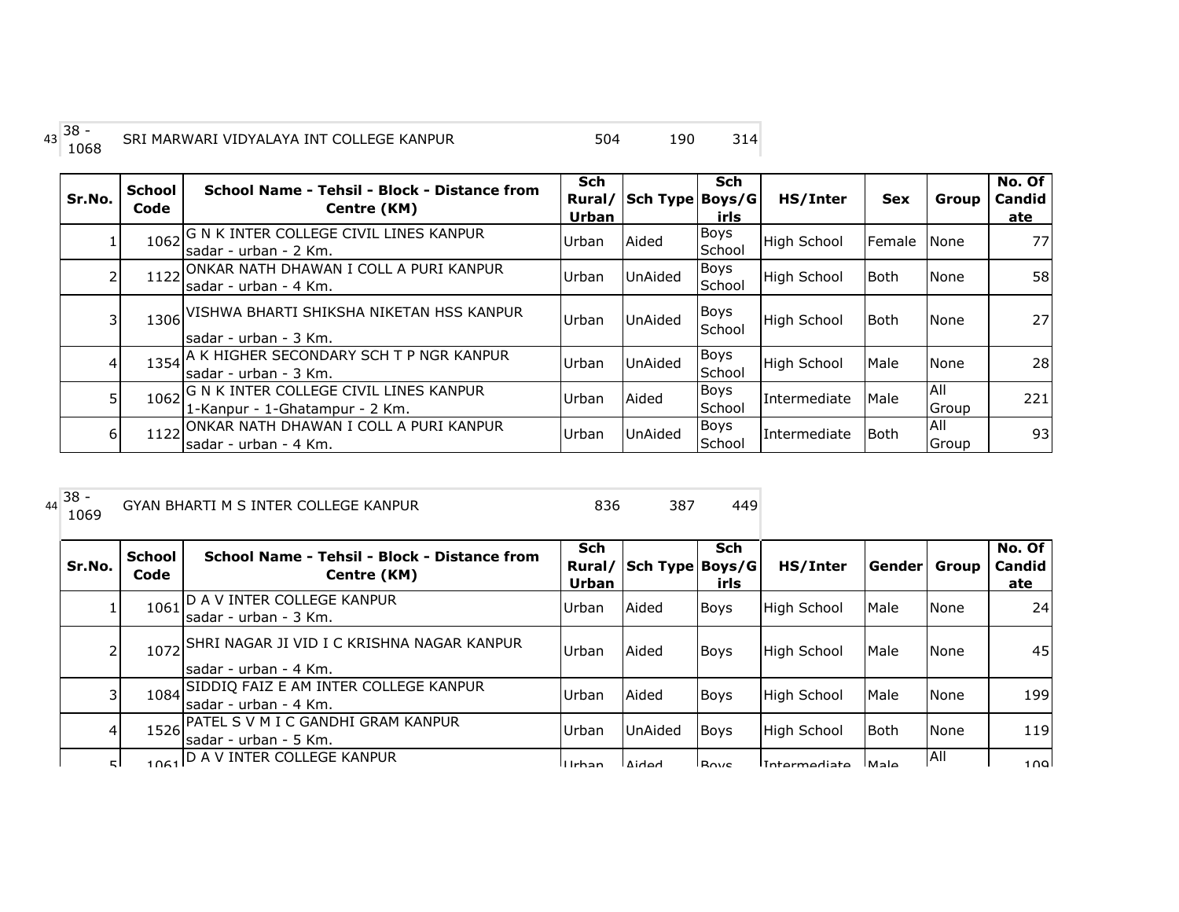| 43 | 38 - 1068 | SRI MARWARI VIDYALAYA INT COLLEGE KANPUR | 504 | 190 | 314 |
|---|---|---|---|---|---|

| Sr.No. | School Code | School Name - Tehsil - Block - Distance from Centre (KM) | Sch Rural/ Urban | Sch Type | Sch Boys/G irls | HS/Inter | Sex | Group | No. Of Candid ate |
|---|---|---|---|---|---|---|---|---|---|
| 1 | 1062 | G N K INTER COLLEGE CIVIL LINES KANPUR sadar - urban - 2 Km. | Urban | Aided | Boys School | High School | Female | None | 77 |
| 2 | 1122 | ONKAR NATH DHAWAN I COLL A PURI KANPUR sadar - urban - 4 Km. | Urban | UnAided | Boys School | High School | Both | None | 58 |
| 3 | 1306 | VISHWA BHARTI SHIKSHA NIKETAN HSS KANPUR sadar - urban - 3 Km. | Urban | UnAided | Boys School | High School | Both | None | 27 |
| 4 | 1354 | A K HIGHER SECONDARY SCH T P NGR KANPUR sadar - urban - 3 Km. | Urban | UnAided | Boys School | High School | Male | None | 28 |
| 5 | 1062 | G N K INTER COLLEGE CIVIL LINES KANPUR 1-Kanpur - 1-Ghatampur - 2 Km. | Urban | Aided | Boys School | Intermediate | Male | All Group | 221 |
| 6 | 1122 | ONKAR NATH DHAWAN I COLL A PURI KANPUR sadar - urban - 4 Km. | Urban | UnAided | Boys School | Intermediate | Both | All Group | 93 |

| 44 | 38 - 1069 | GYAN BHARTI M S INTER COLLEGE KANPUR | 836 | 387 | 449 |
|---|---|---|---|---|---|

| Sr.No. | School Code | School Name - Tehsil - Block - Distance from Centre (KM) | Sch Rural/ Urban | Sch Type | Sch Boys/G irls | HS/Inter | Gender | Group | No. Of Candid ate |
|---|---|---|---|---|---|---|---|---|---|
| 1 | 1061 | D A V INTER COLLEGE KANPUR sadar - urban - 3 Km. | Urban | Aided | Boys | High School | Male | None | 24 |
| 2 | 1072 | SHRI NAGAR JI VID I C KRISHNA NAGAR KANPUR sadar - urban - 4 Km. | Urban | Aided | Boys | High School | Male | None | 45 |
| 3 | 1084 | SIDDIQ FAIZ E AM INTER COLLEGE KANPUR sadar - urban - 4 Km. | Urban | Aided | Boys | High School | Male | None | 199 |
| 4 | 1526 | PATEL S V M I C GANDHI GRAM KANPUR sadar - urban - 5 Km. | Urban | UnAided | Boys | High School | Both | None | 119 |
| 5 | 1061 | D A V INTER COLLEGE KANPUR | Urban | Aided | Boys | Intermediate | Male | All | 109 |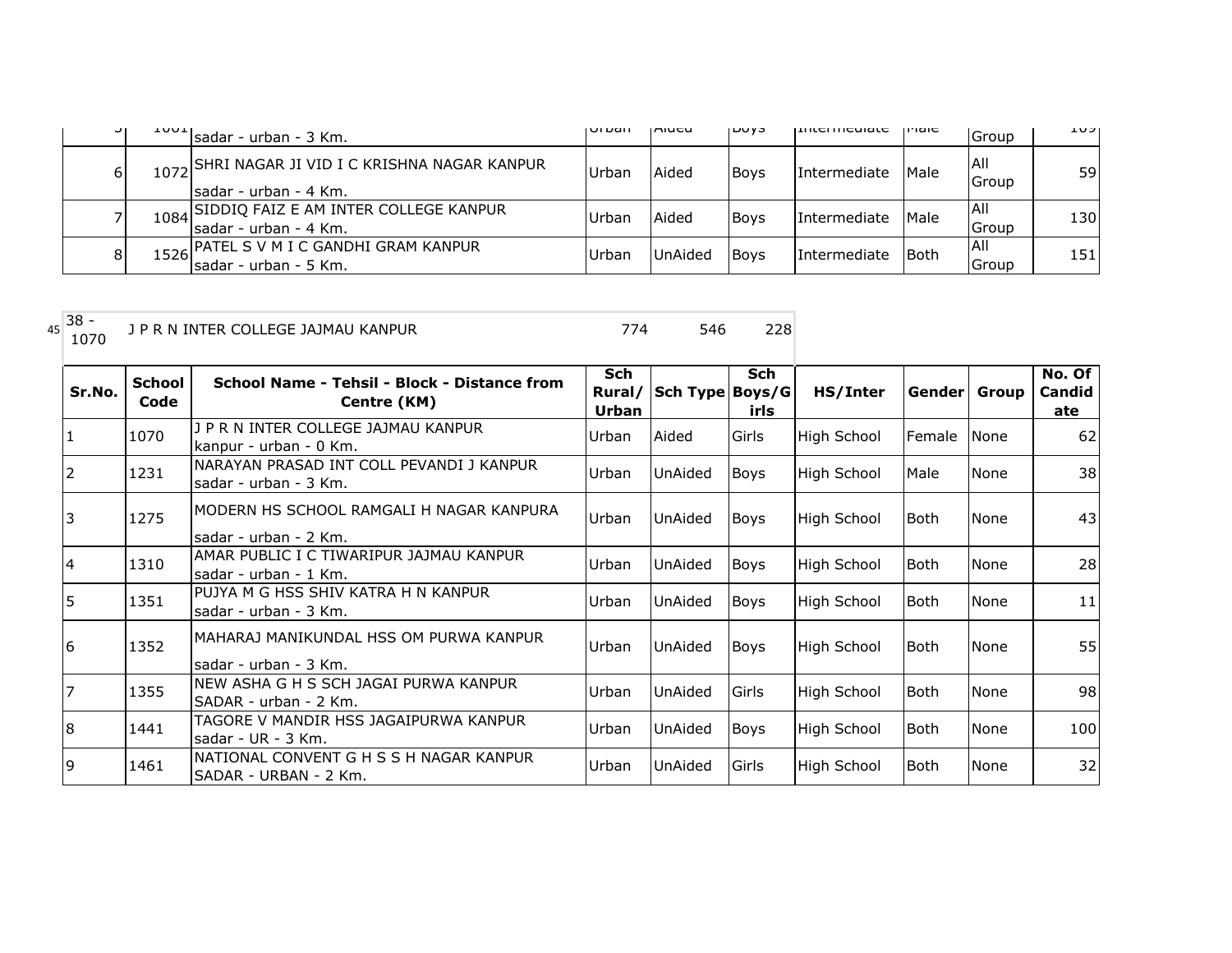| | | | | | | | | | |
|---|---|---|---|---|---|---|---|---|---|
| 5 | 1061 | sadar - urban - 3 Km. | Urban | Aided | Boys | Intermediate | Male | Group | 109 |
| 6 | 1072 | SHRI NAGAR JI VID I C KRISHNA NAGAR KANPUR<br>sadar - urban - 4 Km. | Urban | Aided | Boys | Intermediate | Male | All Group | 59 |
| 7 | 1084 | SIDDIQ FAIZ E AM INTER COLLEGE KANPUR<br>sadar - urban - 4 Km. | Urban | Aided | Boys | Intermediate | Male | All Group | 130 |
| 8 | 1526 | PATEL S V M I C GANDHI GRAM KANPUR<br>sadar - urban - 5 Km. | Urban | UnAided | Boys | Intermediate | Both | All Group | 151 |

45 | 38 - 1070 | J P R N INTER COLLEGE JAJMAU KANPUR | 774 | 546 | 228

| Sr.No. | School Code | School Name - Tehsil - Block - Distance from Centre (KM) | Sch Rural/ Urban | Sch Type | Sch Boys/Girls | HS/Inter | Gender | Group | No. Of Candidate |
|---|---|---|---|---|---|---|---|---|---|
| 1 | 1070 | J P R N INTER COLLEGE JAJMAU KANPUR<br>kanpur - urban - 0 Km. | Urban | Aided | Girls | High School | Female | None | 62 |
| 2 | 1231 | NARAYAN PRASAD INT COLL PEVANDI J KANPUR<br>sadar - urban - 3 Km. | Urban | UnAided | Boys | High School | Male | None | 38 |
| 3 | 1275 | MODERN HS SCHOOL RAMGALI H NAGAR KANPURA<br>sadar - urban - 2 Km. | Urban | UnAided | Boys | High School | Both | None | 43 |
| 4 | 1310 | AMAR PUBLIC I C TIWARIPUR JAJMAU KANPUR<br>sadar - urban - 1 Km. | Urban | UnAided | Boys | High School | Both | None | 28 |
| 5 | 1351 | PUJYA M G HSS SHIV KATRA H N KANPUR<br>sadar - urban - 3 Km. | Urban | UnAided | Boys | High School | Both | None | 11 |
| 6 | 1352 | MAHARAJ MANIKUNDAL HSS OM PURWA KANPUR<br>sadar - urban - 3 Km. | Urban | UnAided | Boys | High School | Both | None | 55 |
| 7 | 1355 | NEW ASHA G H S SCH JAGAI PURWA KANPUR<br>SADAR - urban - 2 Km. | Urban | UnAided | Girls | High School | Both | None | 98 |
| 8 | 1441 | TAGORE V MANDIR HSS JAGAIPURWA KANPUR<br>sadar - UR - 3 Km. | Urban | UnAided | Boys | High School | Both | None | 100 |
| 9 | 1461 | NATIONAL CONVENT G H S S H NAGAR KANPUR<br>SADAR - URBAN - 2 Km. | Urban | UnAided | Girls | High School | Both | None | 32 |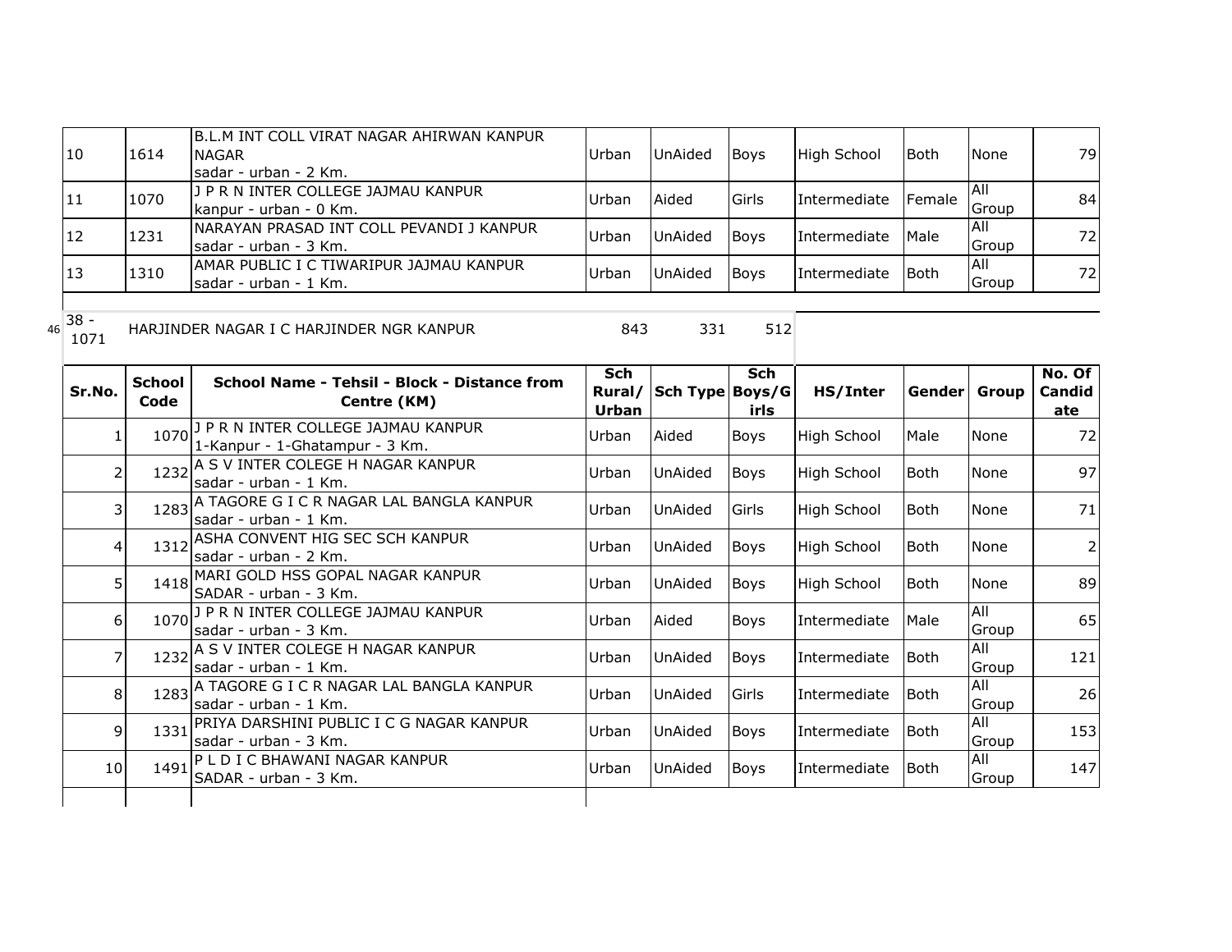| 10 | 1614 | B.L.M INT COLL VIRAT NAGAR AHIRWAN KANPUR NAGAR sadar - urban - 2 Km. | Urban | UnAided | Boys | High School | Both | None | 79 |
|---|---|---|---|---|---|---|---|---|---|
| 11 | 1070 | J P R N INTER COLLEGE JAJMAU KANPUR kanpur - urban - 0 Km. | Urban | Aided | Girls | Intermediate | Female | All Group | 84 |
| 12 | 1231 | NARAYAN PRASAD INT COLL PEVANDI J KANPUR sadar - urban - 3 Km. | Urban | UnAided | Boys | Intermediate | Male | All Group | 72 |
| 13 | 1310 | AMAR PUBLIC I C TIWARIPUR JAJMAU KANPUR sadar - urban - 1 Km. | Urban | UnAided | Boys | Intermediate | Both | All Group | 72 |

46 38 - 1071 HARJINDER NAGAR I C HARJINDER NGR KANPUR 843 331 512

| Sr.No. | School Code | School Name - Tehsil - Block - Distance from Centre (KM) | Sch Rural/ Urban | Sch Type | Sch Boys/Girls | HS/Inter | Gender | Group | No. Of Candidate |
|---|---|---|---|---|---|---|---|---|---|
| 1 | 1070 | J P R N INTER COLLEGE JAJMAU KANPUR 1-Kanpur - 1-Ghatampur - 3 Km. | Urban | Aided | Boys | High School | Male | None | 72 |
| 2 | 1232 | A S V INTER COLEGE H NAGAR KANPUR sadar - urban - 1 Km. | Urban | UnAided | Boys | High School | Both | None | 97 |
| 3 | 1283 | A TAGORE G I C R NAGAR LAL BANGLA KANPUR sadar - urban - 1 Km. | Urban | UnAided | Girls | High School | Both | None | 71 |
| 4 | 1312 | ASHA CONVENT HIG SEC SCH KANPUR sadar - urban - 2 Km. | Urban | UnAided | Boys | High School | Both | None | 2 |
| 5 | 1418 | MARI GOLD HSS GOPAL NAGAR KANPUR SADAR - urban - 3 Km. | Urban | UnAided | Boys | High School | Both | None | 89 |
| 6 | 1070 | J P R N INTER COLLEGE JAJMAU KANPUR sadar - urban - 3 Km. | Urban | Aided | Boys | Intermediate | Male | All Group | 65 |
| 7 | 1232 | A S V INTER COLEGE H NAGAR KANPUR sadar - urban - 1 Km. | Urban | UnAided | Boys | Intermediate | Both | All Group | 121 |
| 8 | 1283 | A TAGORE G I C R NAGAR LAL BANGLA KANPUR sadar - urban - 1 Km. | Urban | UnAided | Girls | Intermediate | Both | All Group | 26 |
| 9 | 1331 | PRIYA DARSHINI PUBLIC I C G NAGAR KANPUR sadar - urban - 3 Km. | Urban | UnAided | Boys | Intermediate | Both | All Group | 153 |
| 10 | 1491 | P L D I C BHAWANI NAGAR KANPUR SADAR - urban - 3 Km. | Urban | UnAided | Boys | Intermediate | Both | All Group | 147 |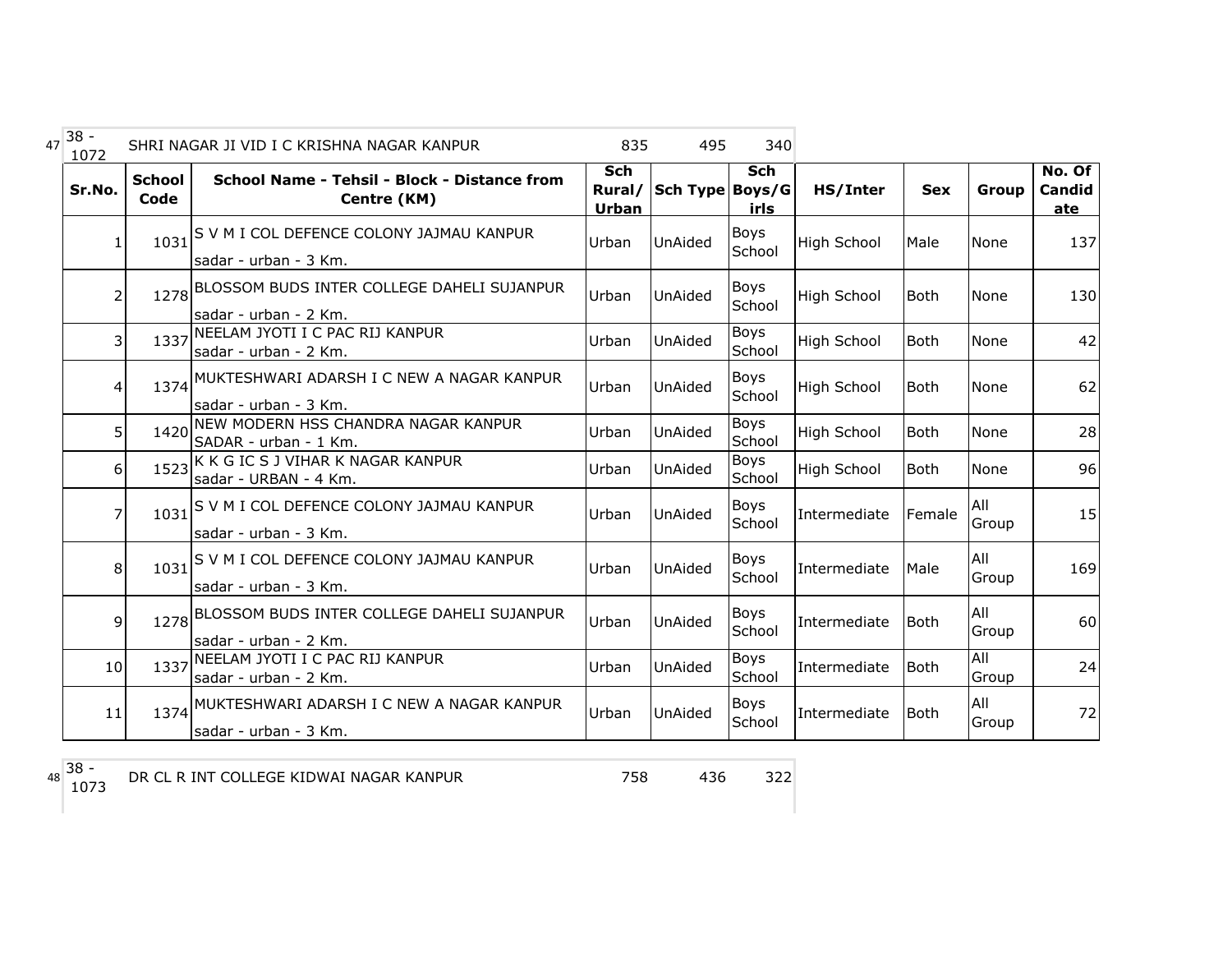| 47 | 38 - 1072 | SHRI NAGAR JI VID I C KRISHNA NAGAR KANPUR | 835 | 495 | 340 | | | | |
|---|---|---|---|---|---|---|---|---|---|
| Sr.No. | School Code | School Name - Tehsil - Block - Distance from Centre (KM) | Sch Rural/ Urban | Sch Type | Sch Boys/Girls | HS/Inter | Sex | Group | No. Of Candidate |
| 1 | 1031 | S V M I COL DEFENCE COLONY JAJMAU KANPUR sadar - urban - 3 Km. | Urban | UnAided | Boys School | High School | Male | None | 137 |
| 2 | 1278 | BLOSSOM BUDS INTER COLLEGE DAHELI SUJANPUR sadar - urban - 2 Km. | Urban | UnAided | Boys School | High School | Both | None | 130 |
| 3 | 1337 | NEELAM JYOTI I C PAC RIJ KANPUR sadar - urban - 2 Km. | Urban | UnAided | Boys School | High School | Both | None | 42 |
| 4 | 1374 | MUKTESHWARI ADARSH I C NEW A NAGAR KANPUR sadar - urban - 3 Km. | Urban | UnAided | Boys School | High School | Both | None | 62 |
| 5 | 1420 | NEW MODERN HSS CHANDRA NAGAR KANPUR SADAR - urban - 1 Km. | Urban | UnAided | Boys School | High School | Both | None | 28 |
| 6 | 1523 | K K G IC S J VIHAR K NAGAR KANPUR sadar - URBAN - 4 Km. | Urban | UnAided | Boys School | High School | Both | None | 96 |
| 7 | 1031 | S V M I COL DEFENCE COLONY JAJMAU KANPUR sadar - urban - 3 Km. | Urban | UnAided | Boys School | Intermediate | Female | All Group | 15 |
| 8 | 1031 | S V M I COL DEFENCE COLONY JAJMAU KANPUR sadar - urban - 3 Km. | Urban | UnAided | Boys School | Intermediate | Male | All Group | 169 |
| 9 | 1278 | BLOSSOM BUDS INTER COLLEGE DAHELI SUJANPUR sadar - urban - 2 Km. | Urban | UnAided | Boys School | Intermediate | Both | All Group | 60 |
| 10 | 1337 | NEELAM JYOTI I C PAC RIJ KANPUR sadar - urban - 2 Km. | Urban | UnAided | Boys School | Intermediate | Both | All Group | 24 |
| 11 | 1374 | MUKTESHWARI ADARSH I C NEW A NAGAR KANPUR sadar - urban - 3 Km. | Urban | UnAided | Boys School | Intermediate | Both | All Group | 72 |

| 48 | 38 - 1073 | DR CL R INT COLLEGE KIDWAI NAGAR KANPUR | 758 | 436 | 322 |
|---|---|---|---|---|---|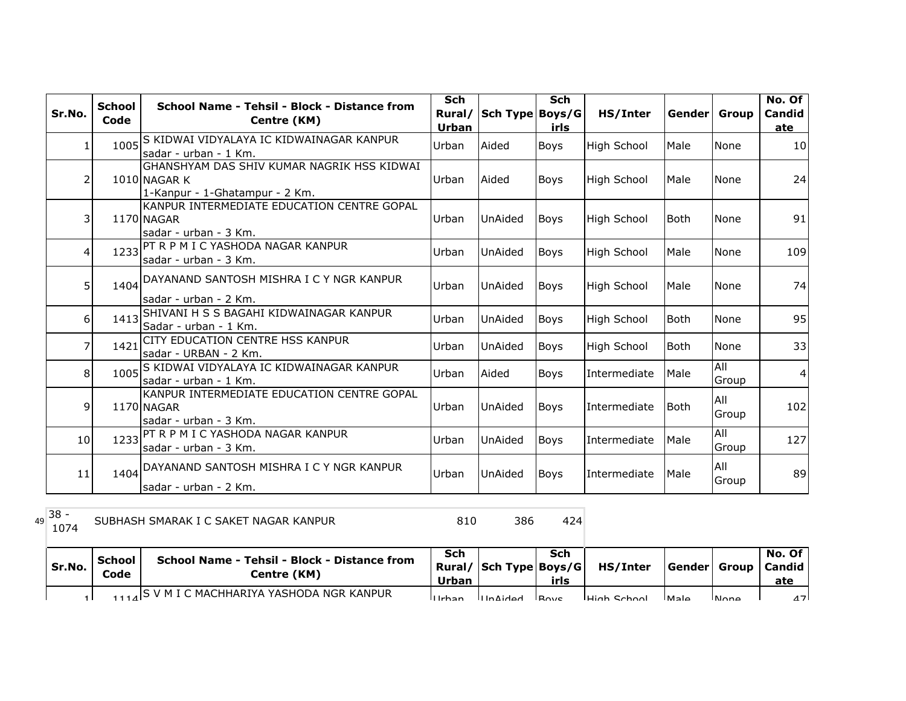| Sr.No. | School Code | School Name - Tehsil - Block - Distance from Centre (KM) | Sch Rural/ Urban | Sch Type | Sch Boys/Girls | HS/Inter | Gender | Group | No. Of Candidate |
|---|---|---|---|---|---|---|---|---|---|
| 1 | 1005 | S KIDWAI VIDYALAYA IC KIDWAINAGAR KANPUR sadar - urban - 1 Km. | Urban | Aided | Boys | High School | Male | None | 10 |
| 2 | 1010 | GHANSHYAM DAS SHIV KUMAR NAGRIK HSS KIDWAI NAGAR K 1-Kanpur - 1-Ghatampur - 2 Km. | Urban | Aided | Boys | High School | Male | None | 24 |
| 3 | 1170 | KANPUR INTERMEDIATE EDUCATION CENTRE GOPAL NAGAR sadar - urban - 3 Km. | Urban | UnAided | Boys | High School | Both | None | 91 |
| 4 | 1233 | PT R P M I C YASHODA NAGAR KANPUR sadar - urban - 3 Km. | Urban | UnAided | Boys | High School | Male | None | 109 |
| 5 | 1404 | DAYANAND SANTOSH MISHRA I C Y NGR KANPUR sadar - urban - 2 Km. | Urban | UnAided | Boys | High School | Male | None | 74 |
| 6 | 1413 | SHIVANI H S S BAGAHI KIDWAINAGAR KANPUR Sadar - urban - 1 Km. | Urban | UnAided | Boys | High School | Both | None | 95 |
| 7 | 1421 | CITY EDUCATION CENTRE HSS KANPUR sadar - URBAN - 2 Km. | Urban | UnAided | Boys | High School | Both | None | 33 |
| 8 | 1005 | S KIDWAI VIDYALAYA IC KIDWAINAGAR KANPUR sadar - urban - 1 Km. | Urban | Aided | Boys | Intermediate | Male | All Group | 4 |
| 9 | 1170 | KANPUR INTERMEDIATE EDUCATION CENTRE GOPAL NAGAR sadar - urban - 3 Km. | Urban | UnAided | Boys | Intermediate | Both | All Group | 102 |
| 10 | 1233 | PT R P M I C YASHODA NAGAR KANPUR sadar - urban - 3 Km. | Urban | UnAided | Boys | Intermediate | Male | All Group | 127 |
| 11 | 1404 | DAYANAND SANTOSH MISHRA I C Y NGR KANPUR sadar - urban - 2 Km. | Urban | UnAided | Boys | Intermediate | Male | All Group | 89 |

| 49 | 38 - 1074 | SUBHASH SMARAK I C SAKET NAGAR KANPUR | 810 | 386 | 424 |
|---|---|---|---|---|---|

| Sr.No. | School Code | School Name - Tehsil - Block - Distance from Centre (KM) | Sch Rural/ Urban | Sch Type | Sch Boys/Girls | HS/Inter | Gender | Group | No. Of Candidate |
|---|---|---|---|---|---|---|---|---|---|
| 1 | 1114 | S V M I C MACHHARIYA YASHODA NGR KANPUR | Urban | UnAided | Boys | High School | Male | None | 47 |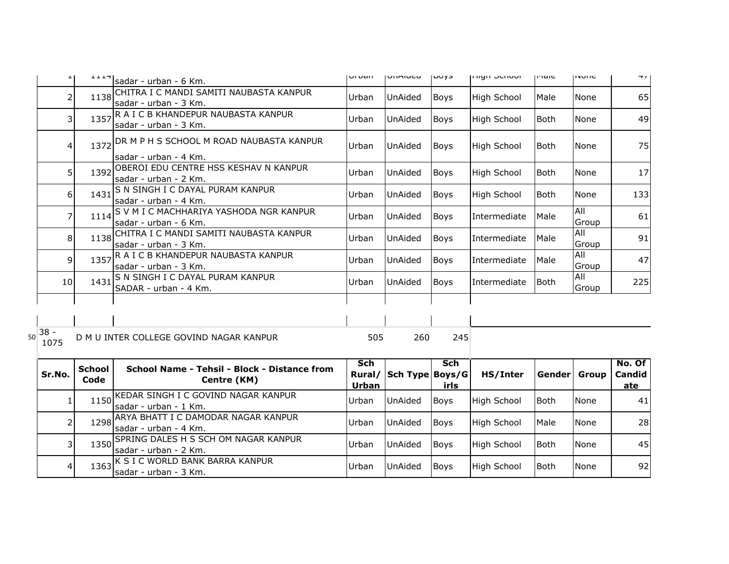| | | | | | | | | | |
|---|---|---|---|---|---|---|---|---|---|
| 1 | 1114 | sadar - urban - 6 Km. | Urban | UnAided | Boys | High School | Male | None | 47 |
| 2 | 1138 | CHITRA I C MANDI SAMITI NAUBASTA KANPUR sadar - urban - 3 Km. | Urban | UnAided | Boys | High School | Male | None | 65 |
| 3 | 1357 | R A I C B KHANDEPUR NAUBASTA KANPUR sadar - urban - 3 Km. | Urban | UnAided | Boys | High School | Both | None | 49 |
| 4 | 1372 | DR M P H S SCHOOL M ROAD NAUBASTA KANPUR sadar - urban - 4 Km. | Urban | UnAided | Boys | High School | Both | None | 75 |
| 5 | 1392 | OBEROI EDU CENTRE HSS KESHAV N KANPUR sadar - urban - 2 Km. | Urban | UnAided | Boys | High School | Both | None | 17 |
| 6 | 1431 | S N SINGH I C DAYAL PURAM KANPUR sadar - urban - 4 Km. | Urban | UnAided | Boys | High School | Both | None | 133 |
| 7 | 1114 | S V M I C MACHHARIYA YASHODA NGR KANPUR sadar - urban - 6 Km. | Urban | UnAided | Boys | Intermediate | Male | All Group | 61 |
| 8 | 1138 | CHITRA I C MANDI SAMITI NAUBASTA KANPUR sadar - urban - 3 Km. | Urban | UnAided | Boys | Intermediate | Male | All Group | 91 |
| 9 | 1357 | R A I C B KHANDEPUR NAUBASTA KANPUR sadar - urban - 3 Km. | Urban | UnAided | Boys | Intermediate | Male | All Group | 47 |
| 10 | 1431 | S N SINGH I C DAYAL PURAM KANPUR SADAR - urban - 4 Km. | Urban | UnAided | Boys | Intermediate | Both | All Group | 225 |

50 | 38 - 1075 | D M U INTER COLLEGE GOVIND NAGAR KANPUR | 505 | 260 | 245

| Sr.No. | School Code | School Name - Tehsil - Block - Distance from Centre (KM) | Sch Rural/ Urban | Sch Type | Sch Boys/Girls | HS/Inter | Gender | Group | No. Of Candidate |
|---|---|---|---|---|---|---|---|---|---|
| 1 | 1150 | KEDAR SINGH I C GOVIND NAGAR KANPUR sadar - urban - 1 Km. | Urban | UnAided | Boys | High School | Both | None | 41 |
| 2 | 1298 | ARYA BHATT I C DAMODAR NAGAR KANPUR sadar - urban - 4 Km. | Urban | UnAided | Boys | High School | Male | None | 28 |
| 3 | 1350 | SPRING DALES H S SCH OM NAGAR KANPUR sadar - urban - 2 Km. | Urban | UnAided | Boys | High School | Both | None | 45 |
| 4 | 1363 | K S I C WORLD BANK BARRA KANPUR sadar - urban - 3 Km. | Urban | UnAided | Boys | High School | Both | None | 92 |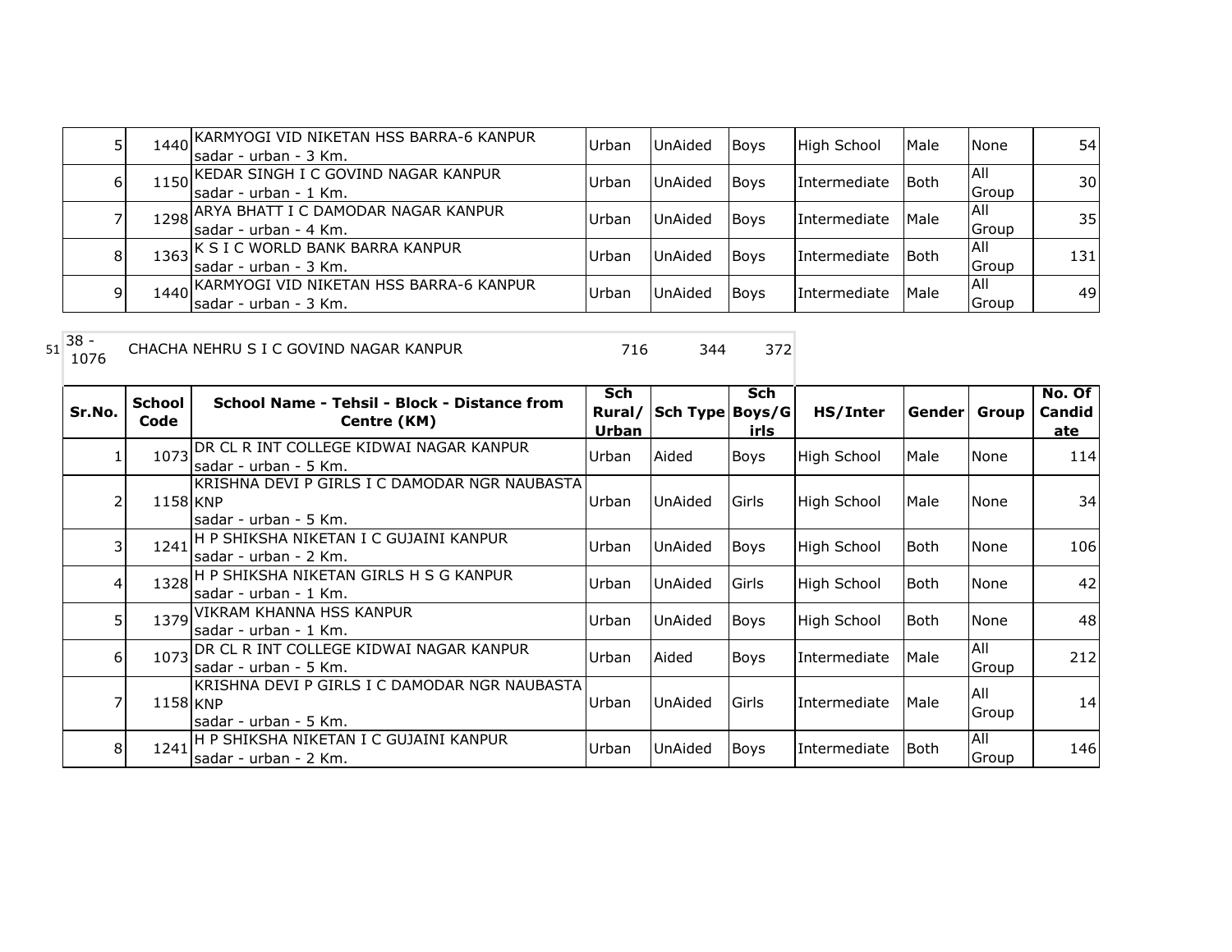| | | | | | | | | | |
|---|---|---|---|---|---|---|---|---|---|
| 5 | 1440 | KARMYOGI VID NIKETAN HSS BARRA-6 KANPUR sadar - urban - 3 Km. | Urban | UnAided | Boys | High School | Male | None | 54 |
| 6 | 1150 | KEDAR SINGH I C GOVIND NAGAR KANPUR sadar - urban - 1 Km. | Urban | UnAided | Boys | Intermediate | Both | All Group | 30 |
| 7 | 1298 | ARYA BHATT I C DAMODAR NAGAR KANPUR sadar - urban - 4 Km. | Urban | UnAided | Boys | Intermediate | Male | All Group | 35 |
| 8 | 1363 | K S I C WORLD BANK BARRA KANPUR sadar - urban - 3 Km. | Urban | UnAided | Boys | Intermediate | Both | All Group | 131 |
| 9 | 1440 | KARMYOGI VID NIKETAN HSS BARRA-6 KANPUR sadar - urban - 3 Km. | Urban | UnAided | Boys | Intermediate | Male | All Group | 49 |

51 38 - 1076 CHACHA NEHRU S I C GOVIND NAGAR KANPUR 716 344 372

| Sr.No. | School Code | School Name - Tehsil - Block - Distance from Centre (KM) | Sch Rural/ Urban | Sch Type | Sch Boys/Girls | HS/Inter | Gender | Group | No. Of Candidate |
|---|---|---|---|---|---|---|---|---|---|
| 1 | 1073 | DR CL R INT COLLEGE KIDWAI NAGAR KANPUR sadar - urban - 5 Km. | Urban | Aided | Boys | High School | Male | None | 114 |
| 2 | 1158 | KRISHNA DEVI P GIRLS I C DAMODAR NGR NAUBASTA KNP sadar - urban - 5 Km. | Urban | UnAided | Girls | High School | Male | None | 34 |
| 3 | 1241 | H P SHIKSHA NIKETAN I C GUJAINI KANPUR sadar - urban - 2 Km. | Urban | UnAided | Boys | High School | Both | None | 106 |
| 4 | 1328 | H P SHIKSHA NIKETAN GIRLS H S G KANPUR sadar - urban - 1 Km. | Urban | UnAided | Girls | High School | Both | None | 42 |
| 5 | 1379 | VIKRAM KHANNA HSS KANPUR sadar - urban - 1 Km. | Urban | UnAided | Boys | High School | Both | None | 48 |
| 6 | 1073 | DR CL R INT COLLEGE KIDWAI NAGAR KANPUR sadar - urban - 5 Km. | Urban | Aided | Boys | Intermediate | Male | All Group | 212 |
| 7 | 1158 | KRISHNA DEVI P GIRLS I C DAMODAR NGR NAUBASTA KNP sadar - urban - 5 Km. | Urban | UnAided | Girls | Intermediate | Male | All Group | 14 |
| 8 | 1241 | H P SHIKSHA NIKETAN I C GUJAINI KANPUR sadar - urban - 2 Km. | Urban | UnAided | Boys | Intermediate | Both | All Group | 146 |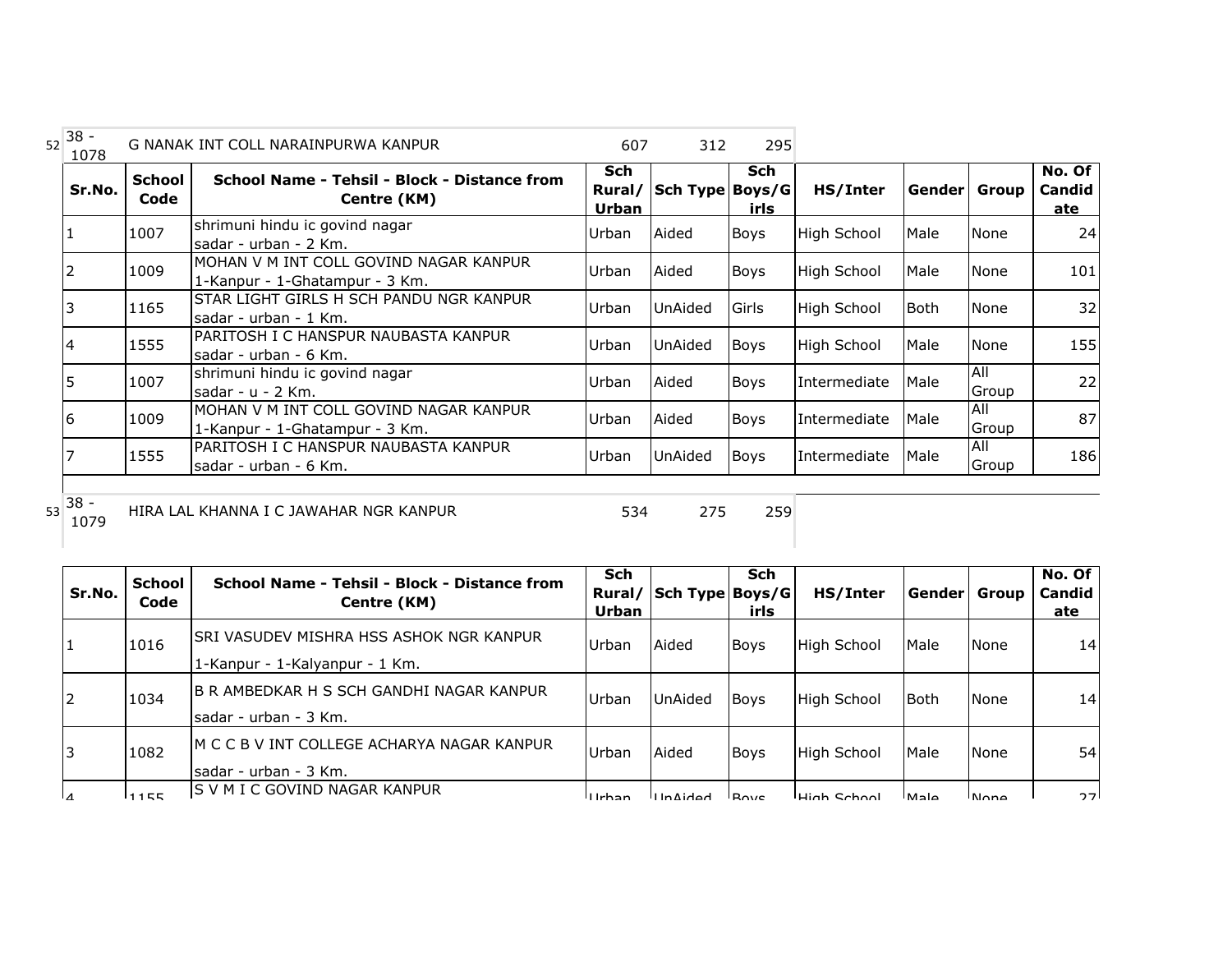52 | 38 - 1078 | G NANAK INT COLL NARAINPURWA KANPUR | 607 | 312 | 295

| Sr.No. | School Code | School Name - Tehsil - Block - Distance from Centre (KM) | Sch Rural/ Urban | Sch Type | Sch Boys/Girls | HS/Inter | Gender | Group | No. Of Candidate |
|---|---|---|---|---|---|---|---|---|---|
| 1 | 1007 | shrimuni hindu ic govind nagar sadar - urban - 2 Km. | Urban | Aided | Boys | High School | Male | None | 24 |
| 2 | 1009 | MOHAN V M INT COLL GOVIND NAGAR KANPUR 1-Kanpur - 1-Ghatampur - 3 Km. | Urban | Aided | Boys | High School | Male | None | 101 |
| 3 | 1165 | STAR LIGHT GIRLS H SCH PANDU NGR KANPUR sadar - urban - 1 Km. | Urban | UnAided | Girls | High School | Both | None | 32 |
| 4 | 1555 | PARITOSH I C HANSPUR NAUBASTA KANPUR sadar - urban - 6 Km. | Urban | UnAided | Boys | High School | Male | None | 155 |
| 5 | 1007 | shrimuni hindu ic govind nagar sadar - u - 2 Km. | Urban | Aided | Boys | Intermediate | Male | All Group | 22 |
| 6 | 1009 | MOHAN V M INT COLL GOVIND NAGAR KANPUR 1-Kanpur - 1-Ghatampur - 3 Km. | Urban | Aided | Boys | Intermediate | Male | All Group | 87 |
| 7 | 1555 | PARITOSH I C HANSPUR NAUBASTA KANPUR sadar - urban - 6 Km. | Urban | UnAided | Boys | Intermediate | Male | All Group | 186 |

53 | 38 - 1079 | HIRA LAL KHANNA I C JAWAHAR NGR KANPUR | 534 | 275 | 259

| Sr.No. | School Code | School Name - Tehsil - Block - Distance from Centre (KM) | Sch Rural/ Urban | Sch Type | Sch Boys/Girls | HS/Inter | Gender | Group | No. Of Candidate |
|---|---|---|---|---|---|---|---|---|---|
| 1 | 1016 | SRI VASUDEV MISHRA HSS ASHOK NGR KANPUR 1-Kanpur - 1-Kalyanpur - 1 Km. | Urban | Aided | Boys | High School | Male | None | 14 |
| 2 | 1034 | B R AMBEDKAR H S SCH GANDHI NAGAR KANPUR sadar - urban - 3 Km. | Urban | UnAided | Boys | High School | Both | None | 14 |
| 3 | 1082 | M C C B V INT COLLEGE ACHARYA NAGAR KANPUR sadar - urban - 3 Km. | Urban | Aided | Boys | High School | Male | None | 54 |
| 4 | 1155 | S V M I C GOVIND NAGAR KANPUR | Urban | UnAided | Boys | High School | Male | None | 27 |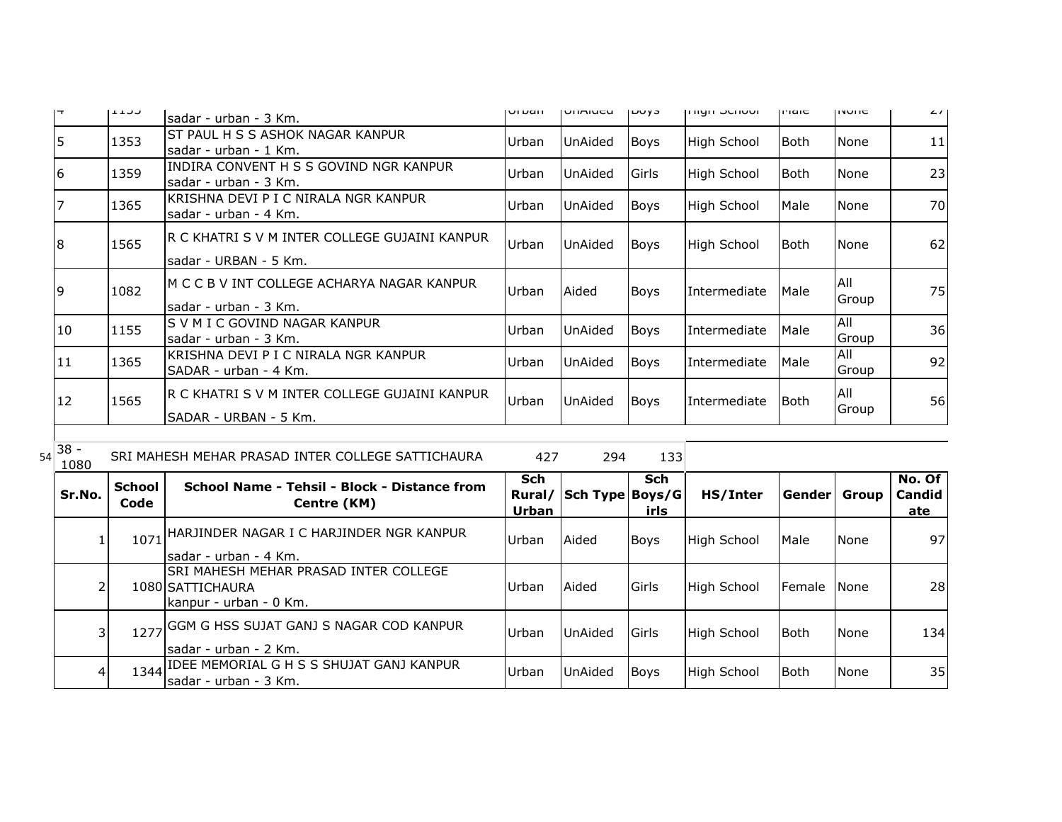| Sr.No. | School Code | School Name - Tehsil - Block - Distance from Centre (KM) | Sch Rural/ Urban | Sch Type | Sch Boys/Girls | HS/Inter | Gender | Group | No. Of Candidate |
|---|---|---|---|---|---|---|---|---|---|
| 4 | 1355 | sadar - urban - 3 Km. | Urban | UnAided | Boys | High School | Male | None | 27 |
| 5 | 1353 | ST PAUL H S S ASHOK NAGAR KANPUR sadar - urban - 1 Km. | Urban | UnAided | Boys | High School | Both | None | 11 |
| 6 | 1359 | INDIRA CONVENT H S S GOVIND NGR KANPUR sadar - urban - 3 Km. | Urban | UnAided | Girls | High School | Both | None | 23 |
| 7 | 1365 | KRISHNA DEVI P I C NIRALA NGR KANPUR sadar - urban - 4 Km. | Urban | UnAided | Boys | High School | Male | None | 70 |
| 8 | 1565 | R C KHATRI S V M INTER COLLEGE GUJAINI KANPUR sadar - URBAN - 5 Km. | Urban | UnAided | Boys | High School | Both | None | 62 |
| 9 | 1082 | M C C B V INT COLLEGE ACHARYA NAGAR KANPUR sadar - urban - 3 Km. | Urban | Aided | Boys | Intermediate | Male | All Group | 75 |
| 10 | 1155 | S V M I C GOVIND NAGAR KANPUR sadar - urban - 3 Km. | Urban | UnAided | Boys | Intermediate | Male | All Group | 36 |
| 11 | 1365 | KRISHNA DEVI P I C NIRALA NGR KANPUR SADAR - urban - 4 Km. | Urban | UnAided | Boys | Intermediate | Male | All Group | 92 |
| 12 | 1565 | R C KHATRI S V M INTER COLLEGE GUJAINI KANPUR SADAR - URBAN - 5 Km. | Urban | UnAided | Boys | Intermediate | Both | All Group | 56 |

54 | 38 - 1080 | SRI MAHESH MEHAR PRASAD INTER COLLEGE SATTICHAURA | 427 | 294 | 133

| Sr.No. | School Code | School Name - Tehsil - Block - Distance from Centre (KM) | Sch Rural/ Urban | Sch Type | Sch Boys/Girls | HS/Inter | Gender | Group | No. Of Candidate |
|---|---|---|---|---|---|---|---|---|---|
| 1 | 1071 | HARJINDER NAGAR I C HARJINDER NGR KANPUR sadar - urban - 4 Km. | Urban | Aided | Boys | High School | Male | None | 97 |
| 2 | 1080 | SRI MAHESH MEHAR PRASAD INTER COLLEGE SATTICHAURA kanpur - urban - 0 Km. | Urban | Aided | Girls | High School | Female | None | 28 |
| 3 | 1277 | GGM G HSS SUJAT GANJ S NAGAR COD KANPUR sadar - urban - 2 Km. | Urban | UnAided | Girls | High School | Both | None | 134 |
| 4 | 1344 | IDEE MEMORIAL G H S S SHUJAT GANJ KANPUR sadar - urban - 3 Km. | Urban | UnAided | Boys | High School | Both | None | 35 |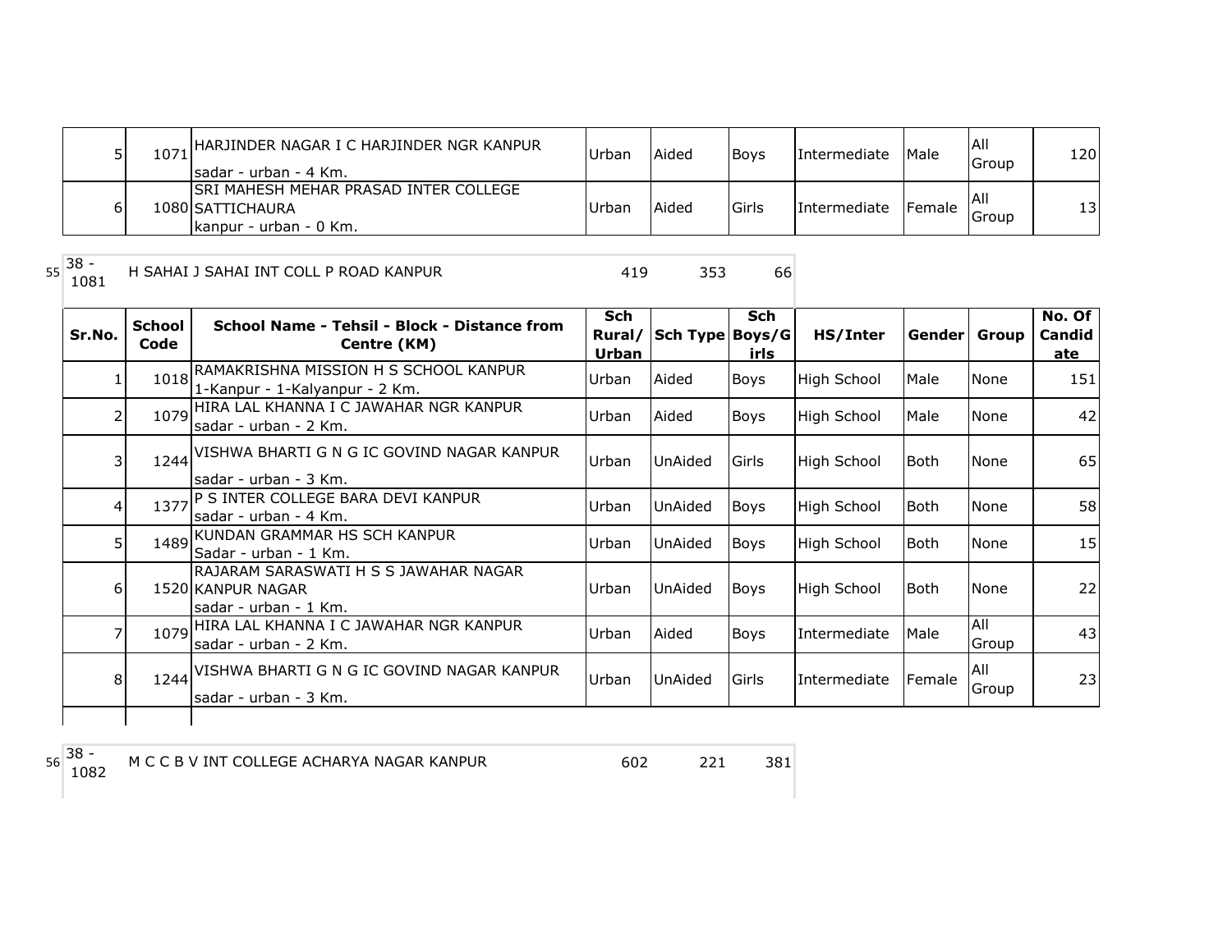| | | | | | | | | | |
|---|---|---|---|---|---|---|---|---|---|
| 5 | 1071 | HARJINDER NAGAR I C HARJINDER NGR KANPUR<br>sadar - urban - 4 Km. | Urban | Aided | Boys | Intermediate | Male | All Group | 120 |
| 6 | 1080 | SRI MAHESH MEHAR PRASAD INTER COLLEGE SATTICHAURA<br>kanpur - urban - 0 Km. | Urban | Aided | Girls | Intermediate | Female | All Group | 13 |

| | | | | | |
|---|---|---|---|---|---|
| 55 | 38 - 1081 | H SAHAI J SAHAI INT COLL P ROAD KANPUR | 419 | 353 | 66 |

| Sr.No. | School Code | School Name - Tehsil - Block - Distance from Centre (KM) | Sch Rural/ Urban | Sch Type | Sch Boys/Girls | HS/Inter | Gender | Group | No. Of Candidate |
|---|---|---|---|---|---|---|---|---|---|
| 1 | 1018 | RAMAKRISHNA MISSION H S SCHOOL KANPUR<br>1-Kanpur - 1-Kalyanpur - 2 Km. | Urban | Aided | Boys | High School | Male | None | 151 |
| 2 | 1079 | HIRA LAL KHANNA I C JAWAHAR NGR KANPUR<br>sadar - urban - 2 Km. | Urban | Aided | Boys | High School | Male | None | 42 |
| 3 | 1244 | VISHWA BHARTI G N G IC GOVIND NAGAR KANPUR<br>sadar - urban - 3 Km. | Urban | UnAided | Girls | High School | Both | None | 65 |
| 4 | 1377 | P S INTER COLLEGE BARA DEVI KANPUR<br>sadar - urban - 4 Km. | Urban | UnAided | Boys | High School | Both | None | 58 |
| 5 | 1489 | KUNDAN GRAMMAR HS SCH KANPUR<br>Sadar - urban - 1 Km. | Urban | UnAided | Boys | High School | Both | None | 15 |
| 6 | 1520 | RAJARAM SARASWATI H S S JAWAHAR NAGAR KANPUR NAGAR<br>sadar - urban - 1 Km. | Urban | UnAided | Boys | High School | Both | None | 22 |
| 7 | 1079 | HIRA LAL KHANNA I C JAWAHAR NGR KANPUR<br>sadar - urban - 2 Km. | Urban | Aided | Boys | Intermediate | Male | All Group | 43 |
| 8 | 1244 | VISHWA BHARTI G N G IC GOVIND NAGAR KANPUR<br>sadar - urban - 3 Km. | Urban | UnAided | Girls | Intermediate | Female | All Group | 23 |

| | | | | | |
|---|---|---|---|---|---|
| 56 | 38 - 1082 | M C C B V INT COLLEGE ACHARYA NAGAR KANPUR | 602 | 221 | 381 |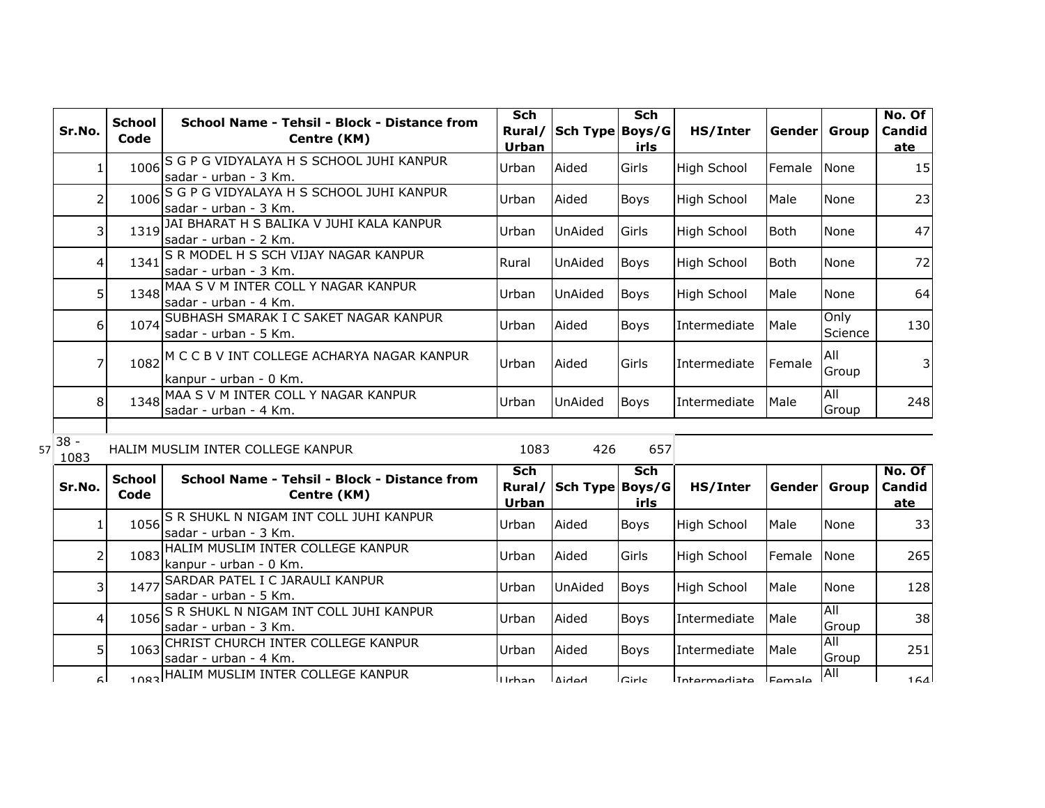| Sr.No. | School Code | School Name - Tehsil - Block - Distance from Centre (KM) | Sch Rural/ Urban | Sch Type | Sch Boys/Girls | HS/Inter | Gender | Group | No. Of Candidate |
|---|---|---|---|---|---|---|---|---|---|
| 1 | 1006 | S G P G VIDYALAYA H S SCHOOL JUHI KANPUR sadar - urban - 3 Km. | Urban | Aided | Girls | High School | Female | None | 15 |
| 2 | 1006 | S G P G VIDYALAYA H S SCHOOL JUHI KANPUR sadar - urban - 3 Km. | Urban | Aided | Boys | High School | Male | None | 23 |
| 3 | 1319 | JAI BHARAT H S BALIKA V JUHI KALA KANPUR sadar - urban - 2 Km. | Urban | UnAided | Girls | High School | Both | None | 47 |
| 4 | 1341 | S R MODEL H S SCH VIJAY NAGAR KANPUR sadar - urban - 3 Km. | Rural | UnAided | Boys | High School | Both | None | 72 |
| 5 | 1348 | MAA S V M INTER COLL Y NAGAR KANPUR sadar - urban - 4 Km. | Urban | UnAided | Boys | High School | Male | None | 64 |
| 6 | 1074 | SUBHASH SMARAK I C SAKET NAGAR KANPUR sadar - urban - 5 Km. | Urban | Aided | Boys | Intermediate | Male | Only Science | 130 |
| 7 | 1082 | M C C B V INT COLLEGE ACHARYA NAGAR KANPUR kanpur - urban - 0 Km. | Urban | Aided | Girls | Intermediate | Female | All Group | 3 |
| 8 | 1348 | MAA S V M INTER COLL Y NAGAR KANPUR sadar - urban - 4 Km. | Urban | UnAided | Boys | Intermediate | Male | All Group | 248 |

57 | 38 - 1083 | HALIM MUSLIM INTER COLLEGE KANPUR | 1083 | 426 | 657

| Sr.No. | School Code | School Name - Tehsil - Block - Distance from Centre (KM) | Sch Rural/ Urban | Sch Type | Sch Boys/Girls | HS/Inter | Gender | Group | No. Of Candidate |
|---|---|---|---|---|---|---|---|---|---|
| 1 | 1056 | S R SHUKL N NIGAM INT COLL JUHI KANPUR sadar - urban - 3 Km. | Urban | Aided | Boys | High School | Male | None | 33 |
| 2 | 1083 | HALIM MUSLIM INTER COLLEGE KANPUR kanpur - urban - 0 Km. | Urban | Aided | Girls | High School | Female | None | 265 |
| 3 | 1477 | SARDAR PATEL I C JARAULI KANPUR sadar - urban - 5 Km. | Urban | UnAided | Boys | High School | Male | None | 128 |
| 4 | 1056 | S R SHUKL N NIGAM INT COLL JUHI KANPUR sadar - urban - 3 Km. | Urban | Aided | Boys | Intermediate | Male | All Group | 38 |
| 5 | 1063 | CHRIST CHURCH INTER COLLEGE KANPUR sadar - urban - 4 Km. | Urban | Aided | Boys | Intermediate | Male | All Group | 251 |
| 6 | 1083 | HALIM MUSLIM INTER COLLEGE KANPUR | Urban | Aided | Girls | Intermediate | Female | All | 164 |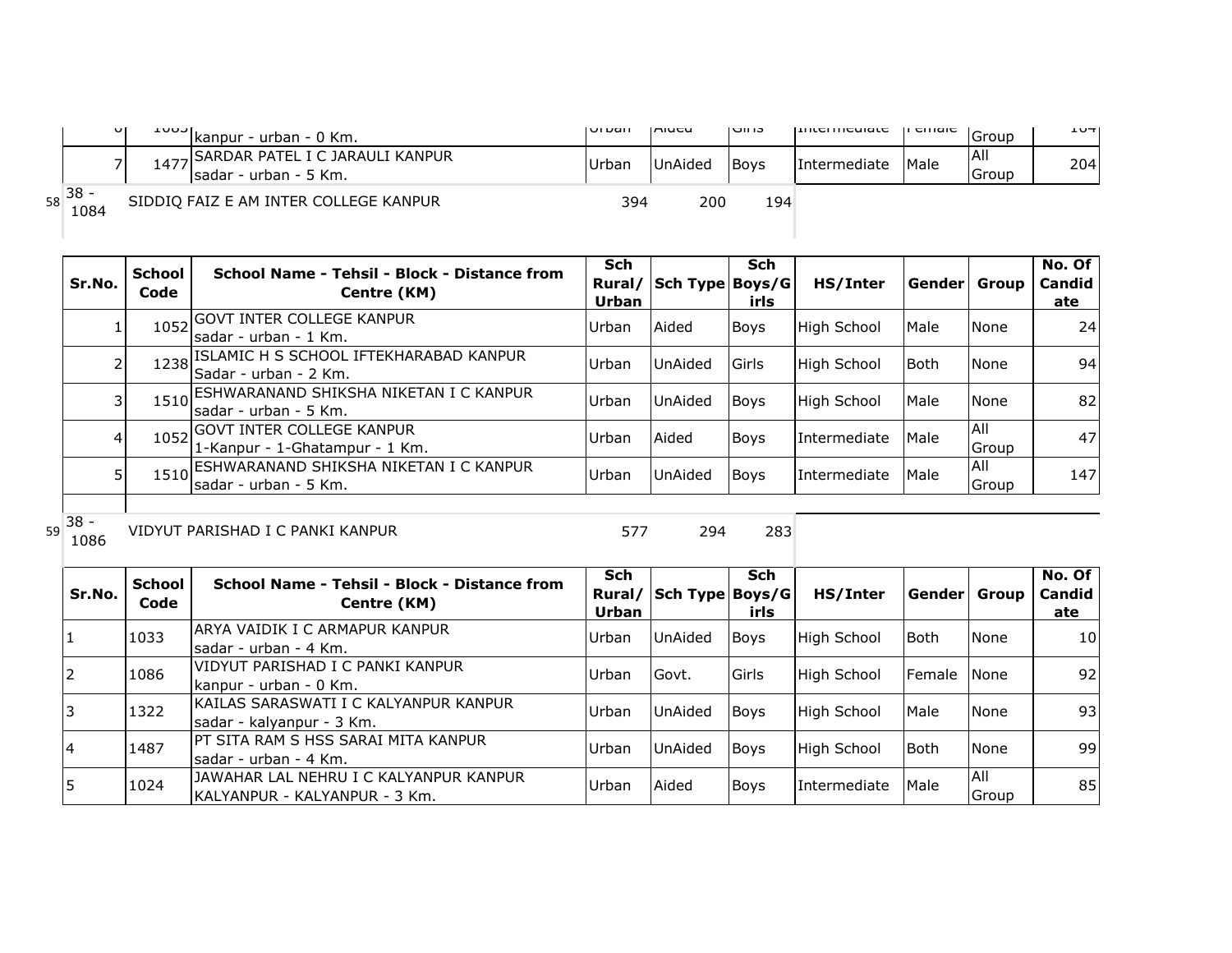| Sr.No. | School Code | School Name - Tehsil - Block - Distance from Centre (KM) | Sch Rural/ Urban | Sch Type | Sch Boys/Girls | HS/Inter | Gender | Group | No. Of Candidate |
|---|---|---|---|---|---|---|---|---|---|
| 6 | 1083 | kanpur - urban - 0 Km. | Urban | Aided | Girls | Intermediate | Female | Group | 104 |
| 7 | 1477 | SARDAR PATEL I C JARAULI KANPUR sadar - urban - 5 Km. | Urban | UnAided | Boys | Intermediate | Male | All Group | 204 |

58 38 - 1084 SIDDIQ FAIZ E AM INTER COLLEGE KANPUR 394 200 194

| Sr.No. | School Code | School Name - Tehsil - Block - Distance from Centre (KM) | Sch Rural/ Urban | Sch Type | Sch Boys/Girls | HS/Inter | Gender | Group | No. Of Candidate |
|---|---|---|---|---|---|---|---|---|---|
| 1 | 1052 | GOVT INTER COLLEGE KANPUR sadar - urban - 1 Km. | Urban | Aided | Boys | High School | Male | None | 24 |
| 2 | 1238 | ISLAMIC H S SCHOOL IFTEKHARABAD KANPUR Sadar - urban - 2 Km. | Urban | UnAided | Girls | High School | Both | None | 94 |
| 3 | 1510 | ESHWARANAND SHIKSHA NIKETAN I C KANPUR sadar - urban - 5 Km. | Urban | UnAided | Boys | High School | Male | None | 82 |
| 4 | 1052 | GOVT INTER COLLEGE KANPUR 1-Kanpur - 1-Ghatampur - 1 Km. | Urban | Aided | Boys | Intermediate | Male | All Group | 47 |
| 5 | 1510 | ESHWARANAND SHIKSHA NIKETAN I C KANPUR sadar - urban - 5 Km. | Urban | UnAided | Boys | Intermediate | Male | All Group | 147 |

59 38 - 1086 VIDYUT PARISHAD I C PANKI KANPUR 577 294 283

| Sr.No. | School Code | School Name - Tehsil - Block - Distance from Centre (KM) | Sch Rural/ Urban | Sch Type | Sch Boys/Girls | HS/Inter | Gender | Group | No. Of Candidate |
|---|---|---|---|---|---|---|---|---|---|
| 1 | 1033 | ARYA VAIDIK I C ARMAPUR KANPUR sadar - urban - 4 Km. | Urban | UnAided | Boys | High School | Both | None | 10 |
| 2 | 1086 | VIDYUT PARISHAD I C PANKI KANPUR kanpur - urban - 0 Km. | Urban | Govt. | Girls | High School | Female | None | 92 |
| 3 | 1322 | KAILAS SARASWATI I C KALYANPUR KANPUR sadar - kalyanpur - 3 Km. | Urban | UnAided | Boys | High School | Male | None | 93 |
| 4 | 1487 | PT SITA RAM S HSS SARAI MITA KANPUR sadar - urban - 4 Km. | Urban | UnAided | Boys | High School | Both | None | 99 |
| 5 | 1024 | JAWAHAR LAL NEHRU I C KALYANPUR KANPUR KALYANPUR - KALYANPUR - 3 Km. | Urban | Aided | Boys | Intermediate | Male | All Group | 85 |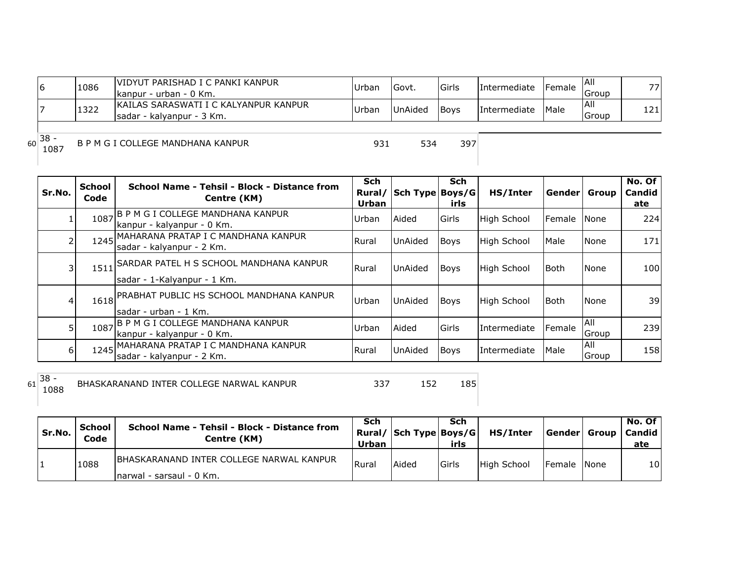| 6 | 1086 | VIDYUT PARISHAD I C PANKI KANPUR kanpur - urban - 0 Km. | Urban | Govt. | Girls | Intermediate | Female | All Group | 77 |
|---|---|---|---|---|---|---|---|---|---|
| 7 | 1322 | KAILAS SARASWATI I C KALYANPUR KANPUR sadar - kalyanpur - 3 Km. | Urban | UnAided | Boys | Intermediate | Male | All Group | 121 |

| 60 | 38 - 1087 | B P M G I COLLEGE MANDHANA KANPUR | 931 | 534 | 397 |
|---|---|---|---|---|---|

| Sr.No. | School Code | School Name - Tehsil - Block - Distance from Centre (KM) | Sch Rural/ Urban | Sch Type | Sch Boys/Girls | HS/Inter | Gender | Group | No. Of Candidate |
|---|---|---|---|---|---|---|---|---|---|
| 1 | 1087 | B P M G I COLLEGE MANDHANA KANPUR kanpur - kalyanpur - 0 Km. | Urban | Aided | Girls | High School | Female | None | 224 |
| 2 | 1245 | MAHARANA PRATAP I C MANDHANA KANPUR sadar - kalyanpur - 2 Km. | Rural | UnAided | Boys | High School | Male | None | 171 |
| 3 | 1511 | SARDAR PATEL H S SCHOOL MANDHANA KANPUR sadar - 1-Kalyanpur - 1 Km. | Rural | UnAided | Boys | High School | Both | None | 100 |
| 4 | 1618 | PRABHAT PUBLIC HS SCHOOL MANDHANA KANPUR sadar - urban - 1 Km. | Urban | UnAided | Boys | High School | Both | None | 39 |
| 5 | 1087 | B P M G I COLLEGE MANDHANA KANPUR kanpur - kalyanpur - 0 Km. | Urban | Aided | Girls | Intermediate | Female | All Group | 239 |
| 6 | 1245 | MAHARANA PRATAP I C MANDHANA KANPUR sadar - kalyanpur - 2 Km. | Rural | UnAided | Boys | Intermediate | Male | All Group | 158 |

| 61 | 38 - 1088 | BHASKARANAND INTER COLLEGE NARWAL KANPUR | 337 | 152 | 185 |
|---|---|---|---|---|---|

| Sr.No. | School Code | School Name - Tehsil - Block - Distance from Centre (KM) | Sch Rural/ Urban | Sch Type | Sch Boys/Girls | HS/Inter | Gender | Group | No. Of Candidate |
|---|---|---|---|---|---|---|---|---|---|
| 1 | 1088 | BHASKARANAND INTER COLLEGE NARWAL KANPUR narwal - sarsaul - 0 Km. | Rural | Aided | Girls | High School | Female | None | 10 |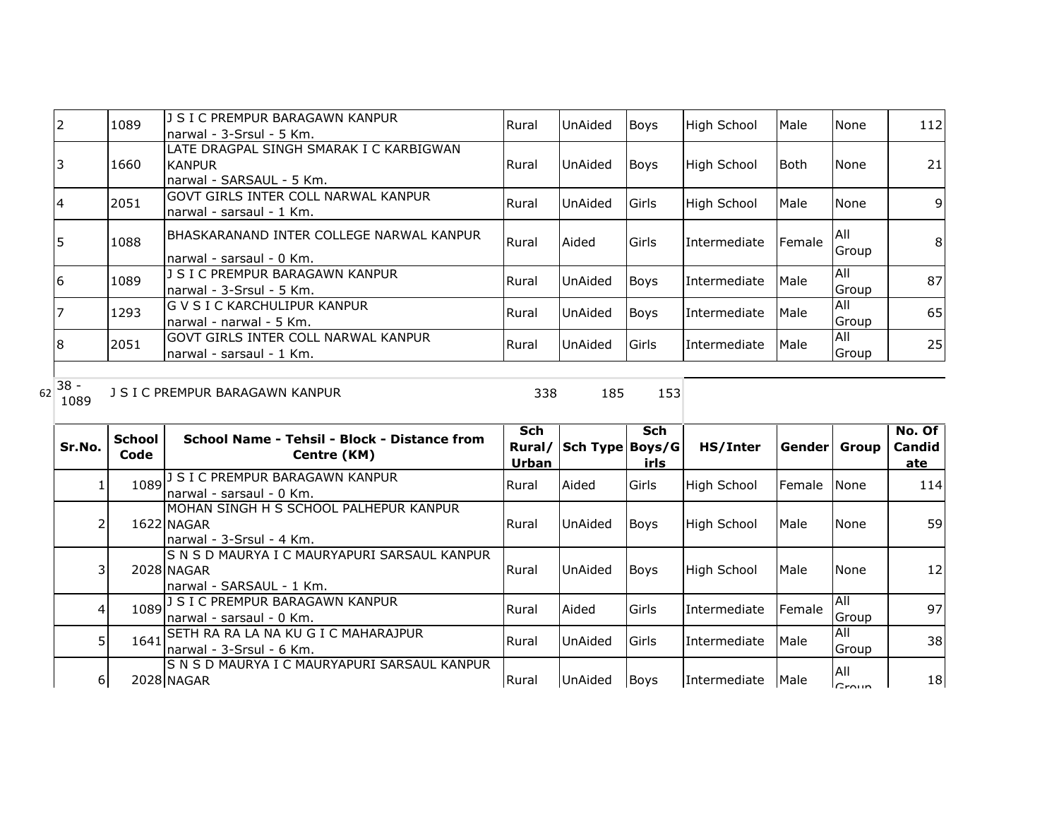| | | | | | | | | | |
|---|---|---|---|---|---|---|---|---|---|
| 2 | 1089 | J S I C PREMPUR BARAGAWN KANPUR narwal - 3-Srsul - 5 Km. | Rural | UnAided | Boys | High School | Male | None | 112 |
| 3 | 1660 | LATE DRAGPAL SINGH SMARAK I C KARBIGWAN KANPUR narwal - SARSAUL - 5 Km. | Rural | UnAided | Boys | High School | Both | None | 21 |
| 4 | 2051 | GOVT GIRLS INTER COLL NARWAL KANPUR narwal - sarsaul - 1 Km. | Rural | UnAided | Girls | High School | Male | None | 9 |
| 5 | 1088 | BHASKARANAND INTER COLLEGE NARWAL KANPUR narwal - sarsaul - 0 Km. | Rural | Aided | Girls | Intermediate | Female | All Group | 8 |
| 6 | 1089 | J S I C PREMPUR BARAGAWN KANPUR narwal - 3-Srsul - 5 Km. | Rural | UnAided | Boys | Intermediate | Male | All Group | 87 |
| 7 | 1293 | G V S I C KARCHULIPUR KANPUR narwal - narwal - 5 Km. | Rural | UnAided | Boys | Intermediate | Male | All Group | 65 |
| 8 | 2051 | GOVT GIRLS INTER COLL NARWAL KANPUR narwal - sarsaul - 1 Km. | Rural | UnAided | Girls | Intermediate | Male | All Group | 25 |

62 | 38 - 1089 | J S I C PREMPUR BARAGAWN KANPUR | 338 | 185 | 153

| Sr.No. | School Code | School Name - Tehsil - Block - Distance from Centre (KM) | Sch Rural/ Urban | Sch Type | Sch Boys/Girls | HS/Inter | Gender | Group | No. Of Candidate |
|---|---|---|---|---|---|---|---|---|---|
| 1 | 1089 | J S I C PREMPUR BARAGAWN KANPUR narwal - sarsaul - 0 Km. | Rural | Aided | Girls | High School | Female | None | 114 |
| 2 | 1622 | MOHAN SINGH H S SCHOOL PALHEPUR KANPUR NAGAR narwal - 3-Srsul - 4 Km. | Rural | UnAided | Boys | High School | Male | None | 59 |
| 3 | 2028 | S N S D MAURYA I C MAURYAPURI SARSAUL KANPUR NAGAR narwal - SARSAUL - 1 Km. | Rural | UnAided | Boys | High School | Male | None | 12 |
| 4 | 1089 | J S I C PREMPUR BARAGAWN KANPUR narwal - sarsaul - 0 Km. | Rural | Aided | Girls | Intermediate | Female | All Group | 97 |
| 5 | 1641 | SETH RA RA LA NA KU G I C MAHARAJPUR narwal - 3-Srsul - 6 Km. | Rural | UnAided | Girls | Intermediate | Male | All Group | 38 |
| 6 | 2028 | S N S D MAURYA I C MAURYAPURI SARSAUL KANPUR NAGAR | Rural | UnAided | Boys | Intermediate | Male | All Group | 18 |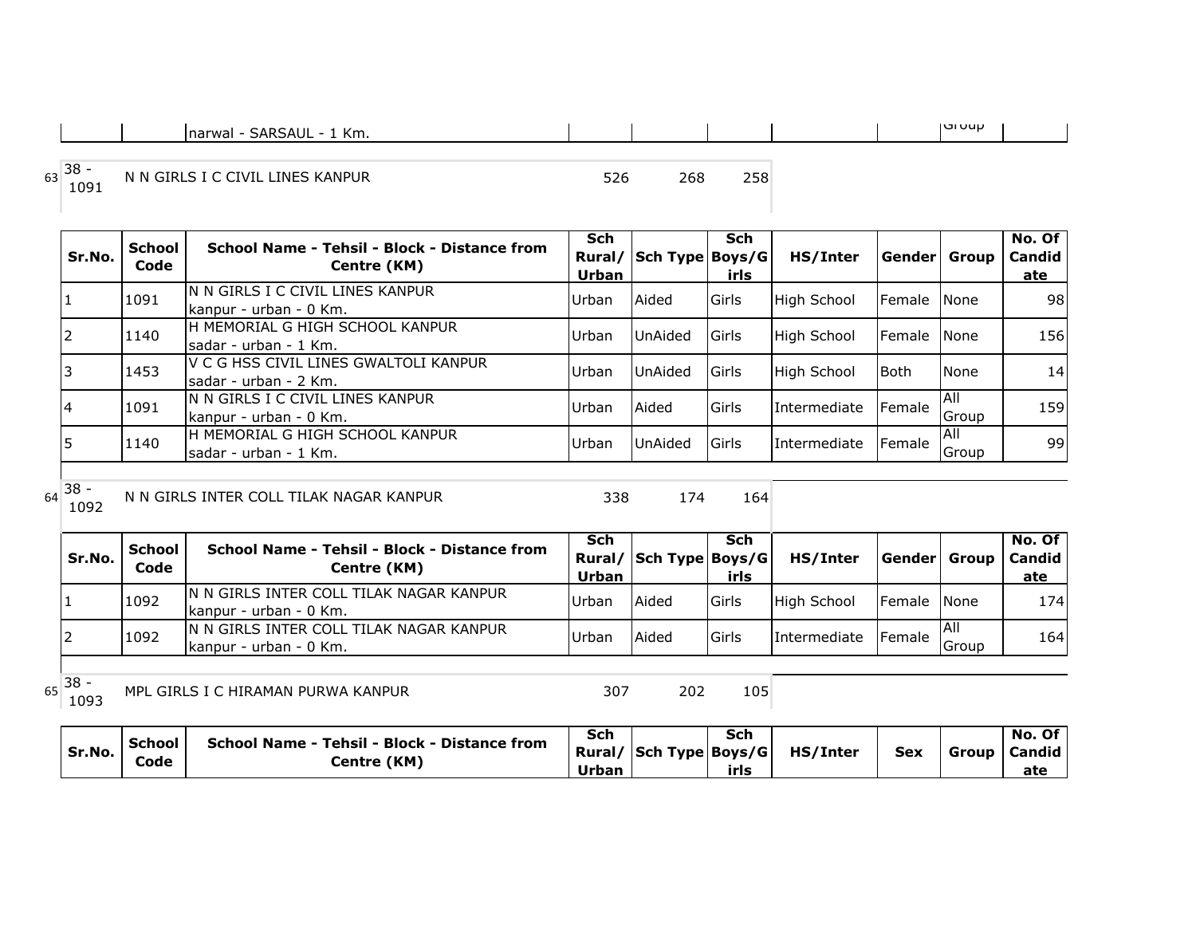| | | narwal - SARSAUL - 1 Km. | | | | | | Group | |
|---|---|---|---|---|---|---|---|---|---|

63 38 - 1091 N N GIRLS I C CIVIL LINES KANPUR 526 268 258

| Sr.No. | School Code | School Name - Tehsil - Block - Distance from Centre (KM) | Sch Rural/ Urban | Sch Type | Sch Boys/Girls | HS/Inter | Gender | Group | No. Of Candidate |
|---|---|---|---|---|---|---|---|---|---|
| 1 | 1091 | N N GIRLS I C CIVIL LINES KANPUR kanpur - urban - 0 Km. | Urban | Aided | Girls | High School | Female | None | 98 |
| 2 | 1140 | H MEMORIAL G HIGH SCHOOL KANPUR sadar - urban - 1 Km. | Urban | UnAided | Girls | High School | Female | None | 156 |
| 3 | 1453 | V C G HSS CIVIL LINES GWALTOLI KANPUR sadar - urban - 2 Km. | Urban | UnAided | Girls | High School | Both | None | 14 |
| 4 | 1091 | N N GIRLS I C CIVIL LINES KANPUR kanpur - urban - 0 Km. | Urban | Aided | Girls | Intermediate | Female | All Group | 159 |
| 5 | 1140 | H MEMORIAL G HIGH SCHOOL KANPUR sadar - urban - 1 Km. | Urban | UnAided | Girls | Intermediate | Female | All Group | 99 |

64 38 - 1092 N N GIRLS INTER COLL TILAK NAGAR KANPUR 338 174 164

| Sr.No. | School Code | School Name - Tehsil - Block - Distance from Centre (KM) | Sch Rural/ Urban | Sch Type | Sch Boys/Girls | HS/Inter | Gender | Group | No. Of Candidate |
|---|---|---|---|---|---|---|---|---|---|
| 1 | 1092 | N N GIRLS INTER COLL TILAK NAGAR KANPUR kanpur - urban - 0 Km. | Urban | Aided | Girls | High School | Female | None | 174 |
| 2 | 1092 | N N GIRLS INTER COLL TILAK NAGAR KANPUR kanpur - urban - 0 Km. | Urban | Aided | Girls | Intermediate | Female | All Group | 164 |

65 38 - 1093 MPL GIRLS I C HIRAMAN PURWA KANPUR 307 202 105

| Sr.No. | School Code | School Name - Tehsil - Block - Distance from Centre (KM) | Sch Rural/ Urban | Sch Type | Sch Boys/Girls | HS/Inter | Sex | Group | No. Of Candidate |
|---|---|---|---|---|---|---|---|---|---|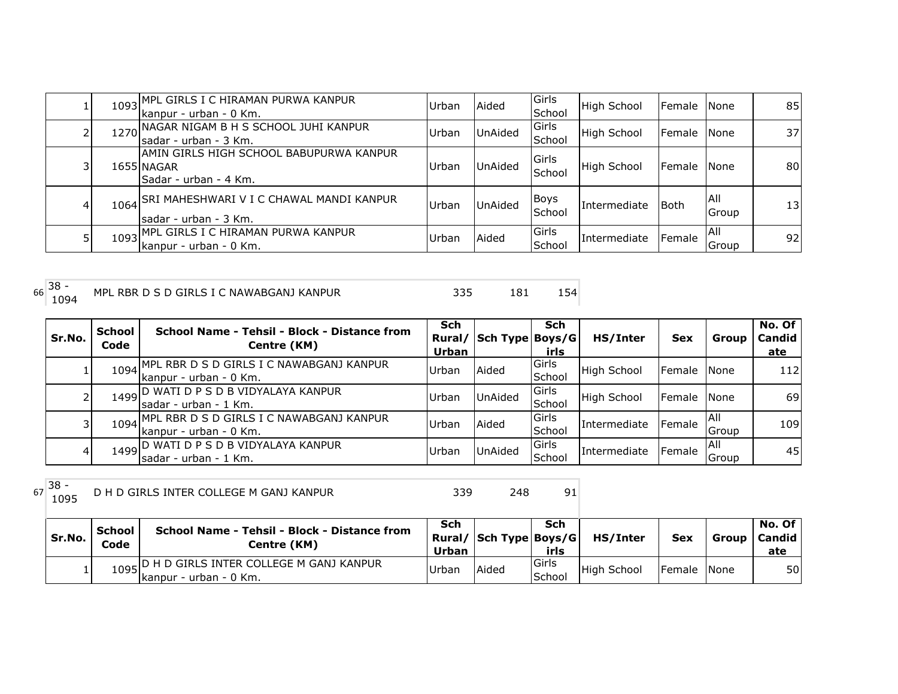| Sr.No. | School Code | School Name - Tehsil - Block - Distance from Centre (KM) | Sch Rural/ Urban | Sch Type | Sch Boys/Girls | HS/Inter | Sex | Group | No. Of Candidate |
|---|---|---|---|---|---|---|---|---|---|
| 1 | 1093 | MPL GIRLS I C HIRAMAN PURWA KANPUR kanpur - urban - 0 Km. | Urban | Aided | Girls School | High School | Female | None | 85 |
| 2 | 1270 | NAGAR NIGAM B H S SCHOOL JUHI KANPUR sadar - urban - 3 Km. | Urban | UnAided | Girls School | High School | Female | None | 37 |
| 3 | 1655 | AMIN GIRLS HIGH SCHOOL BABUPURWA KANPUR NAGAR Sadar - urban - 4 Km. | Urban | UnAided | Girls School | High School | Female | None | 80 |
| 4 | 1064 | SRI MAHESHWARI V I C CHAWAL MANDI KANPUR sadar - urban - 3 Km. | Urban | UnAided | Boys School | Intermediate | Both | All Group | 13 |
| 5 | 1093 | MPL GIRLS I C HIRAMAN PURWA KANPUR kanpur - urban - 0 Km. | Urban | Aided | Girls School | Intermediate | Female | All Group | 92 |

| 66 | 38 - 1094 | MPL RBR D S D GIRLS I C NAWABGANJ KANPUR | 335 | 181 | 154 |
|---|---|---|---|---|---|

| Sr.No. | School Code | School Name - Tehsil - Block - Distance from Centre (KM) | Sch Rural/ Urban | Sch Type | Sch Boys/Girls | HS/Inter | Sex | Group | No. Of Candidate |
|---|---|---|---|---|---|---|---|---|---|
| 1 | 1094 | MPL RBR D S D GIRLS I C NAWABGANJ KANPUR kanpur - urban - 0 Km. | Urban | Aided | Girls School | High School | Female | None | 112 |
| 2 | 1499 | D WATI D P S D B VIDYALAYA KANPUR sadar - urban - 1 Km. | Urban | UnAided | Girls School | High School | Female | None | 69 |
| 3 | 1094 | MPL RBR D S D GIRLS I C NAWABGANJ KANPUR kanpur - urban - 0 Km. | Urban | Aided | Girls School | Intermediate | Female | All Group | 109 |
| 4 | 1499 | D WATI D P S D B VIDYALAYA KANPUR sadar - urban - 1 Km. | Urban | UnAided | Girls School | Intermediate | Female | All Group | 45 |

| 67 | 38 - 1095 | D H D GIRLS INTER COLLEGE M GANJ KANPUR | 339 | 248 | 91 |
|---|---|---|---|---|---|

| Sr.No. | School Code | School Name - Tehsil - Block - Distance from Centre (KM) | Sch Rural/ Urban | Sch Type | Sch Boys/Girls | HS/Inter | Sex | Group | No. Of Candidate |
|---|---|---|---|---|---|---|---|---|---|
| 1 | 1095 | D H D GIRLS INTER COLLEGE M GANJ KANPUR kanpur - urban - 0 Km. | Urban | Aided | Girls School | High School | Female | None | 50 |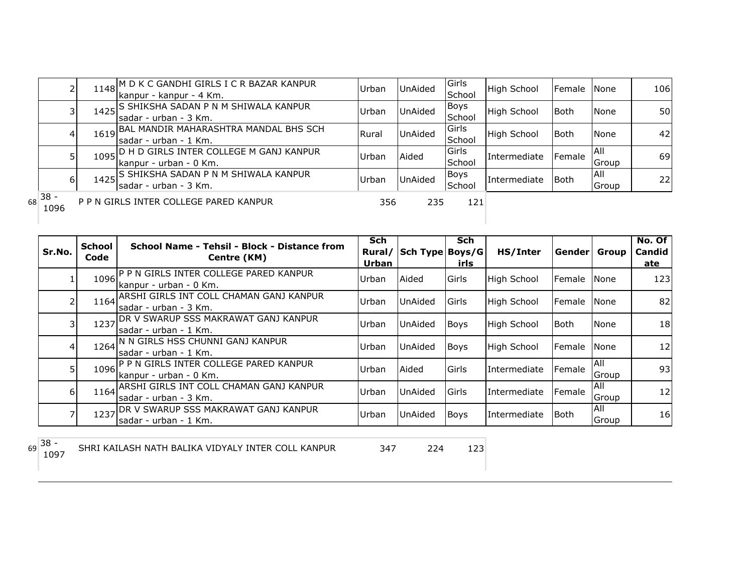| Sr.No. | School Code | School Name - Tehsil - Block - Distance from Centre (KM) | Sch Rural/ Urban | Sch Type | Sch Boys/Girls | HS/Inter | Gender | Group | No. Of Candidate |
|---|---|---|---|---|---|---|---|---|---|
| 2 | 1148 | M D K C GANDHI GIRLS I C R BAZAR KANPUR kanpur - kanpur - 4 Km. | Urban | UnAided | Girls School | High School | Female | None | 106 |
| 3 | 1425 | S SHIKSHA SADAN P N M SHIWALA KANPUR sadar - urban - 3 Km. | Urban | UnAided | Boys School | High School | Both | None | 50 |
| 4 | 1619 | BAL MANDIR MAHARASHTRA MANDAL BHS SCH sadar - urban - 1 Km. | Rural | UnAided | Girls School | High School | Both | None | 42 |
| 5 | 1095 | D H D GIRLS INTER COLLEGE M GANJ KANPUR kanpur - urban - 0 Km. | Urban | Aided | Girls School | Intermediate | Female | All Group | 69 |
| 6 | 1425 | S SHIKSHA SADAN P N M SHIWALA KANPUR sadar - urban - 3 Km. | Urban | UnAided | Boys School | Intermediate | Both | All Group | 22 |

68 38 - 1096 P P N GIRLS INTER COLLEGE PARED KANPUR 356 235 121

| Sr.No. | School Code | School Name - Tehsil - Block - Distance from Centre (KM) | Sch Rural/ Urban | Sch Type | Sch Boys/Girls | HS/Inter | Gender | Group | No. Of Candidate |
|---|---|---|---|---|---|---|---|---|---|
| 1 | 1096 | P P N GIRLS INTER COLLEGE PARED KANPUR kanpur - urban - 0 Km. | Urban | Aided | Girls | High School | Female | None | 123 |
| 2 | 1164 | ARSHI GIRLS INT COLL CHAMAN GANJ KANPUR sadar - urban - 3 Km. | Urban | UnAided | Girls | High School | Female | None | 82 |
| 3 | 1237 | DR V SWARUP SSS MAKRAWAT GANJ KANPUR sadar - urban - 1 Km. | Urban | UnAided | Boys | High School | Both | None | 18 |
| 4 | 1264 | N N GIRLS HSS CHUNNI GANJ KANPUR sadar - urban - 1 Km. | Urban | UnAided | Boys | High School | Female | None | 12 |
| 5 | 1096 | P P N GIRLS INTER COLLEGE PARED KANPUR kanpur - urban - 0 Km. | Urban | Aided | Girls | Intermediate | Female | All Group | 93 |
| 6 | 1164 | ARSHI GIRLS INT COLL CHAMAN GANJ KANPUR sadar - urban - 3 Km. | Urban | UnAided | Girls | Intermediate | Female | All Group | 12 |
| 7 | 1237 | DR V SWARUP SSS MAKRAWAT GANJ KANPUR sadar - urban - 1 Km. | Urban | UnAided | Boys | Intermediate | Both | All Group | 16 |

69 38 - 1097 SHRI KAILASH NATH BALIKA VIDYALY INTER COLL KANPUR 347 224 123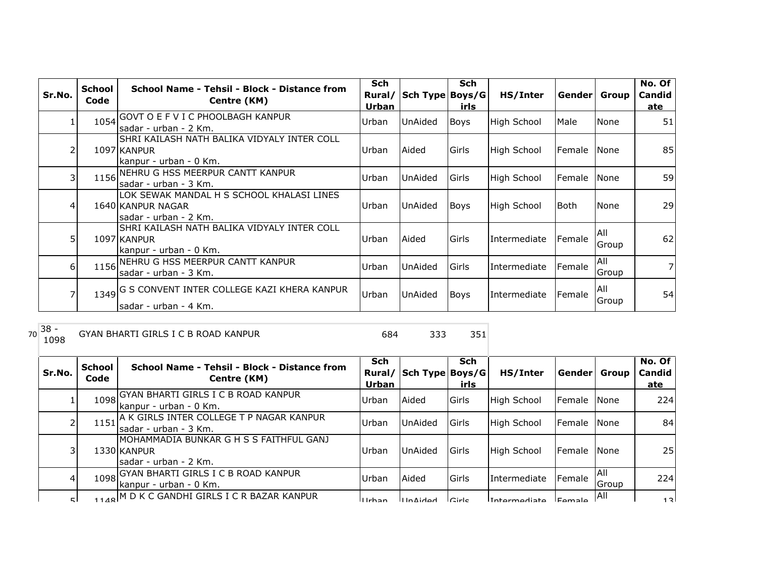| Sr.No. | School Code | School Name - Tehsil - Block - Distance from Centre (KM) | Sch Rural/ Urban | Sch Type | Sch Boys/Girls | HS/Inter | Gender | Group | No. Of Candidate |
|---|---|---|---|---|---|---|---|---|---|
| 1 | 1054 | GOVT O E F V I C PHOOLBAGH KANPUR sadar - urban - 2 Km. | Urban | UnAided | Boys | High School | Male | None | 51 |
| 2 | 1097 | SHRI KAILASH NATH BALIKA VIDYALY INTER COLL KANPUR kanpur - urban - 0 Km. | Urban | Aided | Girls | High School | Female | None | 85 |
| 3 | 1156 | NEHRU G HSS MEERPUR CANTT KANPUR sadar - urban - 3 Km. | Urban | UnAided | Girls | High School | Female | None | 59 |
| 4 | 1640 | LOK SEWAK MANDAL H S SCHOOL KHALASI LINES KANPUR NAGAR sadar - urban - 2 Km. | Urban | UnAided | Boys | High School | Both | None | 29 |
| 5 | 1097 | SHRI KAILASH NATH BALIKA VIDYALY INTER COLL KANPUR kanpur - urban - 0 Km. | Urban | Aided | Girls | Intermediate | Female | All Group | 62 |
| 6 | 1156 | NEHRU G HSS MEERPUR CANTT KANPUR sadar - urban - 3 Km. | Urban | UnAided | Girls | Intermediate | Female | All Group | 7 |
| 7 | 1349 | G S CONVENT INTER COLLEGE KAZI KHERA KANPUR sadar - urban - 4 Km. | Urban | UnAided | Boys | Intermediate | Female | All Group | 54 |

| 70 | 38 - 1098 | GYAN BHARTI GIRLS I C B ROAD KANPUR | 684 | 333 | 351 |
|---|---|---|---|---|---|

| Sr.No. | School Code | School Name - Tehsil - Block - Distance from Centre (KM) | Sch Rural/ Urban | Sch Type | Sch Boys/Girls | HS/Inter | Gender | Group | No. Of Candidate |
|---|---|---|---|---|---|---|---|---|---|
| 1 | 1098 | GYAN BHARTI GIRLS I C B ROAD KANPUR kanpur - urban - 0 Km. | Urban | Aided | Girls | High School | Female | None | 224 |
| 2 | 1151 | A K GIRLS INTER COLLEGE T P NAGAR KANPUR sadar - urban - 3 Km. | Urban | UnAided | Girls | High School | Female | None | 84 |
| 3 | 1330 | MOHAMMADIA BUNKAR G H S S FAITHFUL GANJ KANPUR sadar - urban - 2 Km. | Urban | UnAided | Girls | High School | Female | None | 25 |
| 4 | 1098 | GYAN BHARTI GIRLS I C B ROAD KANPUR kanpur - urban - 0 Km. | Urban | Aided | Girls | Intermediate | Female | All Group | 224 |
| 5 | 1148 | M D K C GANDHI GIRLS I C R BAZAR KANPUR | Urban | UnAided | Girls | Intermediate | Female | All | 13 |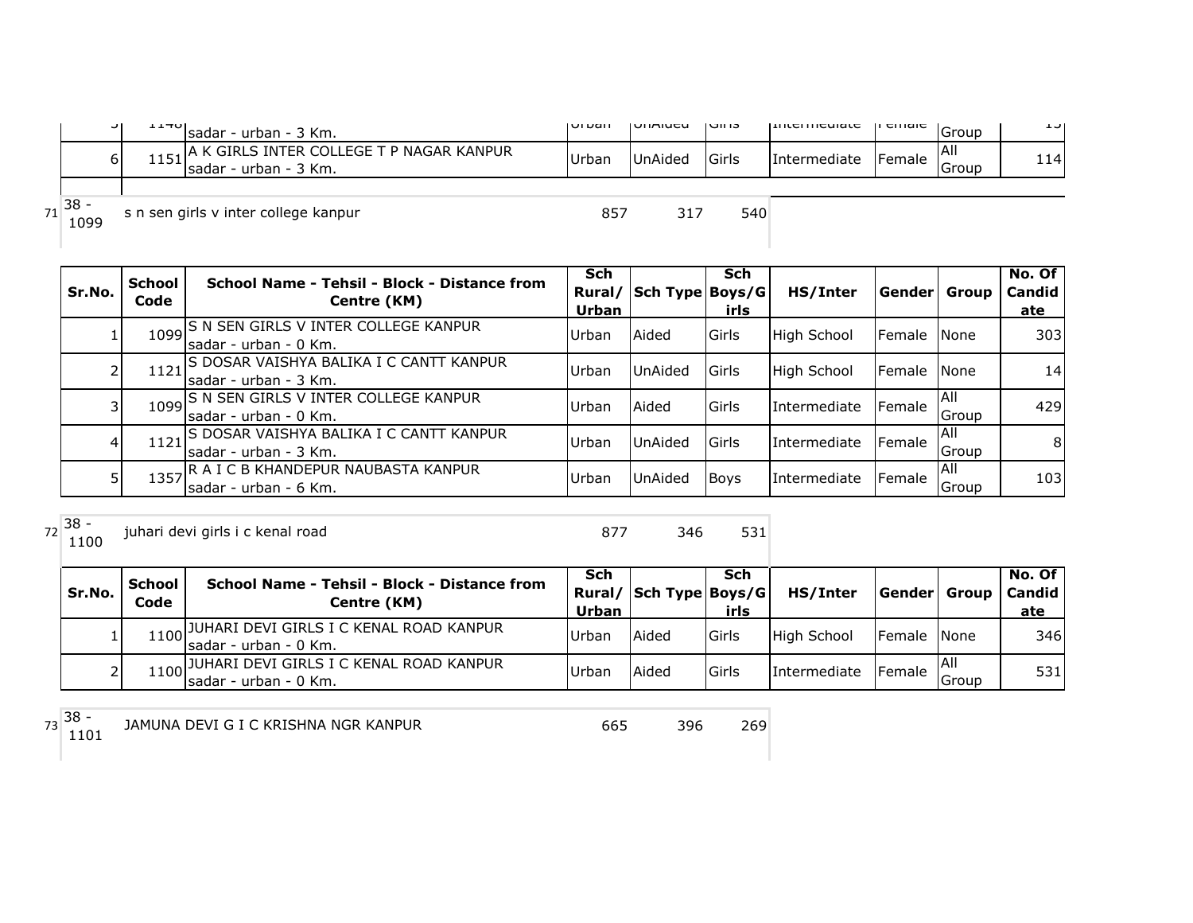| Sr.No. | School Code | School Name - Tehsil - Block - Distance from Centre (KM) | Sch Rural/ Urban | Sch Type | Sch Boys/G irls | HS/Inter | Gender | Group | No. Of Candid ate |
|---|---|---|---|---|---|---|---|---|---|
| 5 | 1148 | sadar - urban - 3 Km. | Urban | UnAided | Girls | Intermediate | Female | Group | 15 |
| 6 | 1151 | A K GIRLS INTER COLLEGE T P NAGAR KANPUR sadar - urban - 3 Km. | Urban | UnAided | Girls | Intermediate | Female | All Group | 114 |

| | | | | | |
|---|---|---|---|---|---|
| 71 | 38 - 1099 | s n sen girls v inter college kanpur | 857 | 317 | 540 |

| Sr.No. | School Code | School Name - Tehsil - Block - Distance from Centre (KM) | Sch Rural/ Urban | Sch Type | Sch Boys/G irls | HS/Inter | Gender | Group | No. Of Candid ate |
|---|---|---|---|---|---|---|---|---|---|
| 1 | 1099 | S N SEN GIRLS V INTER COLLEGE KANPUR sadar - urban - 0 Km. | Urban | Aided | Girls | High School | Female | None | 303 |
| 2 | 1121 | S DOSAR VAISHYA BALIKA I C CANTT KANPUR sadar - urban - 3 Km. | Urban | UnAided | Girls | High School | Female | None | 14 |
| 3 | 1099 | S N SEN GIRLS V INTER COLLEGE KANPUR sadar - urban - 0 Km. | Urban | Aided | Girls | Intermediate | Female | All Group | 429 |
| 4 | 1121 | S DOSAR VAISHYA BALIKA I C CANTT KANPUR sadar - urban - 3 Km. | Urban | UnAided | Girls | Intermediate | Female | All Group | 8 |
| 5 | 1357 | R A I C B KHANDEPUR NAUBASTA KANPUR sadar - urban - 6 Km. | Urban | UnAided | Boys | Intermediate | Female | All Group | 103 |

| | | | | | |
|---|---|---|---|---|---|
| 72 | 38 - 1100 | juhari devi girls i c kenal road | 877 | 346 | 531 |

| Sr.No. | School Code | School Name - Tehsil - Block - Distance from Centre (KM) | Sch Rural/ Urban | Sch Type | Sch Boys/G irls | HS/Inter | Gender | Group | No. Of Candid ate |
|---|---|---|---|---|---|---|---|---|---|
| 1 | 1100 | JUHARI DEVI GIRLS I C KENAL ROAD KANPUR sadar - urban - 0 Km. | Urban | Aided | Girls | High School | Female | None | 346 |
| 2 | 1100 | JUHARI DEVI GIRLS I C KENAL ROAD KANPUR sadar - urban - 0 Km. | Urban | Aided | Girls | Intermediate | Female | All Group | 531 |

| | | | | | |
|---|---|---|---|---|---|
| 73 | 38 - 1101 | JAMUNA DEVI G I C KRISHNA NGR KANPUR | 665 | 396 | 269 |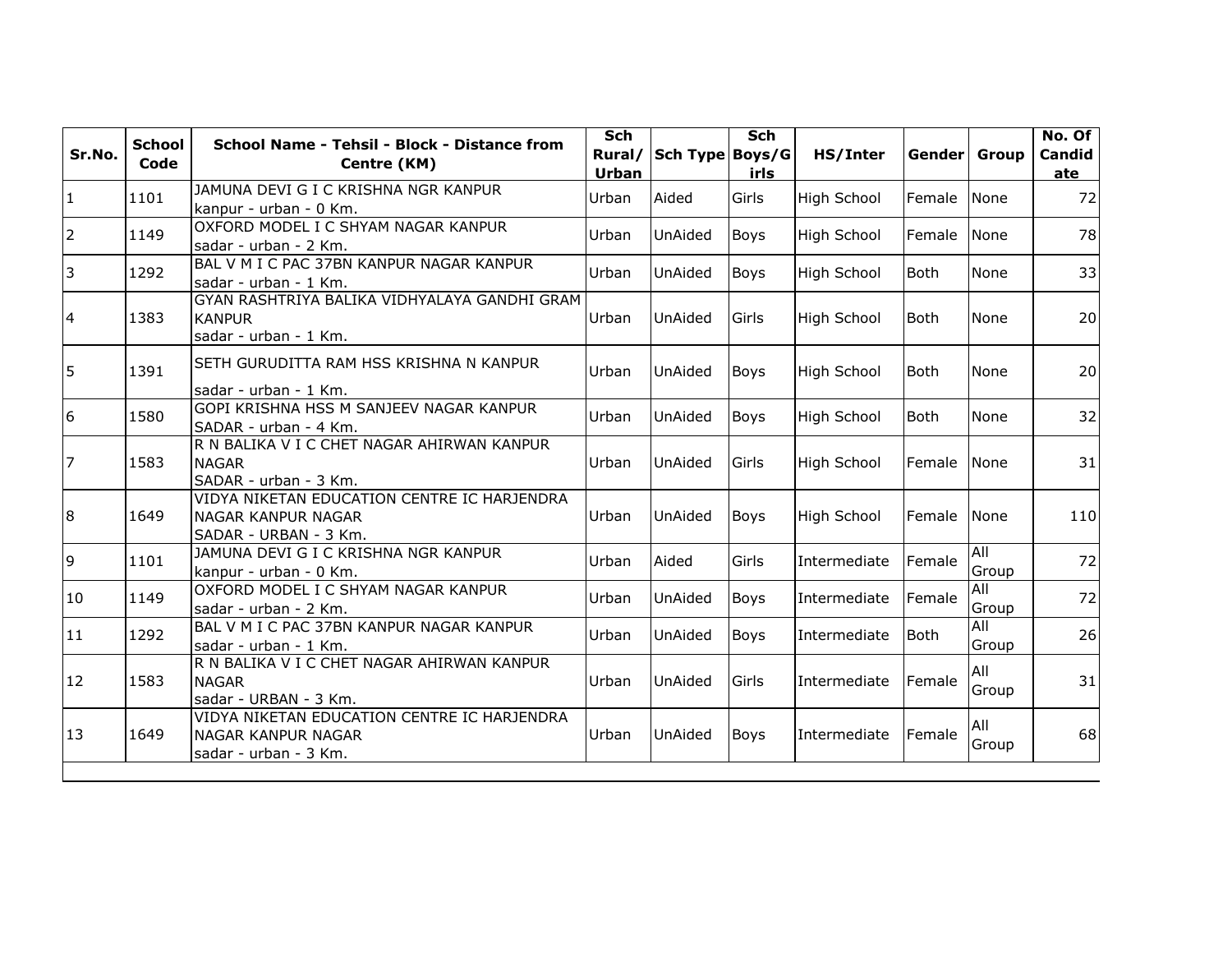| Sr.No. | School Code | School Name - Tehsil - Block - Distance from Centre (KM) | Sch Rural/ Urban | Sch Type | Sch Boys/Girls | HS/Inter | Gender | Group | No. Of Candidate |
|---|---|---|---|---|---|---|---|---|---|
| 1 | 1101 | JAMUNA DEVI G I C KRISHNA NGR KANPUR kanpur - urban - 0 Km. | Urban | Aided | Girls | High School | Female | None | 72 |
| 2 | 1149 | OXFORD MODEL I C SHYAM NAGAR KANPUR sadar - urban - 2 Km. | Urban | UnAided | Boys | High School | Female | None | 78 |
| 3 | 1292 | BAL V M I C PAC 37BN KANPUR NAGAR KANPUR sadar - urban - 1 Km. | Urban | UnAided | Boys | High School | Both | None | 33 |
| 4 | 1383 | GYAN RASHTRIYA BALIKA VIDHYALAYA GANDHI GRAM KANPUR sadar - urban - 1 Km. | Urban | UnAided | Girls | High School | Both | None | 20 |
| 5 | 1391 | SETH GURUDITTA RAM HSS KRISHNA N KANPUR sadar - urban - 1 Km. | Urban | UnAided | Boys | High School | Both | None | 20 |
| 6 | 1580 | GOPI KRISHNA HSS M SANJEEV NAGAR KANPUR SADAR - urban - 4 Km. | Urban | UnAided | Boys | High School | Both | None | 32 |
| 7 | 1583 | R N BALIKA V I C CHET NAGAR AHIRWAN KANPUR NAGAR SADAR - urban - 3 Km. | Urban | UnAided | Girls | High School | Female | None | 31 |
| 8 | 1649 | VIDYA NIKETAN EDUCATION CENTRE IC HARJENDRA NAGAR KANPUR NAGAR SADAR - URBAN - 3 Km. | Urban | UnAided | Boys | High School | Female | None | 110 |
| 9 | 1101 | JAMUNA DEVI G I C KRISHNA NGR KANPUR kanpur - urban - 0 Km. | Urban | Aided | Girls | Intermediate | Female | All Group | 72 |
| 10 | 1149 | OXFORD MODEL I C SHYAM NAGAR KANPUR sadar - urban - 2 Km. | Urban | UnAided | Boys | Intermediate | Female | All Group | 72 |
| 11 | 1292 | BAL V M I C PAC 37BN KANPUR NAGAR KANPUR sadar - urban - 1 Km. | Urban | UnAided | Boys | Intermediate | Both | All Group | 26 |
| 12 | 1583 | R N BALIKA V I C CHET NAGAR AHIRWAN KANPUR NAGAR sadar - URBAN - 3 Km. | Urban | UnAided | Girls | Intermediate | Female | All Group | 31 |
| 13 | 1649 | VIDYA NIKETAN EDUCATION CENTRE IC HARJENDRA NAGAR KANPUR NAGAR sadar - urban - 3 Km. | Urban | UnAided | Boys | Intermediate | Female | All Group | 68 |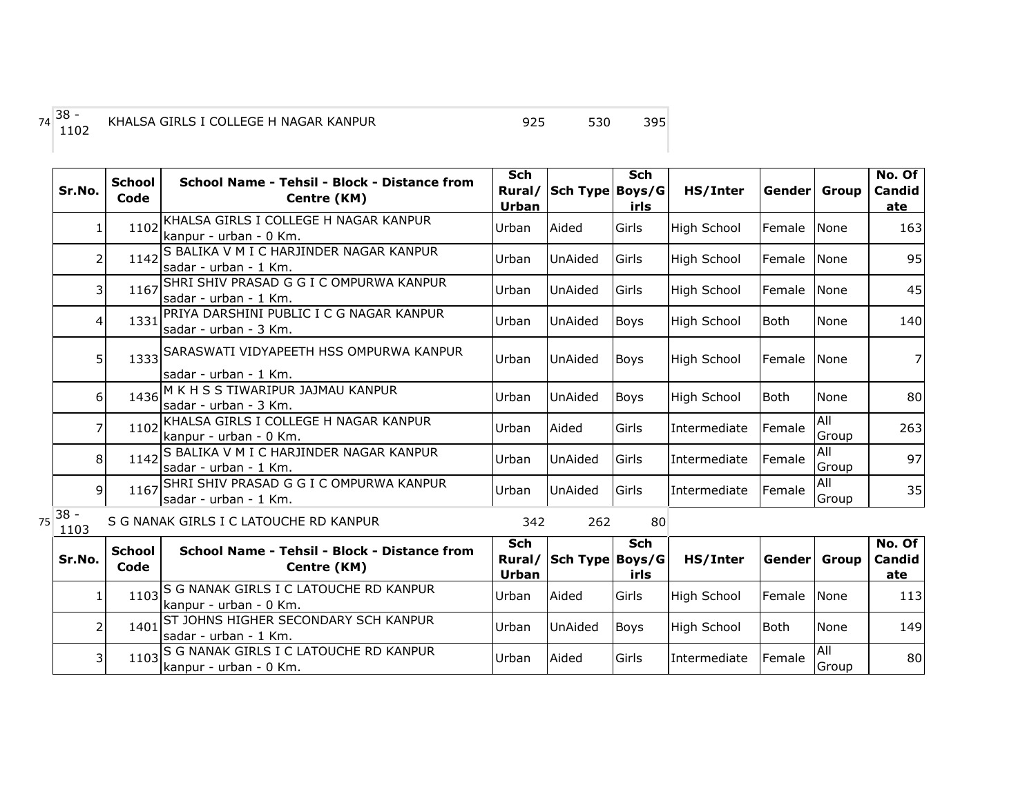74 38 - 1102 KHALSA GIRLS I COLLEGE H NAGAR KANPUR 925 530 395

| Sr.No. | School Code | School Name - Tehsil - Block - Distance from Centre (KM) | Sch Rural/ Urban | Sch Type | Sch Boys/Girls | HS/Inter | Gender | Group | No. Of Candidate |
|---|---|---|---|---|---|---|---|---|---|
| 1 | 1102 | KHALSA GIRLS I COLLEGE H NAGAR KANPUR kanpur - urban - 0 Km. | Urban | Aided | Girls | High School | Female | None | 163 |
| 2 | 1142 | S BALIKA V M I C HARJINDER NAGAR KANPUR sadar - urban - 1 Km. | Urban | UnAided | Girls | High School | Female | None | 95 |
| 3 | 1167 | SHRI SHIV PRASAD G G I C OMPURWA KANPUR sadar - urban - 1 Km. | Urban | UnAided | Girls | High School | Female | None | 45 |
| 4 | 1331 | PRIYA DARSHINI PUBLIC I C G NAGAR KANPUR sadar - urban - 3 Km. | Urban | UnAided | Boys | High School | Both | None | 140 |
| 5 | 1333 | SARASWATI VIDYAPEETH HSS OMPURWA KANPUR sadar - urban - 1 Km. | Urban | UnAided | Boys | High School | Female | None | 7 |
| 6 | 1436 | M K H S S TIWARIPUR JAJMAU KANPUR sadar - urban - 3 Km. | Urban | UnAided | Boys | High School | Both | None | 80 |
| 7 | 1102 | KHALSA GIRLS I COLLEGE H NAGAR KANPUR kanpur - urban - 0 Km. | Urban | Aided | Girls | Intermediate | Female | All Group | 263 |
| 8 | 1142 | S BALIKA V M I C HARJINDER NAGAR KANPUR sadar - urban - 1 Km. | Urban | UnAided | Girls | Intermediate | Female | All Group | 97 |
| 9 | 1167 | SHRI SHIV PRASAD G G I C OMPURWA KANPUR sadar - urban - 1 Km. | Urban | UnAided | Girls | Intermediate | Female | All Group | 35 |

75 38 - 1103 S G NANAK GIRLS I C LATOUCHE RD KANPUR 342 262 80

| Sr.No. | School Code | School Name - Tehsil - Block - Distance from Centre (KM) | Sch Rural/ Urban | Sch Type | Sch Boys/Girls | HS/Inter | Gender | Group | No. Of Candidate |
|---|---|---|---|---|---|---|---|---|---|
| 1 | 1103 | S G NANAK GIRLS I C LATOUCHE RD KANPUR kanpur - urban - 0 Km. | Urban | Aided | Girls | High School | Female | None | 113 |
| 2 | 1401 | ST JOHNS HIGHER SECONDARY SCH KANPUR sadar - urban - 1 Km. | Urban | UnAided | Boys | High School | Both | None | 149 |
| 3 | 1103 | S G NANAK GIRLS I C LATOUCHE RD KANPUR kanpur - urban - 0 Km. | Urban | Aided | Girls | Intermediate | Female | All Group | 80 |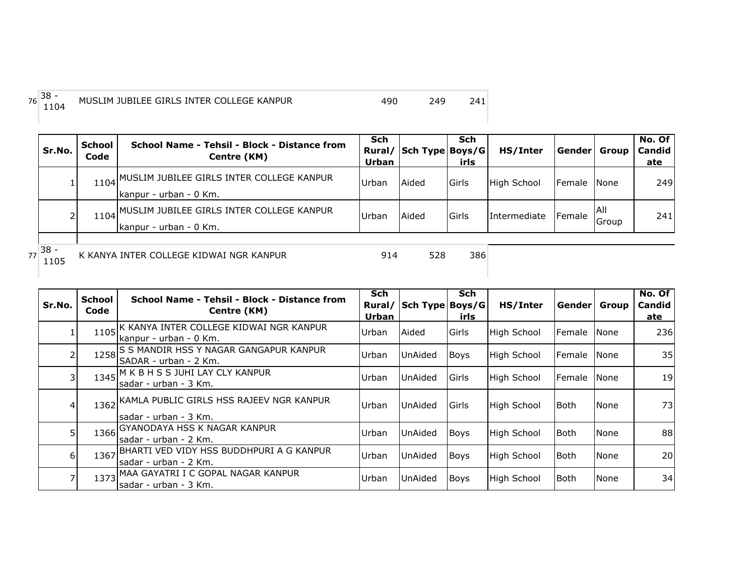| 76 | 38 - 1104 | MUSLIM JUBILEE GIRLS INTER COLLEGE KANPUR | 490 | 249 | 241 |
|---|---|---|---|---|---|

| Sr.No. | School Code | School Name - Tehsil - Block - Distance from Centre (KM) | Sch Rural/ Urban | Sch Type | Sch Boys/Girls | HS/Inter | Gender | Group | No. Of Candidate |
|---|---|---|---|---|---|---|---|---|---|
| 1 | 1104 | MUSLIM JUBILEE GIRLS INTER COLLEGE KANPUR kanpur - urban - 0 Km. | Urban | Aided | Girls | High School | Female | None | 249 |
| 2 | 1104 | MUSLIM JUBILEE GIRLS INTER COLLEGE KANPUR kanpur - urban - 0 Km. | Urban | Aided | Girls | Intermediate | Female | All Group | 241 |

| 77 | 38 - 1105 | K KANYA INTER COLLEGE KIDWAI NGR KANPUR | 914 | 528 | 386 |
|---|---|---|---|---|---|

| Sr.No. | School Code | School Name - Tehsil - Block - Distance from Centre (KM) | Sch Rural/ Urban | Sch Type | Sch Boys/Girls | HS/Inter | Gender | Group | No. Of Candidate |
|---|---|---|---|---|---|---|---|---|---|
| 1 | 1105 | K KANYA INTER COLLEGE KIDWAI NGR KANPUR kanpur - urban - 0 Km. | Urban | Aided | Girls | High School | Female | None | 236 |
| 2 | 1258 | S S MANDIR HSS Y NAGAR GANGAPUR KANPUR SADAR - urban - 2 Km. | Urban | UnAided | Boys | High School | Female | None | 35 |
| 3 | 1345 | M K B H S S JUHI LAY CLY KANPUR sadar - urban - 3 Km. | Urban | UnAided | Girls | High School | Female | None | 19 |
| 4 | 1362 | KAMLA PUBLIC GIRLS HSS RAJEEV NGR KANPUR sadar - urban - 3 Km. | Urban | UnAided | Girls | High School | Both | None | 73 |
| 5 | 1366 | GYANODAYA HSS K NAGAR KANPUR sadar - urban - 2 Km. | Urban | UnAided | Boys | High School | Both | None | 88 |
| 6 | 1367 | BHARTI VED VIDY HSS BUDDHPURI A G KANPUR sadar - urban - 2 Km. | Urban | UnAided | Boys | High School | Both | None | 20 |
| 7 | 1373 | MAA GAYATRI I C GOPAL NAGAR KANPUR sadar - urban - 3 Km. | Urban | UnAided | Boys | High School | Both | None | 34 |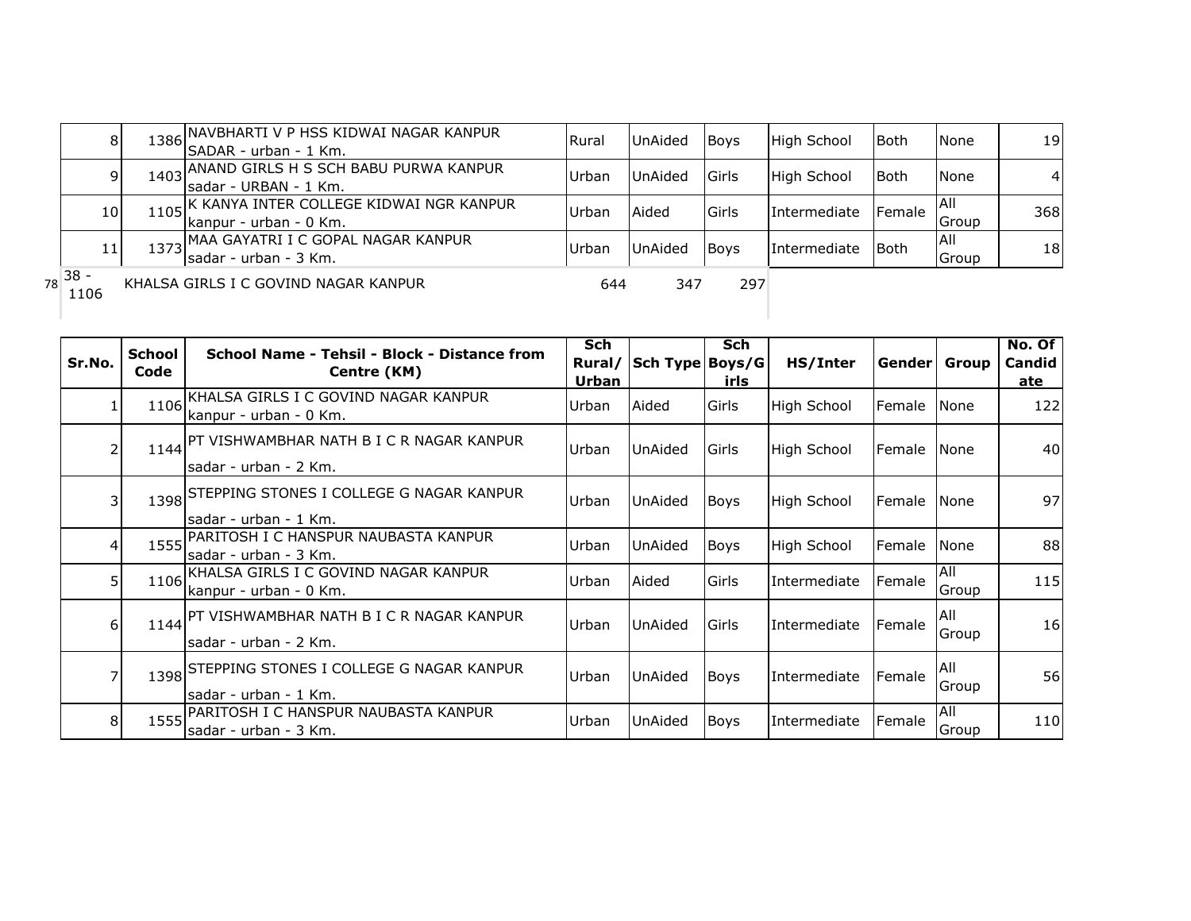| | | | | | | | | | |
|---|---|---|---|---|---|---|---|---|---|
| 8 | 1386 | NAVBHARTI V P HSS KIDWAI NAGAR KANPUR SADAR - urban - 1 Km. | Rural | UnAided | Boys | High School | Both | None | 19 |
| 9 | 1403 | ANAND GIRLS H S SCH BABU PURWA KANPUR sadar - URBAN - 1 Km. | Urban | UnAided | Girls | High School | Both | None | 4 |
| 10 | 1105 | K KANYA INTER COLLEGE KIDWAI NGR KANPUR kanpur - urban - 0 Km. | Urban | Aided | Girls | Intermediate | Female | All Group | 368 |
| 11 | 1373 | MAA GAYATRI I C GOPAL NAGAR KANPUR sadar - urban - 3 Km. | Urban | UnAided | Boys | Intermediate | Both | All Group | 18 |

78 38 - 1106 KHALSA GIRLS I C GOVIND NAGAR KANPUR 644 347 297

| Sr.No. | School Code | School Name - Tehsil - Block - Distance from Centre (KM) | Sch Rural/ Urban | Sch Type | Sch Boys/Girls | HS/Inter | Gender | Group | No. Of Candidate |
|---|---|---|---|---|---|---|---|---|---|
| 1 | 1106 | KHALSA GIRLS I C GOVIND NAGAR KANPUR kanpur - urban - 0 Km. | Urban | Aided | Girls | High School | Female | None | 122 |
| 2 | 1144 | PT VISHWAMBHAR NATH B I C R NAGAR KANPUR sadar - urban - 2 Km. | Urban | UnAided | Girls | High School | Female | None | 40 |
| 3 | 1398 | STEPPING STONES I COLLEGE G NAGAR KANPUR sadar - urban - 1 Km. | Urban | UnAided | Boys | High School | Female | None | 97 |
| 4 | 1555 | PARITOSH I C HANSPUR NAUBASTA KANPUR sadar - urban - 3 Km. | Urban | UnAided | Boys | High School | Female | None | 88 |
| 5 | 1106 | KHALSA GIRLS I C GOVIND NAGAR KANPUR kanpur - urban - 0 Km. | Urban | Aided | Girls | Intermediate | Female | All Group | 115 |
| 6 | 1144 | PT VISHWAMBHAR NATH B I C R NAGAR KANPUR sadar - urban - 2 Km. | Urban | UnAided | Girls | Intermediate | Female | All Group | 16 |
| 7 | 1398 | STEPPING STONES I COLLEGE G NAGAR KANPUR sadar - urban - 1 Km. | Urban | UnAided | Boys | Intermediate | Female | All Group | 56 |
| 8 | 1555 | PARITOSH I C HANSPUR NAUBASTA KANPUR sadar - urban - 3 Km. | Urban | UnAided | Boys | Intermediate | Female | All Group | 110 |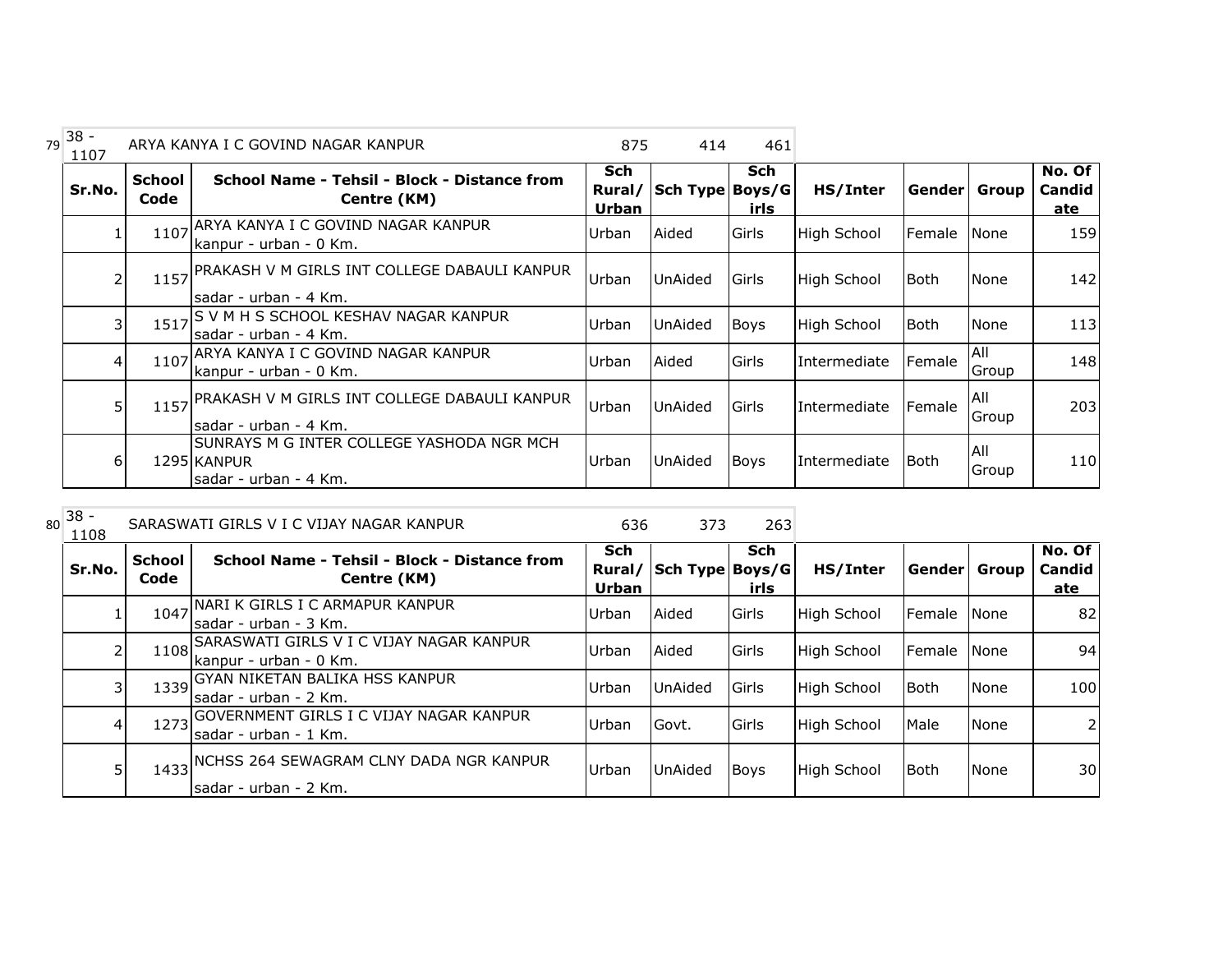79 38 - 1107 ARYA KANYA I C GOVIND NAGAR KANPUR 875 414 461

| Sr.No. | School Code | School Name - Tehsil - Block - Distance from Centre (KM) | Sch Rural/ Urban | Sch Type | Sch Boys/Girls | HS/Inter | Gender | Group | No. Of Candidate |
|---|---|---|---|---|---|---|---|---|---|
| 1 | 1107 | ARYA KANYA I C GOVIND NAGAR KANPUR kanpur - urban - 0 Km. | Urban | Aided | Girls | High School | Female | None | 159 |
| 2 | 1157 | PRAKASH V M GIRLS INT COLLEGE DABAULI KANPUR sadar - urban - 4 Km. | Urban | UnAided | Girls | High School | Both | None | 142 |
| 3 | 1517 | S V M H S SCHOOL KESHAV NAGAR KANPUR sadar - urban - 4 Km. | Urban | UnAided | Boys | High School | Both | None | 113 |
| 4 | 1107 | ARYA KANYA I C GOVIND NAGAR KANPUR kanpur - urban - 0 Km. | Urban | Aided | Girls | Intermediate | Female | All Group | 148 |
| 5 | 1157 | PRAKASH V M GIRLS INT COLLEGE DABAULI KANPUR sadar - urban - 4 Km. | Urban | UnAided | Girls | Intermediate | Female | All Group | 203 |
| 6 | 1295 | SUNRAYS M G INTER COLLEGE YASHODA NGR MCH KANPUR sadar - urban - 4 Km. | Urban | UnAided | Boys | Intermediate | Both | All Group | 110 |

80 38 - 1108 SARASWATI GIRLS V I C VIJAY NAGAR KANPUR 636 373 263

| Sr.No. | School Code | School Name - Tehsil - Block - Distance from Centre (KM) | Sch Rural/ Urban | Sch Type | Sch Boys/Girls | HS/Inter | Gender | Group | No. Of Candidate |
|---|---|---|---|---|---|---|---|---|---|
| 1 | 1047 | NARI K GIRLS I C ARMAPUR KANPUR sadar - urban - 3 Km. | Urban | Aided | Girls | High School | Female | None | 82 |
| 2 | 1108 | SARASWATI GIRLS V I C VIJAY NAGAR KANPUR kanpur - urban - 0 Km. | Urban | Aided | Girls | High School | Female | None | 94 |
| 3 | 1339 | GYAN NIKETAN BALIKA HSS KANPUR sadar - urban - 2 Km. | Urban | UnAided | Girls | High School | Both | None | 100 |
| 4 | 1273 | GOVERNMENT GIRLS I C VIJAY NAGAR KANPUR sadar - urban - 1 Km. | Urban | Govt. | Girls | High School | Male | None | 2 |
| 5 | 1433 | NCHSS 264 SEWAGRAM CLNY DADA NGR KANPUR sadar - urban - 2 Km. | Urban | UnAided | Boys | High School | Both | None | 30 |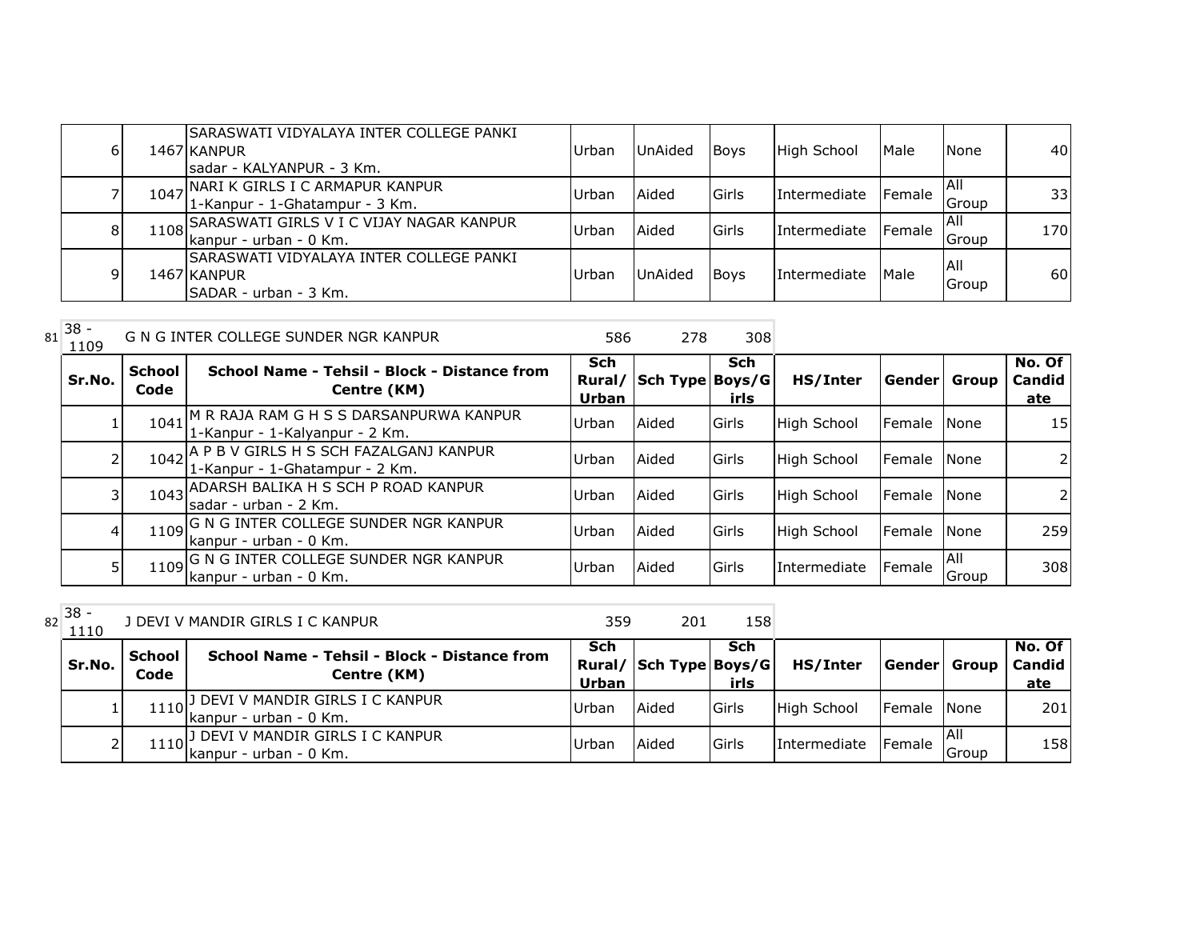| Sr.No. | School Code | School Name - Tehsil - Block - Distance from Centre (KM) | Sch Rural/ Urban | Sch Type | Sch Boys/Girls | HS/Inter | Gender | Group | No. Of Candidate |
|---|---|---|---|---|---|---|---|---|---|
| 6 | 1467 | SARASWATI VIDYALAYA INTER COLLEGE PANKI KANPUR sadar - KALYANPUR - 3 Km. | Urban | UnAided | Boys | High School | Male | None | 40 |
| 7 | 1047 | NARI K GIRLS I C ARMAPUR KANPUR 1-Kanpur - 1-Ghatampur - 3 Km. | Urban | Aided | Girls | Intermediate | Female | All Group | 33 |
| 8 | 1108 | SARASWATI GIRLS V I C VIJAY NAGAR KANPUR kanpur - urban - 0 Km. | Urban | Aided | Girls | Intermediate | Female | All Group | 170 |
| 9 | 1467 | SARASWATI VIDYALAYA INTER COLLEGE PANKI KANPUR SADAR - urban - 3 Km. | Urban | UnAided | Boys | Intermediate | Male | All Group | 60 |

81 | 38 - 1109 | G N G INTER COLLEGE SUNDER NGR KANPUR | 586 | 278 | 308

| Sr.No. | School Code | School Name - Tehsil - Block - Distance from Centre (KM) | Sch Rural/ Urban | Sch Type | Sch Boys/Girls | HS/Inter | Gender | Group | No. Of Candidate |
|---|---|---|---|---|---|---|---|---|---|
| 1 | 1041 | M R RAJA RAM G H S S DARSANPURWA KANPUR 1-Kanpur - 1-Kalyanpur - 2 Km. | Urban | Aided | Girls | High School | Female | None | 15 |
| 2 | 1042 | A P B V GIRLS H S SCH FAZALGANJ KANPUR 1-Kanpur - 1-Ghatampur - 2 Km. | Urban | Aided | Girls | High School | Female | None | 2 |
| 3 | 1043 | ADARSH BALIKA H S SCH P ROAD KANPUR sadar - urban - 2 Km. | Urban | Aided | Girls | High School | Female | None | 2 |
| 4 | 1109 | G N G INTER COLLEGE SUNDER NGR KANPUR kanpur - urban - 0 Km. | Urban | Aided | Girls | High School | Female | None | 259 |
| 5 | 1109 | G N G INTER COLLEGE SUNDER NGR KANPUR kanpur - urban - 0 Km. | Urban | Aided | Girls | Intermediate | Female | All Group | 308 |

82 | 38 - 1110 | J DEVI V MANDIR GIRLS I C KANPUR | 359 | 201 | 158

| Sr.No. | School Code | School Name - Tehsil - Block - Distance from Centre (KM) | Sch Rural/ Urban | Sch Type | Sch Boys/Girls | HS/Inter | Gender | Group | No. Of Candidate |
|---|---|---|---|---|---|---|---|---|---|
| 1 | 1110 | J DEVI V MANDIR GIRLS I C KANPUR kanpur - urban - 0 Km. | Urban | Aided | Girls | High School | Female | None | 201 |
| 2 | 1110 | J DEVI V MANDIR GIRLS I C KANPUR kanpur - urban - 0 Km. | Urban | Aided | Girls | Intermediate | Female | All Group | 158 |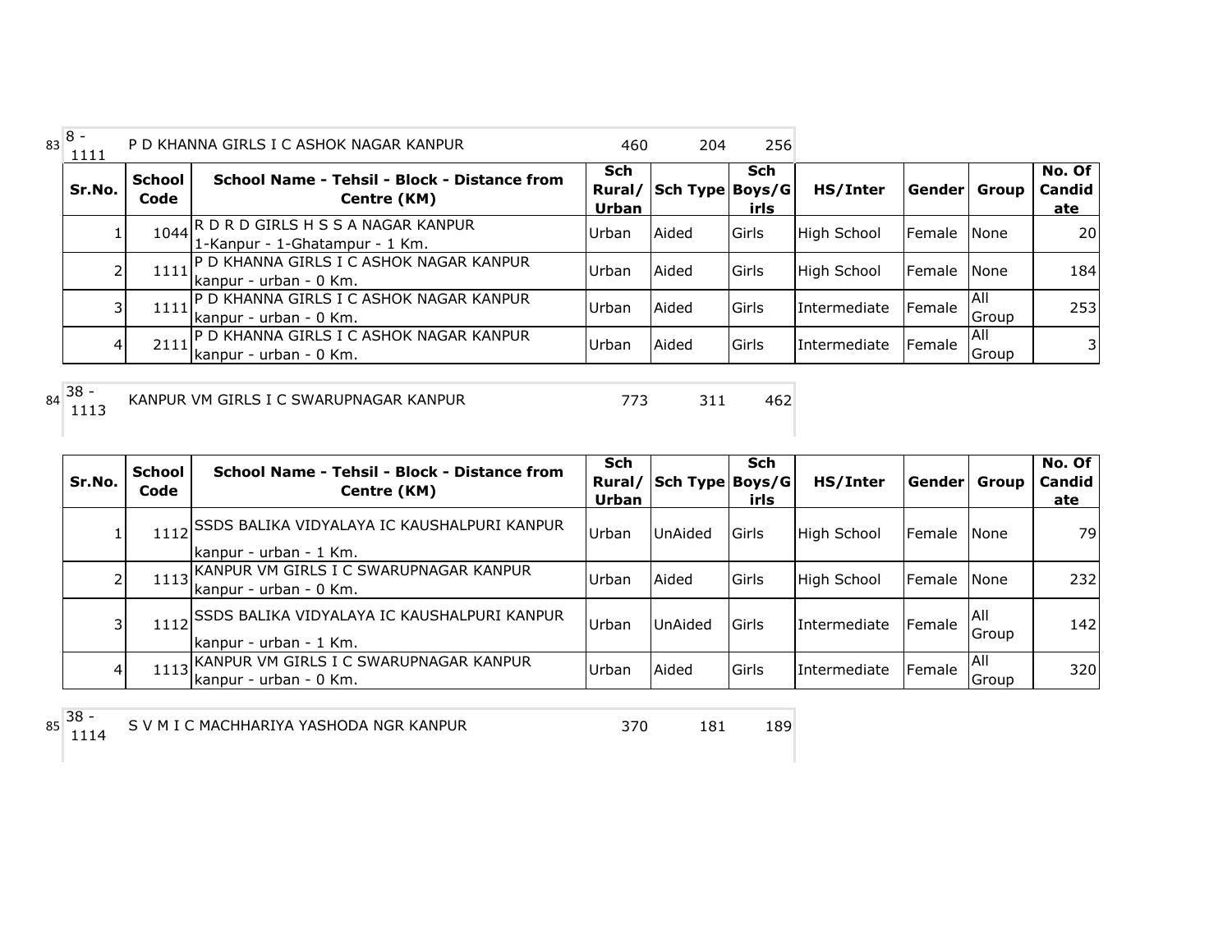| 83 | 8 - 1111 | P D KHANNA GIRLS I C ASHOK NAGAR KANPUR | 460 | 204 | 256 |
|---|---|---|---|---|---|

| Sr.No. | School Code | School Name - Tehsil - Block - Distance from Centre (KM) | Sch Rural/ Urban | Sch Type | Sch Boys/Girls | HS/Inter | Gender | Group | No. Of Candidate |
|---|---|---|---|---|---|---|---|---|---|
| 1 | 1044 | R D R D GIRLS H S S A NAGAR KANPUR 1-Kanpur - 1-Ghatampur - 1 Km. | Urban | Aided | Girls | High School | Female | None | 20 |
| 2 | 1111 | P D KHANNA GIRLS I C ASHOK NAGAR KANPUR kanpur - urban - 0 Km. | Urban | Aided | Girls | High School | Female | None | 184 |
| 3 | 1111 | P D KHANNA GIRLS I C ASHOK NAGAR KANPUR kanpur - urban - 0 Km. | Urban | Aided | Girls | Intermediate | Female | All Group | 253 |
| 4 | 2111 | P D KHANNA GIRLS I C ASHOK NAGAR KANPUR kanpur - urban - 0 Km. | Urban | Aided | Girls | Intermediate | Female | All Group | 3 |

| 84 | 38 - 1113 | KANPUR VM GIRLS I C SWARUPNAGAR KANPUR | 773 | 311 | 462 |
|---|---|---|---|---|---|

| Sr.No. | School Code | School Name - Tehsil - Block - Distance from Centre (KM) | Sch Rural/ Urban | Sch Type | Sch Boys/Girls | HS/Inter | Gender | Group | No. Of Candidate |
|---|---|---|---|---|---|---|---|---|---|
| 1 | 1112 | SSDS BALIKA VIDYALAYA IC KAUSHALPURI KANPUR kanpur - urban - 1 Km. | Urban | UnAided | Girls | High School | Female | None | 79 |
| 2 | 1113 | KANPUR VM GIRLS I C SWARUPNAGAR KANPUR kanpur - urban - 0 Km. | Urban | Aided | Girls | High School | Female | None | 232 |
| 3 | 1112 | SSDS BALIKA VIDYALAYA IC KAUSHALPURI KANPUR kanpur - urban - 1 Km. | Urban | UnAided | Girls | Intermediate | Female | All Group | 142 |
| 4 | 1113 | KANPUR VM GIRLS I C SWARUPNAGAR KANPUR kanpur - urban - 0 Km. | Urban | Aided | Girls | Intermediate | Female | All Group | 320 |

| 85 | 38 - 1114 | S V M I C MACHHARIYA YASHODA NGR KANPUR | 370 | 181 | 189 |
|---|---|---|---|---|---|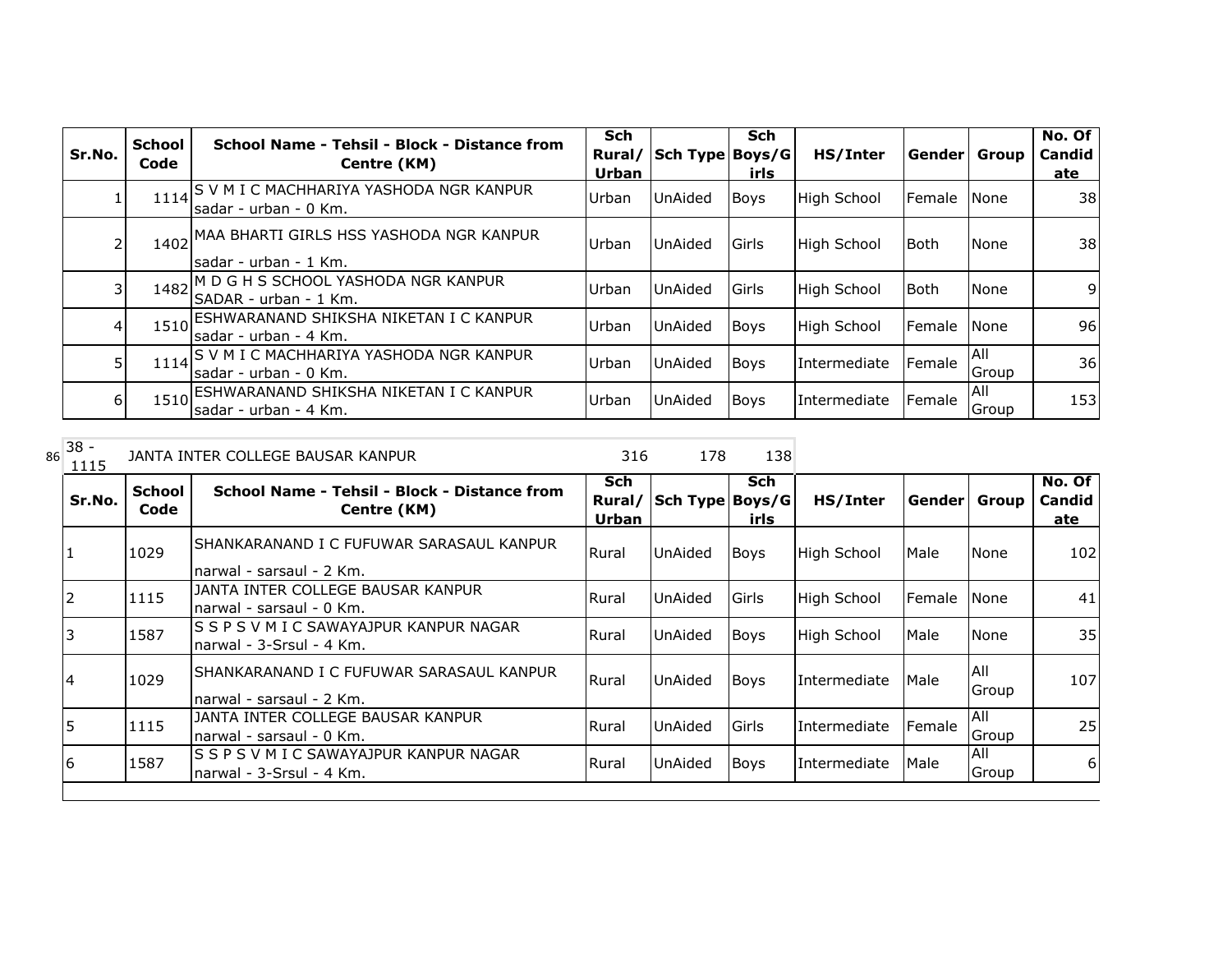| Sr.No. | School Code | School Name - Tehsil - Block - Distance from Centre (KM) | Sch Rural/ Urban | Sch Type | Sch Boys/Girls | HS/Inter | Gender | Group | No. Of Candidate |
|---|---|---|---|---|---|---|---|---|---|
| 1 | 1114 | S V M I C MACHHARIYA YASHODA NGR KANPUR sadar - urban - 0 Km. | Urban | UnAided | Boys | High School | Female | None | 38 |
| 2 | 1402 | MAA BHARTI GIRLS HSS YASHODA NGR KANPUR sadar - urban - 1 Km. | Urban | UnAided | Girls | High School | Both | None | 38 |
| 3 | 1482 | M D G H S SCHOOL YASHODA NGR KANPUR SADAR - urban - 1 Km. | Urban | UnAided | Girls | High School | Both | None | 9 |
| 4 | 1510 | ESHWARANAND SHIKSHA NIKETAN I C KANPUR sadar - urban - 4 Km. | Urban | UnAided | Boys | High School | Female | None | 96 |
| 5 | 1114 | S V M I C MACHHARIYA YASHODA NGR KANPUR sadar - urban - 0 Km. | Urban | UnAided | Boys | Intermediate | Female | All Group | 36 |
| 6 | 1510 | ESHWARANAND SHIKSHA NIKETAN I C KANPUR sadar - urban - 4 Km. | Urban | UnAided | Boys | Intermediate | Female | All Group | 153 |

86 | 38 - 1115 | JANTA INTER COLLEGE BAUSAR KANPUR | 316 | 178 | 138

| Sr.No. | School Code | School Name - Tehsil - Block - Distance from Centre (KM) | Sch Rural/ Urban | Sch Type | Sch Boys/Girls | HS/Inter | Gender | Group | No. Of Candidate |
|---|---|---|---|---|---|---|---|---|---|
| 1 | 1029 | SHANKARANAND I C FUFUWAR SARASAUL KANPUR narwal - sarsaul - 2 Km. | Rural | UnAided | Boys | High School | Male | None | 102 |
| 2 | 1115 | JANTA INTER COLLEGE BAUSAR KANPUR narwal - sarsaul - 0 Km. | Rural | UnAided | Girls | High School | Female | None | 41 |
| 3 | 1587 | S S P S V M I C SAWAYAJPUR KANPUR NAGAR narwal - 3-Srsul - 4 Km. | Rural | UnAided | Boys | High School | Male | None | 35 |
| 4 | 1029 | SHANKARANAND I C FUFUWAR SARASAUL KANPUR narwal - sarsaul - 2 Km. | Rural | UnAided | Boys | Intermediate | Male | All Group | 107 |
| 5 | 1115 | JANTA INTER COLLEGE BAUSAR KANPUR narwal - sarsaul - 0 Km. | Rural | UnAided | Girls | Intermediate | Female | All Group | 25 |
| 6 | 1587 | S S P S V M I C SAWAYAJPUR KANPUR NAGAR narwal - 3-Srsul - 4 Km. | Rural | UnAided | Boys | Intermediate | Male | All Group | 6 |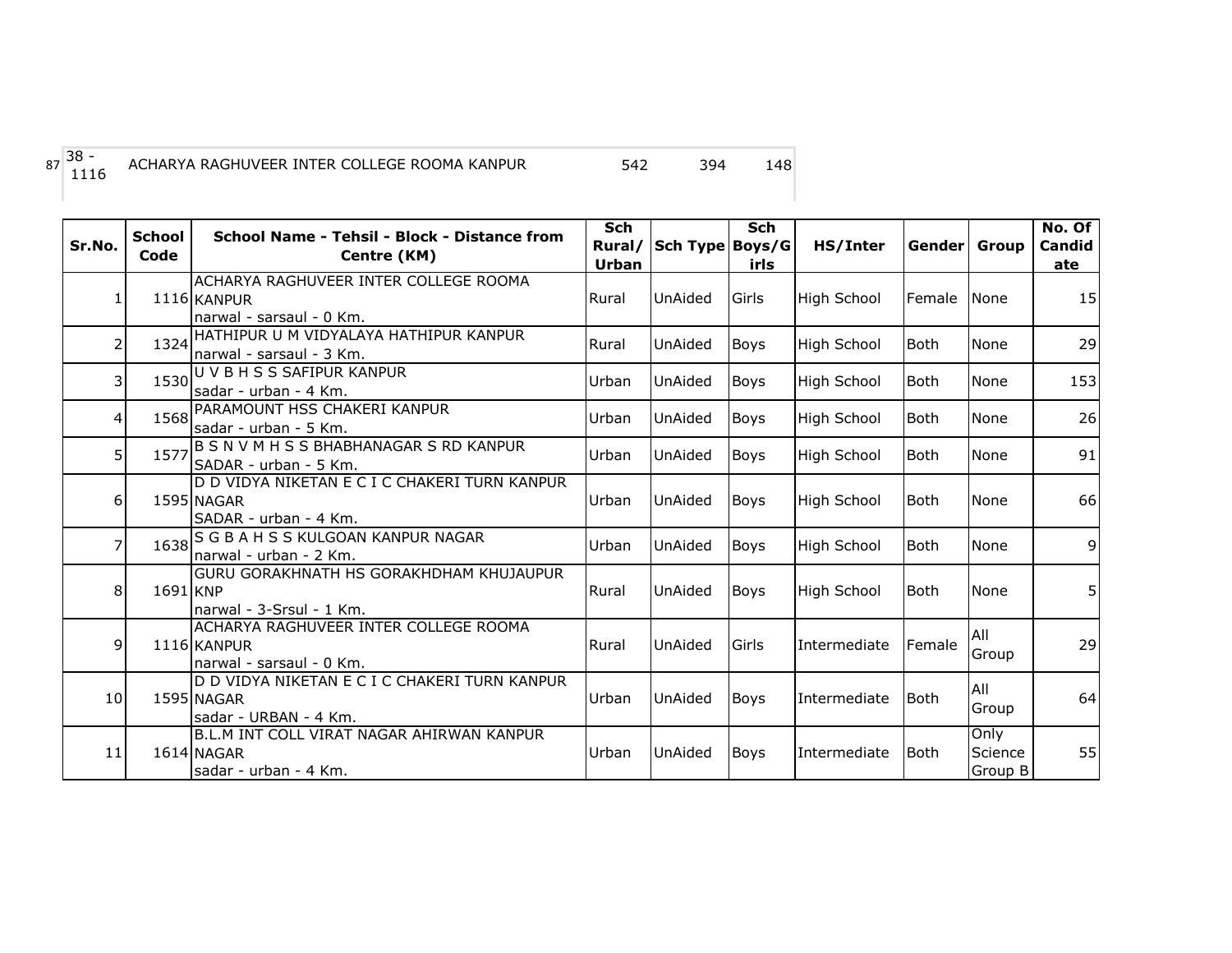| 87 | 38 - 1116 | ACHARYA RAGHUVEER INTER COLLEGE ROOMA KANPUR | 542 | 394 | 148 |
| --- | --- | --- | --- | --- | --- |

| Sr.No. | School Code | School Name - Tehsil - Block - Distance from Centre (KM) | Sch Rural/ Urban | Sch Type | Sch Boys/Girls | HS/Inter | Gender | Group | No. Of Candidate |
| --- | --- | --- | --- | --- | --- | --- | --- | --- | --- |
| 1 | 1116 | ACHARYA RAGHUVEER INTER COLLEGE ROOMA KANPUR narwal - sarsaul - 0 Km. | Rural | UnAided | Girls | High School | Female | None | 15 |
| 2 | 1324 | HATHIPUR U M VIDYALAYA HATHIPUR KANPUR narwal - sarsaul - 3 Km. | Rural | UnAided | Boys | High School | Both | None | 29 |
| 3 | 1530 | U V B H S S SAFIPUR KANPUR sadar - urban - 4 Km. | Urban | UnAided | Boys | High School | Both | None | 153 |
| 4 | 1568 | PARAMOUNT HSS CHAKERI KANPUR sadar - urban - 5 Km. | Urban | UnAided | Boys | High School | Both | None | 26 |
| 5 | 1577 | B S N V M H S S BHABHANAGAR S RD KANPUR SADAR - urban - 5 Km. | Urban | UnAided | Boys | High School | Both | None | 91 |
| 6 | 1595 | D D VIDYA NIKETAN E C I C CHAKERI TURN KANPUR NAGAR SADAR - urban - 4 Km. | Urban | UnAided | Boys | High School | Both | None | 66 |
| 7 | 1638 | S G B A H S S KULGOAN KANPUR NAGAR narwal - urban - 2 Km. | Urban | UnAided | Boys | High School | Both | None | 9 |
| 8 | 1691 | GURU GORAKHNATH HS GORAKHDHAM KHUJAUPUR KNP narwal - 3-Srsul - 1 Km. | Rural | UnAided | Boys | High School | Both | None | 5 |
| 9 | 1116 | ACHARYA RAGHUVEER INTER COLLEGE ROOMA KANPUR narwal - sarsaul - 0 Km. | Rural | UnAided | Girls | Intermediate | Female | All Group | 29 |
| 10 | 1595 | D D VIDYA NIKETAN E C I C CHAKERI TURN KANPUR NAGAR sadar - URBAN - 4 Km. | Urban | UnAided | Boys | Intermediate | Both | All Group | 64 |
| 11 | 1614 | B.L.M INT COLL VIRAT NAGAR AHIRWAN KANPUR NAGAR sadar - urban - 4 Km. | Urban | UnAided | Boys | Intermediate | Both | Only Science Group B | 55 |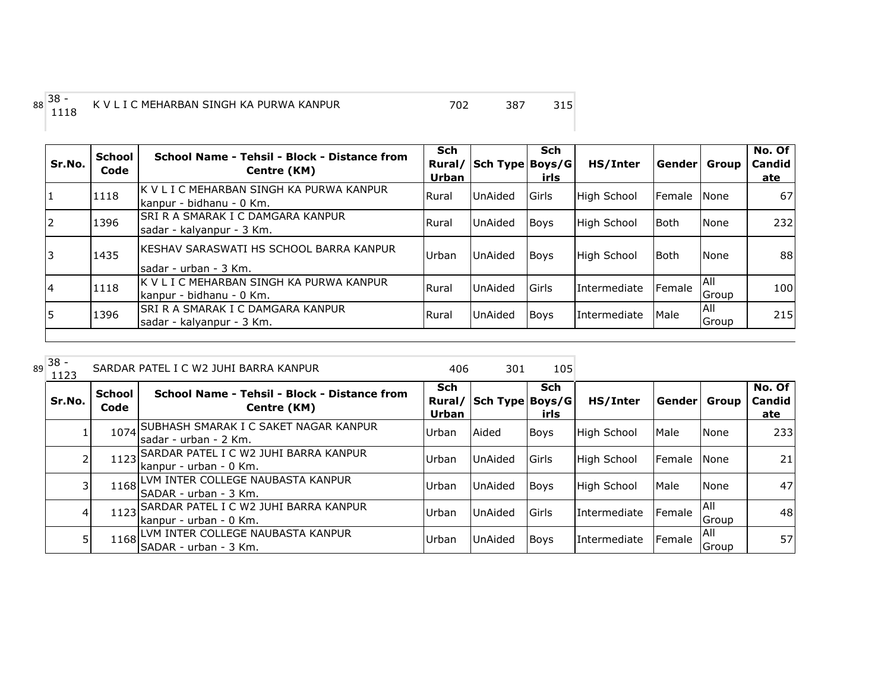| 88 | 38 - 1118 | K V L I C MEHARBAN SINGH KA PURWA KANPUR | 702 | 387 | 315 |
|---|---|---|---|---|---|

| Sr.No. | School Code | School Name - Tehsil - Block - Distance from Centre (KM) | Sch Rural/ Urban | Sch Type | Sch Boys/Girls | HS/Inter | Gender | Group | No. Of Candidate |
|---|---|---|---|---|---|---|---|---|---|
| 1 | 1118 | K V L I C MEHARBAN SINGH KA PURWA KANPUR kanpur - bidhanu - 0 Km. | Rural | UnAided | Girls | High School | Female | None | 67 |
| 2 | 1396 | SRI R A SMARAK I C DAMGARA KANPUR sadar - kalyanpur - 3 Km. | Rural | UnAided | Boys | High School | Both | None | 232 |
| 3 | 1435 | KESHAV SARASWATI HS SCHOOL BARRA KANPUR sadar - urban - 3 Km. | Urban | UnAided | Boys | High School | Both | None | 88 |
| 4 | 1118 | K V L I C MEHARBAN SINGH KA PURWA KANPUR kanpur - bidhanu - 0 Km. | Rural | UnAided | Girls | Intermediate | Female | All Group | 100 |
| 5 | 1396 | SRI R A SMARAK I C DAMGARA KANPUR sadar - kalyanpur - 3 Km. | Rural | UnAided | Boys | Intermediate | Male | All Group | 215 |

| 89 | 38 - 1123 | SARDAR PATEL I C W2 JUHI BARRA KANPUR | 406 | 301 | 105 |
|---|---|---|---|---|---|

| Sr.No. | School Code | School Name - Tehsil - Block - Distance from Centre (KM) | Sch Rural/ Urban | Sch Type | Sch Boys/Girls | HS/Inter | Gender | Group | No. Of Candidate |
|---|---|---|---|---|---|---|---|---|---|
| 1 | 1074 | SUBHASH SMARAK I C SAKET NAGAR KANPUR sadar - urban - 2 Km. | Urban | Aided | Boys | High School | Male | None | 233 |
| 2 | 1123 | SARDAR PATEL I C W2 JUHI BARRA KANPUR kanpur - urban - 0 Km. | Urban | UnAided | Girls | High School | Female | None | 21 |
| 3 | 1168 | LVM INTER COLLEGE NAUBASTA KANPUR SADAR - urban - 3 Km. | Urban | UnAided | Boys | High School | Male | None | 47 |
| 4 | 1123 | SARDAR PATEL I C W2 JUHI BARRA KANPUR kanpur - urban - 0 Km. | Urban | UnAided | Girls | Intermediate | Female | All Group | 48 |
| 5 | 1168 | LVM INTER COLLEGE NAUBASTA KANPUR SADAR - urban - 3 Km. | Urban | UnAided | Boys | Intermediate | Female | All Group | 57 |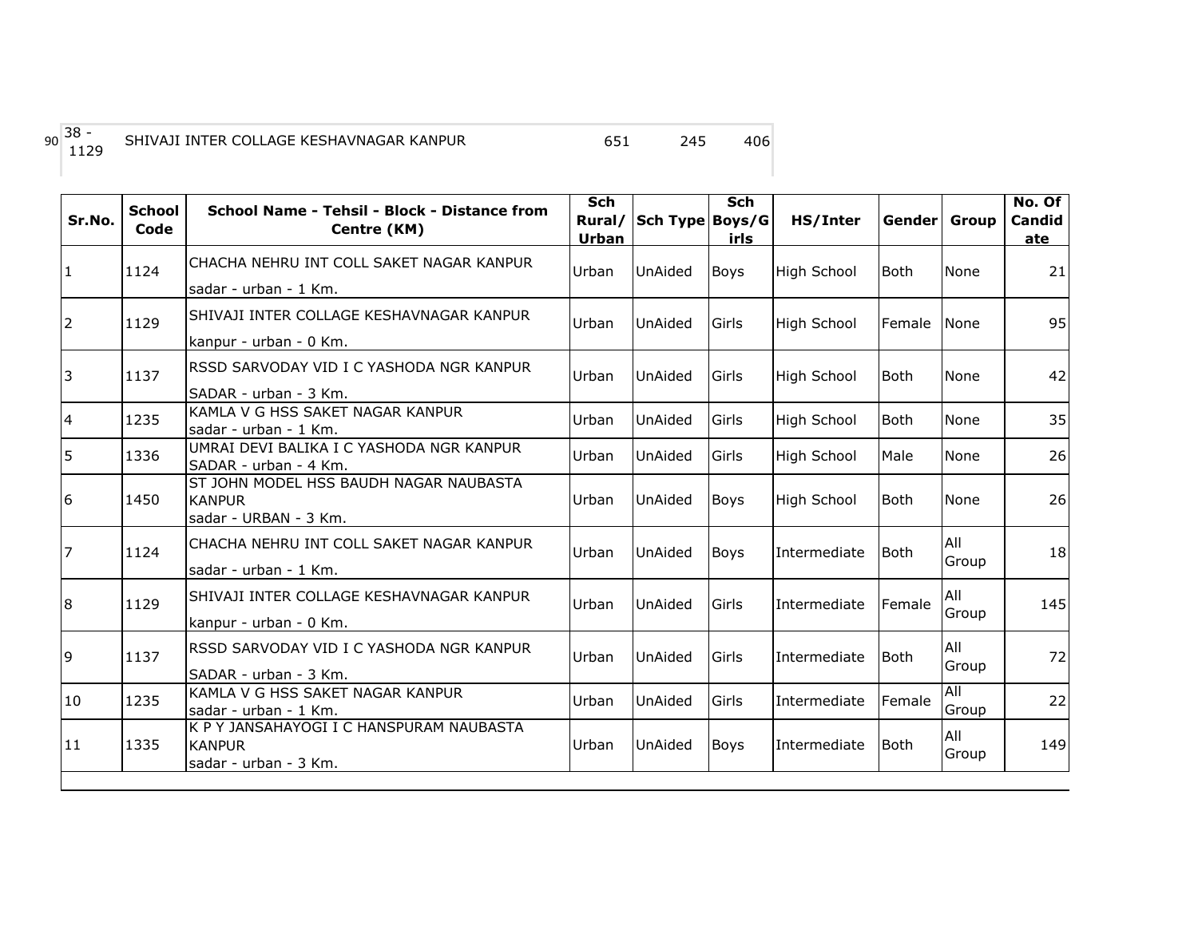| 90 | 38 - 1129 | SHIVAJI INTER COLLAGE KESHAVNAGAR KANPUR | 651 | 245 | 406 |
|---|---|---|---|---|---|

| Sr.No. | School Code | School Name - Tehsil - Block - Distance from Centre (KM) | Sch Rural/ Urban | Sch Type | Sch Boys/Girls | HS/Inter | Gender | Group | No. Of Candidate |
|---|---|---|---|---|---|---|---|---|---|
| 1 | 1124 | CHACHA NEHRU INT COLL SAKET NAGAR KANPUR<br>sadar - urban - 1 Km. | Urban | UnAided | Boys | High School | Both | None | 21 |
| 2 | 1129 | SHIVAJI INTER COLLAGE KESHAVNAGAR KANPUR<br>kanpur - urban - 0 Km. | Urban | UnAided | Girls | High School | Female | None | 95 |
| 3 | 1137 | RSSD SARVODAY VID I C YASHODA NGR KANPUR<br>SADAR - urban - 3 Km. | Urban | UnAided | Girls | High School | Both | None | 42 |
| 4 | 1235 | KAMLA V G HSS SAKET NAGAR KANPUR<br>sadar - urban - 1 Km. | Urban | UnAided | Girls | High School | Both | None | 35 |
| 5 | 1336 | UMRAI DEVI BALIKA I C YASHODA NGR KANPUR<br>SADAR - urban - 4 Km. | Urban | UnAided | Girls | High School | Male | None | 26 |
| 6 | 1450 | ST JOHN MODEL HSS BAUDH NAGAR NAUBASTA KANPUR<br>sadar - URBAN - 3 Km. | Urban | UnAided | Boys | High School | Both | None | 26 |
| 7 | 1124 | CHACHA NEHRU INT COLL SAKET NAGAR KANPUR<br>sadar - urban - 1 Km. | Urban | UnAided | Boys | Intermediate | Both | All Group | 18 |
| 8 | 1129 | SHIVAJI INTER COLLAGE KESHAVNAGAR KANPUR<br>kanpur - urban - 0 Km. | Urban | UnAided | Girls | Intermediate | Female | All Group | 145 |
| 9 | 1137 | RSSD SARVODAY VID I C YASHODA NGR KANPUR<br>SADAR - urban - 3 Km. | Urban | UnAided | Girls | Intermediate | Both | All Group | 72 |
| 10 | 1235 | KAMLA V G HSS SAKET NAGAR KANPUR<br>sadar - urban - 1 Km. | Urban | UnAided | Girls | Intermediate | Female | All Group | 22 |
| 11 | 1335 | K P Y JANSAHAYOGI I C HANSPURAM NAUBASTA KANPUR<br>sadar - urban - 3 Km. | Urban | UnAided | Boys | Intermediate | Both | All Group | 149 |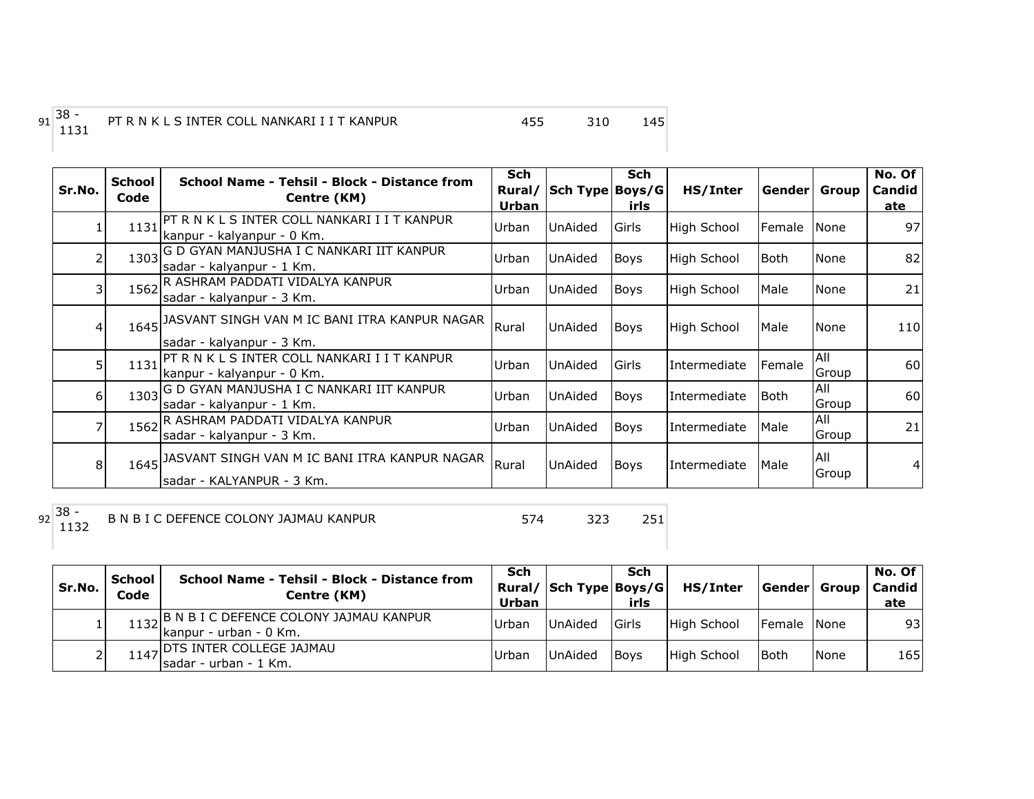91 38 - 1131 PT R N K L S INTER COLL NANKARI I I T KANPUR 455 310 145

| Sr.No. | School Code | School Name - Tehsil - Block - Distance from Centre (KM) | Sch Rural/ Urban | Sch Type | Sch Boys/Girls | HS/Inter | Gender | Group | No. Of Candidate |
|---|---|---|---|---|---|---|---|---|---|
| 1 | 1131 | PT R N K L S INTER COLL NANKARI I I T KANPUR kanpur - kalyanpur - 0 Km. | Urban | UnAided | Girls | High School | Female | None | 97 |
| 2 | 1303 | G D GYAN MANJUSHA I C NANKARI IIT KANPUR sadar - kalyanpur - 1 Km. | Urban | UnAided | Boys | High School | Both | None | 82 |
| 3 | 1562 | R ASHRAM PADDATI VIDALYA KANPUR sadar - kalyanpur - 3 Km. | Urban | UnAided | Boys | High School | Male | None | 21 |
| 4 | 1645 | JASVANT SINGH VAN M IC BANI ITRA KANPUR NAGAR sadar - kalyanpur - 3 Km. | Rural | UnAided | Boys | High School | Male | None | 110 |
| 5 | 1131 | PT R N K L S INTER COLL NANKARI I I T KANPUR kanpur - kalyanpur - 0 Km. | Urban | UnAided | Girls | Intermediate | Female | All Group | 60 |
| 6 | 1303 | G D GYAN MANJUSHA I C NANKARI IIT KANPUR sadar - kalyanpur - 1 Km. | Urban | UnAided | Boys | Intermediate | Both | All Group | 60 |
| 7 | 1562 | R ASHRAM PADDATI VIDALYA KANPUR sadar - kalyanpur - 3 Km. | Urban | UnAided | Boys | Intermediate | Male | All Group | 21 |
| 8 | 1645 | JASVANT SINGH VAN M IC BANI ITRA KANPUR NAGAR sadar - KALYANPUR - 3 Km. | Rural | UnAided | Boys | Intermediate | Male | All Group | 4 |

92 38 - 1132 B N B I C DEFENCE COLONY JAJMAU KANPUR 574 323 251

| Sr.No. | School Code | School Name - Tehsil - Block - Distance from Centre (KM) | Sch Rural/ Urban | Sch Type | Sch Boys/Girls | HS/Inter | Gender | Group | No. Of Candidate |
|---|---|---|---|---|---|---|---|---|---|
| 1 | 1132 | B N B I C DEFENCE COLONY JAJMAU KANPUR kanpur - urban - 0 Km. | Urban | UnAided | Girls | High School | Female | None | 93 |
| 2 | 1147 | DTS INTER COLLEGE JAJMAU sadar - urban - 1 Km. | Urban | UnAided | Boys | High School | Both | None | 165 |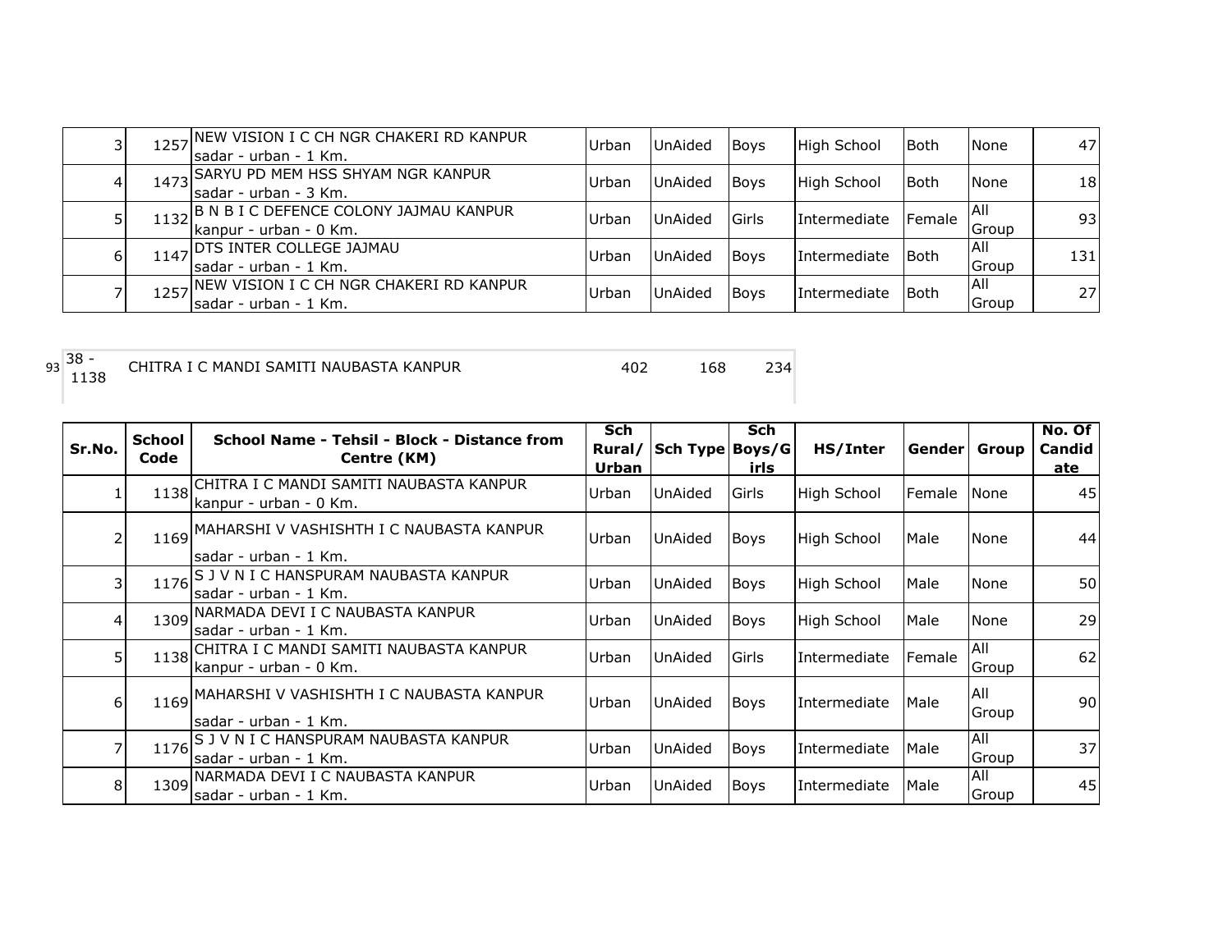| | | | | | | | | | |
|---|---|---|---|---|---|---|---|---|---|
| 3 | 1257 | NEW VISION I C CH NGR CHAKERI RD KANPUR sadar - urban - 1 Km. | Urban | UnAided | Boys | High School | Both | None | 47 |
| 4 | 1473 | SARYU PD MEM HSS SHYAM NGR KANPUR sadar - urban - 3 Km. | Urban | UnAided | Boys | High School | Both | None | 18 |
| 5 | 1132 | B N B I C DEFENCE COLONY JAJMAU KANPUR kanpur - urban - 0 Km. | Urban | UnAided | Girls | Intermediate | Female | All Group | 93 |
| 6 | 1147 | DTS INTER COLLEGE JAJMAU sadar - urban - 1 Km. | Urban | UnAided | Boys | Intermediate | Both | All Group | 131 |
| 7 | 1257 | NEW VISION I C CH NGR CHAKERI RD KANPUR sadar - urban - 1 Km. | Urban | UnAided | Boys | Intermediate | Both | All Group | 27 |

| | | | | | |
|---|---|---|---|---|---|
| 93 | 38 - 1138 | CHITRA I C MANDI SAMITI NAUBASTA KANPUR | 402 | 168 | 234 |

| Sr.No. | School Code | School Name - Tehsil - Block - Distance from Centre (KM) | Sch Rural/ Urban | Sch Type | Sch Boys/Girls | HS/Inter | Gender | Group | No. Of Candidate |
|---|---|---|---|---|---|---|---|---|---|
| 1 | 1138 | CHITRA I C MANDI SAMITI NAUBASTA KANPUR kanpur - urban - 0 Km. | Urban | UnAided | Girls | High School | Female | None | 45 |
| 2 | 1169 | MAHARSHI V VASHISHTH I C NAUBASTA KANPUR sadar - urban - 1 Km. | Urban | UnAided | Boys | High School | Male | None | 44 |
| 3 | 1176 | S J V N I C HANSPURAM NAUBASTA KANPUR sadar - urban - 1 Km. | Urban | UnAided | Boys | High School | Male | None | 50 |
| 4 | 1309 | NARMADA DEVI I C NAUBASTA KANPUR sadar - urban - 1 Km. | Urban | UnAided | Boys | High School | Male | None | 29 |
| 5 | 1138 | CHITRA I C MANDI SAMITI NAUBASTA KANPUR kanpur - urban - 0 Km. | Urban | UnAided | Girls | Intermediate | Female | All Group | 62 |
| 6 | 1169 | MAHARSHI V VASHISHTH I C NAUBASTA KANPUR sadar - urban - 1 Km. | Urban | UnAided | Boys | Intermediate | Male | All Group | 90 |
| 7 | 1176 | S J V N I C HANSPURAM NAUBASTA KANPUR sadar - urban - 1 Km. | Urban | UnAided | Boys | Intermediate | Male | All Group | 37 |
| 8 | 1309 | NARMADA DEVI I C NAUBASTA KANPUR sadar - urban - 1 Km. | Urban | UnAided | Boys | Intermediate | Male | All Group | 45 |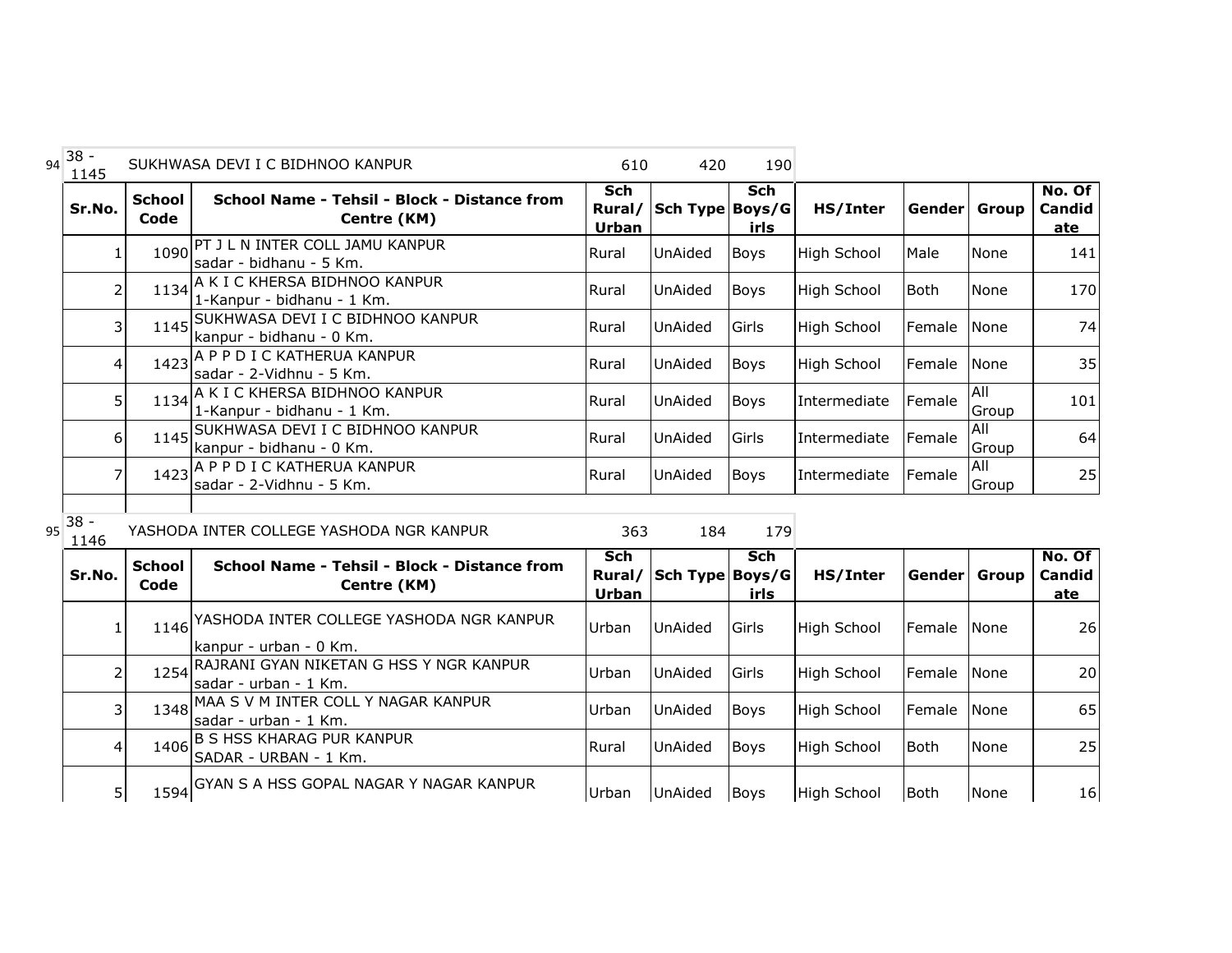94 38 - 1145 SUKHWASA DEVI I C BIDHNOO KANPUR 610 420 190

| Sr.No. | School Code | School Name - Tehsil - Block - Distance from Centre (KM) | Sch Rural/ Urban | Sch Type | Sch Boys/G irls | HS/Inter | Gender | Group | No. Of Candid ate |
|---|---|---|---|---|---|---|---|---|---|
| 1 | 1090 | PT J L N INTER COLL JAMU KANPUR sadar - bidhanu - 5 Km. | Rural | UnAided | Boys | High School | Male | None | 141 |
| 2 | 1134 | A K I C KHERSA BIDHNOO KANPUR 1-Kanpur - bidhanu - 1 Km. | Rural | UnAided | Boys | High School | Both | None | 170 |
| 3 | 1145 | SUKHWASA DEVI I C BIDHNOO KANPUR kanpur - bidhanu - 0 Km. | Rural | UnAided | Girls | High School | Female | None | 74 |
| 4 | 1423 | A P P D I C KATHERUA KANPUR sadar - 2-Vidhnu - 5 Km. | Rural | UnAided | Boys | High School | Female | None | 35 |
| 5 | 1134 | A K I C KHERSA BIDHNOO KANPUR 1-Kanpur - bidhanu - 1 Km. | Rural | UnAided | Boys | Intermediate | Female | All Group | 101 |
| 6 | 1145 | SUKHWASA DEVI I C BIDHNOO KANPUR kanpur - bidhanu - 0 Km. | Rural | UnAided | Girls | Intermediate | Female | All Group | 64 |
| 7 | 1423 | A P P D I C KATHERUA KANPUR sadar - 2-Vidhnu - 5 Km. | Rural | UnAided | Boys | Intermediate | Female | All Group | 25 |

95 38 - 1146 YASHODA INTER COLLEGE YASHODA NGR KANPUR 363 184 179

| Sr.No. | School Code | School Name - Tehsil - Block - Distance from Centre (KM) | Sch Rural/ Urban | Sch Type | Sch Boys/G irls | HS/Inter | Gender | Group | No. Of Candid ate |
|---|---|---|---|---|---|---|---|---|---|
| 1 | 1146 | YASHODA INTER COLLEGE YASHODA NGR KANPUR kanpur - urban - 0 Km. | Urban | UnAided | Girls | High School | Female | None | 26 |
| 2 | 1254 | RAJRANI GYAN NIKETAN G HSS Y NGR KANPUR sadar - urban - 1 Km. | Urban | UnAided | Girls | High School | Female | None | 20 |
| 3 | 1348 | MAA S V M INTER COLL Y NAGAR KANPUR sadar - urban - 1 Km. | Urban | UnAided | Boys | High School | Female | None | 65 |
| 4 | 1406 | B S HSS KHARAG PUR KANPUR SADAR - URBAN - 1 Km. | Rural | UnAided | Boys | High School | Both | None | 25 |
| 5 | 1594 | GYAN S A HSS GOPAL NAGAR Y NAGAR KANPUR | Urban | UnAided | Boys | High School | Both | None | 16 |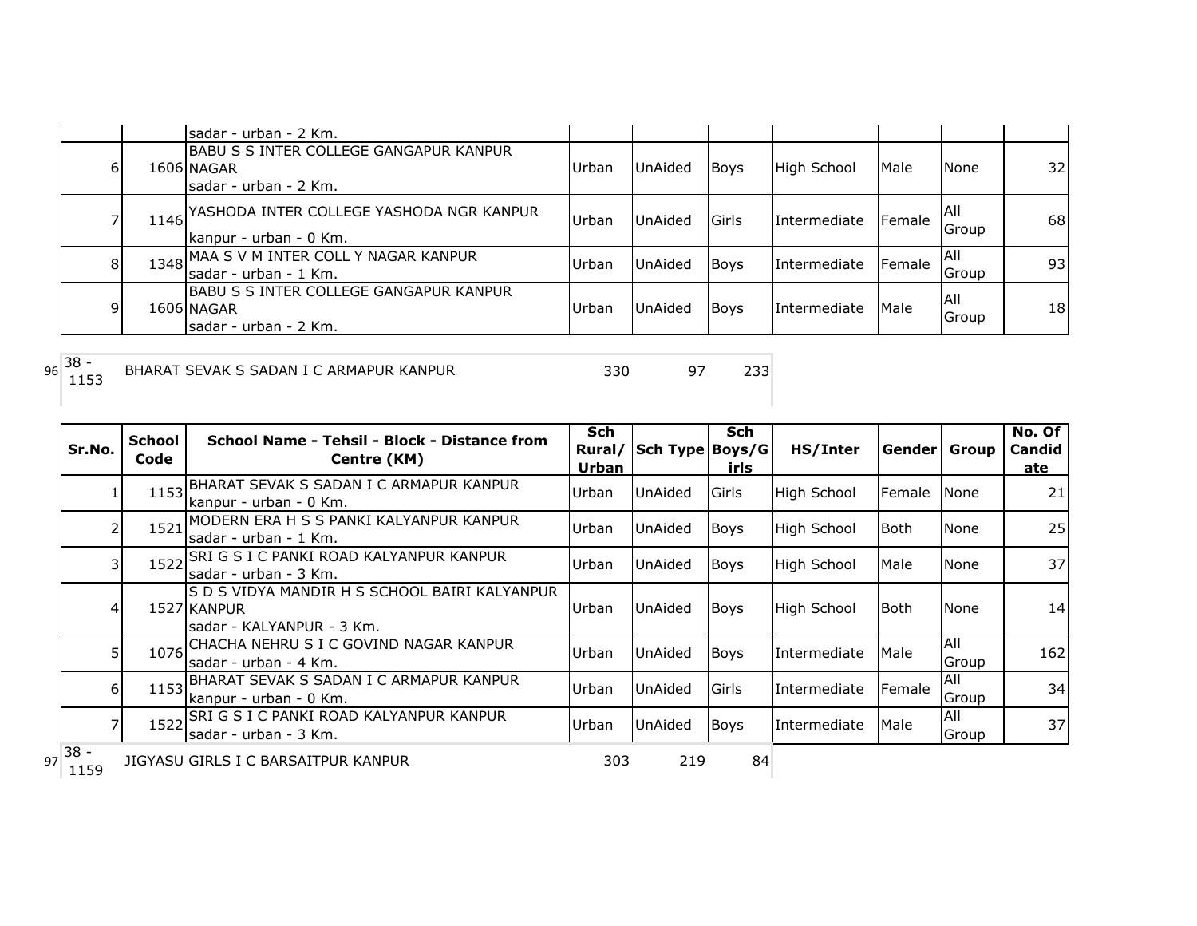| Sr.No. | School Code | School Name - Tehsil - Block - Distance from Centre (KM) | Sch Rural/ Urban | Sch Type | Sch Boys/Girls | HS/Inter | Gender | Group | No. Of Candidate |
|---|---|---|---|---|---|---|---|---|---|
| | | sadar - urban - 2 Km. | | | | | | | |
| 6 | 1606 | BABU S S INTER COLLEGE GANGAPUR KANPUR NAGAR sadar - urban - 2 Km. | Urban | UnAided | Boys | High School | Male | None | 32 |
| 7 | 1146 | YASHODA INTER COLLEGE YASHODA NGR KANPUR kanpur - urban - 0 Km. | Urban | UnAided | Girls | Intermediate | Female | All Group | 68 |
| 8 | 1348 | MAA S V M INTER COLL Y NAGAR KANPUR sadar - urban - 1 Km. | Urban | UnAided | Boys | Intermediate | Female | All Group | 93 |
| 9 | 1606 | BABU S S INTER COLLEGE GANGAPUR KANPUR NAGAR sadar - urban - 2 Km. | Urban | UnAided | Boys | Intermediate | Male | All Group | 18 |

| | | | | | |
|---|---|---|---|---|---|
| 96 | 38 - 1153 | BHARAT SEVAK S SADAN I C ARMAPUR KANPUR | 330 | 97 | 233 |

| Sr.No. | School Code | School Name - Tehsil - Block - Distance from Centre (KM) | Sch Rural/ Urban | Sch Type | Sch Boys/Girls | HS/Inter | Gender | Group | No. Of Candidate |
|---|---|---|---|---|---|---|---|---|---|
| 1 | 1153 | BHARAT SEVAK S SADAN I C ARMAPUR KANPUR kanpur - urban - 0 Km. | Urban | UnAided | Girls | High School | Female | None | 21 |
| 2 | 1521 | MODERN ERA H S S PANKI KALYANPUR KANPUR sadar - urban - 1 Km. | Urban | UnAided | Boys | High School | Both | None | 25 |
| 3 | 1522 | SRI G S I C PANKI ROAD KALYANPUR KANPUR sadar - urban - 3 Km. | Urban | UnAided | Boys | High School | Male | None | 37 |
| 4 | 1527 | S D S VIDYA MANDIR H S SCHOOL BAIRI KALYANPUR KANPUR sadar - KALYANPUR - 3 Km. | Urban | UnAided | Boys | High School | Both | None | 14 |
| 5 | 1076 | CHACHA NEHRU S I C GOVIND NAGAR KANPUR sadar - urban - 4 Km. | Urban | UnAided | Boys | Intermediate | Male | All Group | 162 |
| 6 | 1153 | BHARAT SEVAK S SADAN I C ARMAPUR KANPUR kanpur - urban - 0 Km. | Urban | UnAided | Girls | Intermediate | Female | All Group | 34 |
| 7 | 1522 | SRI G S I C PANKI ROAD KALYANPUR KANPUR sadar - urban - 3 Km. | Urban | UnAided | Boys | Intermediate | Male | All Group | 37 |

| | | | | | |
|---|---|---|---|---|---|
| 97 | 38 - 1159 | JIGYASU GIRLS I C BARSAITPUR KANPUR | 303 | 219 | 84 |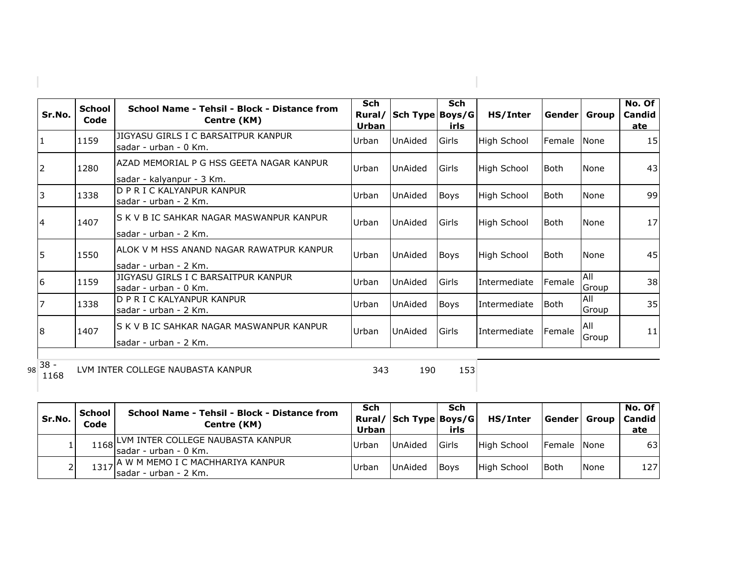| Sr.No. | School Code | School Name - Tehsil - Block - Distance from Centre (KM) | Sch Rural/ Urban | Sch Type | Sch Boys/Girls | HS/Inter | Gender | Group | No. Of Candidate |
|---|---|---|---|---|---|---|---|---|---|
| 1 | 1159 | JIGYASU GIRLS I C BARSAITPUR KANPUR sadar - urban - 0 Km. | Urban | UnAided | Girls | High School | Female | None | 15 |
| 2 | 1280 | AZAD MEMORIAL P G HSS GEETA NAGAR KANPUR sadar - kalyanpur - 3 Km. | Urban | UnAided | Girls | High School | Both | None | 43 |
| 3 | 1338 | D P R I C KALYANPUR KANPUR sadar - urban - 2 Km. | Urban | UnAided | Boys | High School | Both | None | 99 |
| 4 | 1407 | S K V B IC SAHKAR NAGAR MASWANPUR KANPUR sadar - urban - 2 Km. | Urban | UnAided | Girls | High School | Both | None | 17 |
| 5 | 1550 | ALOK V M HSS ANAND NAGAR RAWATPUR KANPUR sadar - urban - 2 Km. | Urban | UnAided | Boys | High School | Both | None | 45 |
| 6 | 1159 | JIGYASU GIRLS I C BARSAITPUR KANPUR sadar - urban - 0 Km. | Urban | UnAided | Girls | Intermediate | Female | All Group | 38 |
| 7 | 1338 | D P R I C KALYANPUR KANPUR sadar - urban - 2 Km. | Urban | UnAided | Boys | Intermediate | Both | All Group | 35 |
| 8 | 1407 | S K V B IC SAHKAR NAGAR MASWANPUR KANPUR sadar - urban - 2 Km. | Urban | UnAided | Girls | Intermediate | Female | All Group | 11 |

98 38 - 1168 LVM INTER COLLEGE NAUBASTA KANPUR 343 190 153

| Sr.No. | School Code | School Name - Tehsil - Block - Distance from Centre (KM) | Sch Rural/ Urban | Sch Type | Sch Boys/Girls | HS/Inter | Gender | Group | No. Of Candidate |
|---|---|---|---|---|---|---|---|---|---|
| 1 | 1168 | LVM INTER COLLEGE NAUBASTA KANPUR sadar - urban - 0 Km. | Urban | UnAided | Girls | High School | Female | None | 63 |
| 2 | 1317 | A W M MEMO I C MACHHARIYA KANPUR sadar - urban - 2 Km. | Urban | UnAided | Boys | High School | Both | None | 127 |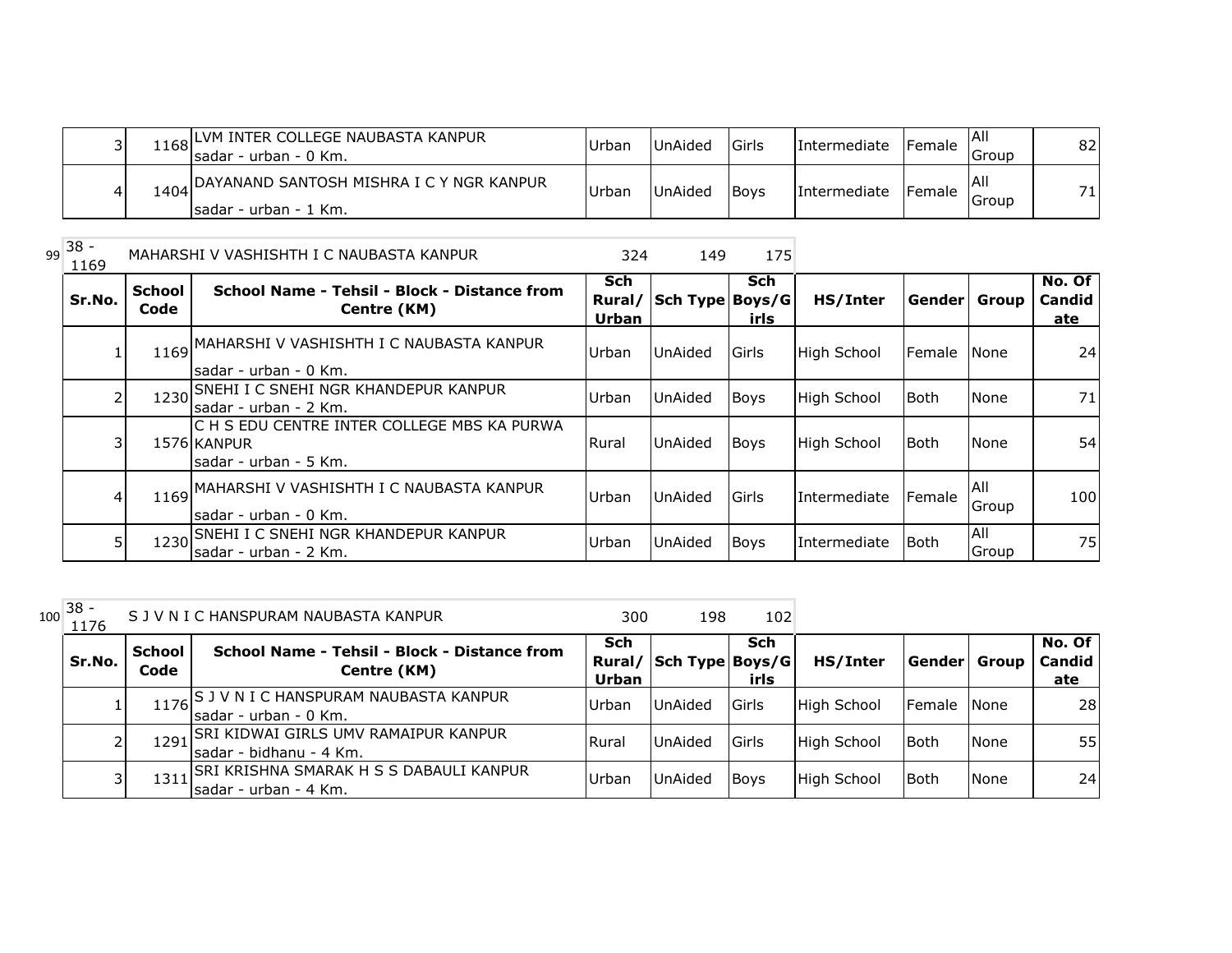| Sr.No. | School Code | School Name - Tehsil - Block - Distance from Centre (KM) | Sch Rural/ Urban | Sch Type | Sch Boys/G irls | HS/Inter | Gender | Group | No. Of Candid ate |
|---|---|---|---|---|---|---|---|---|---|
| 3 | 1168 | LVM INTER COLLEGE NAUBASTA KANPUR sadar - urban - 0 Km. | Urban | UnAided | Girls | Intermediate | Female | All Group | 82 |
| 4 | 1404 | DAYANAND SANTOSH MISHRA I C Y NGR KANPUR sadar - urban - 1 Km. | Urban | UnAided | Boys | Intermediate | Female | All Group | 71 |

99 | 38 - 1169 | MAHARSHI V VASHISHTH I C NAUBASTA KANPUR | 324 | 149 | 175

| Sr.No. | School Code | School Name - Tehsil - Block - Distance from Centre (KM) | Sch Rural/ Urban | Sch Type | Sch Boys/G irls | HS/Inter | Gender | Group | No. Of Candid ate |
|---|---|---|---|---|---|---|---|---|---|
| 1 | 1169 | MAHARSHI V VASHISHTH I C NAUBASTA KANPUR sadar - urban - 0 Km. | Urban | UnAided | Girls | High School | Female | None | 24 |
| 2 | 1230 | SNEHI I C SNEHI NGR KHANDEPUR KANPUR sadar - urban - 2 Km. | Urban | UnAided | Boys | High School | Both | None | 71 |
| 3 | 1576 | C H S EDU CENTRE INTER COLLEGE MBS KA PURWA KANPUR sadar - urban - 5 Km. | Rural | UnAided | Boys | High School | Both | None | 54 |
| 4 | 1169 | MAHARSHI V VASHISHTH I C NAUBASTA KANPUR sadar - urban - 0 Km. | Urban | UnAided | Girls | Intermediate | Female | All Group | 100 |
| 5 | 1230 | SNEHI I C SNEHI NGR KHANDEPUR KANPUR sadar - urban - 2 Km. | Urban | UnAided | Boys | Intermediate | Both | All Group | 75 |

100 | 38 - 1176 | S J V N I C HANSPURAM NAUBASTA KANPUR | 300 | 198 | 102

| Sr.No. | School Code | School Name - Tehsil - Block - Distance from Centre (KM) | Sch Rural/ Urban | Sch Type | Sch Boys/G irls | HS/Inter | Gender | Group | No. Of Candid ate |
|---|---|---|---|---|---|---|---|---|---|
| 1 | 1176 | S J V N I C HANSPURAM NAUBASTA KANPUR sadar - urban - 0 Km. | Urban | UnAided | Girls | High School | Female | None | 28 |
| 2 | 1291 | SRI KIDWAI GIRLS UMV RAMAIPUR KANPUR sadar - bidhanu - 4 Km. | Rural | UnAided | Girls | High School | Both | None | 55 |
| 3 | 1311 | SRI KRISHNA SMARAK H S S DABAULI KANPUR sadar - urban - 4 Km. | Urban | UnAided | Boys | High School | Both | None | 24 |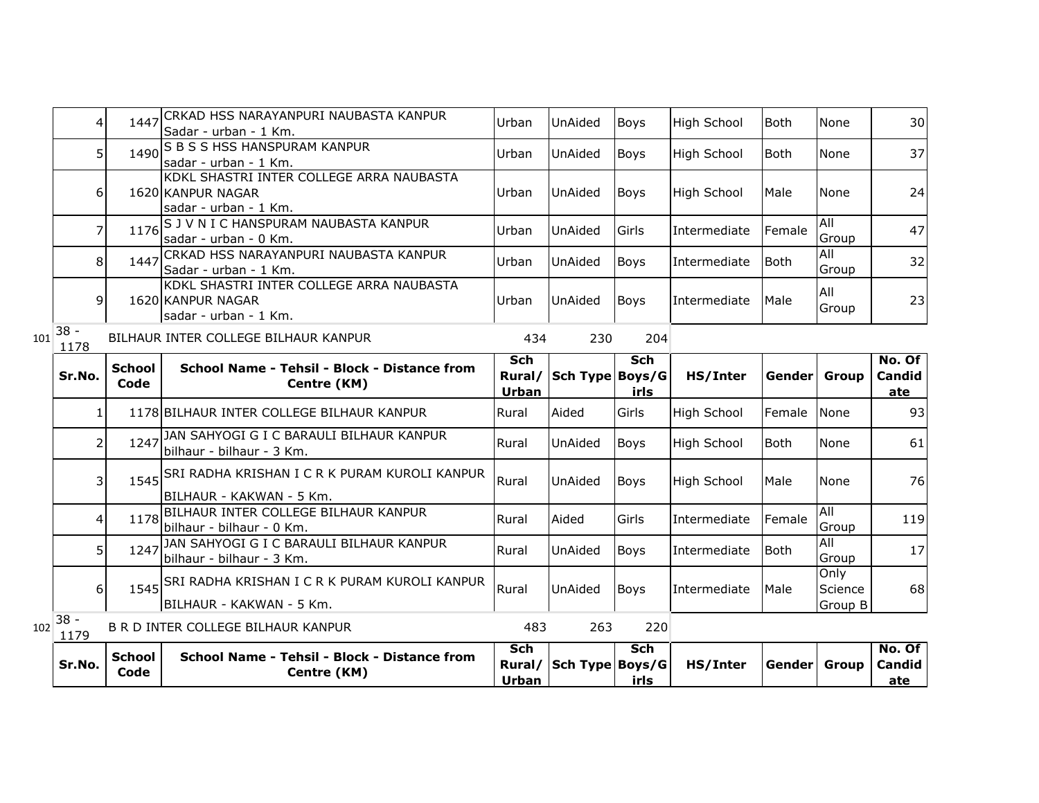| Sr.No. | School Code | School Name - Tehsil - Block - Distance from Centre (KM) | Sch Rural/ Urban | Sch Type | Sch Boys/Girls | HS/Inter | Gender | Group | No. Of Candidate |
|---|---|---|---|---|---|---|---|---|---|
| 4 | 1447 | CRKAD HSS NARAYANPURI NAUBASTA KANPUR Sadar - urban - 1 Km. | Urban | UnAided | Boys | High School | Both | None | 30 |
| 5 | 1490 | S B S S HSS HANSPURAM KANPUR sadar - urban - 1 Km. | Urban | UnAided | Boys | High School | Both | None | 37 |
| 6 | 1620 | KDKL SHASTRI INTER COLLEGE ARRA NAUBASTA KANPUR NAGAR sadar - urban - 1 Km. | Urban | UnAided | Boys | High School | Male | None | 24 |
| 7 | 1176 | S J V N I C HANSPURAM NAUBASTA KANPUR sadar - urban - 0 Km. | Urban | UnAided | Girls | Intermediate | Female | All Group | 47 |
| 8 | 1447 | CRKAD HSS NARAYANPURI NAUBASTA KANPUR Sadar - urban - 1 Km. | Urban | UnAided | Boys | Intermediate | Both | All Group | 32 |
| 9 | 1620 | KDKL SHASTRI INTER COLLEGE ARRA NAUBASTA KANPUR NAGAR sadar - urban - 1 Km. | Urban | UnAided | Boys | Intermediate | Male | All Group | 23 |

| 101 | 38 - 1178 | BILHAUR INTER COLLEGE BILHAUR KANPUR | 434 | 230 | 204 |
|---|---|---|---|---|---|

| Sr.No. | School Code | School Name - Tehsil - Block - Distance from Centre (KM) | Sch Rural/ Urban | Sch Type | Sch Boys/Girls | HS/Inter | Gender | Group | No. Of Candidate |
|---|---|---|---|---|---|---|---|---|---|
| 1 | 1178 | BILHAUR INTER COLLEGE BILHAUR KANPUR | Rural | Aided | Girls | High School | Female | None | 93 |
| 2 | 1247 | JAN SAHYOGI G I C BARAULI BILHAUR KANPUR bilhaur - bilhaur - 3 Km. | Rural | UnAided | Boys | High School | Both | None | 61 |
| 3 | 1545 | SRI RADHA KRISHAN I C R K PURAM KUROLI KANPUR BILHAUR - KAKWAN - 5 Km. | Rural | UnAided | Boys | High School | Male | None | 76 |
| 4 | 1178 | BILHAUR INTER COLLEGE BILHAUR KANPUR bilhaur - bilhaur - 0 Km. | Rural | Aided | Girls | Intermediate | Female | All Group | 119 |
| 5 | 1247 | JAN SAHYOGI G I C BARAULI BILHAUR KANPUR bilhaur - bilhaur - 3 Km. | Rural | UnAided | Boys | Intermediate | Both | All Group | 17 |
| 6 | 1545 | SRI RADHA KRISHAN I C R K PURAM KUROLI KANPUR BILHAUR - KAKWAN - 5 Km. | Rural | UnAided | Boys | Intermediate | Male | Only Science Group B | 68 |

| 102 | 38 - 1179 | B R D INTER COLLEGE BILHAUR KANPUR | 483 | 263 | 220 |
|---|---|---|---|---|---|

| Sr.No. | School Code | School Name - Tehsil - Block - Distance from Centre (KM) | Sch Rural/ Urban | Sch Type | Sch Boys/Girls | HS/Inter | Gender | Group | No. Of Candidate |
|---|---|---|---|---|---|---|---|---|---|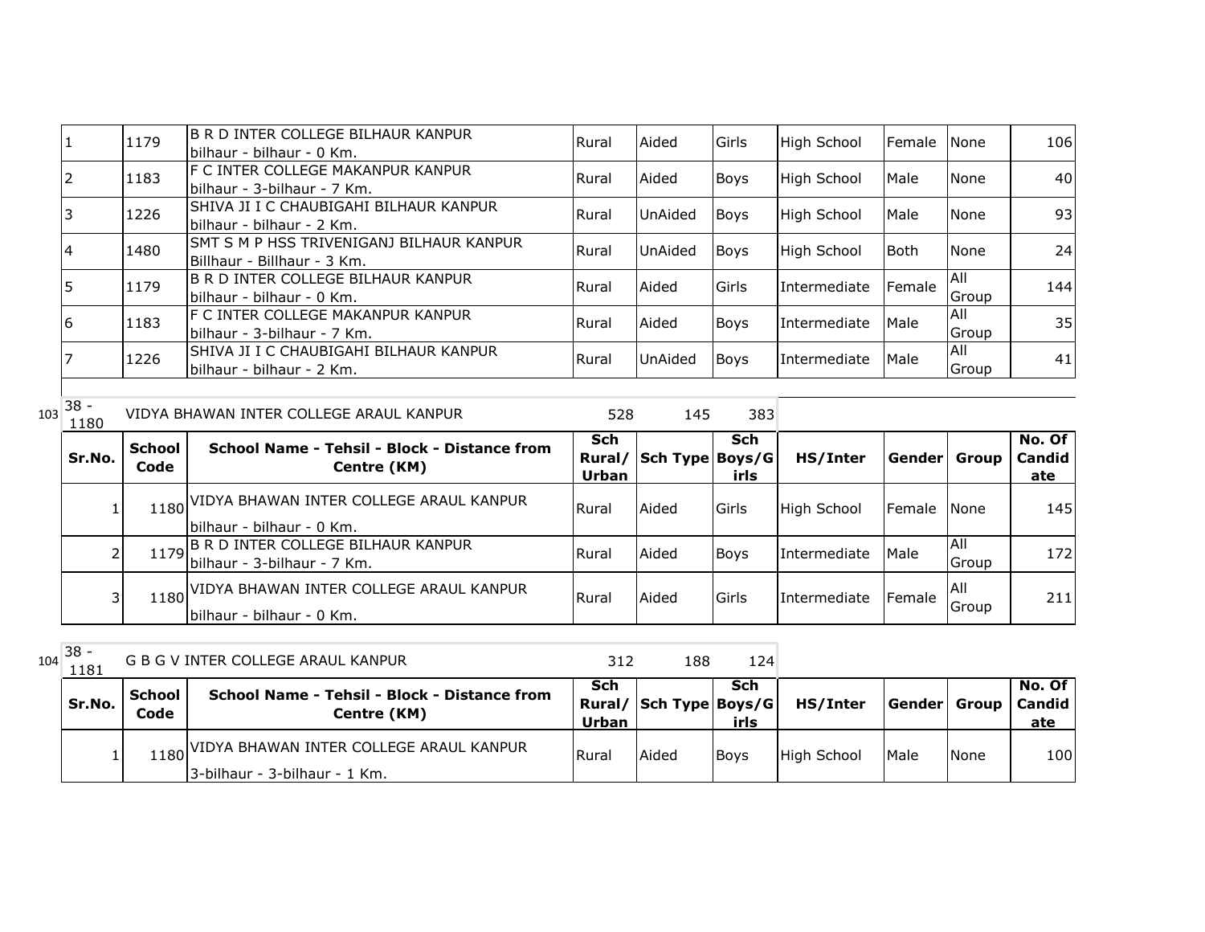| | | | | | | | | | |
|---|---|---|---|---|---|---|---|---|---|
| 1 | 1179 | B R D INTER COLLEGE BILHAUR KANPUR<br>bilhaur - bilhaur - 0 Km. | Rural | Aided | Girls | High School | Female | None | 106 |
| 2 | 1183 | F C INTER COLLEGE MAKANPUR KANPUR<br>bilhaur - 3-bilhaur - 7 Km. | Rural | Aided | Boys | High School | Male | None | 40 |
| 3 | 1226 | SHIVA JI I C CHAUBIGAHI BILHAUR KANPUR<br>bilhaur - bilhaur - 2 Km. | Rural | UnAided | Boys | High School | Male | None | 93 |
| 4 | 1480 | SMT S M P HSS TRIVENIGANJ BILHAUR KANPUR<br>Billhaur - Billhaur - 3 Km. | Rural | UnAided | Boys | High School | Both | None | 24 |
| 5 | 1179 | B R D INTER COLLEGE BILHAUR KANPUR<br>bilhaur - bilhaur - 0 Km. | Rural | Aided | Girls | Intermediate | Female | All Group | 144 |
| 6 | 1183 | F C INTER COLLEGE MAKANPUR KANPUR<br>bilhaur - 3-bilhaur - 7 Km. | Rural | Aided | Boys | Intermediate | Male | All Group | 35 |
| 7 | 1226 | SHIVA JI I C CHAUBIGAHI BILHAUR KANPUR<br>bilhaur - bilhaur - 2 Km. | Rural | UnAided | Boys | Intermediate | Male | All Group | 41 |

103 | 38 - 1180 | VIDYA BHAWAN INTER COLLEGE ARAUL KANPUR | 528 | 145 | 383

| Sr.No. | School Code | School Name - Tehsil - Block - Distance from Centre (KM) | Sch Rural/ Urban | Sch Type | Sch Boys/Girls | HS/Inter | Gender | Group | No. Of Candidate |
|---|---|---|---|---|---|---|---|---|---|
| 1 | 1180 | VIDYA BHAWAN INTER COLLEGE ARAUL KANPUR<br>bilhaur - bilhaur - 0 Km. | Rural | Aided | Girls | High School | Female | None | 145 |
| 2 | 1179 | B R D INTER COLLEGE BILHAUR KANPUR<br>bilhaur - 3-bilhaur - 7 Km. | Rural | Aided | Boys | Intermediate | Male | All Group | 172 |
| 3 | 1180 | VIDYA BHAWAN INTER COLLEGE ARAUL KANPUR<br>bilhaur - bilhaur - 0 Km. | Rural | Aided | Girls | Intermediate | Female | All Group | 211 |

104 | 38 - 1181 | G B G V INTER COLLEGE ARAUL KANPUR | 312 | 188 | 124

| Sr.No. | School Code | School Name - Tehsil - Block - Distance from Centre (KM) | Sch Rural/ Urban | Sch Type | Sch Boys/Girls | HS/Inter | Gender | Group | No. Of Candidate |
|---|---|---|---|---|---|---|---|---|---|
| 1 | 1180 | VIDYA BHAWAN INTER COLLEGE ARAUL KANPUR<br>3-bilhaur - 3-bilhaur - 1 Km. | Rural | Aided | Boys | High School | Male | None | 100 |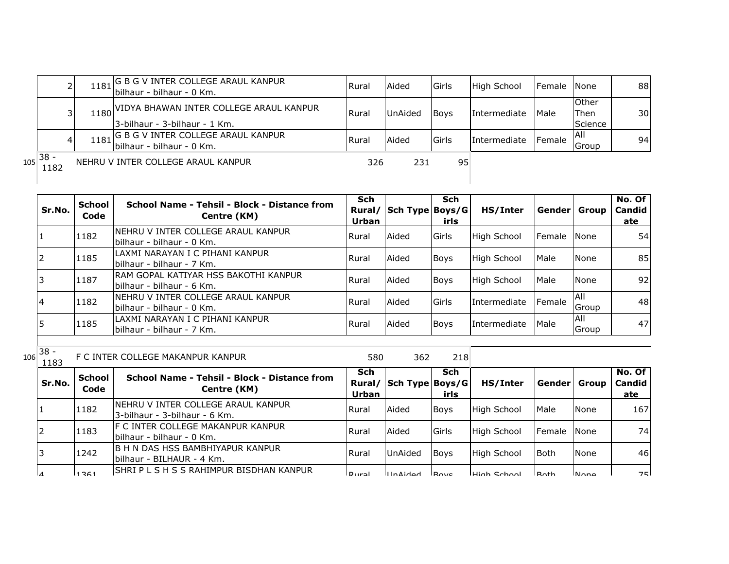| Sr.No. | School Code | School Name - Tehsil - Block - Distance from Centre (KM) | Sch Rural/ Urban | Sch Type | Sch Boys/G irls | HS/Inter | Gender | Group | No. Of Candid ate |
|---|---|---|---|---|---|---|---|---|---|
| 2 | 1181 | G B G V INTER COLLEGE ARAUL KANPUR bilhaur - bilhaur - 0 Km. | Rural | Aided | Girls | High School | Female | None | 88 |
| 3 | 1180 | VIDYA BHAWAN INTER COLLEGE ARAUL KANPUR 3-bilhaur - 3-bilhaur - 1 Km. | Rural | UnAided | Boys | Intermediate | Male | Other Then Science | 30 |
| 4 | 1181 | G B G V INTER COLLEGE ARAUL KANPUR bilhaur - bilhaur - 0 Km. | Rural | Aided | Girls | Intermediate | Female | All Group | 94 |

105 | 38 - 1182 | NEHRU V INTER COLLEGE ARAUL KANPUR | 326 | 231 | 95

| Sr.No. | School Code | School Name - Tehsil - Block - Distance from Centre (KM) | Sch Rural/ Urban | Sch Type | Sch Boys/G irls | HS/Inter | Gender | Group | No. Of Candid ate |
|---|---|---|---|---|---|---|---|---|---|
| 1 | 1182 | NEHRU V INTER COLLEGE ARAUL KANPUR bilhaur - bilhaur - 0 Km. | Rural | Aided | Girls | High School | Female | None | 54 |
| 2 | 1185 | LAXMI NARAYAN I C PIHANI KANPUR bilhaur - bilhaur - 7 Km. | Rural | Aided | Boys | High School | Male | None | 85 |
| 3 | 1187 | RAM GOPAL KATIYAR HSS BAKOTHI KANPUR bilhaur - bilhaur - 6 Km. | Rural | Aided | Boys | High School | Male | None | 92 |
| 4 | 1182 | NEHRU V INTER COLLEGE ARAUL KANPUR bilhaur - bilhaur - 0 Km. | Rural | Aided | Girls | Intermediate | Female | All Group | 48 |
| 5 | 1185 | LAXMI NARAYAN I C PIHANI KANPUR bilhaur - bilhaur - 7 Km. | Rural | Aided | Boys | Intermediate | Male | All Group | 47 |

106 | 38 - 1183 | F C INTER COLLEGE MAKANPUR KANPUR | 580 | 362 | 218

| Sr.No. | School Code | School Name - Tehsil - Block - Distance from Centre (KM) | Sch Rural/ Urban | Sch Type | Sch Boys/G irls | HS/Inter | Gender | Group | No. Of Candid ate |
|---|---|---|---|---|---|---|---|---|---|
| 1 | 1182 | NEHRU V INTER COLLEGE ARAUL KANPUR 3-bilhaur - 3-bilhaur - 6 Km. | Rural | Aided | Boys | High School | Male | None | 167 |
| 2 | 1183 | F C INTER COLLEGE MAKANPUR KANPUR bilhaur - bilhaur - 0 Km. | Rural | Aided | Girls | High School | Female | None | 74 |
| 3 | 1242 | B H N DAS HSS BAMBHIYAPUR KANPUR bilhaur - BILHAUR - 4 Km. | Rural | UnAided | Boys | High School | Both | None | 46 |
| 4 | 1361 | SHRI P L S H S S RAHIMPUR BISDHAN KANPUR | Rural | UnAided | Boys | High School | Both | None | 75 |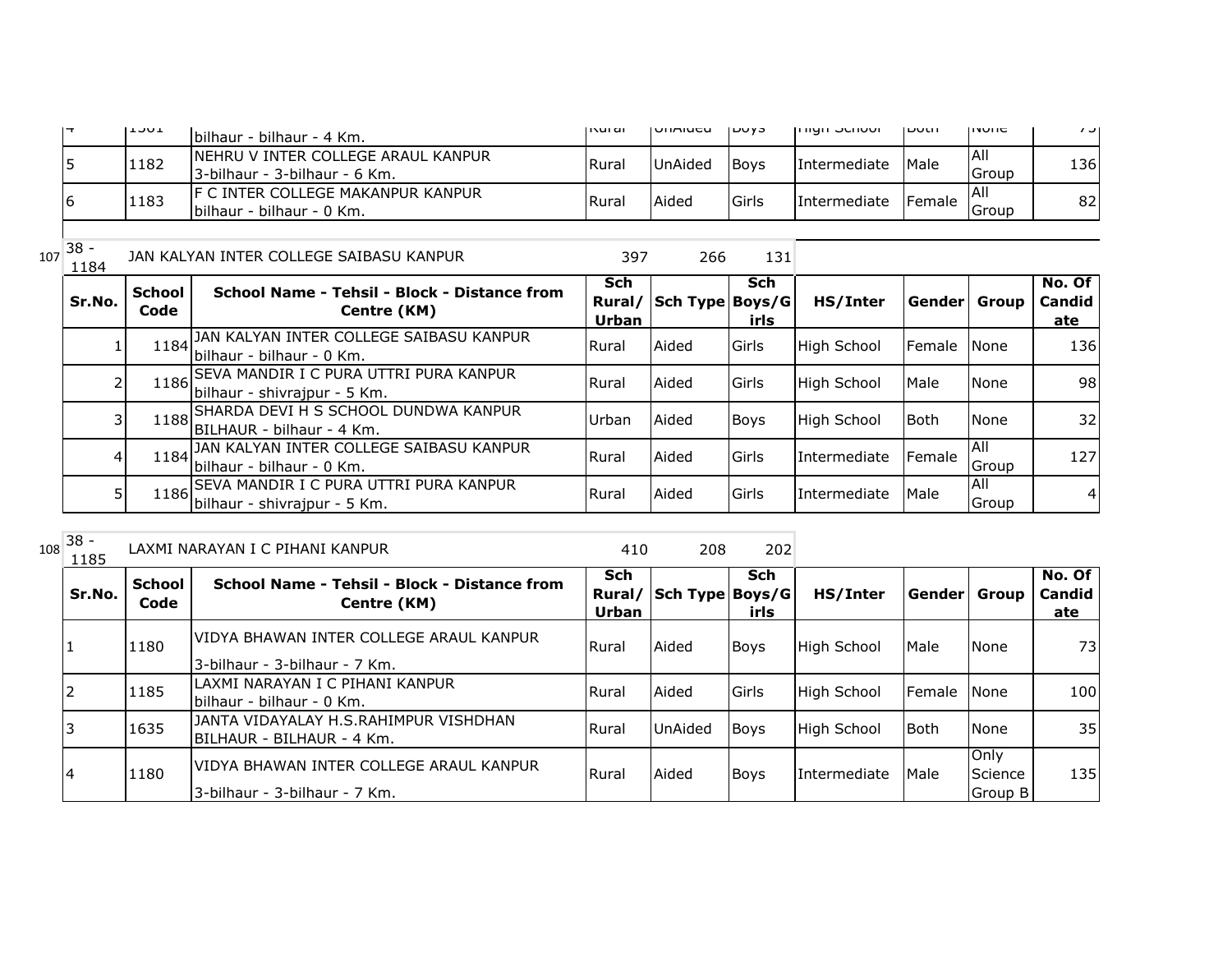| Sr.No. | School Code | School Name - Tehsil - Block - Distance from Centre (KM) | Sch Rural/ Urban | Sch Type | Sch Boys/Girls | HS/Inter | Gender | Group | No. Of Candidate |
|---|---|---|---|---|---|---|---|---|---|
| 4 | 1381 | bilhaur - bilhaur - 4 Km. | Rural | UnAided | Boys | High School | Both | None | 75 |
| 5 | 1182 | NEHRU V INTER COLLEGE ARAUL KANPUR 3-bilhaur - 3-bilhaur - 6 Km. | Rural | UnAided | Boys | Intermediate | Male | All Group | 136 |
| 6 | 1183 | F C INTER COLLEGE MAKANPUR KANPUR bilhaur - bilhaur - 0 Km. | Rural | Aided | Girls | Intermediate | Female | All Group | 82 |

107 | 38 - 1184 | JAN KALYAN INTER COLLEGE SAIBASU KANPUR | 397 | 266 | 131

| Sr.No. | School Code | School Name - Tehsil - Block - Distance from Centre (KM) | Sch Rural/ Urban | Sch Type | Sch Boys/Girls | HS/Inter | Gender | Group | No. Of Candidate |
|---|---|---|---|---|---|---|---|---|---|
| 1 | 1184 | JAN KALYAN INTER COLLEGE SAIBASU KANPUR bilhaur - bilhaur - 0 Km. | Rural | Aided | Girls | High School | Female | None | 136 |
| 2 | 1186 | SEVA MANDIR I C PURA UTTRI PURA KANPUR bilhaur - shivrajpur - 5 Km. | Rural | Aided | Girls | High School | Male | None | 98 |
| 3 | 1188 | SHARDA DEVI H S SCHOOL DUNDWA KANPUR BILHAUR - bilhaur - 4 Km. | Urban | Aided | Boys | High School | Both | None | 32 |
| 4 | 1184 | JAN KALYAN INTER COLLEGE SAIBASU KANPUR bilhaur - bilhaur - 0 Km. | Rural | Aided | Girls | Intermediate | Female | All Group | 127 |
| 5 | 1186 | SEVA MANDIR I C PURA UTTRI PURA KANPUR bilhaur - shivrajpur - 5 Km. | Rural | Aided | Girls | Intermediate | Male | All Group | 4 |

108 | 38 - 1185 | LAXMI NARAYAN I C PIHANI KANPUR | 410 | 208 | 202

| Sr.No. | School Code | School Name - Tehsil - Block - Distance from Centre (KM) | Sch Rural/ Urban | Sch Type | Sch Boys/Girls | HS/Inter | Gender | Group | No. Of Candidate |
|---|---|---|---|---|---|---|---|---|---|
| 1 | 1180 | VIDYA BHAWAN INTER COLLEGE ARAUL KANPUR 3-bilhaur - 3-bilhaur - 7 Km. | Rural | Aided | Boys | High School | Male | None | 73 |
| 2 | 1185 | LAXMI NARAYAN I C PIHANI KANPUR bilhaur - bilhaur - 0 Km. | Rural | Aided | Girls | High School | Female | None | 100 |
| 3 | 1635 | JANTA VIDAYALAY H.S.RAHIMPUR VISHDHAN BILHAUR - BILHAUR - 4 Km. | Rural | UnAided | Boys | High School | Both | None | 35 |
| 4 | 1180 | VIDYA BHAWAN INTER COLLEGE ARAUL KANPUR 3-bilhaur - 3-bilhaur - 7 Km. | Rural | Aided | Boys | Intermediate | Male | Only Science Group B | 135 |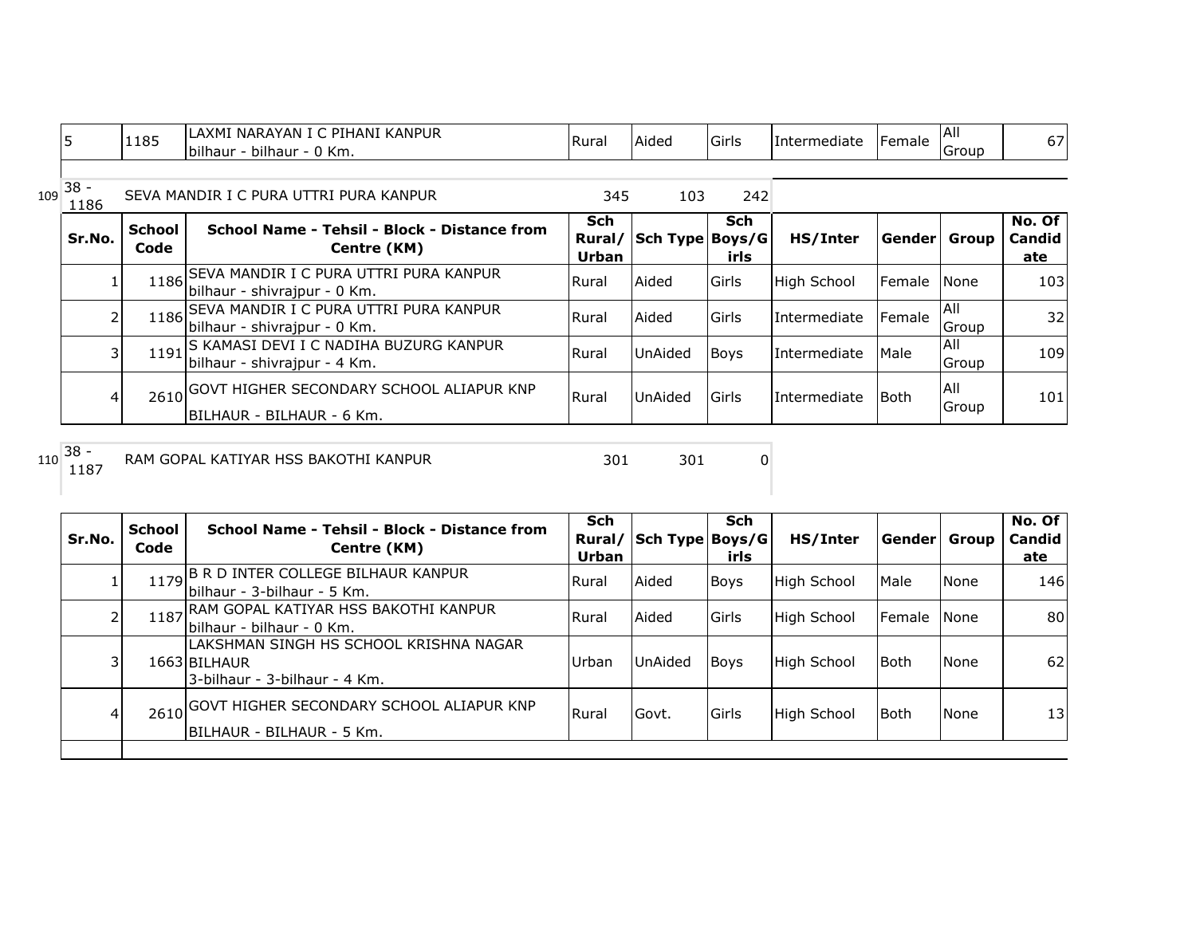| 5 | 1185 | LAXMI NARAYAN I C PIHANI KANPUR bilhaur - bilhaur - 0 Km. | Rural | Aided | Girls | Intermediate | Female | All Group | 67 |
|---|---|---|---|---|---|---|---|---|---|

109 38 - 1186 SEVA MANDIR I C PURA UTTRI PURA KANPUR 345 103 242

| Sr.No. | School Code | School Name - Tehsil - Block - Distance from Centre (KM) | Sch Rural/ Urban | Sch Type | Sch Boys/Girls | HS/Inter | Gender | Group | No. Of Candidate |
|---|---|---|---|---|---|---|---|---|---|
| 1 | 1186 | SEVA MANDIR I C PURA UTTRI PURA KANPUR bilhaur - shivrajpur - 0 Km. | Rural | Aided | Girls | High School | Female | None | 103 |
| 2 | 1186 | SEVA MANDIR I C PURA UTTRI PURA KANPUR bilhaur - shivrajpur - 0 Km. | Rural | Aided | Girls | Intermediate | Female | All Group | 32 |
| 3 | 1191 | S KAMASI DEVI I C NADIHA BUZURG KANPUR bilhaur - shivrajpur - 4 Km. | Rural | UnAided | Boys | Intermediate | Male | All Group | 109 |
| 4 | 2610 | GOVT HIGHER SECONDARY SCHOOL ALIAPUR KNP BILHAUR - BILHAUR - 6 Km. | Rural | UnAided | Girls | Intermediate | Both | All Group | 101 |

110 38 - 1187 RAM GOPAL KATIYAR HSS BAKOTHI KANPUR 301 301 0

| Sr.No. | School Code | School Name - Tehsil - Block - Distance from Centre (KM) | Sch Rural/ Urban | Sch Type | Sch Boys/Girls | HS/Inter | Gender | Group | No. Of Candidate |
|---|---|---|---|---|---|---|---|---|---|
| 1 | 1179 | B R D INTER COLLEGE BILHAUR KANPUR bilhaur - 3-bilhaur - 5 Km. | Rural | Aided | Boys | High School | Male | None | 146 |
| 2 | 1187 | RAM GOPAL KATIYAR HSS BAKOTHI KANPUR bilhaur - bilhaur - 0 Km. | Rural | Aided | Girls | High School | Female | None | 80 |
| 3 | 1663 | LAKSHMAN SINGH HS SCHOOL KRISHNA NAGAR BILHAUR 3-bilhaur - 3-bilhaur - 4 Km. | Urban | UnAided | Boys | High School | Both | None | 62 |
| 4 | 2610 | GOVT HIGHER SECONDARY SCHOOL ALIAPUR KNP BILHAUR - BILHAUR - 5 Km. | Rural | Govt. | Girls | High School | Both | None | 13 |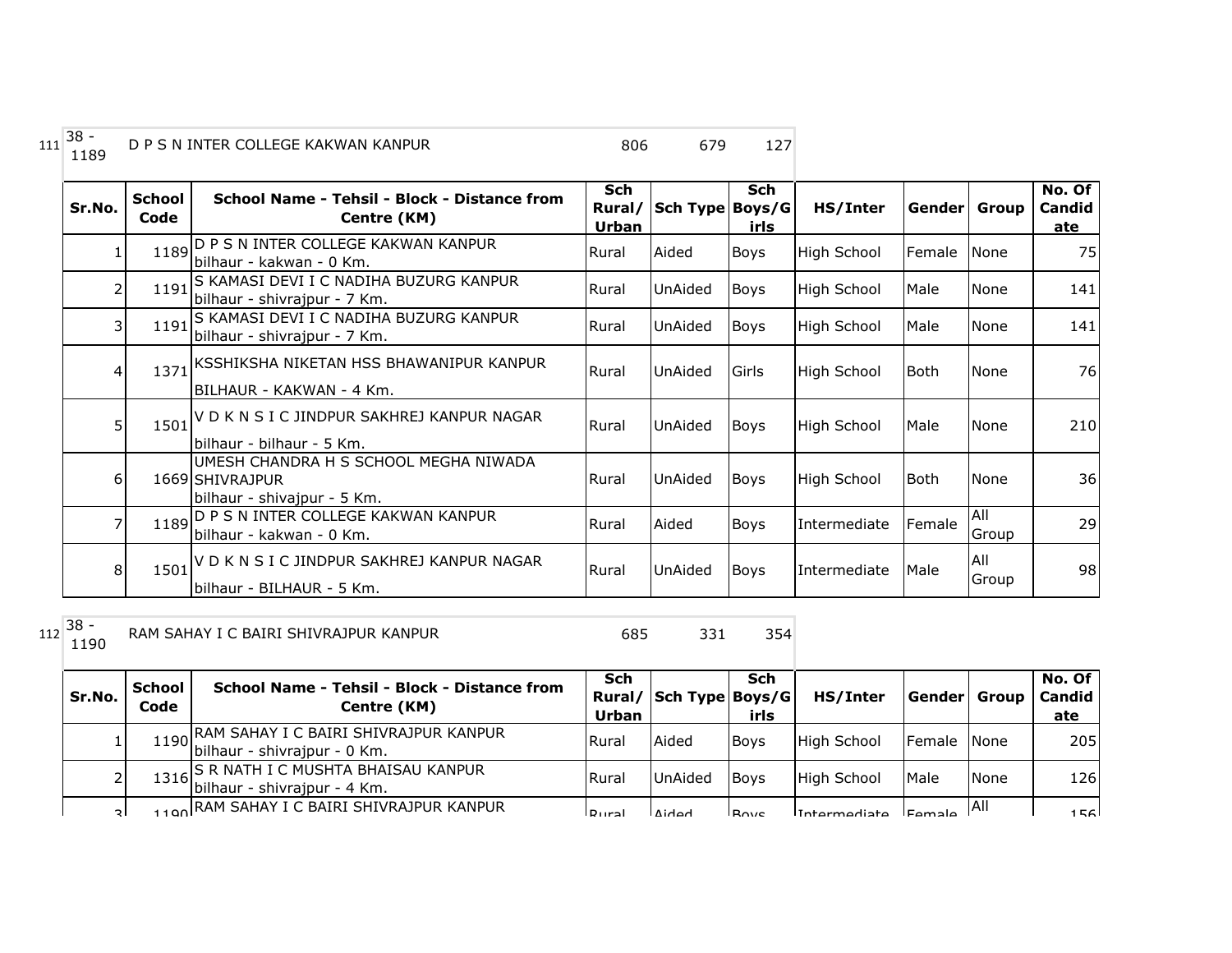111 38 - 1189 D P S N INTER COLLEGE KAKWAN KANPUR 806 679 127

| Sr.No. | School Code | School Name - Tehsil - Block - Distance from Centre (KM) | Sch Rural/ Urban | Sch Type | Sch Boys/G irls | HS/Inter | Gender | Group | No. Of Candid ate |
|---|---|---|---|---|---|---|---|---|---|
| 1 | 1189 | D P S N INTER COLLEGE KAKWAN KANPUR bilhaur - kakwan - 0 Km. | Rural | Aided | Boys | High School | Female | None | 75 |
| 2 | 1191 | S KAMASI DEVI I C NADIHA BUZURG KANPUR bilhaur - shivrajpur - 7 Km. | Rural | UnAided | Boys | High School | Male | None | 141 |
| 3 | 1191 | S KAMASI DEVI I C NADIHA BUZURG KANPUR bilhaur - shivrajpur - 7 Km. | Rural | UnAided | Boys | High School | Male | None | 141 |
| 4 | 1371 | KSSHIKSHA NIKETAN HSS BHAWANIPUR KANPUR BILHAUR - KAKWAN - 4 Km. | Rural | UnAided | Girls | High School | Both | None | 76 |
| 5 | 1501 | V D K N S I C JINDPUR SAKHREJ KANPUR NAGAR bilhaur - bilhaur - 5 Km. | Rural | UnAided | Boys | High School | Male | None | 210 |
| 6 | 1669 | UMESH CHANDRA H S SCHOOL MEGHA NIWADA SHIVRAJPUR bilhaur - shivajpur - 5 Km. | Rural | UnAided | Boys | High School | Both | None | 36 |
| 7 | 1189 | D P S N INTER COLLEGE KAKWAN KANPUR bilhaur - kakwan - 0 Km. | Rural | Aided | Boys | Intermediate | Female | All Group | 29 |
| 8 | 1501 | V D K N S I C JINDPUR SAKHREJ KANPUR NAGAR bilhaur - BILHAUR - 5 Km. | Rural | UnAided | Boys | Intermediate | Male | All Group | 98 |

112 38 - 1190 RAM SAHAY I C BAIRI SHIVRAJPUR KANPUR 685 331 354

| Sr.No. | School Code | School Name - Tehsil - Block - Distance from Centre (KM) | Sch Rural/ Urban | Sch Type | Sch Boys/G irls | HS/Inter | Gender | Group | No. Of Candid ate |
|---|---|---|---|---|---|---|---|---|---|
| 1 | 1190 | RAM SAHAY I C BAIRI SHIVRAJPUR KANPUR bilhaur - shivrajpur - 0 Km. | Rural | Aided | Boys | High School | Female | None | 205 |
| 2 | 1316 | S R NATH I C MUSHTA BHAISAU KANPUR bilhaur - shivrajpur - 4 Km. | Rural | UnAided | Boys | High School | Male | None | 126 |
| 3 | 1190 | RAM SAHAY I C BAIRI SHIVRAJPUR KANPUR | Rural | Aided | Boys | Intermediate | Female | All | 156 |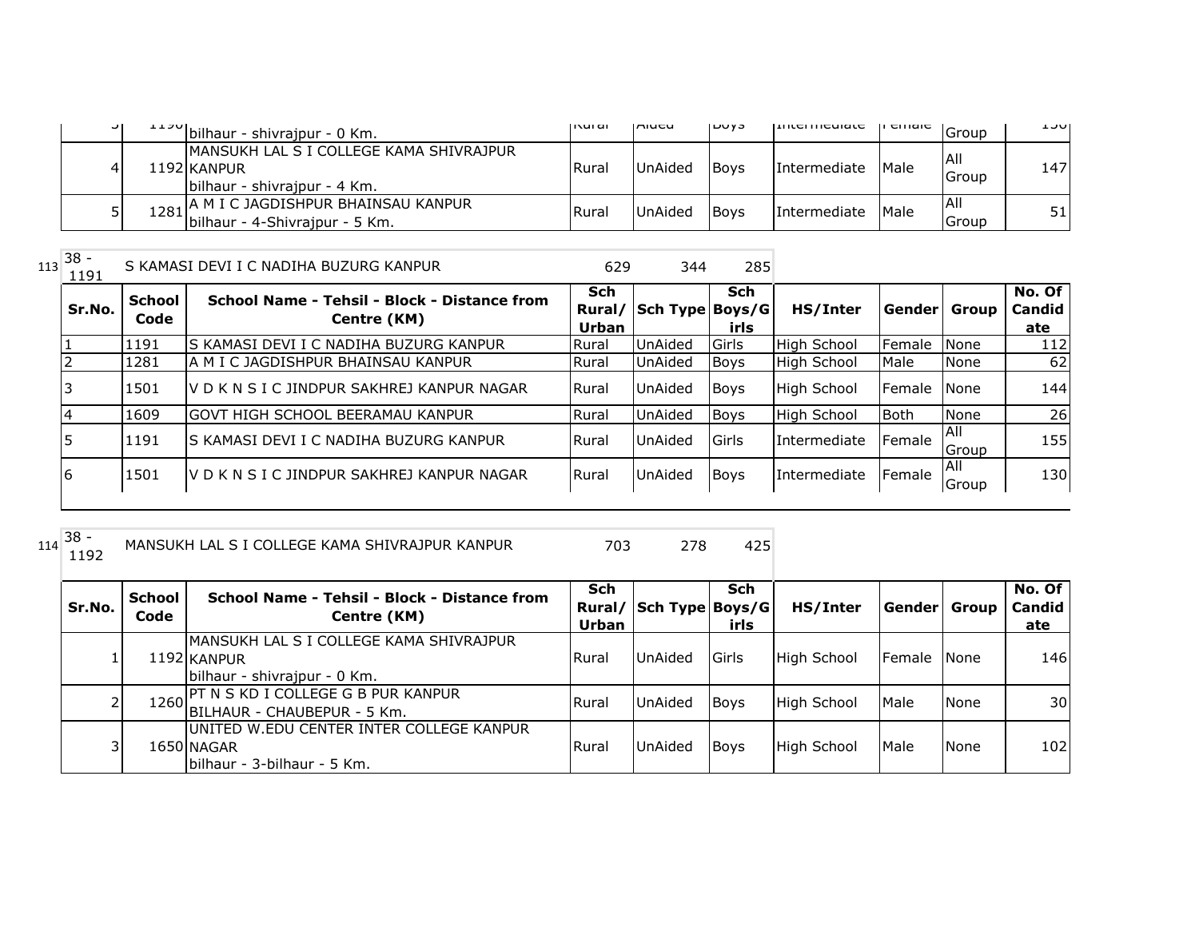| Sr.No. | School Code | School Name - Tehsil - Block - Distance from Centre (KM) | Sch Rural/ Urban | Sch Type | Sch Boys/Girls | HS/Inter | Gender | Group | No. Of Candidate |
|---|---|---|---|---|---|---|---|---|---|
| 3 | 1190 | bilhaur - shivrajpur - 0 Km. | Rural | Aided | Boys | Intermediate | Female | Group | 150 |
| 4 | 1192 | MANSUKH LAL S I COLLEGE KAMA SHIVRAJPUR KANPUR bilhaur - shivrajpur - 4 Km. | Rural | UnAided | Boys | Intermediate | Male | All Group | 147 |
| 5 | 1281 | A M I C JAGDISHPUR BHAINSAU KANPUR bilhaur - 4-Shivrajpur - 5 Km. | Rural | UnAided | Boys | Intermediate | Male | All Group | 51 |

113 38 - 1191 S KAMASI DEVI I C NADIHA BUZURG KANPUR 629 344 285

| Sr.No. | School Code | School Name - Tehsil - Block - Distance from Centre (KM) | Sch Rural/ Urban | Sch Type | Sch Boys/Girls | HS/Inter | Gender | Group | No. Of Candidate |
|---|---|---|---|---|---|---|---|---|---|
| 1 | 1191 | S KAMASI DEVI I C NADIHA BUZURG KANPUR | Rural | UnAided | Girls | High School | Female | None | 112 |
| 2 | 1281 | A M I C JAGDISHPUR BHAINSAU KANPUR | Rural | UnAided | Boys | High School | Male | None | 62 |
| 3 | 1501 | V D K N S I C JINDPUR SAKHREJ KANPUR NAGAR | Rural | UnAided | Boys | High School | Female | None | 144 |
| 4 | 1609 | GOVT HIGH SCHOOL BEERAMAU KANPUR | Rural | UnAided | Boys | High School | Both | None | 26 |
| 5 | 1191 | S KAMASI DEVI I C NADIHA BUZURG KANPUR | Rural | UnAided | Girls | Intermediate | Female | All Group | 155 |
| 6 | 1501 | V D K N S I C JINDPUR SAKHREJ KANPUR NAGAR | Rural | UnAided | Boys | Intermediate | Female | All Group | 130 |

114 38 - 1192 MANSUKH LAL S I COLLEGE KAMA SHIVRAJPUR KANPUR 703 278 425

| Sr.No. | School Code | School Name - Tehsil - Block - Distance from Centre (KM) | Sch Rural/ Urban | Sch Type | Sch Boys/Girls | HS/Inter | Gender | Group | No. Of Candidate |
|---|---|---|---|---|---|---|---|---|---|
| 1 | 1192 | MANSUKH LAL S I COLLEGE KAMA SHIVRAJPUR KANPUR bilhaur - shivrajpur - 0 Km. | Rural | UnAided | Girls | High School | Female | None | 146 |
| 2 | 1260 | PT N S KD I COLLEGE G B PUR KANPUR BILHAUR - CHAUBEPUR - 5 Km. | Rural | UnAided | Boys | High School | Male | None | 30 |
| 3 | 1650 | UNITED W.EDU CENTER INTER COLLEGE KANPUR NAGAR bilhaur - 3-bilhaur - 5 Km. | Rural | UnAided | Boys | High School | Male | None | 102 |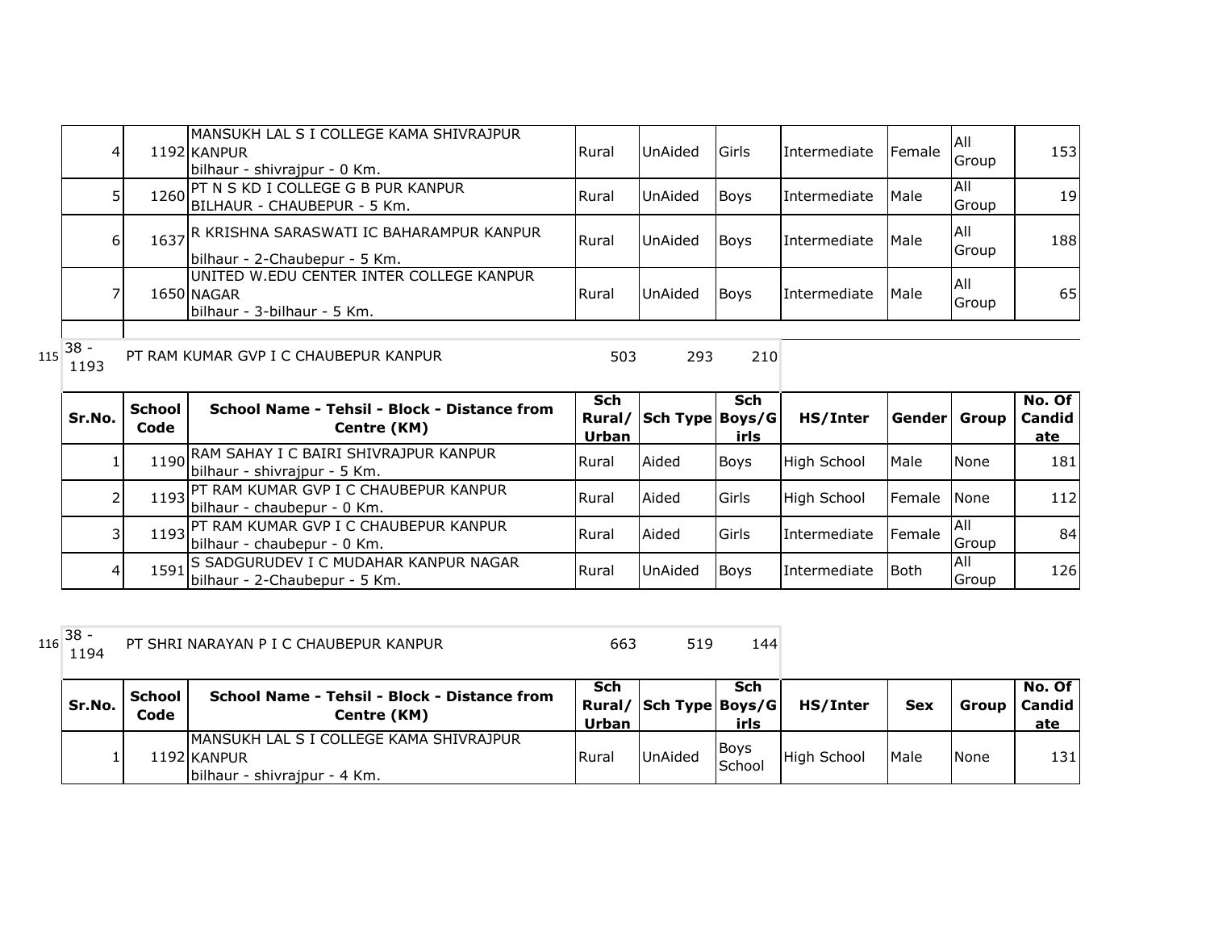| Sr.No. | School Code | School Name - Tehsil - Block - Distance from Centre (KM) | Sch Rural/ Urban | Sch Type | Sch Boys/Girls | HS/Inter | Gender | Group | No. Of Candidate |
|---|---|---|---|---|---|---|---|---|---|
| 4 | 1192 | MANSUKH LAL S I COLLEGE KAMA SHIVRAJPUR KANPUR bilhaur - shivrajpur - 0 Km. | Rural | UnAided | Girls | Intermediate | Female | All Group | 153 |
| 5 | 1260 | PT N S KD I COLLEGE G B PUR KANPUR BILHAUR - CHAUBEPUR - 5 Km. | Rural | UnAided | Boys | Intermediate | Male | All Group | 19 |
| 6 | 1637 | R KRISHNA SARASWATI IC BAHARAMPUR KANPUR bilhaur - 2-Chaubepur - 5 Km. | Rural | UnAided | Boys | Intermediate | Male | All Group | 188 |
| 7 | 1650 | UNITED W.EDU CENTER INTER COLLEGE KANPUR NAGAR bilhaur - 3-bilhaur - 5 Km. | Rural | UnAided | Boys | Intermediate | Male | All Group | 65 |

115 38 - 1193 PT RAM KUMAR GVP I C CHAUBEPUR KANPUR 503 293 210

| Sr.No. | School Code | School Name - Tehsil - Block - Distance from Centre (KM) | Sch Rural/ Urban | Sch Type | Sch Boys/Girls | HS/Inter | Gender | Group | No. Of Candidate |
|---|---|---|---|---|---|---|---|---|---|
| 1 | 1190 | RAM SAHAY I C BAIRI SHIVRAJPUR KANPUR bilhaur - shivrajpur - 5 Km. | Rural | Aided | Boys | High School | Male | None | 181 |
| 2 | 1193 | PT RAM KUMAR GVP I C CHAUBEPUR KANPUR bilhaur - chaubepur - 0 Km. | Rural | Aided | Girls | High School | Female | None | 112 |
| 3 | 1193 | PT RAM KUMAR GVP I C CHAUBEPUR KANPUR bilhaur - chaubepur - 0 Km. | Rural | Aided | Girls | Intermediate | Female | All Group | 84 |
| 4 | 1591 | S SADGURUDEV I C MUDAHAR KANPUR NAGAR bilhaur - 2-Chaubepur - 5 Km. | Rural | UnAided | Boys | Intermediate | Both | All Group | 126 |

116 38 - 1194 PT SHRI NARAYAN P I C CHAUBEPUR KANPUR 663 519 144

| Sr.No. | School Code | School Name - Tehsil - Block - Distance from Centre (KM) | Sch Rural/ Urban | Sch Type | Sch Boys/Girls | HS/Inter | Sex | Group | No. Of Candidate |
|---|---|---|---|---|---|---|---|---|---|
| 1 | 1192 | MANSUKH LAL S I COLLEGE KAMA SHIVRAJPUR KANPUR bilhaur - shivrajpur - 4 Km. | Rural | UnAided | Boys School | High School | Male | None | 131 |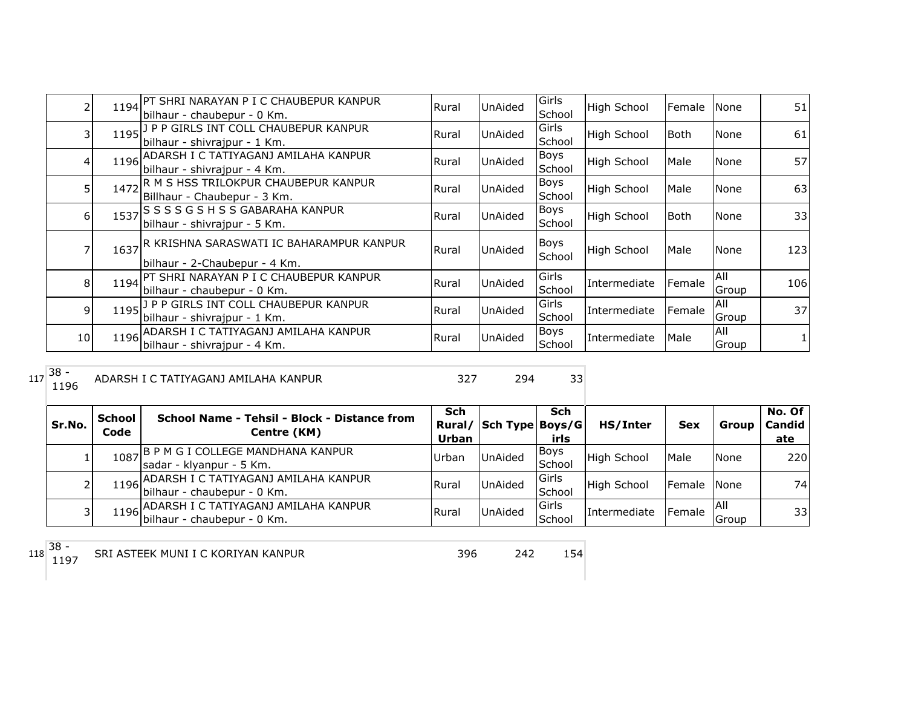| Sr.No. | School Code | School Name - Tehsil - Block - Distance from Centre (KM) | Sch Rural/ Urban | Sch Type | Sch Boys/Girls | HS/Inter | Sex | Group | No. Of Candidate |
|---|---|---|---|---|---|---|---|---|---|
| 2 | 1194 | PT SHRI NARAYAN P I C CHAUBEPUR KANPUR bilhaur - chaubepur - 0 Km. | Rural | UnAided | Girls School | High School | Female | None | 51 |
| 3 | 1195 | J P P GIRLS INT COLL CHAUBEPUR KANPUR bilhaur - shivrajpur - 1 Km. | Rural | UnAided | Girls School | High School | Both | None | 61 |
| 4 | 1196 | ADARSH I C TATIYAGANJ AMILAHA KANPUR bilhaur - shivrajpur - 4 Km. | Rural | UnAided | Boys School | High School | Male | None | 57 |
| 5 | 1472 | R M S HSS TRILOKPUR CHAUBEPUR KANPUR Billhaur - Chaubepur - 3 Km. | Rural | UnAided | Boys School | High School | Male | None | 63 |
| 6 | 1537 | S S S S G S H S S GABARAHA KANPUR bilhaur - shivrajpur - 5 Km. | Rural | UnAided | Boys School | High School | Both | None | 33 |
| 7 | 1637 | R KRISHNA SARASWATI IC BAHARAMPUR KANPUR bilhaur - 2-Chaubepur - 4 Km. | Rural | UnAided | Boys School | High School | Male | None | 123 |
| 8 | 1194 | PT SHRI NARAYAN P I C CHAUBEPUR KANPUR bilhaur - chaubepur - 0 Km. | Rural | UnAided | Girls School | Intermediate | Female | All Group | 106 |
| 9 | 1195 | J P P GIRLS INT COLL CHAUBEPUR KANPUR bilhaur - shivrajpur - 1 Km. | Rural | UnAided | Girls School | Intermediate | Female | All Group | 37 |
| 10 | 1196 | ADARSH I C TATIYAGANJ AMILAHA KANPUR bilhaur - shivrajpur - 4 Km. | Rural | UnAided | Boys School | Intermediate | Male | All Group | 1 |

| 117 | 38 - 1196 | ADARSH I C TATIYAGANJ AMILAHA KANPUR | 327 | 294 | 33 |
|---|---|---|---|---|---|

| Sr.No. | School Code | School Name - Tehsil - Block - Distance from Centre (KM) | Sch Rural/ Urban | Sch Type | Sch Boys/Girls | HS/Inter | Sex | Group | No. Of Candidate |
|---|---|---|---|---|---|---|---|---|---|
| 1 | 1087 | B P M G I COLLEGE MANDHANA KANPUR sadar - klyanpur - 5 Km. | Urban | UnAided | Boys School | High School | Male | None | 220 |
| 2 | 1196 | ADARSH I C TATIYAGANJ AMILAHA KANPUR bilhaur - chaubepur - 0 Km. | Rural | UnAided | Girls School | High School | Female | None | 74 |
| 3 | 1196 | ADARSH I C TATIYAGANJ AMILAHA KANPUR bilhaur - chaubepur - 0 Km. | Rural | UnAided | Girls School | Intermediate | Female | All Group | 33 |

| 118 | 38 - 1197 | SRI ASTEEK MUNI I C KORIYAN KANPUR | 396 | 242 | 154 |
|---|---|---|---|---|---|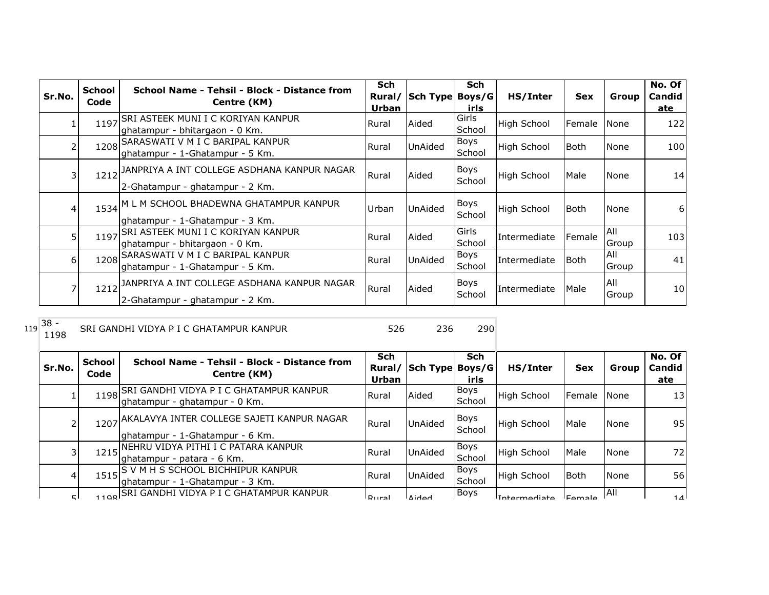| Sr.No. | School Code | School Name - Tehsil - Block - Distance from Centre (KM) | Sch Rural/ Urban | Sch Type | Sch Boys/Girls | HS/Inter | Sex | Group | No. Of Candidate |
|---|---|---|---|---|---|---|---|---|---|
| 1 | 1197 | SRI ASTEEK MUNI I C KORIYAN KANPUR ghatampur - bhitargaon - 0 Km. | Rural | Aided | Girls School | High School | Female | None | 122 |
| 2 | 1208 | SARASWATI V M I C BARIPAL KANPUR ghatampur - 1-Ghatampur - 5 Km. | Rural | UnAided | Boys School | High School | Both | None | 100 |
| 3 | 1212 | JANPRIYA A INT COLLEGE ASDHANA KANPUR NAGAR 2-Ghatampur - ghatampur - 2 Km. | Rural | Aided | Boys School | High School | Male | None | 14 |
| 4 | 1534 | M L M SCHOOL BHADEWNA GHATAMPUR KANPUR ghatampur - 1-Ghatampur - 3 Km. | Urban | UnAided | Boys School | High School | Both | None | 6 |
| 5 | 1197 | SRI ASTEEK MUNI I C KORIYAN KANPUR ghatampur - bhitargaon - 0 Km. | Rural | Aided | Girls School | Intermediate | Female | All Group | 103 |
| 6 | 1208 | SARASWATI V M I C BARIPAL KANPUR ghatampur - 1-Ghatampur - 5 Km. | Rural | UnAided | Boys School | Intermediate | Both | All Group | 41 |
| 7 | 1212 | JANPRIYA A INT COLLEGE ASDHANA KANPUR NAGAR 2-Ghatampur - ghatampur - 2 Km. | Rural | Aided | Boys School | Intermediate | Male | All Group | 10 |

| | | | | | |
|---|---|---|---|---|---|
| 119 | 38 - 1198 | SRI GANDHI VIDYA P I C GHATAMPUR KANPUR | 526 | 236 | 290 |

| Sr.No. | School Code | School Name - Tehsil - Block - Distance from Centre (KM) | Sch Rural/ Urban | Sch Type | Sch Boys/Girls | HS/Inter | Sex | Group | No. Of Candidate |
|---|---|---|---|---|---|---|---|---|---|
| 1 | 1198 | SRI GANDHI VIDYA P I C GHATAMPUR KANPUR ghatampur - ghatampur - 0 Km. | Rural | Aided | Boys School | High School | Female | None | 13 |
| 2 | 1207 | AKALAVYA INTER COLLEGE SAJETI KANPUR NAGAR ghatampur - 1-Ghatampur - 6 Km. | Rural | UnAided | Boys School | High School | Male | None | 95 |
| 3 | 1215 | NEHRU VIDYA PITHI I C PATARA KANPUR ghatampur - patara - 6 Km. | Rural | UnAided | Boys School | High School | Male | None | 72 |
| 4 | 1515 | S V M H S SCHOOL BICHHIPUR KANPUR ghatampur - 1-Ghatampur - 3 Km. | Rural | UnAided | Boys School | High School | Both | None | 56 |
| 5 | 1198 | SRI GANDHI VIDYA P I C GHATAMPUR KANPUR | Rural | Aided | Boys | Intermediate | Female | All | 14 |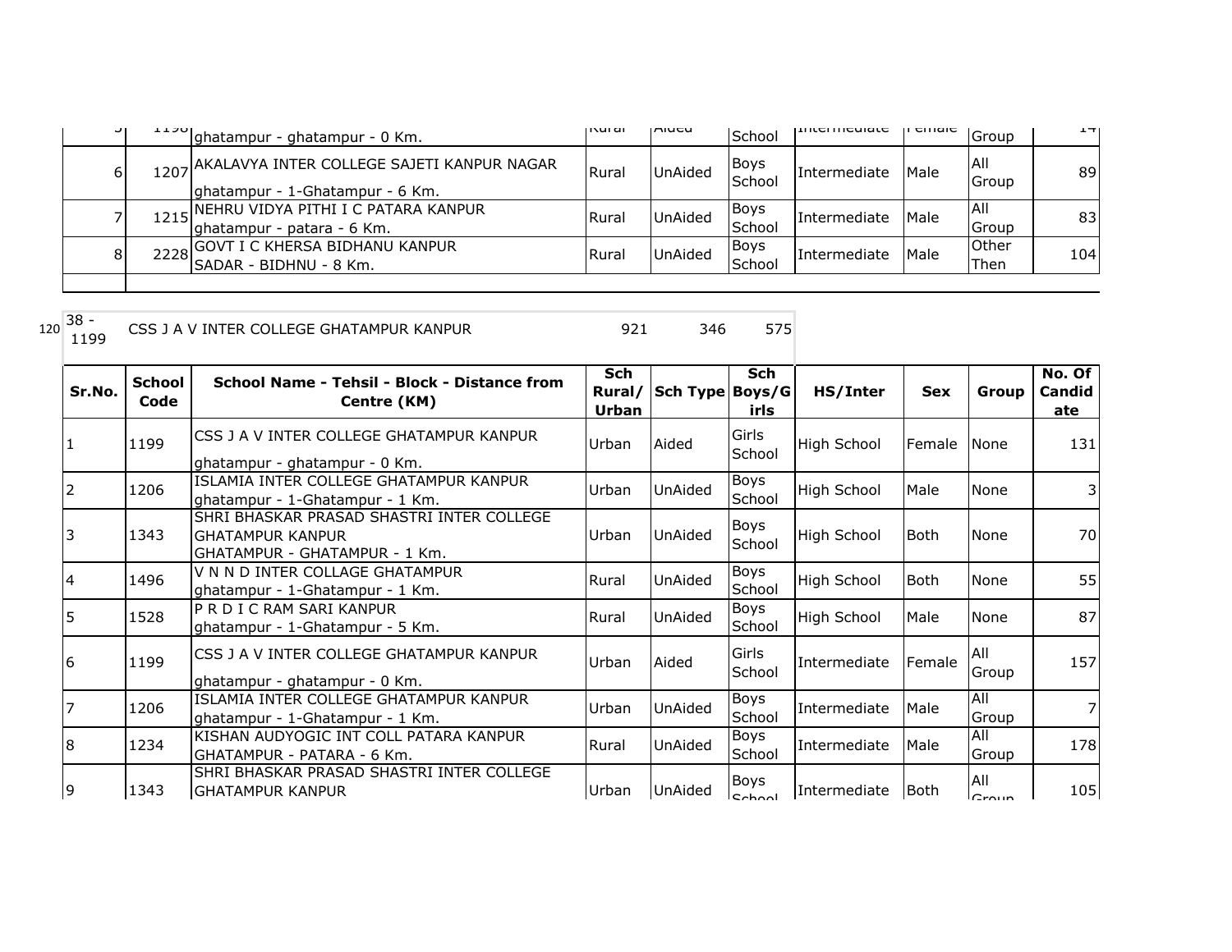| | | | | | | | | | |
|---|---|---|---|---|---|---|---|---|---|
| 5 | 1198 | ghatampur - ghatampur - 0 Km. | Rural | Aided | School | Intermediate | Female | Group | 14 |
| 6 | 1207 | AKALAVYA INTER COLLEGE SAJETI KANPUR NAGAR ghatampur - 1-Ghatampur - 6 Km. | Rural | UnAided | Boys School | Intermediate | Male | All Group | 89 |
| 7 | 1215 | NEHRU VIDYA PITHI I C PATARA KANPUR ghatampur - patara - 6 Km. | Rural | UnAided | Boys School | Intermediate | Male | All Group | 83 |
| 8 | 2228 | GOVT I C KHERSA BIDHANU KANPUR SADAR - BIDHNU - 8 Km. | Rural | UnAided | Boys School | Intermediate | Male | Other Then | 104 |

120 | 38 - 1199 | CSS J A V INTER COLLEGE GHATAMPUR KANPUR | 921 | 346 | 575

| Sr.No. | School Code | School Name - Tehsil - Block - Distance from Centre (KM) | Sch Rural/ Urban | Sch Type | Sch Boys/Girls | HS/Inter | Sex | Group | No. Of Candidate |
|---|---|---|---|---|---|---|---|---|---|
| 1 | 1199 | CSS J A V INTER COLLEGE GHATAMPUR KANPUR ghatampur - ghatampur - 0 Km. | Urban | Aided | Girls School | High School | Female | None | 131 |
| 2 | 1206 | ISLAMIA INTER COLLEGE GHATAMPUR KANPUR ghatampur - 1-Ghatampur - 1 Km. | Urban | UnAided | Boys School | High School | Male | None | 3 |
| 3 | 1343 | SHRI BHASKAR PRASAD SHASTRI INTER COLLEGE GHATAMPUR KANPUR GHATAMPUR - GHATAMPUR - 1 Km. | Urban | UnAided | Boys School | High School | Both | None | 70 |
| 4 | 1496 | V N N D INTER COLLAGE GHATAMPUR ghatampur - 1-Ghatampur - 1 Km. | Rural | UnAided | Boys School | High School | Both | None | 55 |
| 5 | 1528 | P R D I C RAM SARI KANPUR ghatampur - 1-Ghatampur - 5 Km. | Rural | UnAided | Boys School | High School | Male | None | 87 |
| 6 | 1199 | CSS J A V INTER COLLEGE GHATAMPUR KANPUR ghatampur - ghatampur - 0 Km. | Urban | Aided | Girls School | Intermediate | Female | All Group | 157 |
| 7 | 1206 | ISLAMIA INTER COLLEGE GHATAMPUR KANPUR ghatampur - 1-Ghatampur - 1 Km. | Urban | UnAided | Boys School | Intermediate | Male | All Group | 7 |
| 8 | 1234 | KISHAN AUDYOGIC INT COLL PATARA KANPUR GHATAMPUR - PATARA - 6 Km. | Rural | UnAided | Boys School | Intermediate | Male | All Group | 178 |
| 9 | 1343 | SHRI BHASKAR PRASAD SHASTRI INTER COLLEGE GHATAMPUR KANPUR | Urban | UnAided | Boys School | Intermediate | Both | All Group | 105 |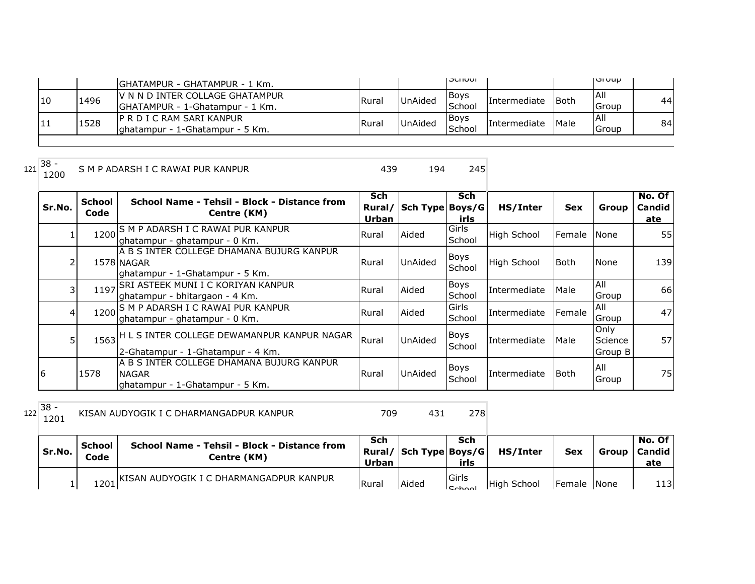| | | GHATAMPUR - GHATAMPUR - 1 Km. | | | School | | | Group | |
|---|---|---|---|---|---|---|---|---|---|
| 10 | 1496 | V N N D INTER COLLAGE GHATAMPUR GHATAMPUR - 1-Ghatampur - 1 Km. | Rural | UnAided | Boys School | Intermediate | Both | All Group | 44 |
| 11 | 1528 | P R D I C RAM SARI KANPUR ghatampur - 1-Ghatampur - 5 Km. | Rural | UnAided | Boys School | Intermediate | Male | All Group | 84 |

121 38 - 1200 S M P ADARSH I C RAWAI PUR KANPUR 439 194 245

| Sr.No. | School Code | School Name - Tehsil - Block - Distance from Centre (KM) | Sch Rural/ Urban | Sch Type | Sch Boys/Girls | HS/Inter | Sex | Group | No. Of Candidate |
|---|---|---|---|---|---|---|---|---|---|
| 1 | 1200 | S M P ADARSH I C RAWAI PUR KANPUR ghatampur - ghatampur - 0 Km. | Rural | Aided | Girls School | High School | Female | None | 55 |
| 2 | 1578 | A B S INTER COLLEGE DHAMANA BUJURG KANPUR NAGAR ghatampur - 1-Ghatampur - 5 Km. | Rural | UnAided | Boys School | High School | Both | None | 139 |
| 3 | 1197 | SRI ASTEEK MUNI I C KORIYAN KANPUR ghatampur - bhitargaon - 4 Km. | Rural | Aided | Boys School | Intermediate | Male | All Group | 66 |
| 4 | 1200 | S M P ADARSH I C RAWAI PUR KANPUR ghatampur - ghatampur - 0 Km. | Rural | Aided | Girls School | Intermediate | Female | All Group | 47 |
| 5 | 1563 | H L S INTER COLLEGE DEWAMANPUR KANPUR NAGAR 2-Ghatampur - 1-Ghatampur - 4 Km. | Rural | UnAided | Boys School | Intermediate | Male | Only Science Group B | 57 |
| 6 | 1578 | A B S INTER COLLEGE DHAMANA BUJURG KANPUR NAGAR ghatampur - 1-Ghatampur - 5 Km. | Rural | UnAided | Boys School | Intermediate | Both | All Group | 75 |

122 38 - 1201 KISAN AUDYOGIK I C DHARMANGADPUR KANPUR 709 431 278

| Sr.No. | School Code | School Name - Tehsil - Block - Distance from Centre (KM) | Sch Rural/ Urban | Sch Type | Sch Boys/Girls | HS/Inter | Sex | Group | No. Of Candidate |
|---|---|---|---|---|---|---|---|---|---|
| 1 | 1201 | KISAN AUDYOGIK I C DHARMANGADPUR KANPUR | Rural | Aided | Girls School | High School | Female | None | 113 |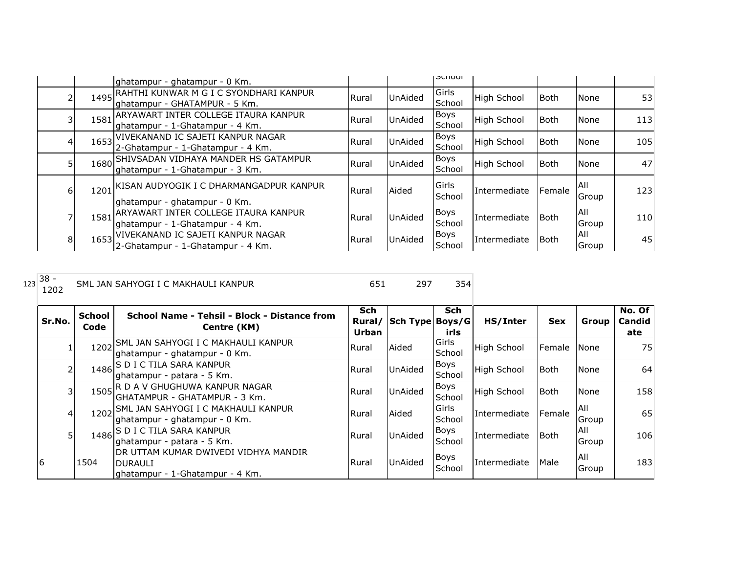| | | ghatampur - ghatampur - 0 Km. | | | School | | | | |
|---|---|---|---|---|---|---|---|---|---|
| 2 | 1495 | RAHTHI KUNWAR M G I C SYONDHARI KANPUR ghatampur - GHATAMPUR - 5 Km. | Rural | UnAided | Girls School | High School | Both | None | 53 |
| 3 | 1581 | ARYAWART INTER COLLEGE ITAURA KANPUR ghatampur - 1-Ghatampur - 4 Km. | Rural | UnAided | Boys School | High School | Both | None | 113 |
| 4 | 1653 | VIVEKANAND IC SAJETI KANPUR NAGAR 2-Ghatampur - 1-Ghatampur - 4 Km. | Rural | UnAided | Boys School | High School | Both | None | 105 |
| 5 | 1680 | SHIVSADAN VIDHAYA MANDER HS GATAMPUR ghatampur - 1-Ghatampur - 3 Km. | Rural | UnAided | Boys School | High School | Both | None | 47 |
| 6 | 1201 | KISAN AUDYOGIK I C DHARMANGADPUR KANPUR ghatampur - ghatampur - 0 Km. | Rural | Aided | Girls School | Intermediate | Female | All Group | 123 |
| 7 | 1581 | ARYAWART INTER COLLEGE ITAURA KANPUR ghatampur - 1-Ghatampur - 4 Km. | Rural | UnAided | Boys School | Intermediate | Both | All Group | 110 |
| 8 | 1653 | VIVEKANAND IC SAJETI KANPUR NAGAR 2-Ghatampur - 1-Ghatampur - 4 Km. | Rural | UnAided | Boys School | Intermediate | Both | All Group | 45 |

| 123 | 38 - 1202 | SML JAN SAHYOGI I C MAKHAULI KANPUR | 651 | 297 | 354 |
|---|---|---|---|---|---|

| Sr.No. | School Code | School Name - Tehsil - Block - Distance from Centre (KM) | Sch Rural/ Urban | Sch Type | Sch Boys/Girls | HS/Inter | Sex | Group | No. Of Candidate |
|---|---|---|---|---|---|---|---|---|---|
| 1 | 1202 | SML JAN SAHYOGI I C MAKHAULI KANPUR ghatampur - ghatampur - 0 Km. | Rural | Aided | Girls School | High School | Female | None | 75 |
| 2 | 1486 | S D I C TILA SARA KANPUR ghatampur - patara - 5 Km. | Rural | UnAided | Boys School | High School | Both | None | 64 |
| 3 | 1505 | R D A V GHUGHUWA KANPUR NAGAR GHATAMPUR - GHATAMPUR - 3 Km. | Rural | UnAided | Boys School | High School | Both | None | 158 |
| 4 | 1202 | SML JAN SAHYOGI I C MAKHAULI KANPUR ghatampur - ghatampur - 0 Km. | Rural | Aided | Girls School | Intermediate | Female | All Group | 65 |
| 5 | 1486 | S D I C TILA SARA KANPUR ghatampur - patara - 5 Km. | Rural | UnAided | Boys School | Intermediate | Both | All Group | 106 |
| 6 | 1504 | DR UTTAM KUMAR DWIVEDI VIDHYA MANDIR DURAULI ghatampur - 1-Ghatampur - 4 Km. | Rural | UnAided | Boys School | Intermediate | Male | All Group | 183 |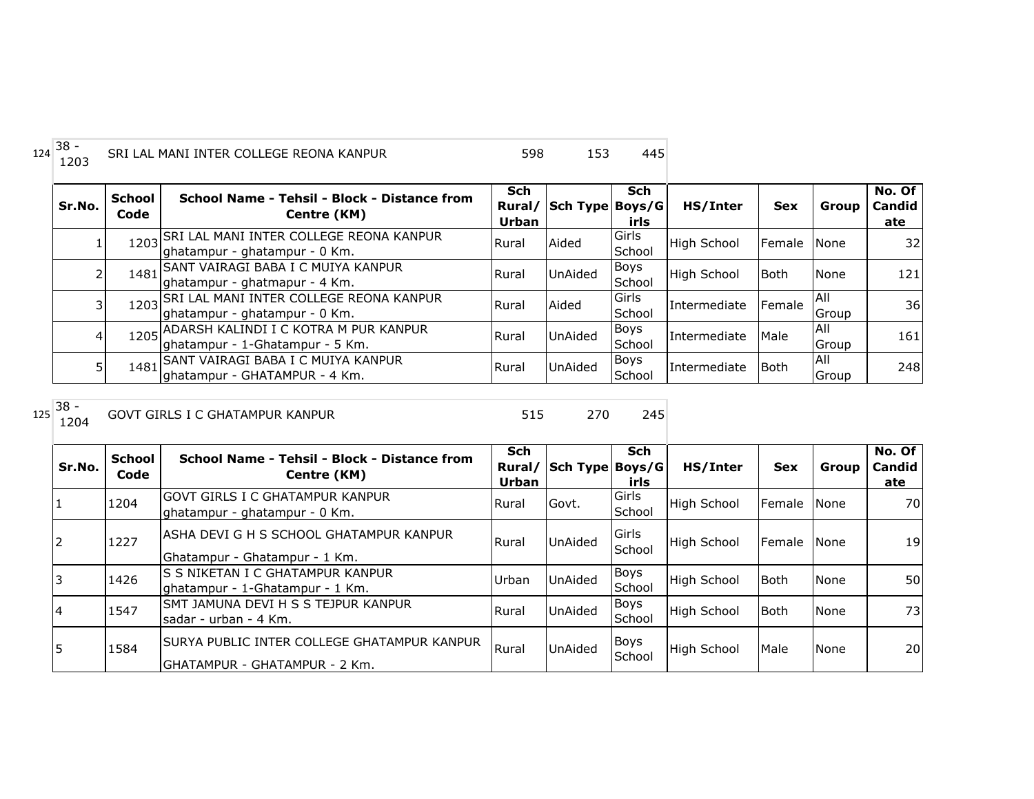124 38 - 1203 SRI LAL MANI INTER COLLEGE REONA KANPUR 598 153 445

| Sr.No. | School Code | School Name - Tehsil - Block - Distance from Centre (KM) | Sch Rural/ Urban | Sch Type | Sch Boys/G irls | HS/Inter | Sex | Group | No. Of Candid ate |
|---|---|---|---|---|---|---|---|---|---|
| 1 | 1203 | SRI LAL MANI INTER COLLEGE REONA KANPUR ghatampur - ghatampur - 0 Km. | Rural | Aided | Girls School | High School | Female | None | 32 |
| 2 | 1481 | SANT VAIRAGI BABA I C MUIYA KANPUR ghatampur - ghatmapur - 4 Km. | Rural | UnAided | Boys School | High School | Both | None | 121 |
| 3 | 1203 | SRI LAL MANI INTER COLLEGE REONA KANPUR ghatampur - ghatampur - 0 Km. | Rural | Aided | Girls School | Intermediate | Female | All Group | 36 |
| 4 | 1205 | ADARSH KALINDI I C KOTRA M PUR KANPUR ghatampur - 1-Ghatampur - 5 Km. | Rural | UnAided | Boys School | Intermediate | Male | All Group | 161 |
| 5 | 1481 | SANT VAIRAGI BABA I C MUIYA KANPUR ghatampur - GHATAMPUR - 4 Km. | Rural | UnAided | Boys School | Intermediate | Both | All Group | 248 |

125 38 - 1204 GOVT GIRLS I C GHATAMPUR KANPUR 515 270 245

| Sr.No. | School Code | School Name - Tehsil - Block - Distance from Centre (KM) | Sch Rural/ Urban | Sch Type | Sch Boys/G irls | HS/Inter | Sex | Group | No. Of Candid ate |
|---|---|---|---|---|---|---|---|---|---|
| 1 | 1204 | GOVT GIRLS I C GHATAMPUR KANPUR ghatampur - ghatampur - 0 Km. | Rural | Govt. | Girls School | High School | Female | None | 70 |
| 2 | 1227 | ASHA DEVI G H S SCHOOL GHATAMPUR KANPUR Ghatampur - Ghatampur - 1 Km. | Rural | UnAided | Girls School | High School | Female | None | 19 |
| 3 | 1426 | S S NIKETAN I C GHATAMPUR KANPUR ghatampur - 1-Ghatampur - 1 Km. | Urban | UnAided | Boys School | High School | Both | None | 50 |
| 4 | 1547 | SMT JAMUNA DEVI H S S TEJPUR KANPUR sadar - urban - 4 Km. | Rural | UnAided | Boys School | High School | Both | None | 73 |
| 5 | 1584 | SURYA PUBLIC INTER COLLEGE GHATAMPUR KANPUR GHATAMPUR - GHATAMPUR - 2 Km. | Rural | UnAided | Boys School | High School | Male | None | 20 |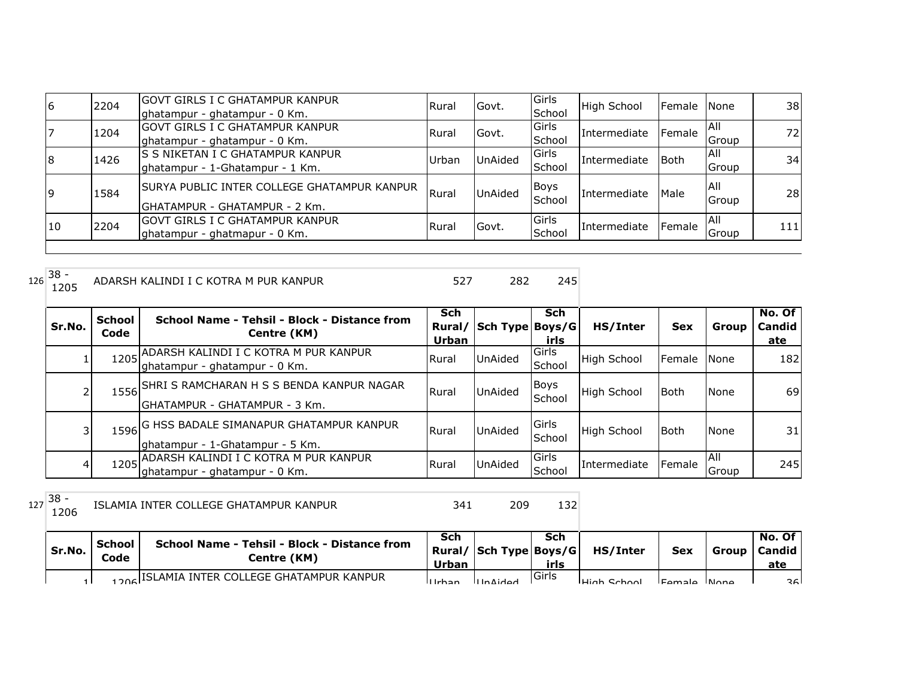| Sr.No. | School Code | School Name - Tehsil - Block - Distance from Centre (KM) | Sch Rural/ Urban | Sch Type | Sch Boys/Girls | HS/Inter | Sex | Group | No. Of Candidate |
|---|---|---|---|---|---|---|---|---|---|
| 6 | 2204 | GOVT GIRLS I C GHATAMPUR KANPUR ghatampur - ghatampur - 0 Km. | Rural | Govt. | Girls School | High School | Female | None | 38 |
| 7 | 1204 | GOVT GIRLS I C GHATAMPUR KANPUR ghatampur - ghatampur - 0 Km. | Rural | Govt. | Girls School | Intermediate | Female | All Group | 72 |
| 8 | 1426 | S S NIKETAN I C GHATAMPUR KANPUR ghatampur - 1-Ghatampur - 1 Km. | Urban | UnAided | Girls School | Intermediate | Both | All Group | 34 |
| 9 | 1584 | SURYA PUBLIC INTER COLLEGE GHATAMPUR KANPUR GHATAMPUR - GHATAMPUR - 2 Km. | Rural | UnAided | Boys School | Intermediate | Male | All Group | 28 |
| 10 | 2204 | GOVT GIRLS I C GHATAMPUR KANPUR ghatampur - ghatmapur - 0 Km. | Rural | Govt. | Girls School | Intermediate | Female | All Group | 111 |

126 | 38 - 1205 | ADARSH KALINDI I C KOTRA M PUR KANPUR | 527 | 282 | 245

| Sr.No. | School Code | School Name - Tehsil - Block - Distance from Centre (KM) | Sch Rural/ Urban | Sch Type | Sch Boys/Girls | HS/Inter | Sex | Group | No. Of Candidate |
|---|---|---|---|---|---|---|---|---|---|
| 1 | 1205 | ADARSH KALINDI I C KOTRA M PUR KANPUR ghatampur - ghatampur - 0 Km. | Rural | UnAided | Girls School | High School | Female | None | 182 |
| 2 | 1556 | SHRI S RAMCHARAN H S S BENDA KANPUR NAGAR GHATAMPUR - GHATAMPUR - 3 Km. | Rural | UnAided | Boys School | High School | Both | None | 69 |
| 3 | 1596 | G HSS BADALE SIMANAPUR GHATAMPUR KANPUR ghatampur - 1-Ghatampur - 5 Km. | Rural | UnAided | Girls School | High School | Both | None | 31 |
| 4 | 1205 | ADARSH KALINDI I C KOTRA M PUR KANPUR ghatampur - ghatampur - 0 Km. | Rural | UnAided | Girls School | Intermediate | Female | All Group | 245 |

127 | 38 - 1206 | ISLAMIA INTER COLLEGE GHATAMPUR KANPUR | 341 | 209 | 132

| Sr.No. | School Code | School Name - Tehsil - Block - Distance from Centre (KM) | Sch Rural/ Urban | Sch Type | Sch Boys/Girls | HS/Inter | Sex | Group | No. Of Candidate |
|---|---|---|---|---|---|---|---|---|---|
| 1 | 1206 | ISLAMIA INTER COLLEGE GHATAMPUR KANPUR | Urban | UnAided | Girls | High School | Female | None | 36 |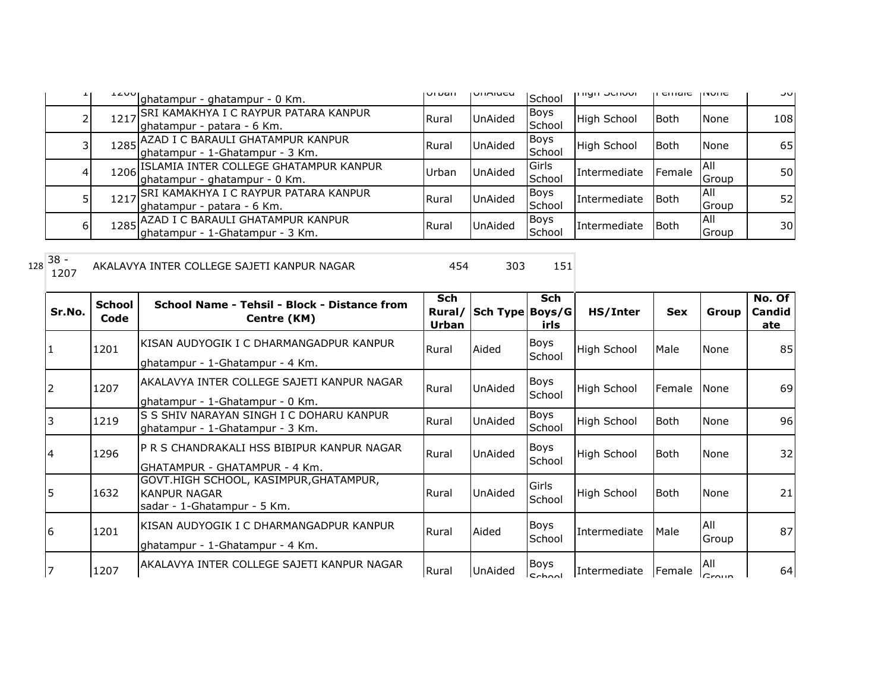| | | | | | | | | | |
|---|---|---|---|---|---|---|---|---|---|
| 1 | 1206 | ghatampur - ghatampur - 0 Km. | Urban | UnAided | School | High School | Female | None | 50 |
| 2 | 1217 | SRI KAMAKHYA I C RAYPUR PATARA KANPUR ghatampur - patara - 6 Km. | Rural | UnAided | Boys School | High School | Both | None | 108 |
| 3 | 1285 | AZAD I C BARAULI GHATAMPUR KANPUR ghatampur - 1-Ghatampur - 3 Km. | Rural | UnAided | Boys School | High School | Both | None | 65 |
| 4 | 1206 | ISLAMIA INTER COLLEGE GHATAMPUR KANPUR ghatampur - ghatampur - 0 Km. | Urban | UnAided | Girls School | Intermediate | Female | All Group | 50 |
| 5 | 1217 | SRI KAMAKHYA I C RAYPUR PATARA KANPUR ghatampur - patara - 6 Km. | Rural | UnAided | Boys School | Intermediate | Both | All Group | 52 |
| 6 | 1285 | AZAD I C BARAULI GHATAMPUR KANPUR ghatampur - 1-Ghatampur - 3 Km. | Rural | UnAided | Boys School | Intermediate | Both | All Group | 30 |

128 | 38 - 1207 | AKALAVYA INTER COLLEGE SAJETI KANPUR NAGAR | 454 | 303 | 151

| Sr.No. | School Code | School Name - Tehsil - Block - Distance from Centre (KM) | Sch Rural/ Urban | Sch Type | Sch Boys/Girls | HS/Inter | Sex | Group | No. Of Candidate |
|---|---|---|---|---|---|---|---|---|---|
| 1 | 1201 | KISAN AUDYOGIK I C DHARMANGADPUR KANPUR ghatampur - 1-Ghatampur - 4 Km. | Rural | Aided | Boys School | High School | Male | None | 85 |
| 2 | 1207 | AKALAVYA INTER COLLEGE SAJETI KANPUR NAGAR ghatampur - 1-Ghatampur - 0 Km. | Rural | UnAided | Boys School | High School | Female | None | 69 |
| 3 | 1219 | S S SHIV NARAYAN SINGH I C DOHARU KANPUR ghatampur - 1-Ghatampur - 3 Km. | Rural | UnAided | Boys School | High School | Both | None | 96 |
| 4 | 1296 | P R S CHANDRAKALI HSS BIBIPUR KANPUR NAGAR GHATAMPUR - GHATAMPUR - 4 Km. | Rural | UnAided | Boys School | High School | Both | None | 32 |
| 5 | 1632 | GOVT.HIGH SCHOOL, KASIMPUR,GHATAMPUR, KANPUR NAGAR sadar - 1-Ghatampur - 5 Km. | Rural | UnAided | Girls School | High School | Both | None | 21 |
| 6 | 1201 | KISAN AUDYOGIK I C DHARMANGADPUR KANPUR ghatampur - 1-Ghatampur - 4 Km. | Rural | Aided | Boys School | Intermediate | Male | All Group | 87 |
| 7 | 1207 | AKALAVYA INTER COLLEGE SAJETI KANPUR NAGAR | Rural | UnAided | Boys School | Intermediate | Female | All Group | 64 |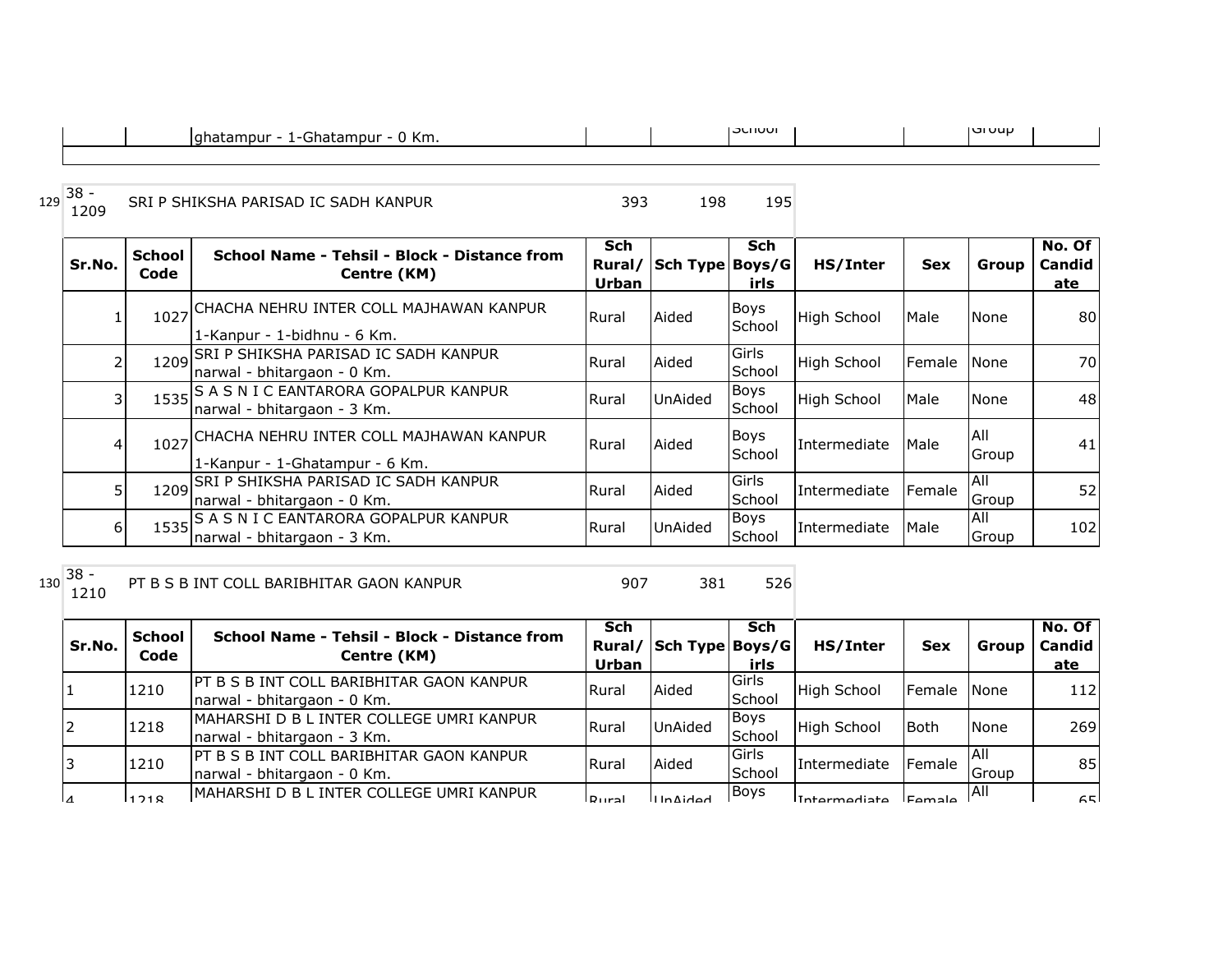| | | ghatampur - 1-Ghatampur - 0 Km. | | | School | | | Group | |
|---|---|---|---|---|---|---|---|---|---|

129 | 38 - 1209 | SRI P SHIKSHA PARISAD IC SADH KANPUR | 393 | 198 | 195

| Sr.No. | School Code | School Name - Tehsil - Block - Distance from Centre (KM) | Sch Rural/ Urban | Sch Type | Sch Boys/Girls | HS/Inter | Sex | Group | No. Of Candidate |
|---|---|---|---|---|---|---|---|---|---|
| 1 | 1027 | CHACHA NEHRU INTER COLL MAJHAWAN KANPUR 1-Kanpur - 1-bidhnu - 6 Km. | Rural | Aided | Boys School | High School | Male | None | 80 |
| 2 | 1209 | SRI P SHIKSHA PARISAD IC SADH KANPUR narwal - bhitargaon - 0 Km. | Rural | Aided | Girls School | High School | Female | None | 70 |
| 3 | 1535 | S A S N I C EANTARORA GOPALPUR KANPUR narwal - bhitargaon - 3 Km. | Rural | UnAided | Boys School | High School | Male | None | 48 |
| 4 | 1027 | CHACHA NEHRU INTER COLL MAJHAWAN KANPUR 1-Kanpur - 1-Ghatampur - 6 Km. | Rural | Aided | Boys School | Intermediate | Male | All Group | 41 |
| 5 | 1209 | SRI P SHIKSHA PARISAD IC SADH KANPUR narwal - bhitargaon - 0 Km. | Rural | Aided | Girls School | Intermediate | Female | All Group | 52 |
| 6 | 1535 | S A S N I C EANTARORA GOPALPUR KANPUR narwal - bhitargaon - 3 Km. | Rural | UnAided | Boys School | Intermediate | Male | All Group | 102 |

130 | 38 - 1210 | PT B S B INT COLL BARIBHITAR GAON KANPUR | 907 | 381 | 526

| Sr.No. | School Code | School Name - Tehsil - Block - Distance from Centre (KM) | Sch Rural/ Urban | Sch Type | Sch Boys/Girls | HS/Inter | Sex | Group | No. Of Candidate |
|---|---|---|---|---|---|---|---|---|---|
| 1 | 1210 | PT B S B INT COLL BARIBHITAR GAON KANPUR narwal - bhitargaon - 0 Km. | Rural | Aided | Girls School | High School | Female | None | 112 |
| 2 | 1218 | MAHARSHI D B L INTER COLLEGE UMRI KANPUR narwal - bhitargaon - 3 Km. | Rural | UnAided | Boys School | High School | Both | None | 269 |
| 3 | 1210 | PT B S B INT COLL BARIBHITAR GAON KANPUR narwal - bhitargaon - 0 Km. | Rural | Aided | Girls School | Intermediate | Female | All Group | 85 |
| 4 | 1218 | MAHARSHI D B L INTER COLLEGE UMRI KANPUR | Rural | UnAided | Boys | Intermediate | Female | All | 65 |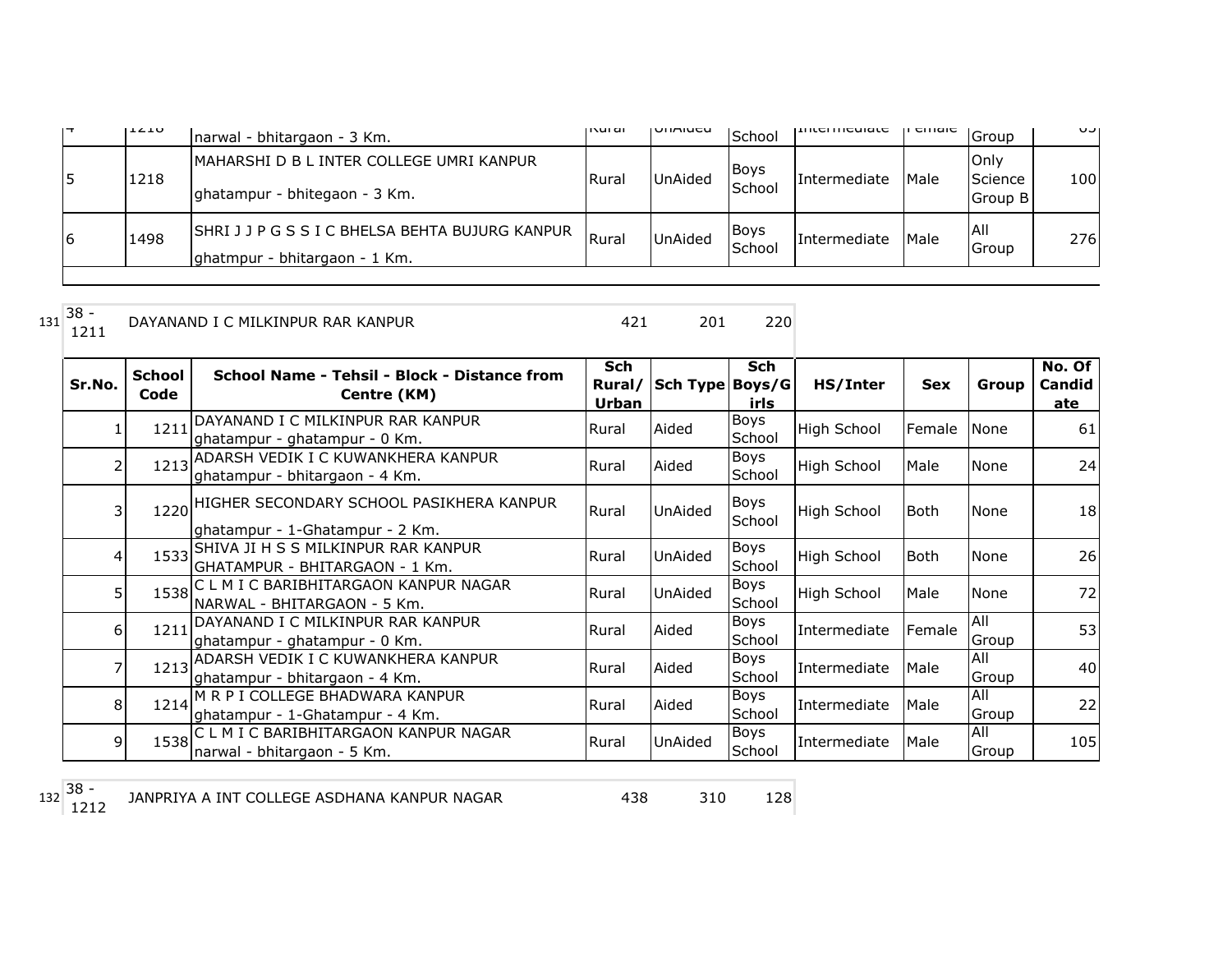| Sr.No. | School Code | School Name - Tehsil - Block - Distance from Centre (KM) | Sch Rural/ Urban | Sch Type | Sch Boys/G irls | HS/Inter | Sex | Group | No. Of Candid ate |
|---|---|---|---|---|---|---|---|---|---|
| 4 | 1216 | narwal - bhitargaon - 3 Km. | Rural | UnAided | School | Intermediate | Female | Group | 65 |
| 5 | 1218 | MAHARSHI D B L INTER COLLEGE UMRI KANPUR ghatampur - bhitegaon - 3 Km. | Rural | UnAided | Boys School | Intermediate | Male | Only Science Group B | 100 |
| 6 | 1498 | SHRI J J P G S S I C BHELSA BEHTA BUJURG KANPUR ghatmpur - bhitargaon - 1 Km. | Rural | UnAided | Boys School | Intermediate | Male | All Group | 276 |

131 38 - 1211 DAYANAND I C MILKINPUR RAR KANPUR 421 201 220

| Sr.No. | School Code | School Name - Tehsil - Block - Distance from Centre (KM) | Sch Rural/ Urban | Sch Type | Sch Boys/G irls | HS/Inter | Sex | Group | No. Of Candid ate |
|---|---|---|---|---|---|---|---|---|---|
| 1 | 1211 | DAYANAND I C MILKINPUR RAR KANPUR ghatampur - ghatampur - 0 Km. | Rural | Aided | Boys School | High School | Female | None | 61 |
| 2 | 1213 | ADARSH VEDIK I C KUWANKHERA KANPUR ghatampur - bhitargaon - 4 Km. | Rural | Aided | Boys School | High School | Male | None | 24 |
| 3 | 1220 | HIGHER SECONDARY SCHOOL PASIKHERA KANPUR ghatampur - 1-Ghatampur - 2 Km. | Rural | UnAided | Boys School | High School | Both | None | 18 |
| 4 | 1533 | SHIVA JI H S S MILKINPUR RAR KANPUR GHATAMPUR - BHITARGAON - 1 Km. | Rural | UnAided | Boys School | High School | Both | None | 26 |
| 5 | 1538 | C L M I C BARIBHITARGAON KANPUR NAGAR NARWAL - BHITARGAON - 5 Km. | Rural | UnAided | Boys School | High School | Male | None | 72 |
| 6 | 1211 | DAYANAND I C MILKINPUR RAR KANPUR ghatampur - ghatampur - 0 Km. | Rural | Aided | Boys School | Intermediate | Female | All Group | 53 |
| 7 | 1213 | ADARSH VEDIK I C KUWANKHERA KANPUR ghatampur - bhitargaon - 4 Km. | Rural | Aided | Boys School | Intermediate | Male | All Group | 40 |
| 8 | 1214 | M R P I COLLEGE BHADWARA KANPUR ghatampur - 1-Ghatampur - 4 Km. | Rural | Aided | Boys School | Intermediate | Male | All Group | 22 |
| 9 | 1538 | C L M I C BARIBHITARGAON KANPUR NAGAR narwal - bhitargaon - 5 Km. | Rural | UnAided | Boys School | Intermediate | Male | All Group | 105 |

132 38 - 1212 JANPRIYA A INT COLLEGE ASDHANA KANPUR NAGAR 438 310 128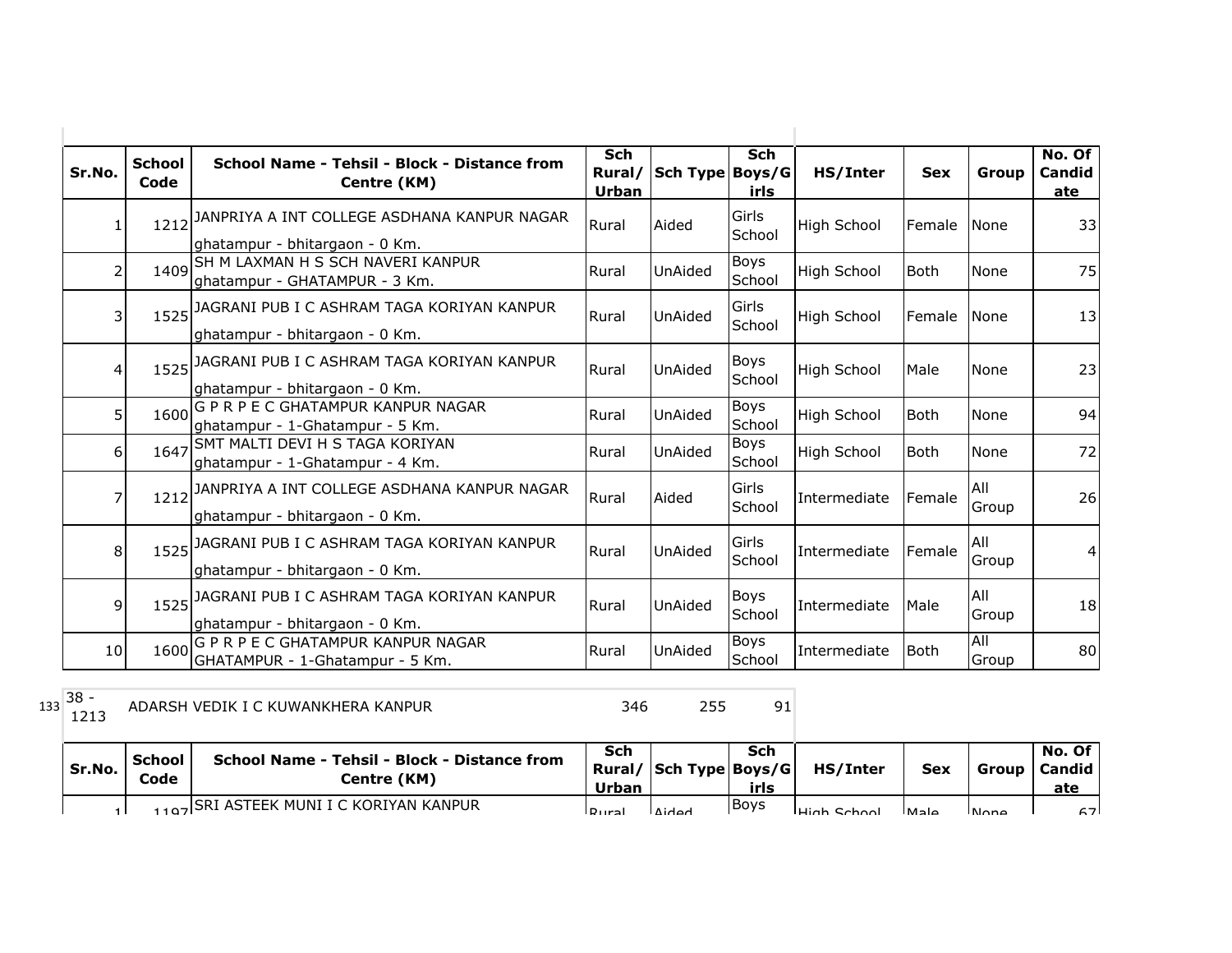| Sr.No. | School Code | School Name - Tehsil - Block - Distance from Centre (KM) | Sch Rural/ Urban | Sch Type | Sch Boys/G irls | HS/Inter | Sex | Group | No. Of Candid ate |
|---|---|---|---|---|---|---|---|---|---|
| 1 | 1212 | JANPRIYA A INT COLLEGE ASDHANA KANPUR NAGAR ghatampur - bhitargaon - 0 Km. | Rural | Aided | Girls School | High School | Female | None | 33 |
| 2 | 1409 | SH M LAXMAN H S SCH NAVERI KANPUR ghatampur - GHATAMPUR - 3 Km. | Rural | UnAided | Boys School | High School | Both | None | 75 |
| 3 | 1525 | JAGRANI PUB I C ASHRAM TAGA KORIYAN KANPUR ghatampur - bhitargaon - 0 Km. | Rural | UnAided | Girls School | High School | Female | None | 13 |
| 4 | 1525 | JAGRANI PUB I C ASHRAM TAGA KORIYAN KANPUR ghatampur - bhitargaon - 0 Km. | Rural | UnAided | Boys School | High School | Male | None | 23 |
| 5 | 1600 | G P R P E C GHATAMPUR KANPUR NAGAR ghatampur - 1-Ghatampur - 5 Km. | Rural | UnAided | Boys School | High School | Both | None | 94 |
| 6 | 1647 | SMT MALTI DEVI H S TAGA KORIYAN ghatampur - 1-Ghatampur - 4 Km. | Rural | UnAided | Boys School | High School | Both | None | 72 |
| 7 | 1212 | JANPRIYA A INT COLLEGE ASDHANA KANPUR NAGAR ghatampur - bhitargaon - 0 Km. | Rural | Aided | Girls School | Intermediate | Female | All Group | 26 |
| 8 | 1525 | JAGRANI PUB I C ASHRAM TAGA KORIYAN KANPUR ghatampur - bhitargaon - 0 Km. | Rural | UnAided | Girls School | Intermediate | Female | All Group | 4 |
| 9 | 1525 | JAGRANI PUB I C ASHRAM TAGA KORIYAN KANPUR ghatampur - bhitargaon - 0 Km. | Rural | UnAided | Boys School | Intermediate | Male | All Group | 18 |
| 10 | 1600 | G P R P E C GHATAMPUR KANPUR NAGAR GHATAMPUR - 1-Ghatampur - 5 Km. | Rural | UnAided | Boys School | Intermediate | Both | All Group | 80 |

133 38 - 1213 ADARSH VEDIK I C KUWANKHERA KANPUR 346 255 91

| Sr.No. | School Code | School Name - Tehsil - Block - Distance from Centre (KM) | Sch Rural/ Urban | Sch Type | Sch Boys/G irls | HS/Inter | Sex | Group | No. Of Candid ate |
|---|---|---|---|---|---|---|---|---|---|
| 1 | 1197 | SRI ASTEEK MUNI I C KORIYAN KANPUR | Rural | Aided | Boys | High School | Male | None | 67 |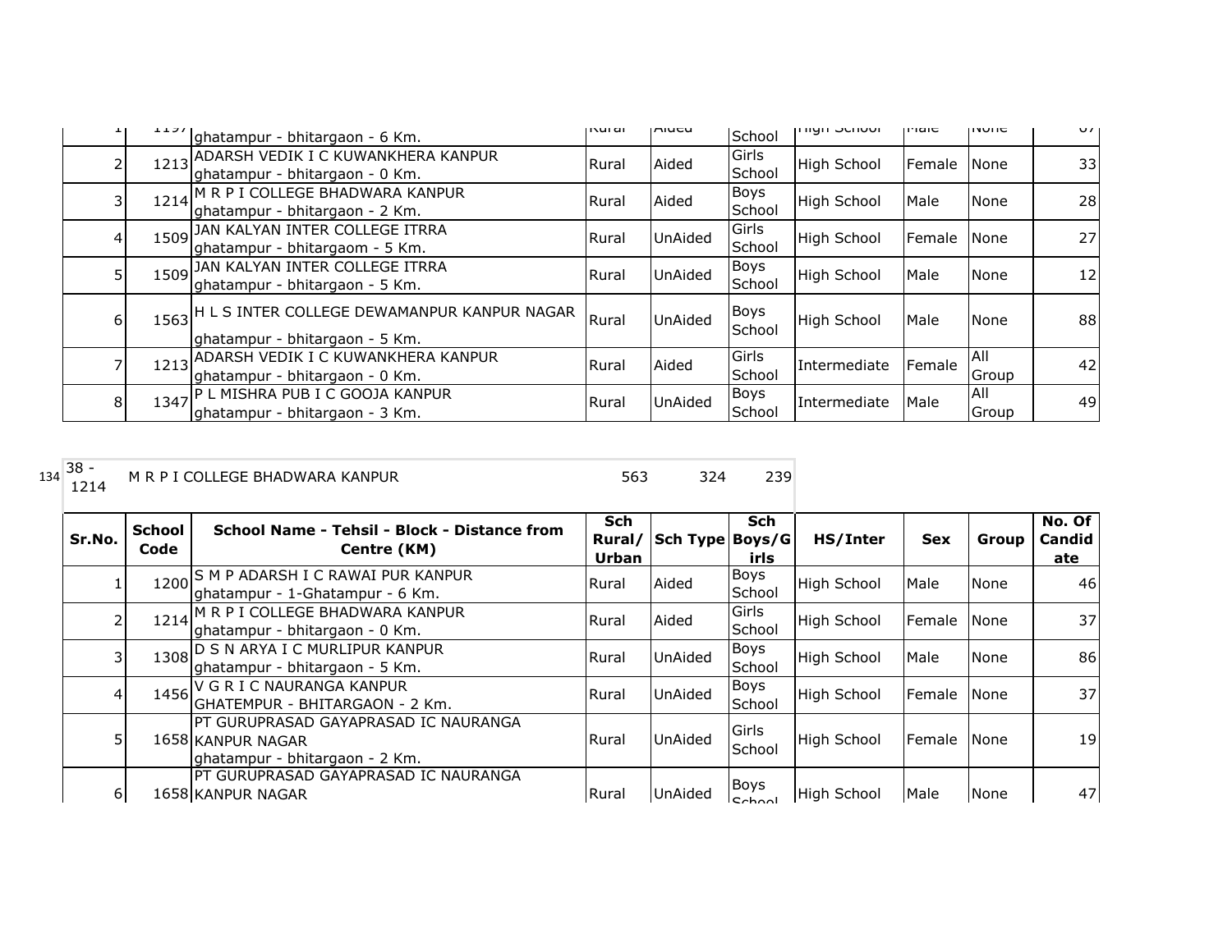| Sr.No. | School Code | School Name - Tehsil - Block - Distance from Centre (KM) | Sch Rural/ Urban | Sch Type | Sch Boys/Girls | HS/Inter | Sex | Group | No. Of Candidate |
|---|---|---|---|---|---|---|---|---|---|
| 1 | 1197 | ghatampur - bhitargaon - 6 Km. | Rural | Aided | School | High School | Male | None | 67 |
| 2 | 1213 | ADARSH VEDIK I C KUWANKHERA KANPUR ghatampur - bhitargaon - 0 Km. | Rural | Aided | Girls School | High School | Female | None | 33 |
| 3 | 1214 | M R P I COLLEGE BHADWARA KANPUR ghatampur - bhitargaon - 2 Km. | Rural | Aided | Boys School | High School | Male | None | 28 |
| 4 | 1509 | JAN KALYAN INTER COLLEGE ITRRA ghatampur - bhitargaom - 5 Km. | Rural | UnAided | Girls School | High School | Female | None | 27 |
| 5 | 1509 | JAN KALYAN INTER COLLEGE ITRRA ghatampur - bhitargaon - 5 Km. | Rural | UnAided | Boys School | High School | Male | None | 12 |
| 6 | 1563 | H L S INTER COLLEGE DEWAMANPUR KANPUR NAGAR ghatampur - bhitargaon - 5 Km. | Rural | UnAided | Boys School | High School | Male | None | 88 |
| 7 | 1213 | ADARSH VEDIK I C KUWANKHERA KANPUR ghatampur - bhitargaon - 0 Km. | Rural | Aided | Girls School | Intermediate | Female | All Group | 42 |
| 8 | 1347 | P L MISHRA PUB I C GOOJA KANPUR ghatampur - bhitargaon - 3 Km. | Rural | UnAided | Boys School | Intermediate | Male | All Group | 49 |

134 38 - 1214 M R P I COLLEGE BHADWARA KANPUR 563 324 239

| Sr.No. | School Code | School Name - Tehsil - Block - Distance from Centre (KM) | Sch Rural/ Urban | Sch Type | Sch Boys/Girls | HS/Inter | Sex | Group | No. Of Candidate |
|---|---|---|---|---|---|---|---|---|---|
| 1 | 1200 | S M P ADARSH I C RAWAI PUR KANPUR ghatampur - 1-Ghatampur - 6 Km. | Rural | Aided | Boys School | High School | Male | None | 46 |
| 2 | 1214 | M R P I COLLEGE BHADWARA KANPUR ghatampur - bhitargaon - 0 Km. | Rural | Aided | Girls School | High School | Female | None | 37 |
| 3 | 1308 | D S N ARYA I C MURLIPUR KANPUR ghatampur - bhitargaon - 5 Km. | Rural | UnAided | Boys School | High School | Male | None | 86 |
| 4 | 1456 | V G R I C NAURANGA KANPUR GHATEMPUR - BHITARGAON - 2 Km. | Rural | UnAided | Boys School | High School | Female | None | 37 |
| 5 | 1658 | PT GURUPRASAD GAYAPRASAD IC NAURANGA KANPUR NAGAR ghatampur - bhitargaon - 2 Km. | Rural | UnAided | Girls School | High School | Female | None | 19 |
| 6 | 1658 | PT GURUPRASAD GAYAPRASAD IC NAURANGA KANPUR NAGAR | Rural | UnAided | Boys School | High School | Male | None | 47 |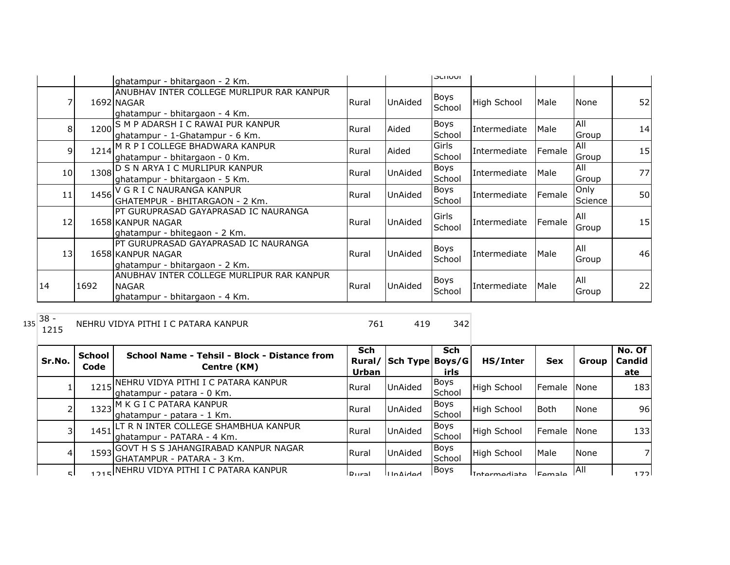| | | ghatampur - bhitargaon - 2 Km. | | | School | | | | |
|---|---|---|---|---|---|---|---|---|---|
| 7 | 1692 | ANUBHAV INTER COLLEGE MURLIPUR RAR KANPUR NAGAR ghatampur - bhitargaon - 4 Km. | Rural | UnAided | Boys School | High School | Male | None | 52 |
| 8 | 1200 | S M P ADARSH I C RAWAI PUR KANPUR ghatampur - 1-Ghatampur - 6 Km. | Rural | Aided | Boys School | Intermediate | Male | All Group | 14 |
| 9 | 1214 | M R P I COLLEGE BHADWARA KANPUR ghatampur - bhitargaon - 0 Km. | Rural | Aided | Girls School | Intermediate | Female | All Group | 15 |
| 10 | 1308 | D S N ARYA I C MURLIPUR KANPUR ghatampur - bhitargaon - 5 Km. | Rural | UnAided | Boys School | Intermediate | Male | All Group | 77 |
| 11 | 1456 | V G R I C NAURANGA KANPUR GHATEMPUR - BHITARGAON - 2 Km. | Rural | UnAided | Boys School | Intermediate | Female | Only Science | 50 |
| 12 | 1658 | PT GURUPRASAD GAYAPRASAD IC NAURANGA KANPUR NAGAR ghatampur - bhitegaon - 2 Km. | Rural | UnAided | Girls School | Intermediate | Female | All Group | 15 |
| 13 | 1658 | PT GURUPRASAD GAYAPRASAD IC NAURANGA KANPUR NAGAR ghatampur - bhitargaon - 2 Km. | Rural | UnAided | Boys School | Intermediate | Male | All Group | 46 |
| 14 | 1692 | ANUBHAV INTER COLLEGE MURLIPUR RAR KANPUR NAGAR ghatampur - bhitargaon - 4 Km. | Rural | UnAided | Boys School | Intermediate | Male | All Group | 22 |

135 38 - 1215 NEHRU VIDYA PITHI I C PATARA KANPUR 761 419 342

| Sr.No. | School Code | School Name - Tehsil - Block - Distance from Centre (KM) | Sch Rural/ Urban | Sch Type | Sch Boys/Girls | HS/Inter | Sex | Group | No. Of Candidate |
|---|---|---|---|---|---|---|---|---|---|
| 1 | 1215 | NEHRU VIDYA PITHI I C PATARA KANPUR ghatampur - patara - 0 Km. | Rural | UnAided | Boys School | High School | Female | None | 183 |
| 2 | 1323 | M K G I C PATARA KANPUR ghatampur - patara - 1 Km. | Rural | UnAided | Boys School | High School | Both | None | 96 |
| 3 | 1451 | LT R N INTER COLLEGE SHAMBHUA KANPUR ghatampur - PATARA - 4 Km. | Rural | UnAided | Boys School | High School | Female | None | 133 |
| 4 | 1593 | GOVT H S S JAHANGIRABAD KANPUR NAGAR GHATAMPUR - PATARA - 3 Km. | Rural | UnAided | Boys School | High School | Male | None | 7 |
| 5 | 1215 | NEHRU VIDYA PITHI I C PATARA KANPUR | Rural | UnAided | Boys | Intermediate | Female | All | 172 |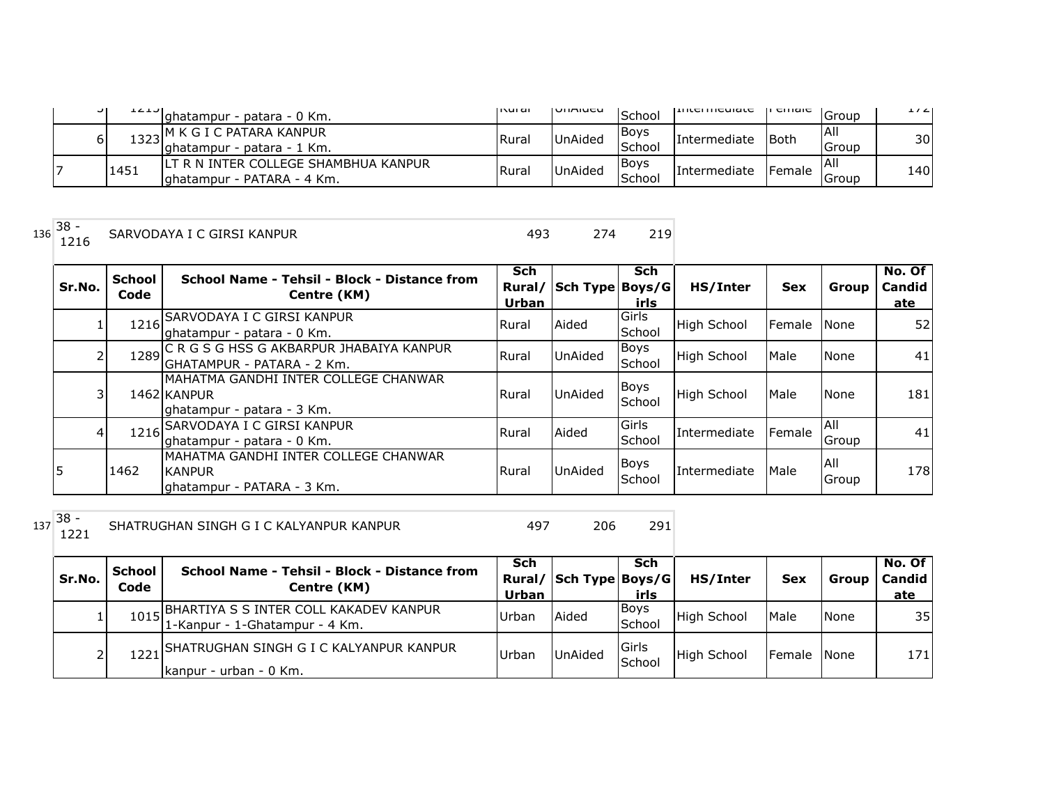| | | | | | | | | | |
|---|---|---|---|---|---|---|---|---|---|
| 5 | 1215 | ghatampur - patara - 0 Km. | Rural | UnAided | School | Intermediate | Female | Group | 172 |
| 6 | 1323 | M K G I C PATARA KANPUR<br>ghatampur - patara - 1 Km. | Rural | UnAided | Boys School | Intermediate | Both | All Group | 30 |
| 7 | 1451 | LT R N INTER COLLEGE SHAMBHUA KANPUR<br>ghatampur - PATARA - 4 Km. | Rural | UnAided | Boys School | Intermediate | Female | All Group | 140 |

136 | 38 - 1216 | SARVODAYA I C GIRSI KANPUR | 493 | 274 | 219

| Sr.No. | School Code | School Name - Tehsil - Block - Distance from Centre (KM) | Sch Rural/ Urban | Sch Type | Sch Boys/G irls | HS/Inter | Sex | Group | No. Of Candid ate |
|---|---|---|---|---|---|---|---|---|---|
| 1 | 1216 | SARVODAYA I C GIRSI KANPUR<br>ghatampur - patara - 0 Km. | Rural | Aided | Girls School | High School | Female | None | 52 |
| 2 | 1289 | C R G S G HSS G AKBARPUR JHABAIYA KANPUR<br>GHATAMPUR - PATARA - 2 Km. | Rural | UnAided | Boys School | High School | Male | None | 41 |
| 3 | 1462 | MAHATMA GANDHI INTER COLLEGE CHANWAR KANPUR<br>ghatampur - patara - 3 Km. | Rural | UnAided | Boys School | High School | Male | None | 181 |
| 4 | 1216 | SARVODAYA I C GIRSI KANPUR<br>ghatampur - patara - 0 Km. | Rural | Aided | Girls School | Intermediate | Female | All Group | 41 |
| 5 | 1462 | MAHATMA GANDHI INTER COLLEGE CHANWAR KANPUR<br>ghatampur - PATARA - 3 Km. | Rural | UnAided | Boys School | Intermediate | Male | All Group | 178 |

137 | 38 - 1221 | SHATRUGHAN SINGH G I C KALYANPUR KANPUR | 497 | 206 | 291

| Sr.No. | School Code | School Name - Tehsil - Block - Distance from Centre (KM) | Sch Rural/ Urban | Sch Type | Sch Boys/G irls | HS/Inter | Sex | Group | No. Of Candid ate |
|---|---|---|---|---|---|---|---|---|---|
| 1 | 1015 | BHARTIYA S S INTER COLL KAKADEV KANPUR<br>1-Kanpur - 1-Ghatampur - 4 Km. | Urban | Aided | Boys School | High School | Male | None | 35 |
| 2 | 1221 | SHATRUGHAN SINGH G I C KALYANPUR KANPUR<br>kanpur - urban - 0 Km. | Urban | UnAided | Girls School | High School | Female | None | 171 |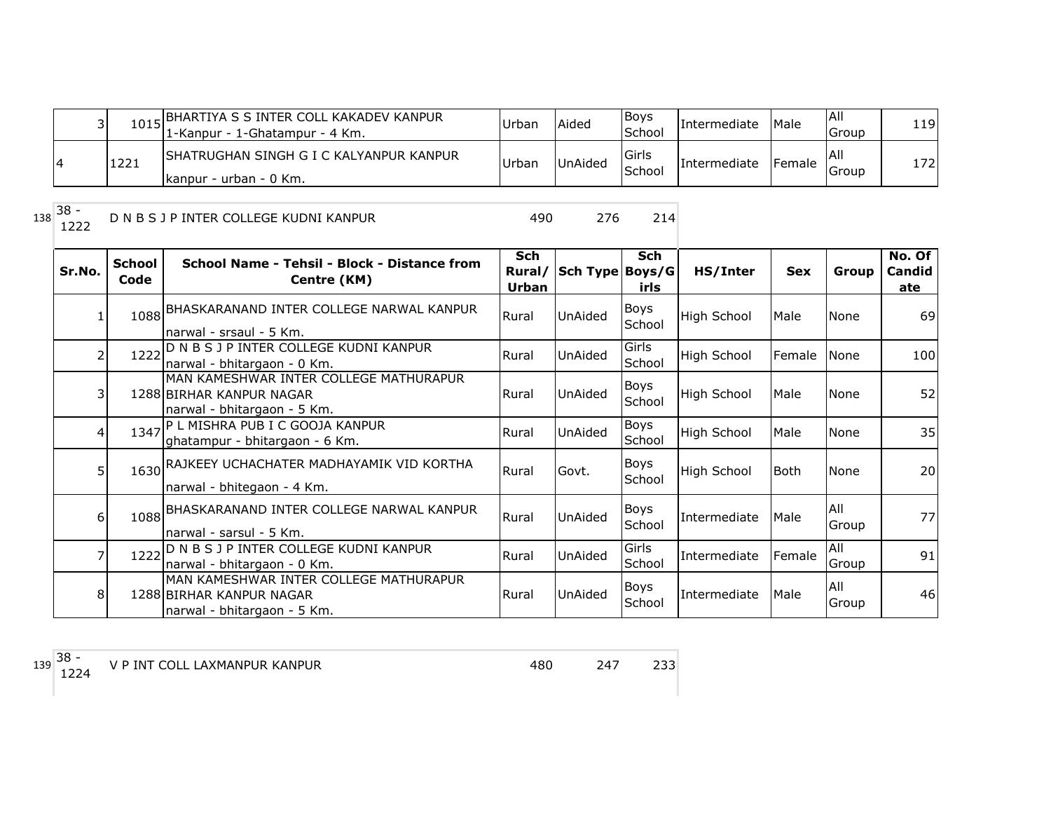| | | | | | | | | | |
|---|---|---|---|---|---|---|---|---|---|
| 3 | 1015 | BHARTIYA S S INTER COLL KAKADEV KANPUR<br>1-Kanpur - 1-Ghatampur - 4 Km. | Urban | Aided | Boys School | Intermediate | Male | All Group | 119 |
| 4 | 1221 | SHATRUGHAN SINGH G I C KALYANPUR KANPUR<br>kanpur - urban - 0 Km. | Urban | UnAided | Girls School | Intermediate | Female | All Group | 172 |

138 38 - 1222 D N B S J P INTER COLLEGE KUDNI KANPUR 490 276 214

| Sr.No. | School Code | School Name - Tehsil - Block - Distance from Centre (KM) | Sch Rural/ Urban | Sch Type | Sch Boys/Girls | HS/Inter | Sex | Group | No. Of Candidate |
|---|---|---|---|---|---|---|---|---|---|
| 1 | 1088 | BHASKARANAND INTER COLLEGE NARWAL KANPUR<br>narwal - srsaul - 5 Km. | Rural | UnAided | Boys School | High School | Male | None | 69 |
| 2 | 1222 | D N B S J P INTER COLLEGE KUDNI KANPUR<br>narwal - bhitargaon - 0 Km. | Rural | UnAided | Girls School | High School | Female | None | 100 |
| 3 | 1288 | MAN KAMESHWAR INTER COLLEGE MATHURAPUR BIRHAR KANPUR NAGAR<br>narwal - bhitargaon - 5 Km. | Rural | UnAided | Boys School | High School | Male | None | 52 |
| 4 | 1347 | P L MISHRA PUB I C GOOJA KANPUR<br>ghatampur - bhitargaon - 6 Km. | Rural | UnAided | Boys School | High School | Male | None | 35 |
| 5 | 1630 | RAJKEEY UCHACHATER MADHAYAMIK VID KORTHA<br>narwal - bhitegaon - 4 Km. | Rural | Govt. | Boys School | High School | Both | None | 20 |
| 6 | 1088 | BHASKARANAND INTER COLLEGE NARWAL KANPUR<br>narwal - sarsul - 5 Km. | Rural | UnAided | Boys School | Intermediate | Male | All Group | 77 |
| 7 | 1222 | D N B S J P INTER COLLEGE KUDNI KANPUR<br>narwal - bhitargaon - 0 Km. | Rural | UnAided | Girls School | Intermediate | Female | All Group | 91 |
| 8 | 1288 | MAN KAMESHWAR INTER COLLEGE MATHURAPUR BIRHAR KANPUR NAGAR<br>narwal - bhitargaon - 5 Km. | Rural | UnAided | Boys School | Intermediate | Male | All Group | 46 |

139 38 - 1224 V P INT COLL LAXMANPUR KANPUR 480 247 233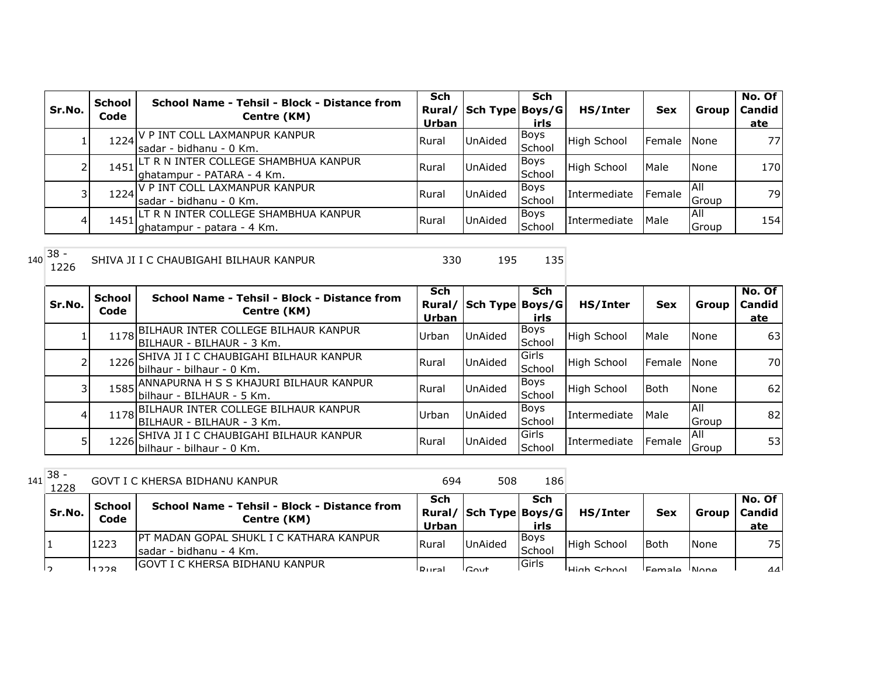| Sr.No. | School Code | School Name - Tehsil - Block - Distance from Centre (KM) | Sch Rural/ Urban | Sch Type | Sch Boys/Girls | HS/Inter | Sex | Group | No. Of Candidate |
|---|---|---|---|---|---|---|---|---|---|
| 1 | 1224 | V P INT COLL LAXMANPUR KANPUR sadar - bidhanu - 0 Km. | Rural | UnAided | Boys School | High School | Female | None | 77 |
| 2 | 1451 | LT R N INTER COLLEGE SHAMBHUA KANPUR ghatampur - PATARA - 4 Km. | Rural | UnAided | Boys School | High School | Male | None | 170 |
| 3 | 1224 | V P INT COLL LAXMANPUR KANPUR sadar - bidhanu - 0 Km. | Rural | UnAided | Boys School | Intermediate | Female | All Group | 79 |
| 4 | 1451 | LT R N INTER COLLEGE SHAMBHUA KANPUR ghatampur - patara - 4 Km. | Rural | UnAided | Boys School | Intermediate | Male | All Group | 154 |

| 140 | 38 - 1226 | SHIVA JI I C CHAUBIGAHI BILHAUR KANPUR | 330 | 195 | 135 |
|---|---|---|---|---|---|

| Sr.No. | School Code | School Name - Tehsil - Block - Distance from Centre (KM) | Sch Rural/ Urban | Sch Type | Sch Boys/Girls | HS/Inter | Sex | Group | No. Of Candidate |
|---|---|---|---|---|---|---|---|---|---|
| 1 | 1178 | BILHAUR INTER COLLEGE BILHAUR KANPUR BILHAUR - BILHAUR - 3 Km. | Urban | UnAided | Boys School | High School | Male | None | 63 |
| 2 | 1226 | SHIVA JI I C CHAUBIGAHI BILHAUR KANPUR bilhaur - bilhaur - 0 Km. | Rural | UnAided | Girls School | High School | Female | None | 70 |
| 3 | 1585 | ANNAPURNA H S S KHAJURI BILHAUR KANPUR bilhaur - BILHAUR - 5 Km. | Rural | UnAided | Boys School | High School | Both | None | 62 |
| 4 | 1178 | BILHAUR INTER COLLEGE BILHAUR KANPUR BILHAUR - BILHAUR - 3 Km. | Urban | UnAided | Boys School | Intermediate | Male | All Group | 82 |
| 5 | 1226 | SHIVA JI I C CHAUBIGAHI BILHAUR KANPUR bilhaur - bilhaur - 0 Km. | Rural | UnAided | Girls School | Intermediate | Female | All Group | 53 |

| 141 | 38 - 1228 | GOVT I C KHERSA BIDHANU KANPUR | 694 | 508 | 186 |
|---|---|---|---|---|---|

| Sr.No. | School Code | School Name - Tehsil - Block - Distance from Centre (KM) | Sch Rural/ Urban | Sch Type | Sch Boys/Girls | HS/Inter | Sex | Group | No. Of Candidate |
|---|---|---|---|---|---|---|---|---|---|
| 1 | 1223 | PT MADAN GOPAL SHUKL I C KATHARA KANPUR sadar - bidhanu - 4 Km. | Rural | UnAided | Boys School | High School | Both | None | 75 |
| 2 | 1228 | GOVT I C KHERSA BIDHANU KANPUR | Rural | Govt | Girls | High School | Female | None | 44 |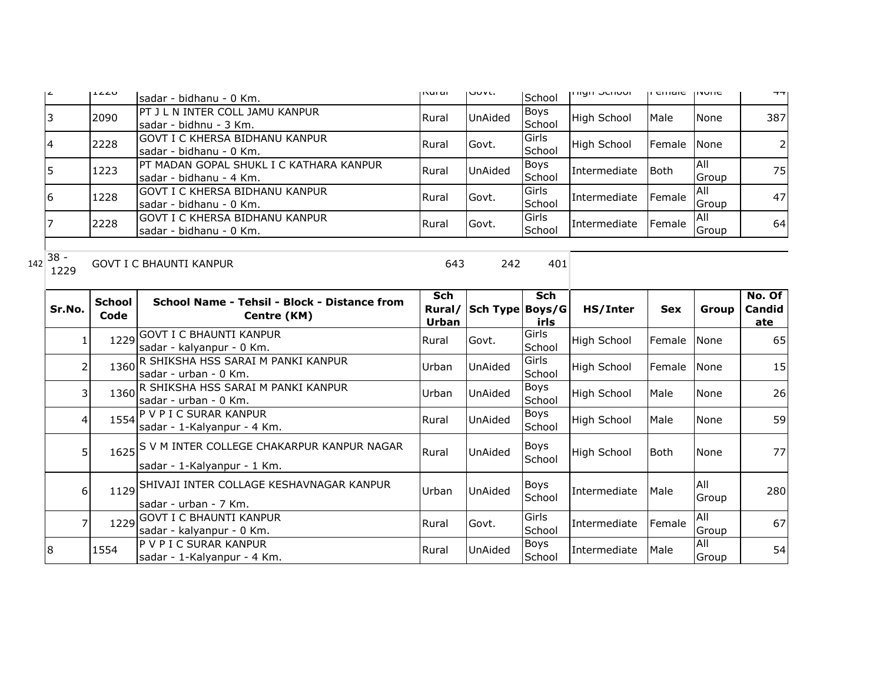| | | | | | | | | | |
|---|---|---|---|---|---|---|---|---|---|
| 2 | 1228 | sadar - bidhanu - 0 Km. | Rural | Govt. | School | High School | Female | None | 44 |
| 3 | 2090 | PT J L N INTER COLL JAMU KANPUR<br>sadar - bidhnu - 3 Km. | Rural | UnAided | Boys School | High School | Male | None | 387 |
| 4 | 2228 | GOVT I C KHERSA BIDHANU KANPUR<br>sadar - bidhanu - 0 Km. | Rural | Govt. | Girls School | High School | Female | None | 2 |
| 5 | 1223 | PT MADAN GOPAL SHUKL I C KATHARA KANPUR<br>sadar - bidhanu - 4 Km. | Rural | UnAided | Boys School | Intermediate | Both | All Group | 75 |
| 6 | 1228 | GOVT I C KHERSA BIDHANU KANPUR<br>sadar - bidhanu - 0 Km. | Rural | Govt. | Girls School | Intermediate | Female | All Group | 47 |
| 7 | 2228 | GOVT I C KHERSA BIDHANU KANPUR<br>sadar - bidhanu - 0 Km. | Rural | Govt. | Girls School | Intermediate | Female | All Group | 64 |

142 38 - 1229 GOVT I C BHAUNTI KANPUR 643 242 401

| Sr.No. | School Code | School Name - Tehsil - Block - Distance from Centre (KM) | Sch Rural/ Urban | Sch Type | Sch Boys/Girls | HS/Inter | Sex | Group | No. Of Candidate |
|---|---|---|---|---|---|---|---|---|---|
| 1 | 1229 | GOVT I C BHAUNTI KANPUR<br>sadar - kalyanpur - 0 Km. | Rural | Govt. | Girls School | High School | Female | None | 65 |
| 2 | 1360 | R SHIKSHA HSS SARAI M PANKI KANPUR<br>sadar - urban - 0 Km. | Urban | UnAided | Girls School | High School | Female | None | 15 |
| 3 | 1360 | R SHIKSHA HSS SARAI M PANKI KANPUR<br>sadar - urban - 0 Km. | Urban | UnAided | Boys School | High School | Male | None | 26 |
| 4 | 1554 | P V P I C SURAR KANPUR<br>sadar - 1-Kalyanpur - 4 Km. | Rural | UnAided | Boys School | High School | Male | None | 59 |
| 5 | 1625 | S V M INTER COLLEGE CHAKARPUR KANPUR NAGAR<br>sadar - 1-Kalyanpur - 1 Km. | Rural | UnAided | Boys School | High School | Both | None | 77 |
| 6 | 1129 | SHIVAJI INTER COLLAGE KESHAVNAGAR KANPUR<br>sadar - urban - 7 Km. | Urban | UnAided | Boys School | Intermediate | Male | All Group | 280 |
| 7 | 1229 | GOVT I C BHAUNTI KANPUR<br>sadar - kalyanpur - 0 Km. | Rural | Govt. | Girls School | Intermediate | Female | All Group | 67 |
| 8 | 1554 | P V P I C SURAR KANPUR<br>sadar - 1-Kalyanpur - 4 Km. | Rural | UnAided | Boys School | Intermediate | Male | All Group | 54 |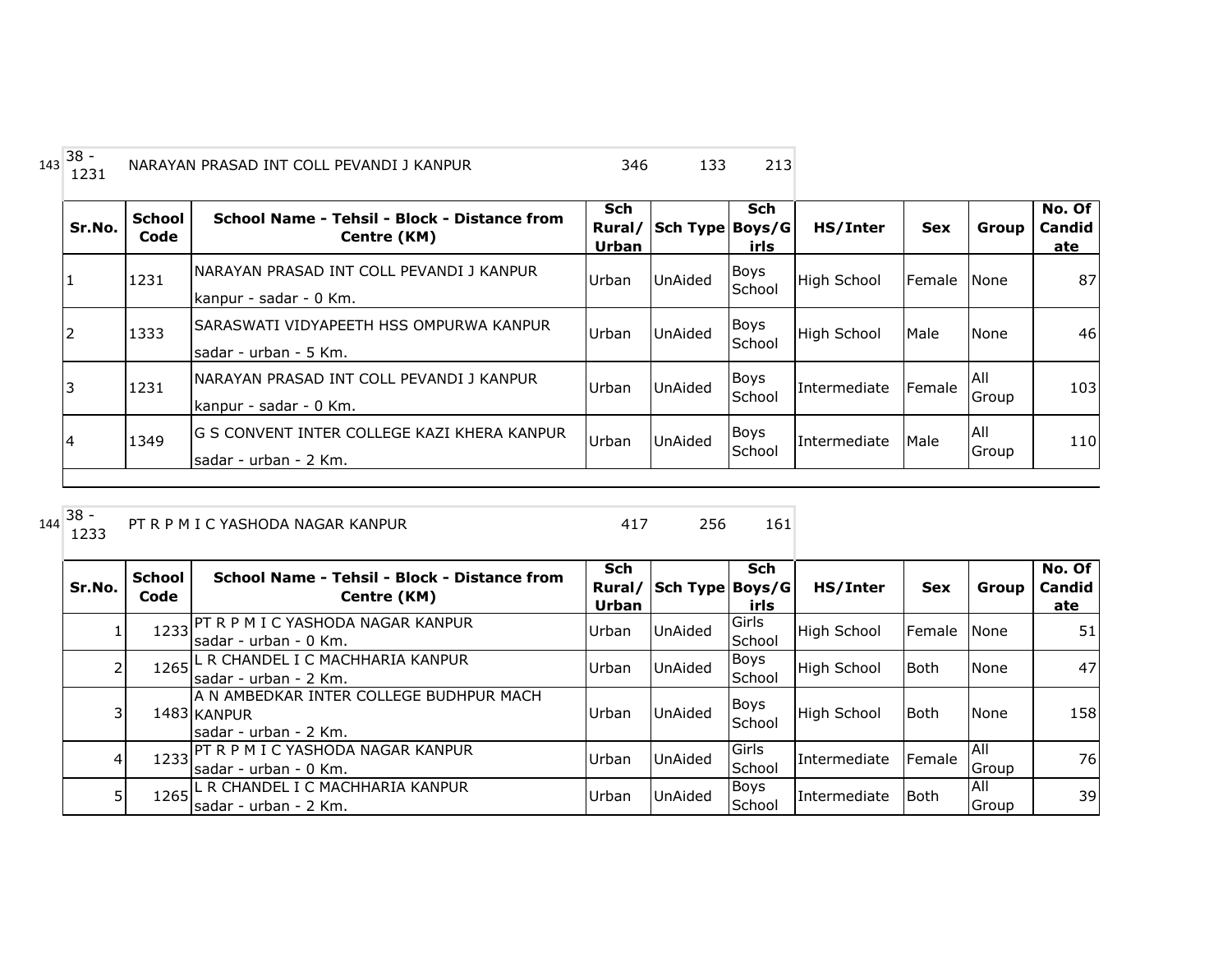143 38 - 1231 NARAYAN PRASAD INT COLL PEVANDI J KANPUR 346 133 213

| Sr.No. | School Code | School Name - Tehsil - Block - Distance from Centre (KM) | Sch Rural/ Urban | Sch Type | Sch Boys/Girls | HS/Inter | Sex | Group | No. Of Candidate |
|---|---|---|---|---|---|---|---|---|---|
| 1 | 1231 | NARAYAN PRASAD INT COLL PEVANDI J KANPUR kanpur - sadar - 0 Km. | Urban | UnAided | Boys School | High School | Female | None | 87 |
| 2 | 1333 | SARASWATI VIDYAPEETH HSS OMPURWA KANPUR sadar - urban - 5 Km. | Urban | UnAided | Boys School | High School | Male | None | 46 |
| 3 | 1231 | NARAYAN PRASAD INT COLL PEVANDI J KANPUR kanpur - sadar - 0 Km. | Urban | UnAided | Boys School | Intermediate | Female | All Group | 103 |
| 4 | 1349 | G S CONVENT INTER COLLEGE KAZI KHERA KANPUR sadar - urban - 2 Km. | Urban | UnAided | Boys School | Intermediate | Male | All Group | 110 |

144 38 - 1233 PT R P M I C YASHODA NAGAR KANPUR 417 256 161

| Sr.No. | School Code | School Name - Tehsil - Block - Distance from Centre (KM) | Sch Rural/ Urban | Sch Type | Sch Boys/Girls | HS/Inter | Sex | Group | No. Of Candidate |
|---|---|---|---|---|---|---|---|---|---|
| 1 | 1233 | PT R P M I C YASHODA NAGAR KANPUR sadar - urban - 0 Km. | Urban | UnAided | Girls School | High School | Female | None | 51 |
| 2 | 1265 | L R CHANDEL I C MACHHARIA KANPUR sadar - urban - 2 Km. | Urban | UnAided | Boys School | High School | Both | None | 47 |
| 3 | 1483 | A N AMBEDKAR INTER COLLEGE BUDHPUR MACH KANPUR sadar - urban - 2 Km. | Urban | UnAided | Boys School | High School | Both | None | 158 |
| 4 | 1233 | PT R P M I C YASHODA NAGAR KANPUR sadar - urban - 0 Km. | Urban | UnAided | Girls School | Intermediate | Female | All Group | 76 |
| 5 | 1265 | L R CHANDEL I C MACHHARIA KANPUR sadar - urban - 2 Km. | Urban | UnAided | Boys School | Intermediate | Both | All Group | 39 |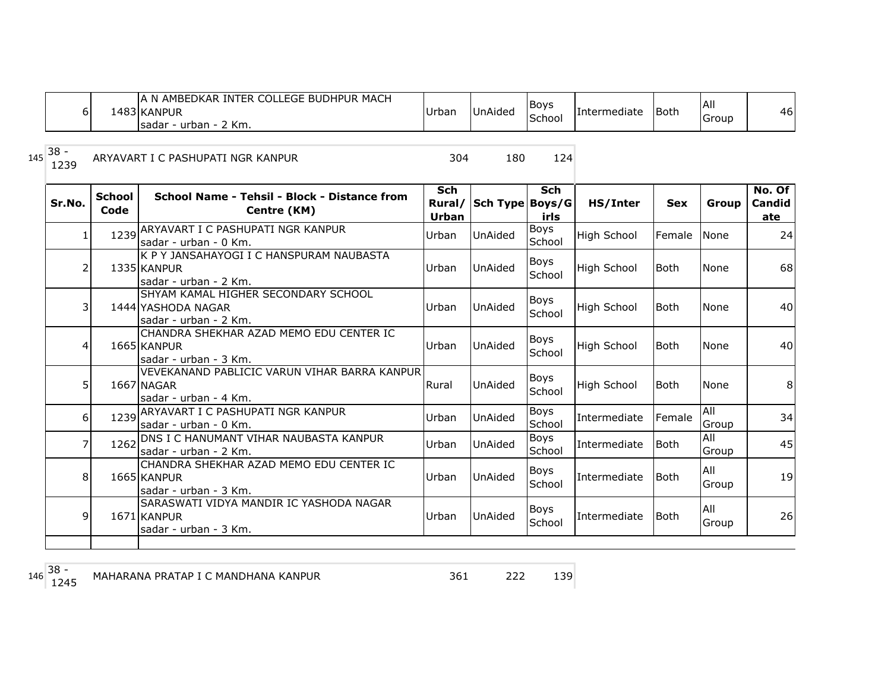| 6 | 1483 | A N AMBEDKAR INTER COLLEGE BUDHPUR MACH KANPUR sadar - urban - 2 Km. | Urban | UnAided | Boys School | Intermediate | Both | All Group | 46 |
|---|---|---|---|---|---|---|---|---|---|

145 38 - 1239 ARYAVART I C PASHUPATI NGR KANPUR 304 180 124

| Sr.No. | School Code | School Name - Tehsil - Block - Distance from Centre (KM) | Sch Rural/ Urban | Sch Type | Sch Boys/Girls | HS/Inter | Sex | Group | No. Of Candidate |
|---|---|---|---|---|---|---|---|---|---|
| 1 | 1239 | ARYAVART I C PASHUPATI NGR KANPUR sadar - urban - 0 Km. | Urban | UnAided | Boys School | High School | Female | None | 24 |
| 2 | 1335 | K P Y JANSAHAYOGI I C HANSPURAM NAUBASTA KANPUR sadar - urban - 2 Km. | Urban | UnAided | Boys School | High School | Both | None | 68 |
| 3 | 1444 | SHYAM KAMAL HIGHER SECONDARY SCHOOL YASHODA NAGAR sadar - urban - 2 Km. | Urban | UnAided | Boys School | High School | Both | None | 40 |
| 4 | 1665 | CHANDRA SHEKHAR AZAD MEMO EDU CENTER IC KANPUR sadar - urban - 3 Km. | Urban | UnAided | Boys School | High School | Both | None | 40 |
| 5 | 1667 | VEVEKANAND PABLICIC VARUN VIHAR BARRA KANPUR NAGAR sadar - urban - 4 Km. | Rural | UnAided | Boys School | High School | Both | None | 8 |
| 6 | 1239 | ARYAVART I C PASHUPATI NGR KANPUR sadar - urban - 0 Km. | Urban | UnAided | Boys School | Intermediate | Female | All Group | 34 |
| 7 | 1262 | DNS I C HANUMANT VIHAR NAUBASTA KANPUR sadar - urban - 2 Km. | Urban | UnAided | Boys School | Intermediate | Both | All Group | 45 |
| 8 | 1665 | CHANDRA SHEKHAR AZAD MEMO EDU CENTER IC KANPUR sadar - urban - 3 Km. | Urban | UnAided | Boys School | Intermediate | Both | All Group | 19 |
| 9 | 1671 | SARASWATI VIDYA MANDIR IC YASHODA NAGAR KANPUR sadar - urban - 3 Km. | Urban | UnAided | Boys School | Intermediate | Both | All Group | 26 |

146 38 - 1245 MAHARANA PRATAP I C MANDHANA KANPUR 361 222 139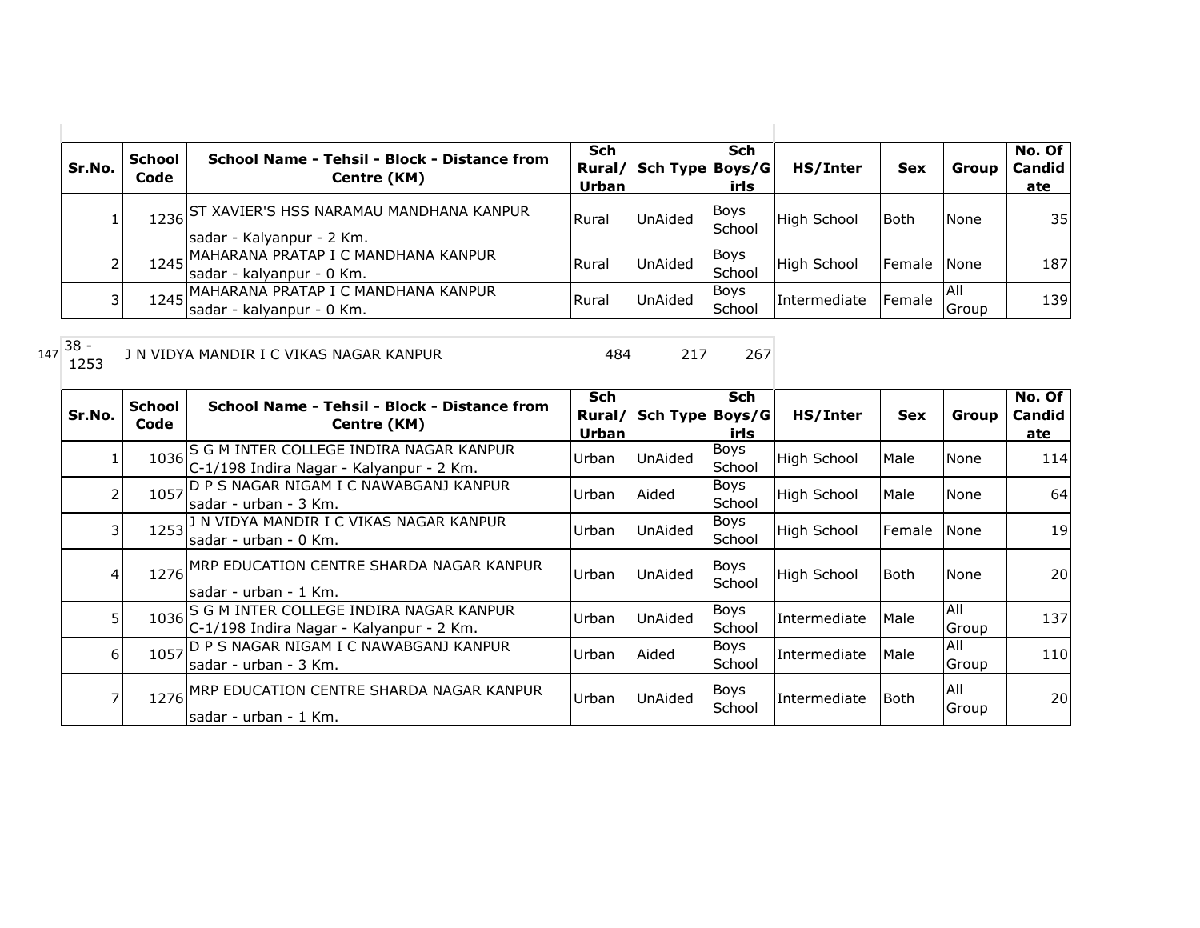| Sr.No. | School Code | School Name - Tehsil - Block - Distance from Centre (KM) | Sch Rural/ Urban | Sch Type | Sch Boys/Girls | HS/Inter | Sex | Group | No. Of Candidate |
|---|---|---|---|---|---|---|---|---|---|
| 1 | 1236 | ST XAVIER'S HSS NARAMAU MANDHANA KANPUR sadar - Kalyanpur - 2 Km. | Rural | UnAided | Boys School | High School | Both | None | 35 |
| 2 | 1245 | MAHARANA PRATAP I C MANDHANA KANPUR sadar - kalyanpur - 0 Km. | Rural | UnAided | Boys School | High School | Female | None | 187 |
| 3 | 1245 | MAHARANA PRATAP I C MANDHANA KANPUR sadar - kalyanpur - 0 Km. | Rural | UnAided | Boys School | Intermediate | Female | All Group | 139 |

147 | 38 - 1253 | J N VIDYA MANDIR I C VIKAS NAGAR KANPUR | 484 | 217 | 267

| Sr.No. | School Code | School Name - Tehsil - Block - Distance from Centre (KM) | Sch Rural/ Urban | Sch Type | Sch Boys/Girls | HS/Inter | Sex | Group | No. Of Candidate |
|---|---|---|---|---|---|---|---|---|---|
| 1 | 1036 | S G M INTER COLLEGE INDIRA NAGAR KANPUR C-1/198 Indira Nagar - Kalyanpur - 2 Km. | Urban | UnAided | Boys School | High School | Male | None | 114 |
| 2 | 1057 | D P S NAGAR NIGAM I C NAWABGANJ KANPUR sadar - urban - 3 Km. | Urban | Aided | Boys School | High School | Male | None | 64 |
| 3 | 1253 | J N VIDYA MANDIR I C VIKAS NAGAR KANPUR sadar - urban - 0 Km. | Urban | UnAided | Boys School | High School | Female | None | 19 |
| 4 | 1276 | MRP EDUCATION CENTRE SHARDA NAGAR KANPUR sadar - urban - 1 Km. | Urban | UnAided | Boys School | High School | Both | None | 20 |
| 5 | 1036 | S G M INTER COLLEGE INDIRA NAGAR KANPUR C-1/198 Indira Nagar - Kalyanpur - 2 Km. | Urban | UnAided | Boys School | Intermediate | Male | All Group | 137 |
| 6 | 1057 | D P S NAGAR NIGAM I C NAWABGANJ KANPUR sadar - urban - 3 Km. | Urban | Aided | Boys School | Intermediate | Male | All Group | 110 |
| 7 | 1276 | MRP EDUCATION CENTRE SHARDA NAGAR KANPUR sadar - urban - 1 Km. | Urban | UnAided | Boys School | Intermediate | Both | All Group | 20 |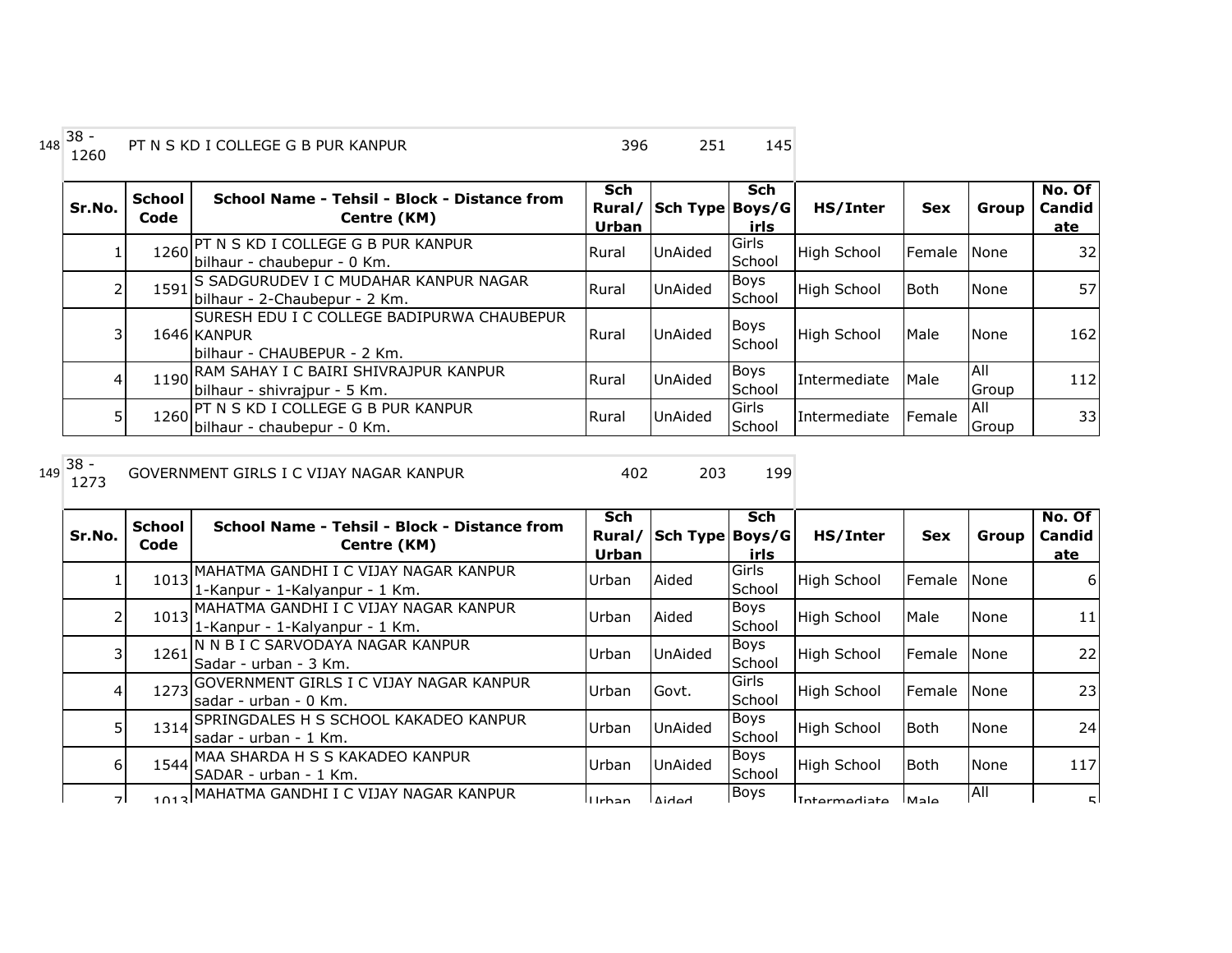| 148 | 38 - 1260 | PT N S KD I COLLEGE G B PUR KANPUR | 396 | 251 | 145 |
|---|---|---|---|---|---|

| Sr.No. | School Code | School Name - Tehsil - Block - Distance from Centre (KM) | Sch Rural/ Urban | Sch Type | Sch Boys/Girls | HS/Inter | Sex | Group | No. Of Candidate |
|---|---|---|---|---|---|---|---|---|---|
| 1 | 1260 | PT N S KD I COLLEGE G B PUR KANPUR bilhaur - chaubepur - 0 Km. | Rural | UnAided | Girls School | High School | Female | None | 32 |
| 2 | 1591 | S SADGURUDEV I C MUDAHAR KANPUR NAGAR bilhaur - 2-Chaubepur - 2 Km. | Rural | UnAided | Boys School | High School | Both | None | 57 |
| 3 | 1646 | SURESH EDU I C COLLEGE BADIPURWA CHAUBEPUR KANPUR bilhaur - CHAUBEPUR - 2 Km. | Rural | UnAided | Boys School | High School | Male | None | 162 |
| 4 | 1190 | RAM SAHAY I C BAIRI SHIVRAJPUR KANPUR bilhaur - shivrajpur - 5 Km. | Rural | UnAided | Boys School | Intermediate | Male | All Group | 112 |
| 5 | 1260 | PT N S KD I COLLEGE G B PUR KANPUR bilhaur - chaubepur - 0 Km. | Rural | UnAided | Girls School | Intermediate | Female | All Group | 33 |

| 149 | 38 - 1273 | GOVERNMENT GIRLS I C VIJAY NAGAR KANPUR | 402 | 203 | 199 |
|---|---|---|---|---|---|

| Sr.No. | School Code | School Name - Tehsil - Block - Distance from Centre (KM) | Sch Rural/ Urban | Sch Type | Sch Boys/Girls | HS/Inter | Sex | Group | No. Of Candidate |
|---|---|---|---|---|---|---|---|---|---|
| 1 | 1013 | MAHATMA GANDHI I C VIJAY NAGAR KANPUR 1-Kanpur - 1-Kalyanpur - 1 Km. | Urban | Aided | Girls School | High School | Female | None | 6 |
| 2 | 1013 | MAHATMA GANDHI I C VIJAY NAGAR KANPUR 1-Kanpur - 1-Kalyanpur - 1 Km. | Urban | Aided | Boys School | High School | Male | None | 11 |
| 3 | 1261 | N N B I C SARVODAYA NAGAR KANPUR Sadar - urban - 3 Km. | Urban | UnAided | Boys School | High School | Female | None | 22 |
| 4 | 1273 | GOVERNMENT GIRLS I C VIJAY NAGAR KANPUR sadar - urban - 0 Km. | Urban | Govt. | Girls School | High School | Female | None | 23 |
| 5 | 1314 | SPRINGDALES H S SCHOOL KAKADEO KANPUR sadar - urban - 1 Km. | Urban | UnAided | Boys School | High School | Both | None | 24 |
| 6 | 1544 | MAA SHARDA H S S KAKADEO KANPUR SADAR - urban - 1 Km. | Urban | UnAided | Boys School | High School | Both | None | 117 |
| 7 | 1013 | MAHATMA GANDHI I C VIJAY NAGAR KANPUR | Urban | Aided | Boys | Intermediate | Male | All | 5 |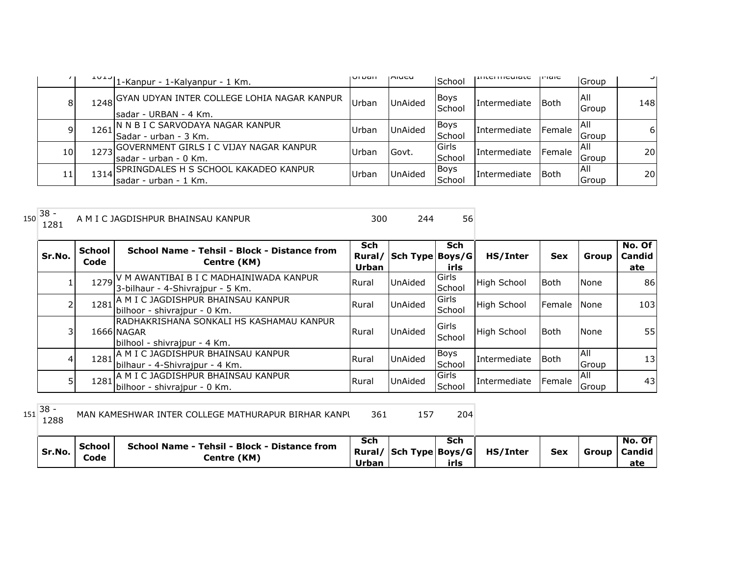| 7 | 1015 | 1-Kanpur - 1-Kalyanpur - 1 Km. | Urban | Aided | School | Intermediate | Male | Group | 5 |
|---|---|---|---|---|---|---|---|---|---|
| 8 | 1248 | GYAN UDYAN INTER COLLEGE LOHIA NAGAR KANPUR sadar - URBAN - 4 Km. | Urban | UnAided | Boys School | Intermediate | Both | All Group | 148 |
| 9 | 1261 | N N B I C SARVODAYA NAGAR KANPUR Sadar - urban - 3 Km. | Urban | UnAided | Boys School | Intermediate | Female | All Group | 6 |
| 10 | 1273 | GOVERNMENT GIRLS I C VIJAY NAGAR KANPUR sadar - urban - 0 Km. | Urban | Govt. | Girls School | Intermediate | Female | All Group | 20 |
| 11 | 1314 | SPRINGDALES H S SCHOOL KAKADEO KANPUR sadar - urban - 1 Km. | Urban | UnAided | Boys School | Intermediate | Both | All Group | 20 |

150 38 - 1281 A M I C JAGDISHPUR BHAINSAU KANPUR 300 244 56

| Sr.No. | School Code | School Name - Tehsil - Block - Distance from Centre (KM) | Sch Rural/ Urban | Sch Type | Sch Boys/Girls | HS/Inter | Sex | Group | No. Of Candidate |
|---|---|---|---|---|---|---|---|---|---|
| 1 | 1279 | V M AWANTIBAI B I C MADHAINIWADA KANPUR 3-bilhaur - 4-Shivrajpur - 5 Km. | Rural | UnAided | Girls School | High School | Both | None | 86 |
| 2 | 1281 | A M I C JAGDISHPUR BHAINSAU KANPUR bilhoor - shivrajpur - 0 Km. | Rural | UnAided | Girls School | High School | Female | None | 103 |
| 3 | 1666 | RADHAKRISHANA SONKALI HS KASHAMAU KANPUR NAGAR bilhool - shivrajpur - 4 Km. | Rural | UnAided | Girls School | High School | Both | None | 55 |
| 4 | 1281 | A M I C JAGDISHPUR BHAINSAU KANPUR bilhaur - 4-Shivrajpur - 4 Km. | Rural | UnAided | Boys School | Intermediate | Both | All Group | 13 |
| 5 | 1281 | A M I C JAGDISHPUR BHAINSAU KANPUR bilhoor - shivrajpur - 0 Km. | Rural | UnAided | Girls School | Intermediate | Female | All Group | 43 |

151 38 - 1288 MAN KAMESHWAR INTER COLLEGE MATHURAPUR BIRHAR KANPU 361 157 204

| Sr.No. | School Code | School Name - Tehsil - Block - Distance from Centre (KM) | Sch Rural/ Urban | Sch Type | Sch Boys/Girls | HS/Inter | Sex | Group | No. Of Candidate |
|---|---|---|---|---|---|---|---|---|---|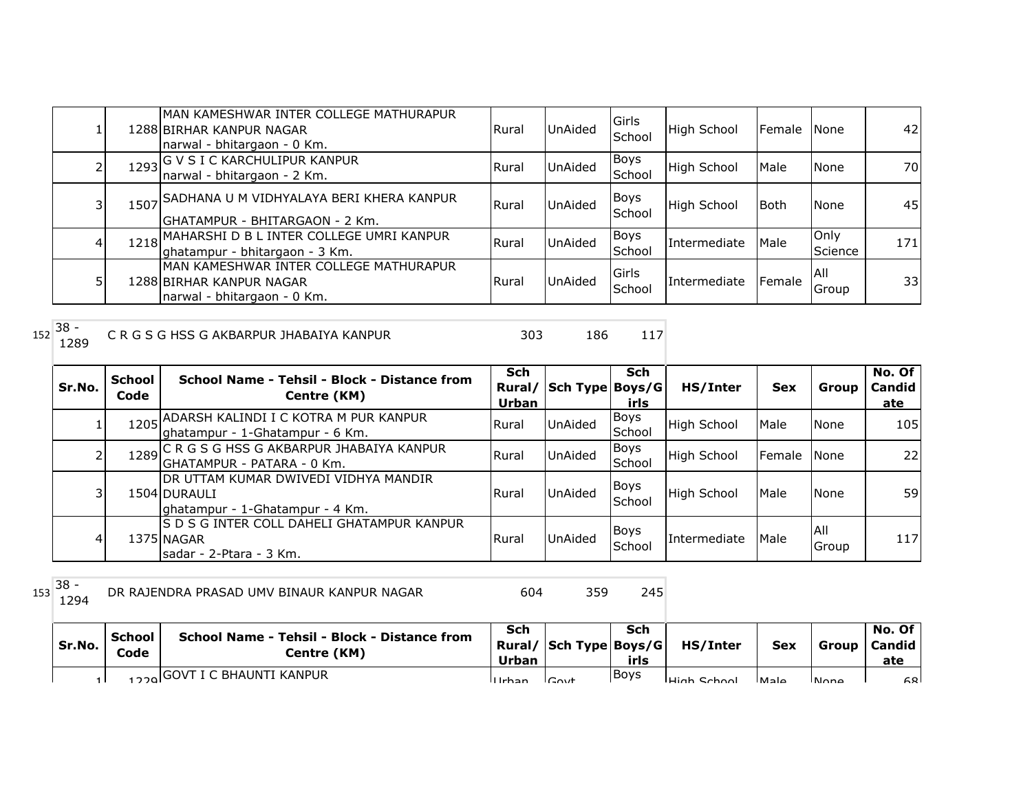| Sr.No. | School Code | School Name - Tehsil - Block - Distance from Centre (KM) | Sch Rural/ Urban | Sch Type | Sch Boys/Girls | HS/Inter | Sex | Group | No. Of Candidate |
|---|---|---|---|---|---|---|---|---|---|
| 1 | 1288 | MAN KAMESHWAR INTER COLLEGE MATHURAPUR BIRHAR KANPUR NAGAR narwal - bhitargaon - 0 Km. | Rural | UnAided | Girls School | High School | Female | None | 42 |
| 2 | 1293 | G V S I C KARCHULIPUR KANPUR narwal - bhitargaon - 2 Km. | Rural | UnAided | Boys School | High School | Male | None | 70 |
| 3 | 1507 | SADHANA U M VIDHYALAYA BERI KHERA KANPUR GHATAMPUR - BHITARGAON - 2 Km. | Rural | UnAided | Boys School | High School | Both | None | 45 |
| 4 | 1218 | MAHARSHI D B L INTER COLLEGE UMRI KANPUR ghatampur - bhitargaon - 3 Km. | Rural | UnAided | Boys School | Intermediate | Male | Only Science | 171 |
| 5 | 1288 | MAN KAMESHWAR INTER COLLEGE MATHURAPUR BIRHAR KANPUR NAGAR narwal - bhitargaon - 0 Km. | Rural | UnAided | Girls School | Intermediate | Female | All Group | 33 |

| 152 | 38 - 1289 | C R G S G HSS G AKBARPUR JHABAIYA KANPUR | 303 | 186 | 117 |
|---|---|---|---|---|---|

| Sr.No. | School Code | School Name - Tehsil - Block - Distance from Centre (KM) | Sch Rural/ Urban | Sch Type | Sch Boys/Girls | HS/Inter | Sex | Group | No. Of Candidate |
|---|---|---|---|---|---|---|---|---|---|
| 1 | 1205 | ADARSH KALINDI I C KOTRA M PUR KANPUR ghatampur - 1-Ghatampur - 6 Km. | Rural | UnAided | Boys School | High School | Male | None | 105 |
| 2 | 1289 | C R G S G HSS G AKBARPUR JHABAIYA KANPUR GHATAMPUR - PATARA - 0 Km. | Rural | UnAided | Boys School | High School | Female | None | 22 |
| 3 | 1504 | DR UTTAM KUMAR DWIVEDI VIDHYA MANDIR DURAULI ghatampur - 1-Ghatampur - 4 Km. | Rural | UnAided | Boys School | High School | Male | None | 59 |
| 4 | 1375 | S D S G INTER COLL DAHELI GHATAMPUR KANPUR NAGAR sadar - 2-Ptara - 3 Km. | Rural | UnAided | Boys School | Intermediate | Male | All Group | 117 |

| 153 | 38 - 1294 | DR RAJENDRA PRASAD UMV BINAUR KANPUR NAGAR | 604 | 359 | 245 |
|---|---|---|---|---|---|

| Sr.No. | School Code | School Name - Tehsil - Block - Distance from Centre (KM) | Sch Rural/ Urban | Sch Type | Sch Boys/Girls | HS/Inter | Sex | Group | No. Of Candidate |
|---|---|---|---|---|---|---|---|---|---|
| 1 | 1229 | GOVT I C BHAUNTI KANPUR | Urban | Govt | Boys | High School | Male | None | 68 |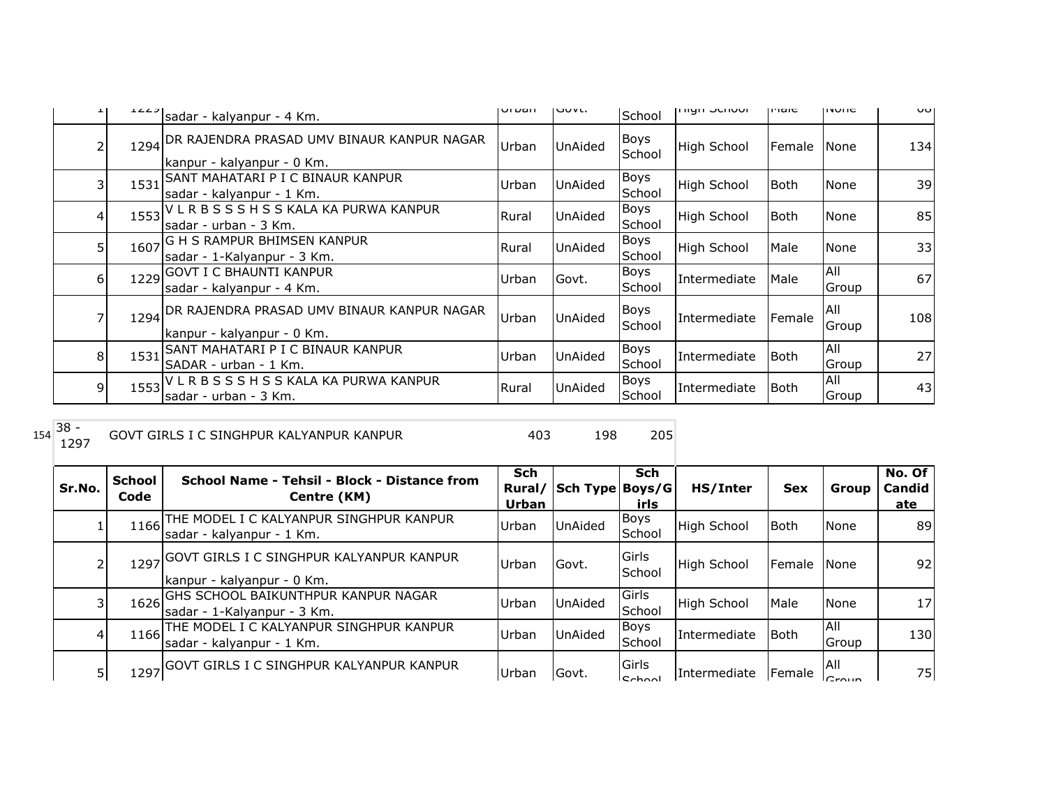| | | | | | | | | | |
|---|---|---|---|---|---|---|---|---|---|
| 1 | 1229 | sadar - kalyanpur - 4 Km. | Urban | Govt. | School | High School | Male | None | 68 |
| 2 | 1294 | DR RAJENDRA PRASAD UMV BINAUR KANPUR NAGAR kanpur - kalyanpur - 0 Km. | Urban | UnAided | Boys School | High School | Female | None | 134 |
| 3 | 1531 | SANT MAHATARI P I C BINAUR KANPUR sadar - kalyanpur - 1 Km. | Urban | UnAided | Boys School | High School | Both | None | 39 |
| 4 | 1553 | V L R B S S S H S S KALA KA PURWA KANPUR sadar - urban - 3 Km. | Rural | UnAided | Boys School | High School | Both | None | 85 |
| 5 | 1607 | G H S RAMPUR BHIMSEN KANPUR sadar - 1-Kalyanpur - 3 Km. | Rural | UnAided | Boys School | High School | Male | None | 33 |
| 6 | 1229 | GOVT I C BHAUNTI KANPUR sadar - kalyanpur - 4 Km. | Urban | Govt. | Boys School | Intermediate | Male | All Group | 67 |
| 7 | 1294 | DR RAJENDRA PRASAD UMV BINAUR KANPUR NAGAR kanpur - kalyanpur - 0 Km. | Urban | UnAided | Boys School | Intermediate | Female | All Group | 108 |
| 8 | 1531 | SANT MAHATARI P I C BINAUR KANPUR SADAR - urban - 1 Km. | Urban | UnAided | Boys School | Intermediate | Both | All Group | 27 |
| 9 | 1553 | V L R B S S S H S S KALA KA PURWA KANPUR sadar - urban - 3 Km. | Rural | UnAided | Boys School | Intermediate | Both | All Group | 43 |

| 154 | 38 - 1297 | GOVT GIRLS I C SINGHPUR KALYANPUR KANPUR | 403 | 198 | 205 |
|---|---|---|---|---|---|

| Sr.No. | School Code | School Name - Tehsil - Block - Distance from Centre (KM) | Sch Rural/ Urban | Sch Type | Sch Boys/Girls | HS/Inter | Sex | Group | No. Of Candidate |
|---|---|---|---|---|---|---|---|---|---|
| 1 | 1166 | THE MODEL I C KALYANPUR SINGHPUR KANPUR sadar - kalyanpur - 1 Km. | Urban | UnAided | Boys School | High School | Both | None | 89 |
| 2 | 1297 | GOVT GIRLS I C SINGHPUR KALYANPUR KANPUR kanpur - kalyanpur - 0 Km. | Urban | Govt. | Girls School | High School | Female | None | 92 |
| 3 | 1626 | GHS SCHOOL BAIKUNTHPUR KANPUR NAGAR sadar - 1-Kalyanpur - 3 Km. | Urban | UnAided | Girls School | High School | Male | None | 17 |
| 4 | 1166 | THE MODEL I C KALYANPUR SINGHPUR KANPUR sadar - kalyanpur - 1 Km. | Urban | UnAided | Boys School | Intermediate | Both | All Group | 130 |
| 5 | 1297 | GOVT GIRLS I C SINGHPUR KALYANPUR KANPUR | Urban | Govt. | Girls School | Intermediate | Female | All Group | 75 |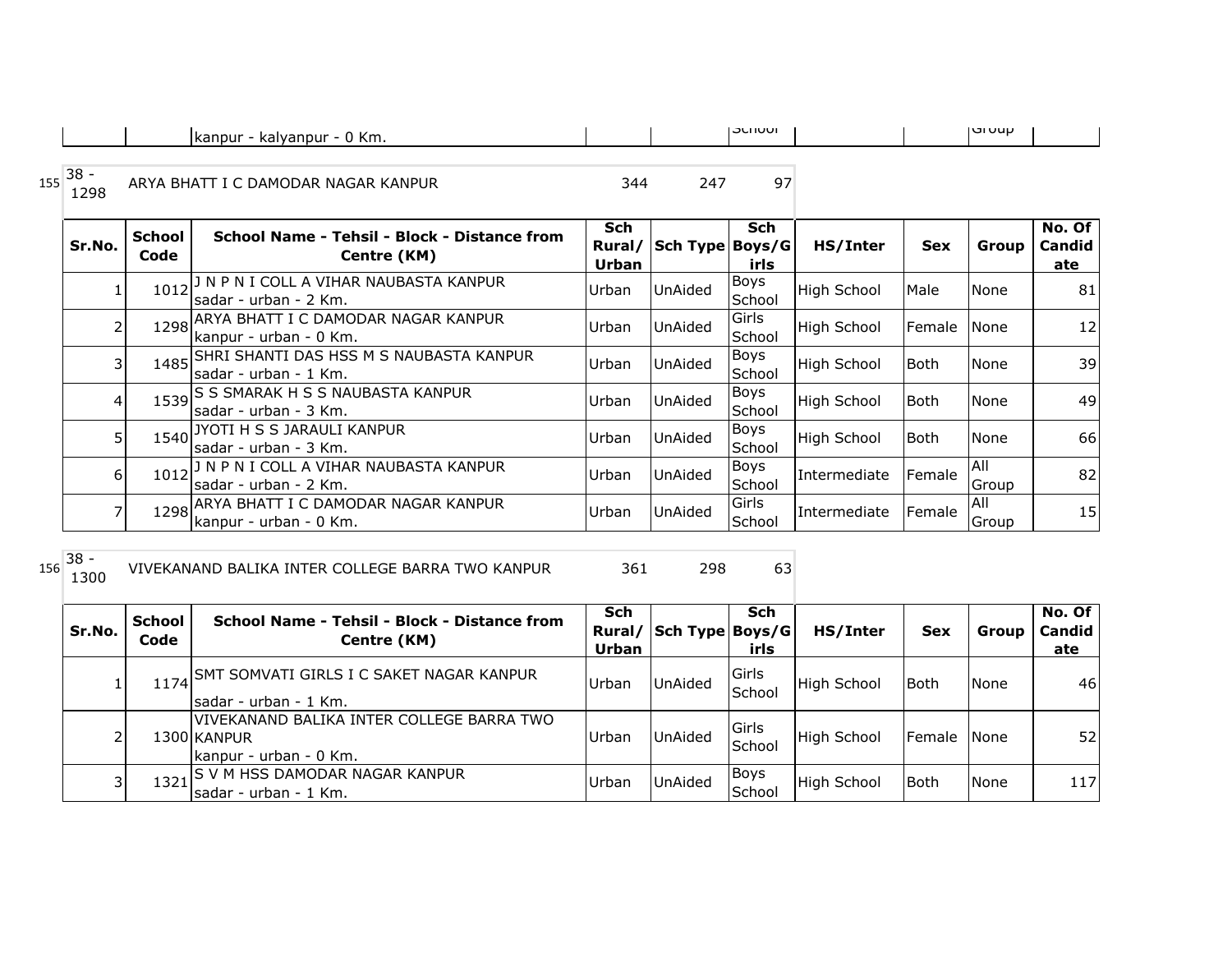| | | kanpur - kalyanpur - 0 Km. | | | School | | | Group | |
|---|---|---|---|---|---|---|---|---|---|

155 | 38 - 1298 | ARYA BHATT I C DAMODAR NAGAR KANPUR | 344 | 247 | 97

| Sr.No. | School Code | School Name - Tehsil - Block - Distance from Centre (KM) | Sch Rural/ Urban | Sch Type | Sch Boys/Girls | HS/Inter | Sex | Group | No. Of Candidate |
|---|---|---|---|---|---|---|---|---|---|
| 1 | 1012 | J N P N I COLL A VIHAR NAUBASTA KANPUR sadar - urban - 2 Km. | Urban | UnAided | Boys School | High School | Male | None | 81 |
| 2 | 1298 | ARYA BHATT I C DAMODAR NAGAR KANPUR kanpur - urban - 0 Km. | Urban | UnAided | Girls School | High School | Female | None | 12 |
| 3 | 1485 | SHRI SHANTI DAS HSS M S NAUBASTA KANPUR sadar - urban - 1 Km. | Urban | UnAided | Boys School | High School | Both | None | 39 |
| 4 | 1539 | S S SMARAK H S S NAUBASTA KANPUR sadar - urban - 3 Km. | Urban | UnAided | Boys School | High School | Both | None | 49 |
| 5 | 1540 | JYOTI H S S JARAULI KANPUR sadar - urban - 3 Km. | Urban | UnAided | Boys School | High School | Both | None | 66 |
| 6 | 1012 | J N P N I COLL A VIHAR NAUBASTA KANPUR sadar - urban - 2 Km. | Urban | UnAided | Boys School | Intermediate | Female | All Group | 82 |
| 7 | 1298 | ARYA BHATT I C DAMODAR NAGAR KANPUR kanpur - urban - 0 Km. | Urban | UnAided | Girls School | Intermediate | Female | All Group | 15 |

156 | 38 - 1300 | VIVEKANAND BALIKA INTER COLLEGE BARRA TWO KANPUR | 361 | 298 | 63

| Sr.No. | School Code | School Name - Tehsil - Block - Distance from Centre (KM) | Sch Rural/ Urban | Sch Type | Sch Boys/Girls | HS/Inter | Sex | Group | No. Of Candidate |
|---|---|---|---|---|---|---|---|---|---|
| 1 | 1174 | SMT SOMVATI GIRLS I C SAKET NAGAR KANPUR sadar - urban - 1 Km. | Urban | UnAided | Girls School | High School | Both | None | 46 |
| 2 | 1300 | VIVEKANAND BALIKA INTER COLLEGE BARRA TWO KANPUR kanpur - urban - 0 Km. | Urban | UnAided | Girls School | High School | Female | None | 52 |
| 3 | 1321 | S V M HSS DAMODAR NAGAR KANPUR sadar - urban - 1 Km. | Urban | UnAided | Boys School | High School | Both | None | 117 |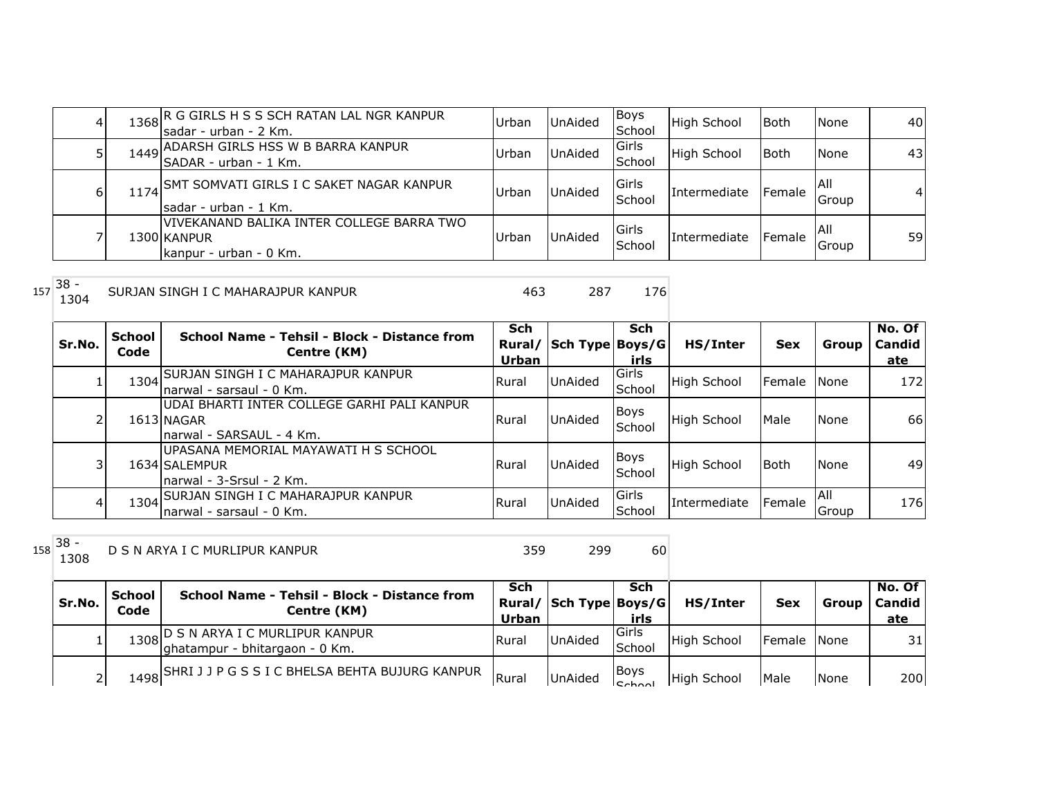| Sr.No. | School Code | School Name - Tehsil - Block - Distance from Centre (KM) | Sch Rural/ Urban | Sch Type | Sch Boys/Girls | HS/Inter | Sex | Group | No. Of Candidate |
|---|---|---|---|---|---|---|---|---|---|
| 4 | 1368 | R G GIRLS H S S SCH RATAN LAL NGR KANPUR sadar - urban - 2 Km. | Urban | UnAided | Boys School | High School | Both | None | 40 |
| 5 | 1449 | ADARSH GIRLS HSS W B BARRA KANPUR SADAR - urban - 1 Km. | Urban | UnAided | Girls School | High School | Both | None | 43 |
| 6 | 1174 | SMT SOMVATI GIRLS I C SAKET NAGAR KANPUR sadar - urban - 1 Km. | Urban | UnAided | Girls School | Intermediate | Female | All Group | 4 |
| 7 | 1300 | VIVEKANAND BALIKA INTER COLLEGE BARRA TWO KANPUR kanpur - urban - 0 Km. | Urban | UnAided | Girls School | Intermediate | Female | All Group | 59 |

157 | 38 - 1304 | SURJAN SINGH I C MAHARAJPUR KANPUR | 463 | 287 | 176

| Sr.No. | School Code | School Name - Tehsil - Block - Distance from Centre (KM) | Sch Rural/ Urban | Sch Type | Sch Boys/Girls | HS/Inter | Sex | Group | No. Of Candidate |
|---|---|---|---|---|---|---|---|---|---|
| 1 | 1304 | SURJAN SINGH I C MAHARAJPUR KANPUR narwal - sarsaul - 0 Km. | Rural | UnAided | Girls School | High School | Female | None | 172 |
| 2 | 1613 | UDAI BHARTI INTER COLLEGE GARHI PALI KANPUR NAGAR narwal - SARSAUL - 4 Km. | Rural | UnAided | Boys School | High School | Male | None | 66 |
| 3 | 1634 | UPASANA MEMORIAL MAYAWATI H S SCHOOL SALEMPUR narwal - 3-Srsul - 2 Km. | Rural | UnAided | Boys School | High School | Both | None | 49 |
| 4 | 1304 | SURJAN SINGH I C MAHARAJPUR KANPUR narwal - sarsaul - 0 Km. | Rural | UnAided | Girls School | Intermediate | Female | All Group | 176 |

158 | 38 - 1308 | D S N ARYA I C MURLIPUR KANPUR | 359 | 299 | 60

| Sr.No. | School Code | School Name - Tehsil - Block - Distance from Centre (KM) | Sch Rural/ Urban | Sch Type | Sch Boys/Girls | HS/Inter | Sex | Group | No. Of Candidate |
|---|---|---|---|---|---|---|---|---|---|
| 1 | 1308 | D S N ARYA I C MURLIPUR KANPUR ghatampur - bhitargaon - 0 Km. | Rural | UnAided | Girls School | High School | Female | None | 31 |
| 2 | 1498 | SHRI J J P G S S I C BHELSA BEHTA BUJURG KANPUR | Rural | UnAided | Boys School | High School | Male | None | 200 |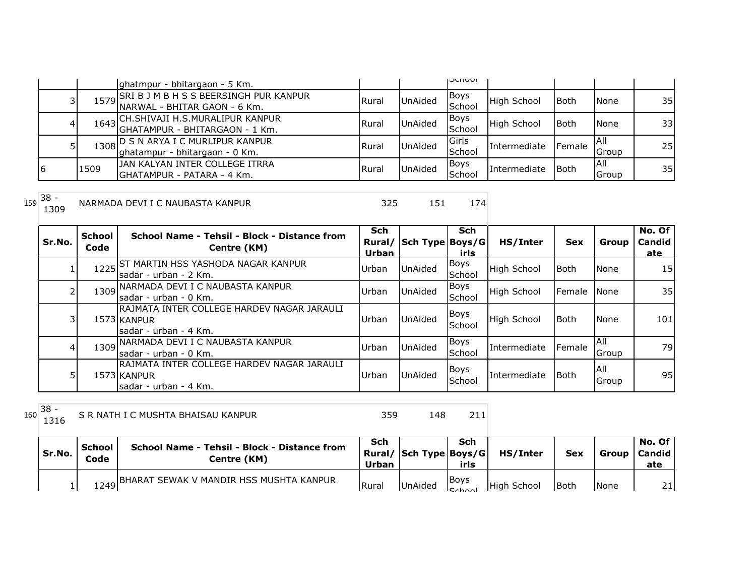| | | ghatmpur - bhitargaon - 5 Km. | | | School | | | | |
|---|---|---|---|---|---|---|---|---|---|
| 3 | 1579 | SRI B J M B H S S BEERSINGH PUR KANPUR NARWAL - BHITAR GAON - 6 Km. | Rural | UnAided | Boys School | High School | Both | None | 35 |
| 4 | 1643 | CH.SHIVAJI H.S.MURALIPUR KANPUR GHATAMPUR - BHITARGAON - 1 Km. | Rural | UnAided | Boys School | High School | Both | None | 33 |
| 5 | 1308 | D S N ARYA I C MURLIPUR KANPUR ghatampur - bhitargaon - 0 Km. | Rural | UnAided | Girls School | Intermediate | Female | All Group | 25 |
| 6 | 1509 | JAN KALYAN INTER COLLEGE ITRRA GHATAMPUR - PATARA - 4 Km. | Rural | UnAided | Boys School | Intermediate | Both | All Group | 35 |

| 159 | 38 - 1309 | NARMADA DEVI I C NAUBASTA KANPUR | 325 | 151 | 174 |
|---|---|---|---|---|---|

| Sr.No. | School Code | School Name - Tehsil - Block - Distance from Centre (KM) | Sch Rural/ Urban | Sch Type | Sch Boys/Girls | HS/Inter | Sex | Group | No. Of Candidate |
|---|---|---|---|---|---|---|---|---|---|
| 1 | 1225 | ST MARTIN HSS YASHODA NAGAR KANPUR sadar - urban - 2 Km. | Urban | UnAided | Boys School | High School | Both | None | 15 |
| 2 | 1309 | NARMADA DEVI I C NAUBASTA KANPUR sadar - urban - 0 Km. | Urban | UnAided | Boys School | High School | Female | None | 35 |
| 3 | 1573 | RAJMATA INTER COLLEGE HARDEV NAGAR JARAULI KANPUR sadar - urban - 4 Km. | Urban | UnAided | Boys School | High School | Both | None | 101 |
| 4 | 1309 | NARMADA DEVI I C NAUBASTA KANPUR sadar - urban - 0 Km. | Urban | UnAided | Boys School | Intermediate | Female | All Group | 79 |
| 5 | 1573 | RAJMATA INTER COLLEGE HARDEV NAGAR JARAULI KANPUR sadar - urban - 4 Km. | Urban | UnAided | Boys School | Intermediate | Both | All Group | 95 |

| 160 | 38 - 1316 | S R NATH I C MUSHTA BHAISAU KANPUR | 359 | 148 | 211 |
|---|---|---|---|---|---|

| Sr.No. | School Code | School Name - Tehsil - Block - Distance from Centre (KM) | Sch Rural/ Urban | Sch Type | Sch Boys/Girls | HS/Inter | Sex | Group | No. Of Candidate |
|---|---|---|---|---|---|---|---|---|---|
| 1 | 1249 | BHARAT SEWAK V MANDIR HSS MUSHTA KANPUR | Rural | UnAided | Boys School | High School | Both | None | 21 |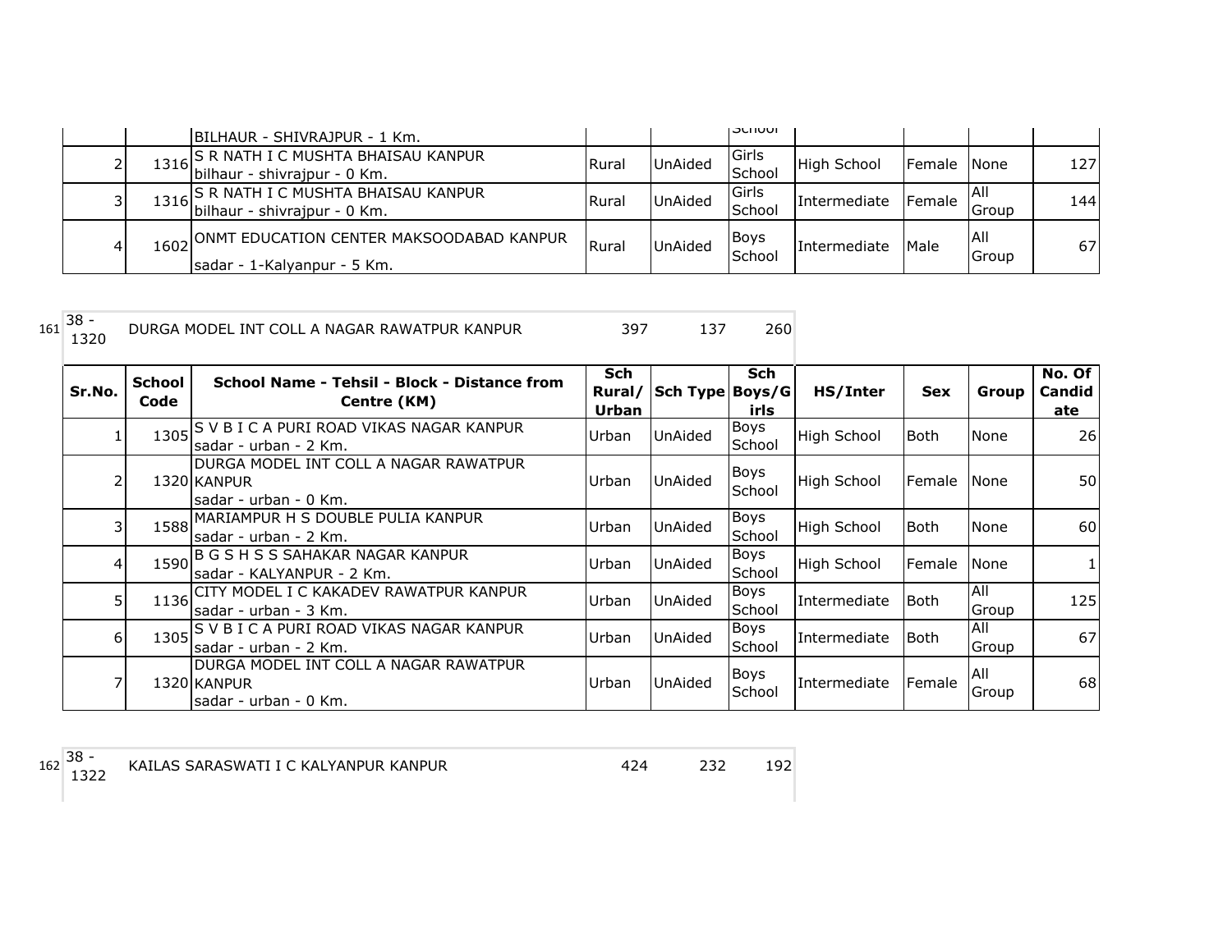| | | BILHAUR - SHIVRAJPUR - 1 Km. | | | School | | | | |
|---|---|---|---|---|---|---|---|---|---|
| 2 | 1316 | S R NATH I C MUSHTA BHAISAU KANPUR bilhaur - shivrajpur - 0 Km. | Rural | UnAided | Girls School | High School | Female | None | 127 |
| 3 | 1316 | S R NATH I C MUSHTA BHAISAU KANPUR bilhaur - shivrajpur - 0 Km. | Rural | UnAided | Girls School | Intermediate | Female | All Group | 144 |
| 4 | 1602 | ONMT EDUCATION CENTER MAKSOODABAD KANPUR sadar - 1-Kalyanpur - 5 Km. | Rural | UnAided | Boys School | Intermediate | Male | All Group | 67 |

| 161 | 38 - 1320 | DURGA MODEL INT COLL A NAGAR RAWATPUR KANPUR | 397 | 137 | 260 |
|---|---|---|---|---|---|

| Sr.No. | School Code | School Name - Tehsil - Block - Distance from Centre (KM) | Sch Rural/ Urban | Sch Type | Sch Boys/Girls | HS/Inter | Sex | Group | No. Of Candidate |
|---|---|---|---|---|---|---|---|---|---|
| 1 | 1305 | S V B I C A PURI ROAD VIKAS NAGAR KANPUR sadar - urban - 2 Km. | Urban | UnAided | Boys School | High School | Both | None | 26 |
| 2 | 1320 | DURGA MODEL INT COLL A NAGAR RAWATPUR KANPUR sadar - urban - 0 Km. | Urban | UnAided | Boys School | High School | Female | None | 50 |
| 3 | 1588 | MARIAMPUR H S DOUBLE PULIA KANPUR sadar - urban - 2 Km. | Urban | UnAided | Boys School | High School | Both | None | 60 |
| 4 | 1590 | B G S H S S SAHAKAR NAGAR KANPUR sadar - KALYANPUR - 2 Km. | Urban | UnAided | Boys School | High School | Female | None | 1 |
| 5 | 1136 | CITY MODEL I C KAKADEV RAWATPUR KANPUR sadar - urban - 3 Km. | Urban | UnAided | Boys School | Intermediate | Both | All Group | 125 |
| 6 | 1305 | S V B I C A PURI ROAD VIKAS NAGAR KANPUR sadar - urban - 2 Km. | Urban | UnAided | Boys School | Intermediate | Both | All Group | 67 |
| 7 | 1320 | DURGA MODEL INT COLL A NAGAR RAWATPUR KANPUR sadar - urban - 0 Km. | Urban | UnAided | Boys School | Intermediate | Female | All Group | 68 |

| 162 | 38 - 1322 | KAILAS SARASWATI I C KALYANPUR KANPUR | 424 | 232 | 192 |
|---|---|---|---|---|---|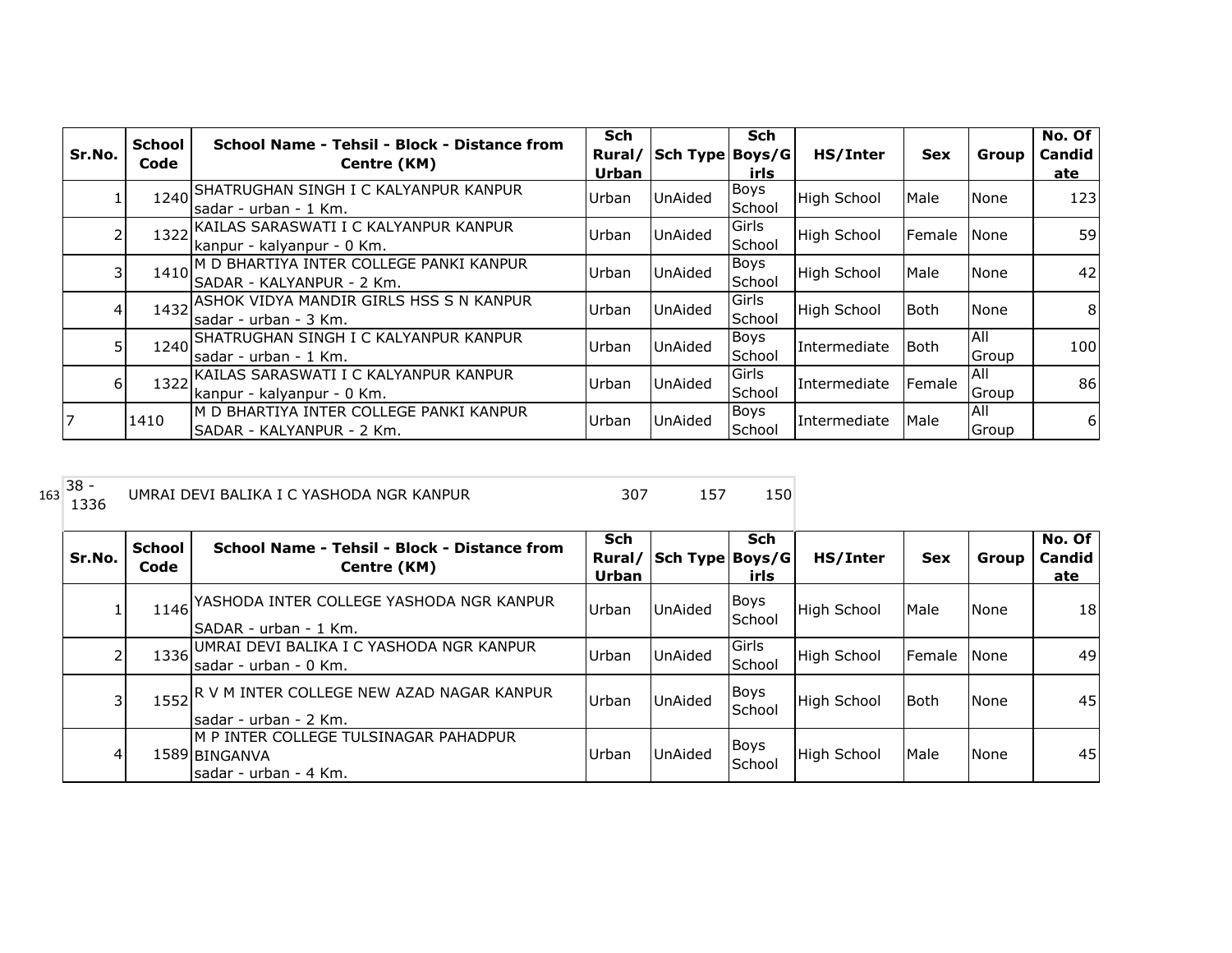| Sr.No. | School Code | School Name - Tehsil - Block - Distance from Centre (KM) | Sch Rural/ Urban | Sch Type | Sch Boys/Girls | HS/Inter | Sex | Group | No. Of Candidate |
|---|---|---|---|---|---|---|---|---|---|
| 1 | 1240 | SHATRUGHAN SINGH I C KALYANPUR KANPUR sadar - urban - 1 Km. | Urban | UnAided | Boys School | High School | Male | None | 123 |
| 2 | 1322 | KAILAS SARASWATI I C KALYANPUR KANPUR kanpur - kalyanpur - 0 Km. | Urban | UnAided | Girls School | High School | Female | None | 59 |
| 3 | 1410 | M D BHARTIYA INTER COLLEGE PANKI KANPUR SADAR - KALYANPUR - 2 Km. | Urban | UnAided | Boys School | High School | Male | None | 42 |
| 4 | 1432 | ASHOK VIDYA MANDIR GIRLS HSS S N KANPUR sadar - urban - 3 Km. | Urban | UnAided | Girls School | High School | Both | None | 8 |
| 5 | 1240 | SHATRUGHAN SINGH I C KALYANPUR KANPUR sadar - urban - 1 Km. | Urban | UnAided | Boys School | Intermediate | Both | All Group | 100 |
| 6 | 1322 | KAILAS SARASWATI I C KALYANPUR KANPUR kanpur - kalyanpur - 0 Km. | Urban | UnAided | Girls School | Intermediate | Female | All Group | 86 |
| 7 | 1410 | M D BHARTIYA INTER COLLEGE PANKI KANPUR SADAR - KALYANPUR - 2 Km. | Urban | UnAided | Boys School | Intermediate | Male | All Group | 6 |

| 163 | 38 - 1336 | UMRAI DEVI BALIKA I C YASHODA NGR KANPUR | 307 | 157 | 150 |
|---|---|---|---|---|---|

| Sr.No. | School Code | School Name - Tehsil - Block - Distance from Centre (KM) | Sch Rural/ Urban | Sch Type | Sch Boys/Girls | HS/Inter | Sex | Group | No. Of Candidate |
|---|---|---|---|---|---|---|---|---|---|
| 1 | 1146 | YASHODA INTER COLLEGE YASHODA NGR KANPUR SADAR - urban - 1 Km. | Urban | UnAided | Boys School | High School | Male | None | 18 |
| 2 | 1336 | UMRAI DEVI BALIKA I C YASHODA NGR KANPUR sadar - urban - 0 Km. | Urban | UnAided | Girls School | High School | Female | None | 49 |
| 3 | 1552 | R V M INTER COLLEGE NEW AZAD NAGAR KANPUR sadar - urban - 2 Km. | Urban | UnAided | Boys School | High School | Both | None | 45 |
| 4 | 1589 | M P INTER COLLEGE TULSINAGAR PAHADPUR BINGANVA sadar - urban - 4 Km. | Urban | UnAided | Boys School | High School | Male | None | 45 |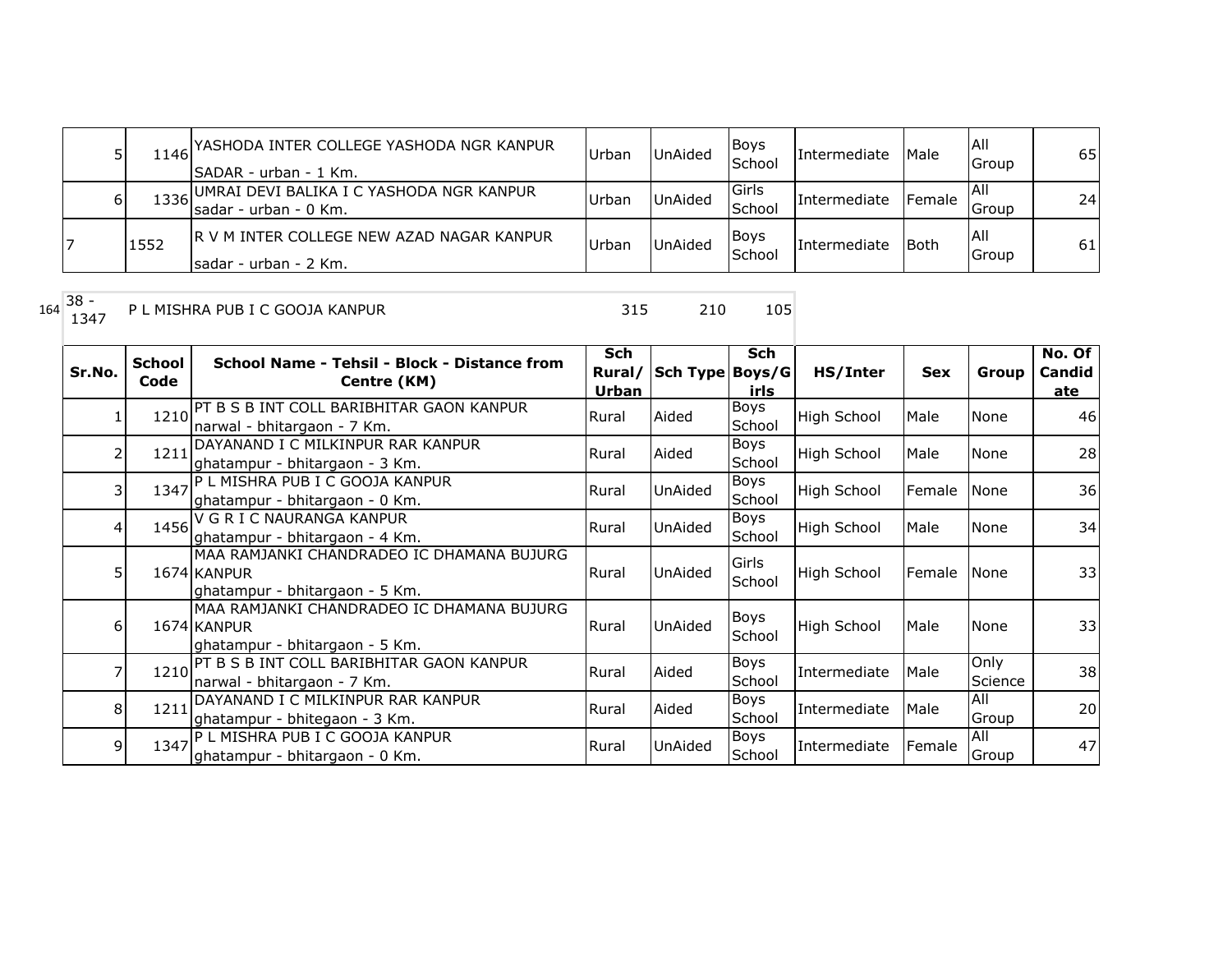| | | | | | | | | | |
|---|---|---|---|---|---|---|---|---|---|
| 5 | 1146 | YASHODA INTER COLLEGE YASHODA NGR KANPUR SADAR - urban - 1 Km. | Urban | UnAided | Boys School | Intermediate | Male | All Group | 65 |
| 6 | 1336 | UMRAI DEVI BALIKA I C YASHODA NGR KANPUR sadar - urban - 0 Km. | Urban | UnAided | Girls School | Intermediate | Female | All Group | 24 |
| 7 | 1552 | R V M INTER COLLEGE NEW AZAD NAGAR KANPUR sadar - urban - 2 Km. | Urban | UnAided | Boys School | Intermediate | Both | All Group | 61 |

164 38 - 1347 P L MISHRA PUB I C GOOJA KANPUR 315 210 105

| Sr.No. | School Code | School Name - Tehsil - Block - Distance from Centre (KM) | Sch Rural/ Urban | Sch Type | Sch Boys/Girls | HS/Inter | Sex | Group | No. Of Candidate |
|---|---|---|---|---|---|---|---|---|---|
| 1 | 1210 | PT B S B INT COLL BARIBHITAR GAON KANPUR narwal - bhitargaon - 7 Km. | Rural | Aided | Boys School | High School | Male | None | 46 |
| 2 | 1211 | DAYANAND I C MILKINPUR RAR KANPUR ghatampur - bhitargaon - 3 Km. | Rural | Aided | Boys School | High School | Male | None | 28 |
| 3 | 1347 | P L MISHRA PUB I C GOOJA KANPUR ghatampur - bhitargaon - 0 Km. | Rural | UnAided | Boys School | High School | Female | None | 36 |
| 4 | 1456 | V G R I C NAURANGA KANPUR ghatampur - bhitargaon - 4 Km. | Rural | UnAided | Boys School | High School | Male | None | 34 |
| 5 | 1674 | MAA RAMJANKI CHANDRADEO IC DHAMANA BUJURG KANPUR ghatampur - bhitargaon - 5 Km. | Rural | UnAided | Girls School | High School | Female | None | 33 |
| 6 | 1674 | MAA RAMJANKI CHANDRADEO IC DHAMANA BUJURG KANPUR ghatampur - bhitargaon - 5 Km. | Rural | UnAided | Boys School | High School | Male | None | 33 |
| 7 | 1210 | PT B S B INT COLL BARIBHITAR GAON KANPUR narwal - bhitargaon - 7 Km. | Rural | Aided | Boys School | Intermediate | Male | Only Science | 38 |
| 8 | 1211 | DAYANAND I C MILKINPUR RAR KANPUR ghatampur - bhitegaon - 3 Km. | Rural | Aided | Boys School | Intermediate | Male | All Group | 20 |
| 9 | 1347 | P L MISHRA PUB I C GOOJA KANPUR ghatampur - bhitargaon - 0 Km. | Rural | UnAided | Boys School | Intermediate | Female | All Group | 47 |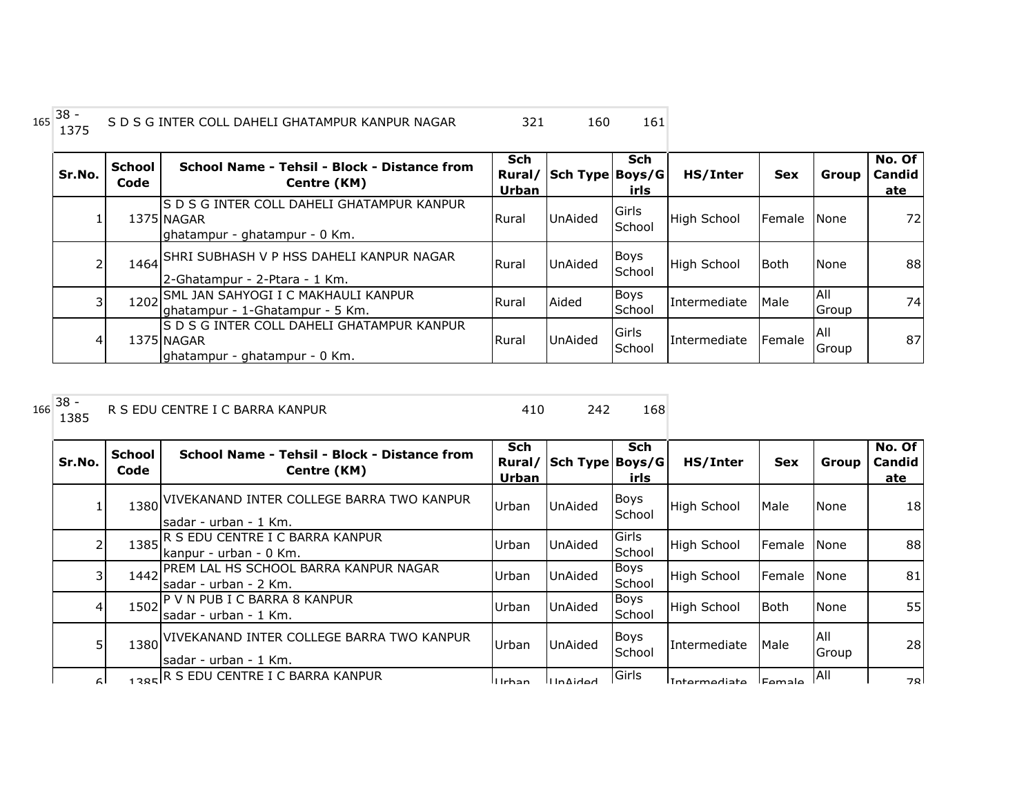| 165 | 38 - 1375 | S D S G INTER COLL DAHELI GHATAMPUR KANPUR NAGAR | 321 | 160 | 161 |
|---|---|---|---|---|---|

| Sr.No. | School Code | School Name - Tehsil - Block - Distance from Centre (KM) | Sch Rural/ Urban | Sch Type | Sch Boys/Girls | HS/Inter | Sex | Group | No. Of Candidate |
|---|---|---|---|---|---|---|---|---|---|
| 1 | 1375 | S D S G INTER COLL DAHELI GHATAMPUR KANPUR NAGAR ghatampur - ghatampur - 0 Km. | Rural | UnAided | Girls School | High School | Female | None | 72 |
| 2 | 1464 | SHRI SUBHASH V P HSS DAHELI KANPUR NAGAR 2-Ghatampur - 2-Ptara - 1 Km. | Rural | UnAided | Boys School | High School | Both | None | 88 |
| 3 | 1202 | SML JAN SAHYOGI I C MAKHAULI KANPUR ghatampur - 1-Ghatampur - 5 Km. | Rural | Aided | Boys School | Intermediate | Male | All Group | 74 |
| 4 | 1375 | S D S G INTER COLL DAHELI GHATAMPUR KANPUR NAGAR ghatampur - ghatampur - 0 Km. | Rural | UnAided | Girls School | Intermediate | Female | All Group | 87 |

| 166 | 38 - 1385 | R S EDU CENTRE I C BARRA KANPUR | 410 | 242 | 168 |
|---|---|---|---|---|---|

| Sr.No. | School Code | School Name - Tehsil - Block - Distance from Centre (KM) | Sch Rural/ Urban | Sch Type | Sch Boys/Girls | HS/Inter | Sex | Group | No. Of Candidate |
|---|---|---|---|---|---|---|---|---|---|
| 1 | 1380 | VIVEKANAND INTER COLLEGE BARRA TWO KANPUR sadar - urban - 1 Km. | Urban | UnAided | Boys School | High School | Male | None | 18 |
| 2 | 1385 | R S EDU CENTRE I C BARRA KANPUR kanpur - urban - 0 Km. | Urban | UnAided | Girls School | High School | Female | None | 88 |
| 3 | 1442 | PREM LAL HS SCHOOL BARRA KANPUR NAGAR sadar - urban - 2 Km. | Urban | UnAided | Boys School | High School | Female | None | 81 |
| 4 | 1502 | P V N PUB I C BARRA 8 KANPUR sadar - urban - 1 Km. | Urban | UnAided | Boys School | High School | Both | None | 55 |
| 5 | 1380 | VIVEKANAND INTER COLLEGE BARRA TWO KANPUR sadar - urban - 1 Km. | Urban | UnAided | Boys School | Intermediate | Male | All Group | 28 |
| 6 | 1385 | R S EDU CENTRE I C BARRA KANPUR | Urban | UnAided | Girls | Intermediate | Female | All | 78 |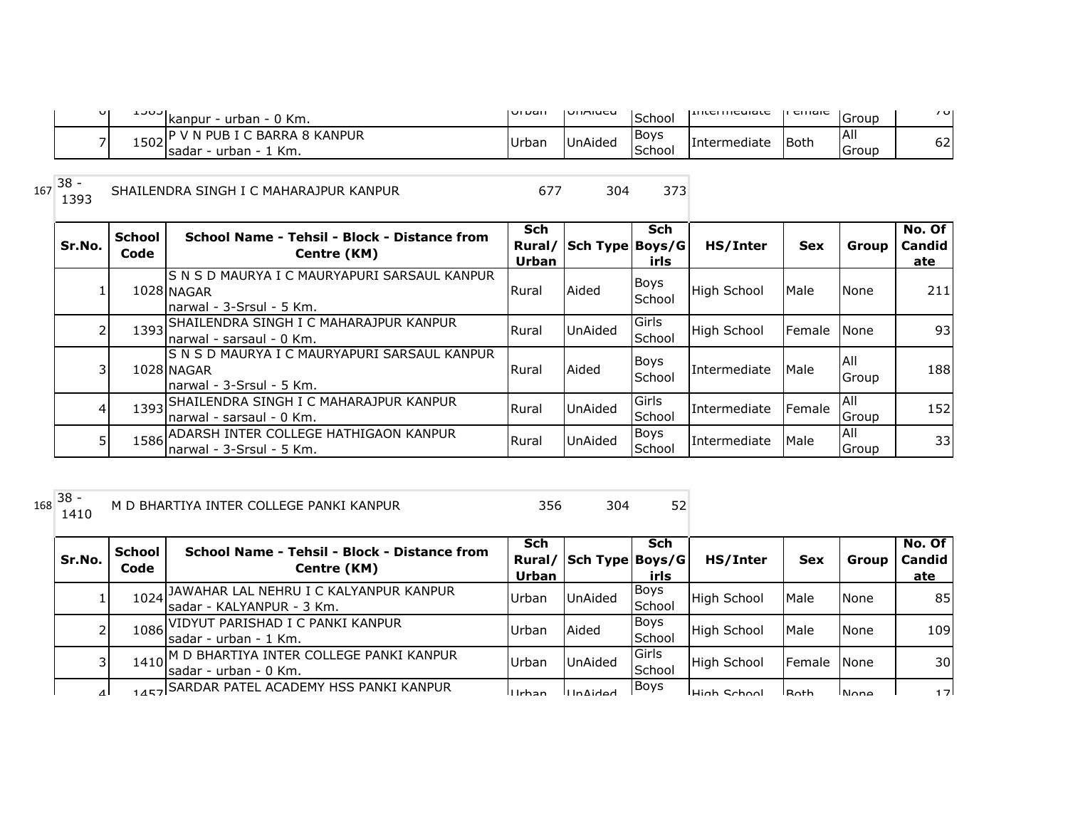| | | | | | | | | | |
|---|---|---|---|---|---|---|---|---|---|
| 6 | 1505 | kanpur - urban - 0 Km. | Urban | UnAided | School | Intermediate | Female | Group | 78 |
| 7 | 1502 | P V N PUB I C BARRA 8 KANPUR sadar - urban - 1 Km. | Urban | UnAided | Boys School | Intermediate | Both | All Group | 62 |

167 38 - 1393 SHAILENDRA SINGH I C MAHARAJPUR KANPUR 677 304 373

| Sr.No. | School Code | School Name - Tehsil - Block - Distance from Centre (KM) | Sch Rural/ Urban | Sch Type | Sch Boys/Girls | HS/Inter | Sex | Group | No. Of Candidate |
|---|---|---|---|---|---|---|---|---|---|
| 1 | 1028 | S N S D MAURYA I C MAURYAPURI SARSAUL KANPUR NAGAR narwal - 3-Srsul - 5 Km. | Rural | Aided | Boys School | High School | Male | None | 211 |
| 2 | 1393 | SHAILENDRA SINGH I C MAHARAJPUR KANPUR narwal - sarsaul - 0 Km. | Rural | UnAided | Girls School | High School | Female | None | 93 |
| 3 | 1028 | S N S D MAURYA I C MAURYAPURI SARSAUL KANPUR NAGAR narwal - 3-Srsul - 5 Km. | Rural | Aided | Boys School | Intermediate | Male | All Group | 188 |
| 4 | 1393 | SHAILENDRA SINGH I C MAHARAJPUR KANPUR narwal - sarsaul - 0 Km. | Rural | UnAided | Girls School | Intermediate | Female | All Group | 152 |
| 5 | 1586 | ADARSH INTER COLLEGE HATHIGAON KANPUR narwal - 3-Srsul - 5 Km. | Rural | UnAided | Boys School | Intermediate | Male | All Group | 33 |

168 38 - 1410 M D BHARTIYA INTER COLLEGE PANKI KANPUR 356 304 52

| Sr.No. | School Code | School Name - Tehsil - Block - Distance from Centre (KM) | Sch Rural/ Urban | Sch Type | Sch Boys/Girls | HS/Inter | Sex | Group | No. Of Candidate |
|---|---|---|---|---|---|---|---|---|---|
| 1 | 1024 | JAWAHAR LAL NEHRU I C KALYANPUR KANPUR sadar - KALYANPUR - 3 Km. | Urban | UnAided | Boys School | High School | Male | None | 85 |
| 2 | 1086 | VIDYUT PARISHAD I C PANKI KANPUR sadar - urban - 1 Km. | Urban | Aided | Boys School | High School | Male | None | 109 |
| 3 | 1410 | M D BHARTIYA INTER COLLEGE PANKI KANPUR sadar - urban - 0 Km. | Urban | UnAided | Girls School | High School | Female | None | 30 |
| 4 | 1457 | SARDAR PATEL ACADEMY HSS PANKI KANPUR | Urban | UnAided | Boys | High School | Both | None | 17 |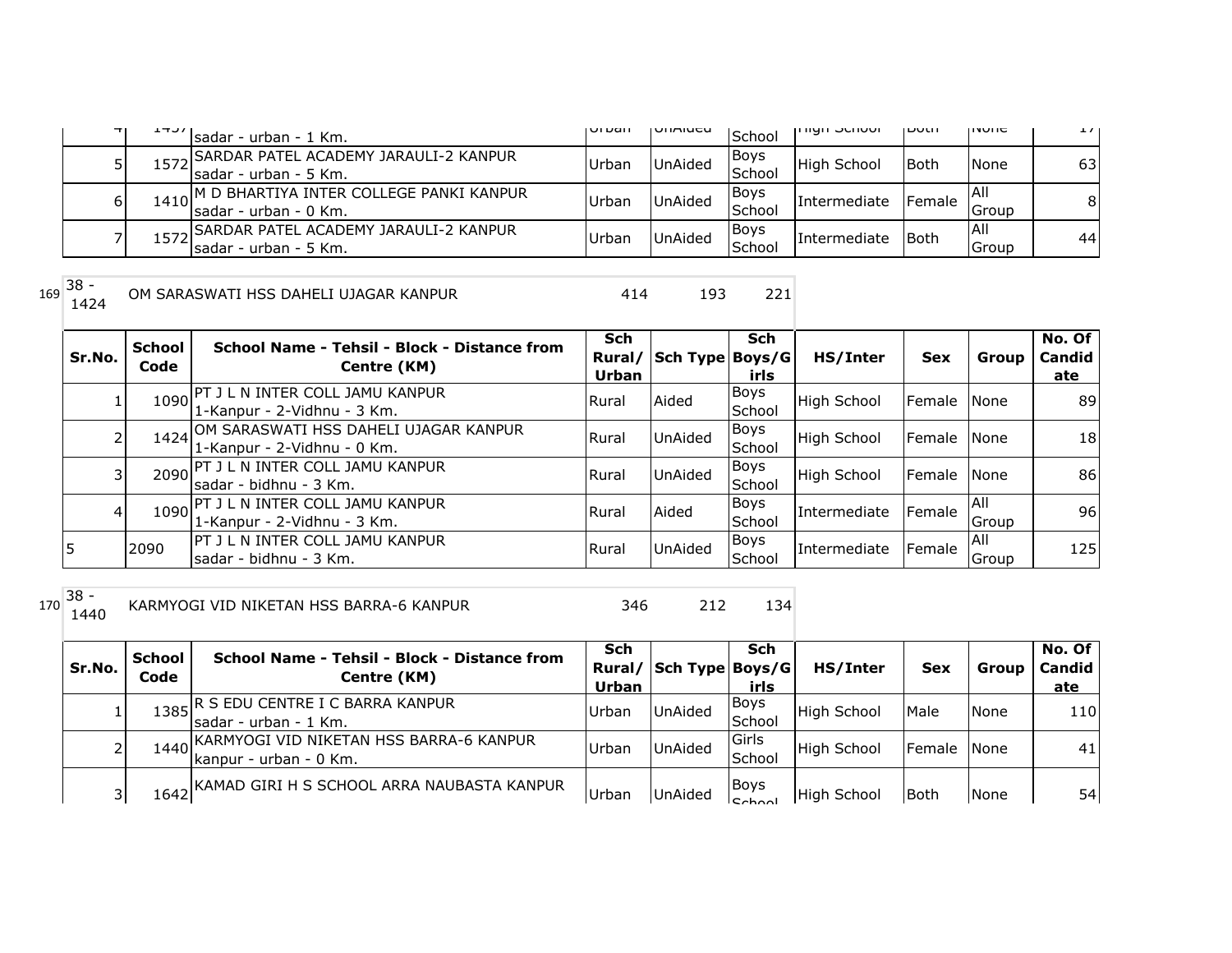| Sr.No. | School Code | School Name - Tehsil - Block - Distance from Centre (KM) | Sch Rural/ Urban | Sch Type | Sch Boys/Girls | HS/Inter | Sex | Group | No. Of Candidate |
|---|---|---|---|---|---|---|---|---|---|
| 4 | 1457 | sadar - urban - 1 Km. | Urban | UnAided | School | High School | Both | None | 17 |
| 5 | 1572 | SARDAR PATEL ACADEMY JARAULI-2 KANPUR sadar - urban - 5 Km. | Urban | UnAided | Boys School | High School | Both | None | 63 |
| 6 | 1410 | M D BHARTIYA INTER COLLEGE PANKI KANPUR sadar - urban - 0 Km. | Urban | UnAided | Boys School | Intermediate | Female | All Group | 8 |
| 7 | 1572 | SARDAR PATEL ACADEMY JARAULI-2 KANPUR sadar - urban - 5 Km. | Urban | UnAided | Boys School | Intermediate | Both | All Group | 44 |

169 38 - 1424 OM SARASWATI HSS DAHELI UJAGAR KANPUR 414 193 221

| Sr.No. | School Code | School Name - Tehsil - Block - Distance from Centre (KM) | Sch Rural/ Urban | Sch Type | Sch Boys/Girls | HS/Inter | Sex | Group | No. Of Candidate |
|---|---|---|---|---|---|---|---|---|---|
| 1 | 1090 | PT J L N INTER COLL JAMU KANPUR 1-Kanpur - 2-Vidhnu - 3 Km. | Rural | Aided | Boys School | High School | Female | None | 89 |
| 2 | 1424 | OM SARASWATI HSS DAHELI UJAGAR KANPUR 1-Kanpur - 2-Vidhnu - 0 Km. | Rural | UnAided | Boys School | High School | Female | None | 18 |
| 3 | 2090 | PT J L N INTER COLL JAMU KANPUR sadar - bidhnu - 3 Km. | Rural | UnAided | Boys School | High School | Female | None | 86 |
| 4 | 1090 | PT J L N INTER COLL JAMU KANPUR 1-Kanpur - 2-Vidhnu - 3 Km. | Rural | Aided | Boys School | Intermediate | Female | All Group | 96 |
| 5 | 2090 | PT J L N INTER COLL JAMU KANPUR sadar - bidhnu - 3 Km. | Rural | UnAided | Boys School | Intermediate | Female | All Group | 125 |

170 38 - 1440 KARMYOGI VID NIKETAN HSS BARRA-6 KANPUR 346 212 134

| Sr.No. | School Code | School Name - Tehsil - Block - Distance from Centre (KM) | Sch Rural/ Urban | Sch Type | Sch Boys/Girls | HS/Inter | Sex | Group | No. Of Candidate |
|---|---|---|---|---|---|---|---|---|---|
| 1 | 1385 | R S EDU CENTRE I C BARRA KANPUR sadar - urban - 1 Km. | Urban | UnAided | Boys School | High School | Male | None | 110 |
| 2 | 1440 | KARMYOGI VID NIKETAN HSS BARRA-6 KANPUR kanpur - urban - 0 Km. | Urban | UnAided | Girls School | High School | Female | None | 41 |
| 3 | 1642 | KAMAD GIRI H S SCHOOL ARRA NAUBASTA KANPUR | Urban | UnAided | Boys School | High School | Both | None | 54 |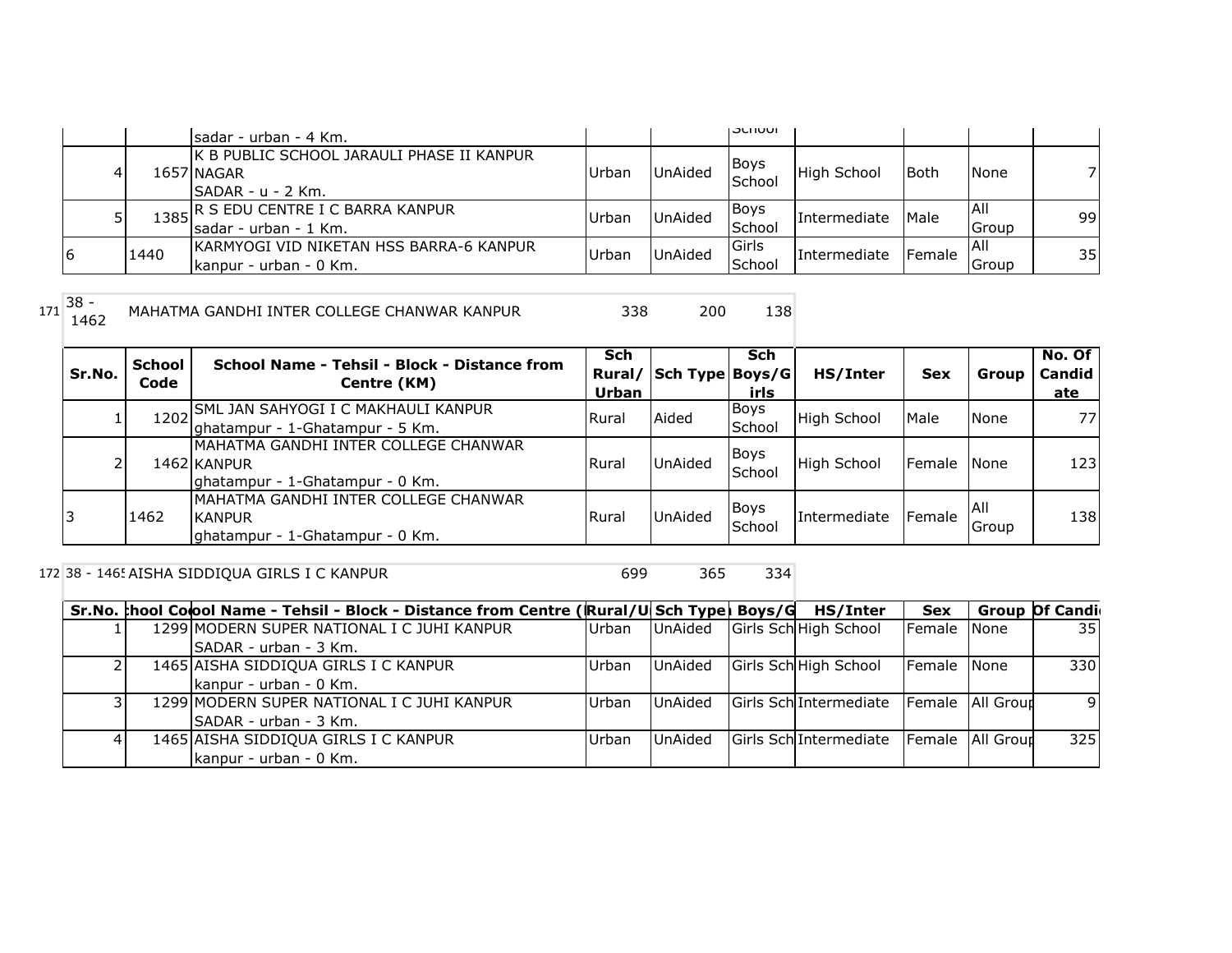| Sr.No. | School Code | School Name - Tehsil - Block - Distance from Centre (KM) | Sch Rural/ Urban | Sch Type | Sch Boys/Girls | HS/Inter | Sex | Group | No. Of Candidate |
|---|---|---|---|---|---|---|---|---|---|
| | | sadar - urban - 4 Km. | | | School | | | | |
| 4 | 1657 | K B PUBLIC SCHOOL JARAULI PHASE II KANPUR NAGAR SADAR - u - 2 Km. | Urban | UnAided | Boys School | High School | Both | None | 7 |
| 5 | 1385 | R S EDU CENTRE I C BARRA KANPUR sadar - urban - 1 Km. | Urban | UnAided | Boys School | Intermediate | Male | All Group | 99 |
| 6 | 1440 | KARMYOGI VID NIKETAN HSS BARRA-6 KANPUR kanpur - urban - 0 Km. | Urban | UnAided | Girls School | Intermediate | Female | All Group | 35 |

171 38 - 1462 MAHATMA GANDHI INTER COLLEGE CHANWAR KANPUR 338 200 138

| Sr.No. | School Code | School Name - Tehsil - Block - Distance from Centre (KM) | Sch Rural/ Urban | Sch Type | Sch Boys/Girls | HS/Inter | Sex | Group | No. Of Candidate |
|---|---|---|---|---|---|---|---|---|---|
| 1 | 1202 | SML JAN SAHYOGI I C MAKHAULI KANPUR ghatampur - 1-Ghatampur - 5 Km. | Rural | Aided | Boys School | High School | Male | None | 77 |
| 2 | 1462 | MAHATMA GANDHI INTER COLLEGE CHANWAR KANPUR ghatampur - 1-Ghatampur - 0 Km. | Rural | UnAided | Boys School | High School | Female | None | 123 |
| 3 | 1462 | MAHATMA GANDHI INTER COLLEGE CHANWAR KANPUR ghatampur - 1-Ghatampur - 0 Km. | Rural | UnAided | Boys School | Intermediate | Female | All Group | 138 |

172 38 - 1465 AISHA SIDDIQUA GIRLS I C KANPUR 699 365 334

| Sr.No. | School Code | School Name - Tehsil - Block - Distance from Centre (KM) | Rural/Urban | Sch Type | Boys/Girls | HS/Inter | Sex | Group | No. Of Candidate |
|---|---|---|---|---|---|---|---|---|---|
| 1 | 1299 | MODERN SUPER NATIONAL I C JUHI KANPUR SADAR - urban - 3 Km. | Urban | UnAided | Girls School | High School | Female | None | 35 |
| 2 | 1465 | AISHA SIDDIQUA GIRLS I C KANPUR kanpur - urban - 0 Km. | Urban | UnAided | Girls School | High School | Female | None | 330 |
| 3 | 1299 | MODERN SUPER NATIONAL I C JUHI KANPUR SADAR - urban - 3 Km. | Urban | UnAided | Girls School | Intermediate | Female | All Group | 9 |
| 4 | 1465 | AISHA SIDDIQUA GIRLS I C KANPUR kanpur - urban - 0 Km. | Urban | UnAided | Girls School | Intermediate | Female | All Group | 325 |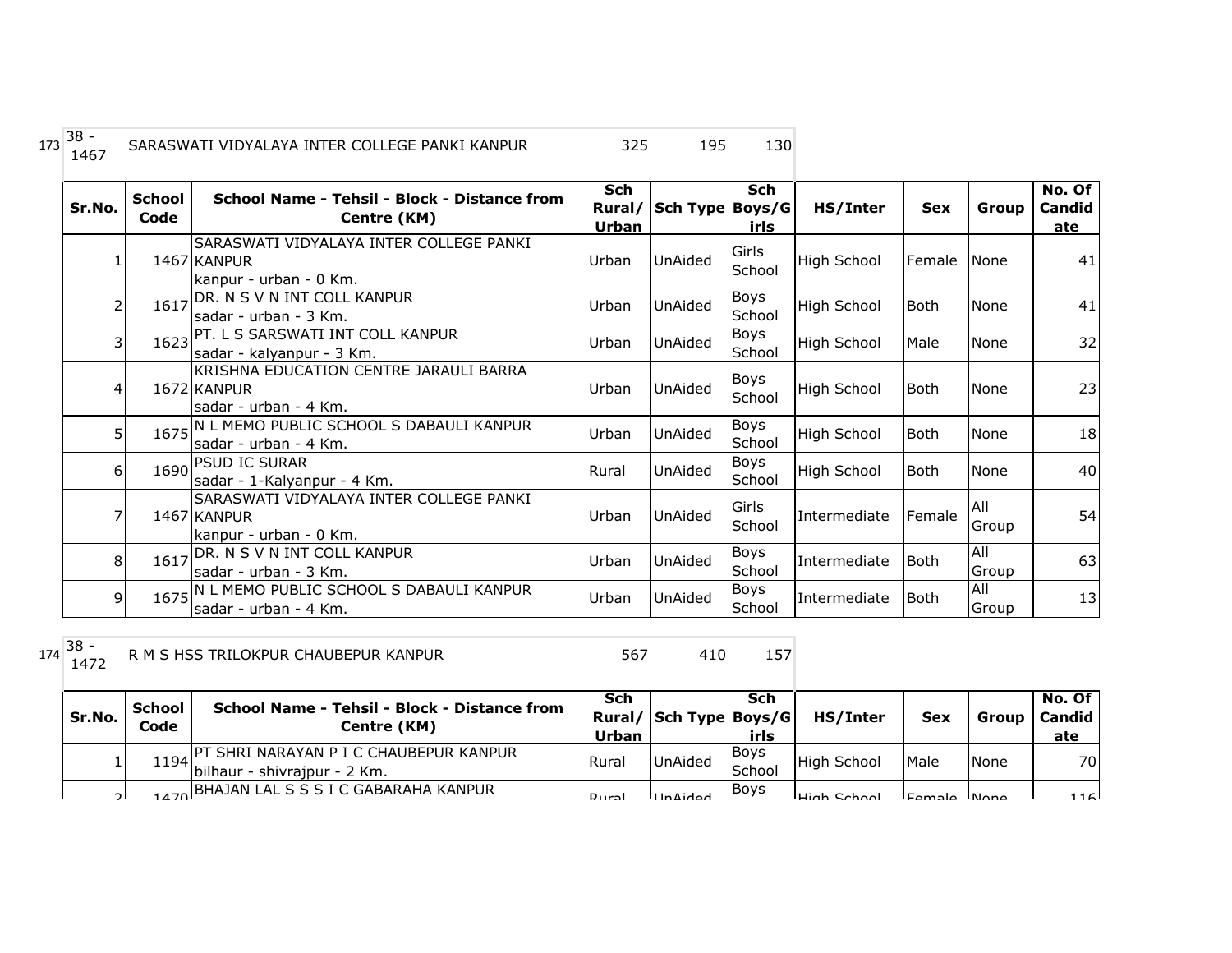173 38 - 1467 SARASWATI VIDYALAYA INTER COLLEGE PANKI KANPUR 325 195 130

| Sr.No. | School Code | School Name - Tehsil - Block - Distance from Centre (KM) | Sch Rural/ Urban | Sch Type | Sch Boys/Girls | HS/Inter | Sex | Group | No. Of Candidate |
|---|---|---|---|---|---|---|---|---|---|
| 1 | 1467 | SARASWATI VIDYALAYA INTER COLLEGE PANKI KANPUR kanpur - urban - 0 Km. | Urban | UnAided | Girls School | High School | Female | None | 41 |
| 2 | 1617 | DR. N S V N INT COLL KANPUR sadar - urban - 3 Km. | Urban | UnAided | Boys School | High School | Both | None | 41 |
| 3 | 1623 | PT. L S SARSWATI INT COLL KANPUR sadar - kalyanpur - 3 Km. | Urban | UnAided | Boys School | High School | Male | None | 32 |
| 4 | 1672 | KRISHNA EDUCATION CENTRE JARAULI BARRA KANPUR sadar - urban - 4 Km. | Urban | UnAided | Boys School | High School | Both | None | 23 |
| 5 | 1675 | N L MEMO PUBLIC SCHOOL S DABAULI KANPUR sadar - urban - 4 Km. | Urban | UnAided | Boys School | High School | Both | None | 18 |
| 6 | 1690 | PSUD IC SURAR sadar - 1-Kalyanpur - 4 Km. | Rural | UnAided | Boys School | High School | Both | None | 40 |
| 7 | 1467 | SARASWATI VIDYALAYA INTER COLLEGE PANKI KANPUR kanpur - urban - 0 Km. | Urban | UnAided | Girls School | Intermediate | Female | All Group | 54 |
| 8 | 1617 | DR. N S V N INT COLL KANPUR sadar - urban - 3 Km. | Urban | UnAided | Boys School | Intermediate | Both | All Group | 63 |
| 9 | 1675 | N L MEMO PUBLIC SCHOOL S DABAULI KANPUR sadar - urban - 4 Km. | Urban | UnAided | Boys School | Intermediate | Both | All Group | 13 |

174 38 - 1472 R M S HSS TRILOKPUR CHAUBEPUR KANPUR 567 410 157

| Sr.No. | School Code | School Name - Tehsil - Block - Distance from Centre (KM) | Sch Rural/ Urban | Sch Type | Sch Boys/Girls | HS/Inter | Sex | Group | No. Of Candidate |
|---|---|---|---|---|---|---|---|---|---|
| 1 | 1194 | PT SHRI NARAYAN P I C CHAUBEPUR KANPUR bilhaur - shivrajpur - 2 Km. | Rural | UnAided | Boys School | High School | Male | None | 70 |
| 2 | 1470 | BHAJAN LAL S S S I C GABARAHA KANPUR | Rural | UnAided | Boys | High School | Female | None | 116 |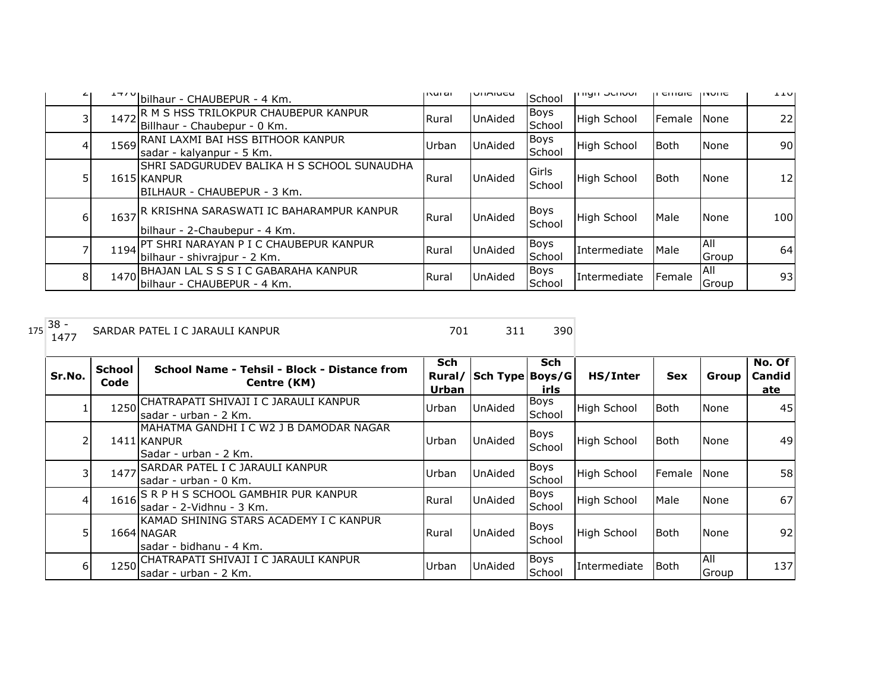| | | | | | | | | | |
|---|---|---|---|---|---|---|---|---|---|
| 2 | 1470 | bilhaur - CHAUBEPUR - 4 Km. | Rural | UnAided | School | High School | Female | None | 110 |
| 3 | 1472 | R M S HSS TRILOKPUR CHAUBEPUR KANPUR<br>Billhaur - Chaubepur - 0 Km. | Rural | UnAided | Boys School | High School | Female | None | 22 |
| 4 | 1569 | RANI LAXMI BAI HSS BITHOOR KANPUR<br>sadar - kalyanpur - 5 Km. | Urban | UnAided | Boys School | High School | Both | None | 90 |
| 5 | 1615 | SHRI SADGURUDEV BALIKA H S SCHOOL SUNAUDHA KANPUR<br>BILHAUR - CHAUBEPUR - 3 Km. | Rural | UnAided | Girls School | High School | Both | None | 12 |
| 6 | 1637 | R KRISHNA SARASWATI IC BAHARAMPUR KANPUR<br>bilhaur - 2-Chaubepur - 4 Km. | Rural | UnAided | Boys School | High School | Male | None | 100 |
| 7 | 1194 | PT SHRI NARAYAN P I C CHAUBEPUR KANPUR<br>bilhaur - shivrajpur - 2 Km. | Rural | UnAided | Boys School | Intermediate | Male | All Group | 64 |
| 8 | 1470 | BHAJAN LAL S S S I C GABARAHA KANPUR<br>bilhaur - CHAUBEPUR - 4 Km. | Rural | UnAided | Boys School | Intermediate | Female | All Group | 93 |

175 38 - 1477 SARDAR PATEL I C JARAULI KANPUR 701 311 390

| Sr.No. | School Code | School Name - Tehsil - Block - Distance from Centre (KM) | Sch Rural/ Urban | Sch Type | Sch Boys/G irls | HS/Inter | Sex | Group | No. Of Candid ate |
|---|---|---|---|---|---|---|---|---|---|
| 1 | 1250 | CHATRAPATI SHIVAJI I C JARAULI KANPUR<br>sadar - urban - 2 Km. | Urban | UnAided | Boys School | High School | Both | None | 45 |
| 2 | 1411 | MAHATMA GANDHI I C W2 J B DAMODAR NAGAR KANPUR<br>Sadar - urban - 2 Km. | Urban | UnAided | Boys School | High School | Both | None | 49 |
| 3 | 1477 | SARDAR PATEL I C JARAULI KANPUR<br>sadar - urban - 0 Km. | Urban | UnAided | Boys School | High School | Female | None | 58 |
| 4 | 1616 | S R P H S SCHOOL GAMBHIR PUR KANPUR<br>sadar - 2-Vidhnu - 3 Km. | Rural | UnAided | Boys School | High School | Male | None | 67 |
| 5 | 1664 | KAMAD SHINING STARS ACADEMY I C KANPUR NAGAR<br>sadar - bidhanu - 4 Km. | Rural | UnAided | Boys School | High School | Both | None | 92 |
| 6 | 1250 | CHATRAPATI SHIVAJI I C JARAULI KANPUR<br>sadar - urban - 2 Km. | Urban | UnAided | Boys School | Intermediate | Both | All Group | 137 |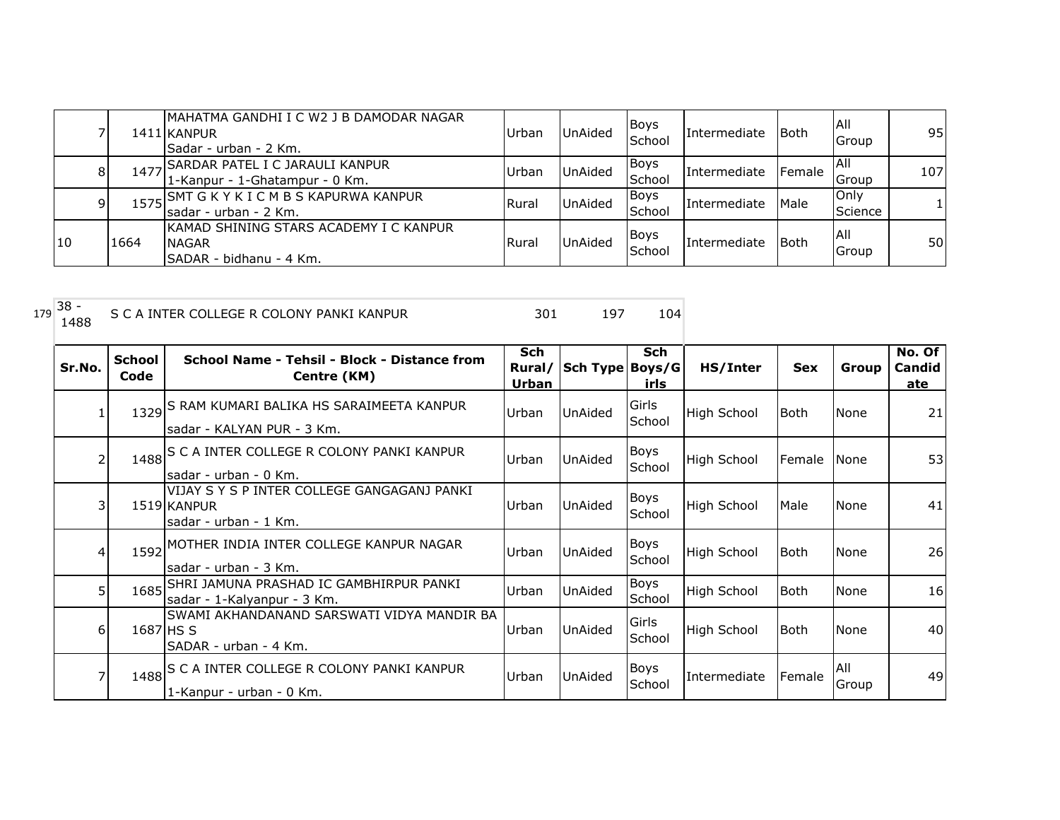| | | | | | | | | | |
|---|---|---|---|---|---|---|---|---|---|
| 7 | 1411 | MAHATMA GANDHI I C W2 J B DAMODAR NAGAR KANPUR<br>Sadar - urban - 2 Km. | Urban | UnAided | Boys School | Intermediate | Both | All Group | 95 |
| 8 | 1477 | SARDAR PATEL I C JARAULI KANPUR<br>1-Kanpur - 1-Ghatampur - 0 Km. | Urban | UnAided | Boys School | Intermediate | Female | All Group | 107 |
| 9 | 1575 | SMT G K Y K I C M B S KAPURWA KANPUR<br>sadar - urban - 2 Km. | Rural | UnAided | Boys School | Intermediate | Male | Only Science | 1 |
| 10 | 1664 | KAMAD SHINING STARS ACADEMY I C KANPUR NAGAR<br>SADAR - bidhanu - 4 Km. | Rural | UnAided | Boys School | Intermediate | Both | All Group | 50 |

179 | 38 - 1488 | S C A INTER COLLEGE R COLONY PANKI KANPUR | 301 | 197 | 104

| Sr.No. | School Code | School Name - Tehsil - Block - Distance from Centre (KM) | Sch Rural/ Urban | Sch Type | Sch Boys/Girls | HS/Inter | Sex | Group | No. Of Candidate |
|---|---|---|---|---|---|---|---|---|---|
| 1 | 1329 | S RAM KUMARI BALIKA HS SARAIMEETA KANPUR<br>sadar - KALYAN PUR - 3 Km. | Urban | UnAided | Girls School | High School | Both | None | 21 |
| 2 | 1488 | S C A INTER COLLEGE R COLONY PANKI KANPUR<br>sadar - urban - 0 Km. | Urban | UnAided | Boys School | High School | Female | None | 53 |
| 3 | 1519 | VIJAY S Y S P INTER COLLEGE GANGAGANJ PANKI KANPUR<br>sadar - urban - 1 Km. | Urban | UnAided | Boys School | High School | Male | None | 41 |
| 4 | 1592 | MOTHER INDIA INTER COLLEGE KANPUR NAGAR<br>sadar - urban - 3 Km. | Urban | UnAided | Boys School | High School | Both | None | 26 |
| 5 | 1685 | SHRI JAMUNA PRASHAD IC GAMBHIRPUR PANKI<br>sadar - 1-Kalyanpur - 3 Km. | Urban | UnAided | Boys School | High School | Both | None | 16 |
| 6 | 1687 | SWAMI AKHANDANAND SARSWATI VIDYA MANDIR BA HS S<br>SADAR - urban - 4 Km. | Urban | UnAided | Girls School | High School | Both | None | 40 |
| 7 | 1488 | S C A INTER COLLEGE R COLONY PANKI KANPUR<br>1-Kanpur - urban - 0 Km. | Urban | UnAided | Boys School | Intermediate | Female | All Group | 49 |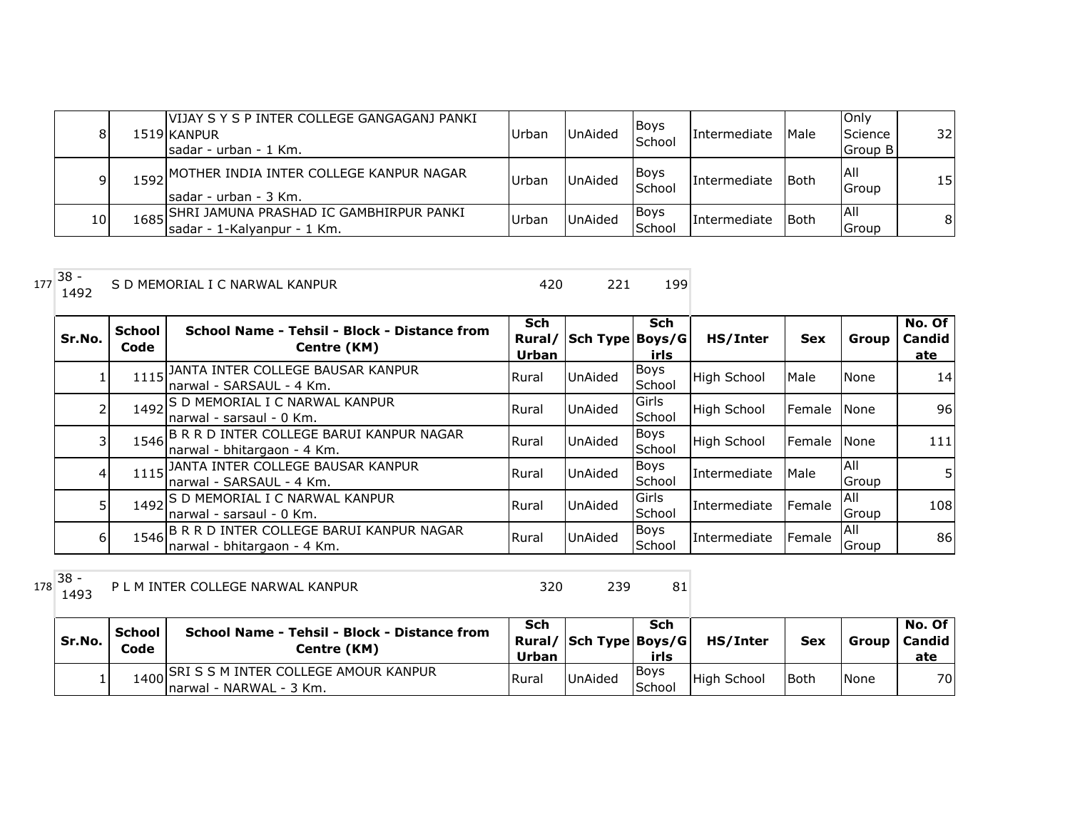| | | | | | | | | | |
|---|---|---|---|---|---|---|---|---|---|
| 8 | 1519 | VIJAY S Y S P INTER COLLEGE GANGAGANJ PANKI KANPUR<br>sadar - urban - 1 Km. | Urban | UnAided | Boys School | Intermediate | Male | Only Science Group B | 32 |
| 9 | 1592 | MOTHER INDIA INTER COLLEGE KANPUR NAGAR<br>sadar - urban - 3 Km. | Urban | UnAided | Boys School | Intermediate | Both | All Group | 15 |
| 10 | 1685 | SHRI JAMUNA PRASHAD IC GAMBHIRPUR PANKI<br>sadar - 1-Kalyanpur - 1 Km. | Urban | UnAided | Boys School | Intermediate | Both | All Group | 8 |

177 | 38 - 1492 | S D MEMORIAL I C NARWAL KANPUR | 420 | 221 | 199

| Sr.No. | School Code | School Name - Tehsil - Block - Distance from Centre (KM) | Sch Rural/ Urban | Sch Type | Sch Boys/Girls | HS/Inter | Sex | Group | No. Of Candidate |
|---|---|---|---|---|---|---|---|---|---|
| 1 | 1115 | JANTA INTER COLLEGE BAUSAR KANPUR<br>narwal - SARSAUL - 4 Km. | Rural | UnAided | Boys School | High School | Male | None | 14 |
| 2 | 1492 | S D MEMORIAL I C NARWAL KANPUR<br>narwal - sarsaul - 0 Km. | Rural | UnAided | Girls School | High School | Female | None | 96 |
| 3 | 1546 | B R R D INTER COLLEGE BARUI KANPUR NAGAR<br>narwal - bhitargaon - 4 Km. | Rural | UnAided | Boys School | High School | Female | None | 111 |
| 4 | 1115 | JANTA INTER COLLEGE BAUSAR KANPUR<br>narwal - SARSAUL - 4 Km. | Rural | UnAided | Boys School | Intermediate | Male | All Group | 5 |
| 5 | 1492 | S D MEMORIAL I C NARWAL KANPUR<br>narwal - sarsaul - 0 Km. | Rural | UnAided | Girls School | Intermediate | Female | All Group | 108 |
| 6 | 1546 | B R R D INTER COLLEGE BARUI KANPUR NAGAR<br>narwal - bhitargaon - 4 Km. | Rural | UnAided | Boys School | Intermediate | Female | All Group | 86 |

178 | 38 - 1493 | P L M INTER COLLEGE NARWAL KANPUR | 320 | 239 | 81

| Sr.No. | School Code | School Name - Tehsil - Block - Distance from Centre (KM) | Sch Rural/ Urban | Sch Type | Sch Boys/Girls | HS/Inter | Sex | Group | No. Of Candidate |
|---|---|---|---|---|---|---|---|---|---|
| 1 | 1400 | SRI S S M INTER COLLEGE AMOUR KANPUR<br>narwal - NARWAL - 3 Km. | Rural | UnAided | Boys School | High School | Both | None | 70 |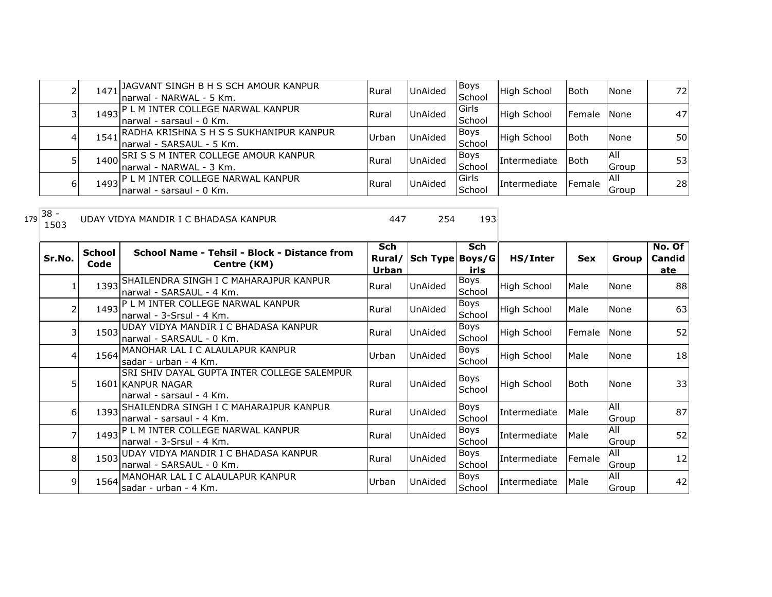| | | | | | | | | | |
|---|---|---|---|---|---|---|---|---|---|
| 2 | 1471 | JAGVANT SINGH B H S SCH AMOUR KANPUR narwal - NARWAL - 5 Km. | Rural | UnAided | Boys School | High School | Both | None | 72 |
| 3 | 1493 | P L M INTER COLLEGE NARWAL KANPUR narwal - sarsaul - 0 Km. | Rural | UnAided | Girls School | High School | Female | None | 47 |
| 4 | 1541 | RADHA KRISHNA S H S S SUKHANIPUR KANPUR narwal - SARSAUL - 5 Km. | Urban | UnAided | Boys School | High School | Both | None | 50 |
| 5 | 1400 | SRI S S M INTER COLLEGE AMOUR KANPUR narwal - NARWAL - 3 Km. | Rural | UnAided | Boys School | Intermediate | Both | All Group | 53 |
| 6 | 1493 | P L M INTER COLLEGE NARWAL KANPUR narwal - sarsaul - 0 Km. | Rural | UnAided | Girls School | Intermediate | Female | All Group | 28 |

179 38 - 1503 UDAY VIDYA MANDIR I C BHADASA KANPUR 447 254 193

| Sr.No. | School Code | School Name - Tehsil - Block - Distance from Centre (KM) | Sch Rural/ Urban | Sch Type | Sch Boys/Girls | HS/Inter | Sex | Group | No. Of Candidate |
|---|---|---|---|---|---|---|---|---|---|
| 1 | 1393 | SHAILENDRA SINGH I C MAHARAJPUR KANPUR narwal - SARSAUL - 4 Km. | Rural | UnAided | Boys School | High School | Male | None | 88 |
| 2 | 1493 | P L M INTER COLLEGE NARWAL KANPUR narwal - 3-Srsul - 4 Km. | Rural | UnAided | Boys School | High School | Male | None | 63 |
| 3 | 1503 | UDAY VIDYA MANDIR I C BHADASA KANPUR narwal - SARSAUL - 0 Km. | Rural | UnAided | Boys School | High School | Female | None | 52 |
| 4 | 1564 | MANOHAR LAL I C ALAULAPUR KANPUR sadar - urban - 4 Km. | Urban | UnAided | Boys School | High School | Male | None | 18 |
| 5 | 1601 | SRI SHIV DAYAL GUPTA INTER COLLEGE SALEMPUR KANPUR NAGAR narwal - sarsaul - 4 Km. | Rural | UnAided | Boys School | High School | Both | None | 33 |
| 6 | 1393 | SHAILENDRA SINGH I C MAHARAJPUR KANPUR narwal - sarsaul - 4 Km. | Rural | UnAided | Boys School | Intermediate | Male | All Group | 87 |
| 7 | 1493 | P L M INTER COLLEGE NARWAL KANPUR narwal - 3-Srsul - 4 Km. | Rural | UnAided | Boys School | Intermediate | Male | All Group | 52 |
| 8 | 1503 | UDAY VIDYA MANDIR I C BHADASA KANPUR narwal - SARSAUL - 0 Km. | Rural | UnAided | Boys School | Intermediate | Female | All Group | 12 |
| 9 | 1564 | MANOHAR LAL I C ALAULAPUR KANPUR sadar - urban - 4 Km. | Urban | UnAided | Boys School | Intermediate | Male | All Group | 42 |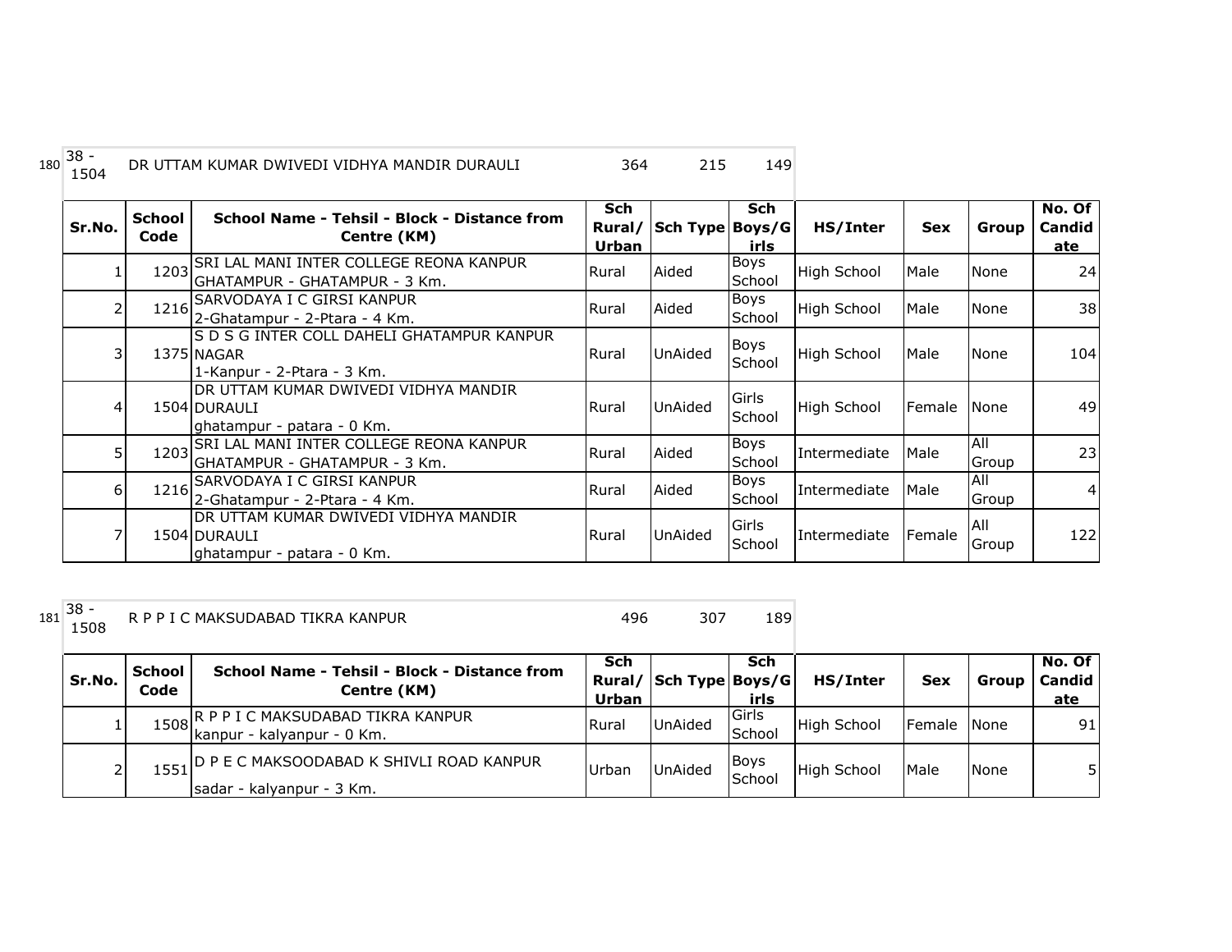180 38 - 1504 DR UTTAM KUMAR DWIVEDI VIDHYA MANDIR DURAULI 364 215 149

| Sr.No. | School Code | School Name - Tehsil - Block - Distance from Centre (KM) | Sch Rural/ Urban | Sch Type | Sch Boys/Girls | HS/Inter | Sex | Group | No. Of Candidate |
|---|---|---|---|---|---|---|---|---|---|
| 1 | 1203 | SRI LAL MANI INTER COLLEGE REONA KANPUR GHATAMPUR - GHATAMPUR - 3 Km. | Rural | Aided | Boys School | High School | Male | None | 24 |
| 2 | 1216 | SARVODAYA I C GIRSI KANPUR 2-Ghatampur - 2-Ptara - 4 Km. | Rural | Aided | Boys School | High School | Male | None | 38 |
| 3 | 1375 | S D S G INTER COLL DAHELI GHATAMPUR KANPUR NAGAR 1-Kanpur - 2-Ptara - 3 Km. | Rural | UnAided | Boys School | High School | Male | None | 104 |
| 4 | 1504 | DR UTTAM KUMAR DWIVEDI VIDHYA MANDIR DURAULI ghatampur - patara - 0 Km. | Rural | UnAided | Girls School | High School | Female | None | 49 |
| 5 | 1203 | SRI LAL MANI INTER COLLEGE REONA KANPUR GHATAMPUR - GHATAMPUR - 3 Km. | Rural | Aided | Boys School | Intermediate | Male | All Group | 23 |
| 6 | 1216 | SARVODAYA I C GIRSI KANPUR 2-Ghatampur - 2-Ptara - 4 Km. | Rural | Aided | Boys School | Intermediate | Male | All Group | 4 |
| 7 | 1504 | DR UTTAM KUMAR DWIVEDI VIDHYA MANDIR DURAULI ghatampur - patara - 0 Km. | Rural | UnAided | Girls School | Intermediate | Female | All Group | 122 |

181 38 - 1508 R P P I C MAKSUDABAD TIKRA KANPUR 496 307 189

| Sr.No. | School Code | School Name - Tehsil - Block - Distance from Centre (KM) | Sch Rural/ Urban | Sch Type | Sch Boys/Girls | HS/Inter | Sex | Group | No. Of Candidate |
|---|---|---|---|---|---|---|---|---|---|
| 1 | 1508 | R P P I C MAKSUDABAD TIKRA KANPUR kanpur - kalyanpur - 0 Km. | Rural | UnAided | Girls School | High School | Female | None | 91 |
| 2 | 1551 | D P E C MAKSOODABAD K SHIVLI ROAD KANPUR sadar - kalyanpur - 3 Km. | Urban | UnAided | Boys School | High School | Male | None | 5 |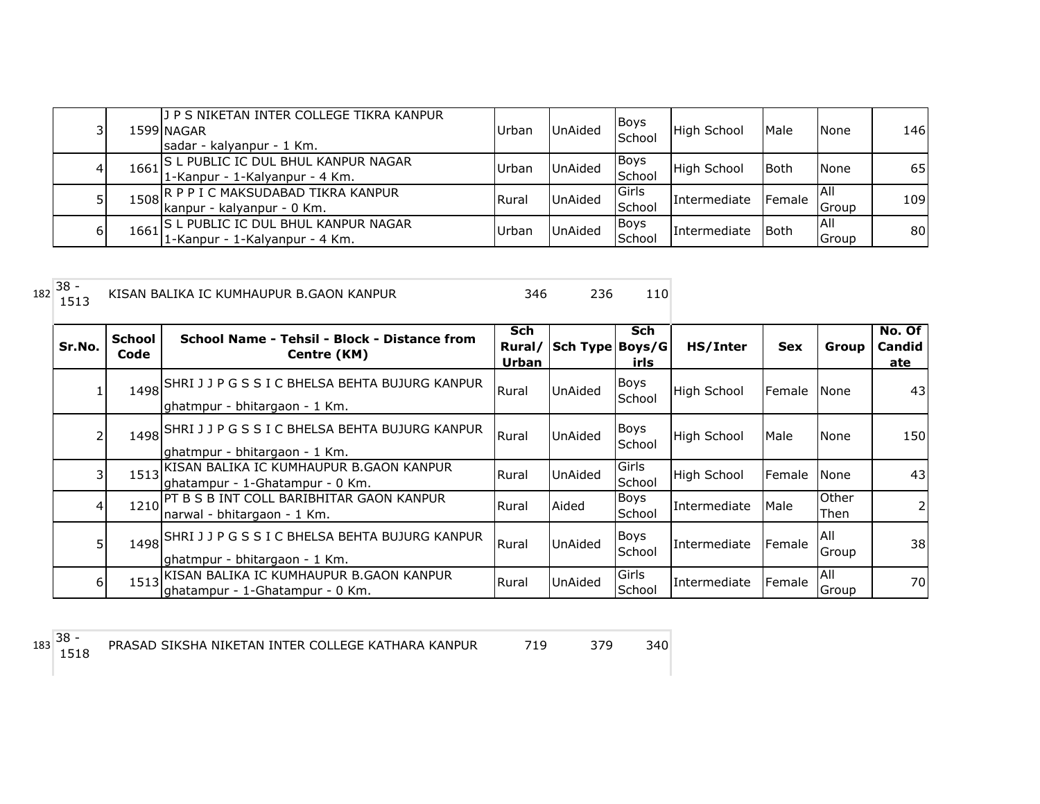| | | | | | | | | | |
|---|---|---|---|---|---|---|---|---|---|
| 3 | 1599 | J P S NIKETAN INTER COLLEGE TIKRA KANPUR NAGAR sadar - kalyanpur - 1 Km. | Urban | UnAided | Boys School | High School | Male | None | 146 |
| 4 | 1661 | S L PUBLIC IC DUL BHUL KANPUR NAGAR 1-Kanpur - 1-Kalyanpur - 4 Km. | Urban | UnAided | Boys School | High School | Both | None | 65 |
| 5 | 1508 | R P P I C MAKSUDABAD TIKRA KANPUR kanpur - kalyanpur - 0 Km. | Rural | UnAided | Girls School | Intermediate | Female | All Group | 109 |
| 6 | 1661 | S L PUBLIC IC DUL BHUL KANPUR NAGAR 1-Kanpur - 1-Kalyanpur - 4 Km. | Urban | UnAided | Boys School | Intermediate | Both | All Group | 80 |

182 | 38 - 1513 | KISAN BALIKA IC KUMHAUPUR B.GAON KANPUR | 346 | 236 | 110

| Sr.No. | School Code | School Name - Tehsil - Block - Distance from Centre (KM) | Sch Rural/ Urban | Sch Type | Sch Boys/Girls | HS/Inter | Sex | Group | No. Of Candidate |
|---|---|---|---|---|---|---|---|---|---|
| 1 | 1498 | SHRI J J P G S S I C BHELSA BEHTA BUJURG KANPUR ghatmpur - bhitargaon - 1 Km. | Rural | UnAided | Boys School | High School | Female | None | 43 |
| 2 | 1498 | SHRI J J P G S S I C BHELSA BEHTA BUJURG KANPUR ghatmpur - bhitargaon - 1 Km. | Rural | UnAided | Boys School | High School | Male | None | 150 |
| 3 | 1513 | KISAN BALIKA IC KUMHAUPUR B.GAON KANPUR ghatampur - 1-Ghatampur - 0 Km. | Rural | UnAided | Girls School | High School | Female | None | 43 |
| 4 | 1210 | PT B S B INT COLL BARIBHITAR GAON KANPUR narwal - bhitargaon - 1 Km. | Rural | Aided | Boys School | Intermediate | Male | Other Then | 2 |
| 5 | 1498 | SHRI J J P G S S I C BHELSA BEHTA BUJURG KANPUR ghatmpur - bhitargaon - 1 Km. | Rural | UnAided | Boys School | Intermediate | Female | All Group | 38 |
| 6 | 1513 | KISAN BALIKA IC KUMHAUPUR B.GAON KANPUR ghatampur - 1-Ghatampur - 0 Km. | Rural | UnAided | Girls School | Intermediate | Female | All Group | 70 |

183 | 38 - 1518 | PRASAD SIKSHA NIKETAN INTER COLLEGE KATHARA KANPUR | 719 | 379 | 340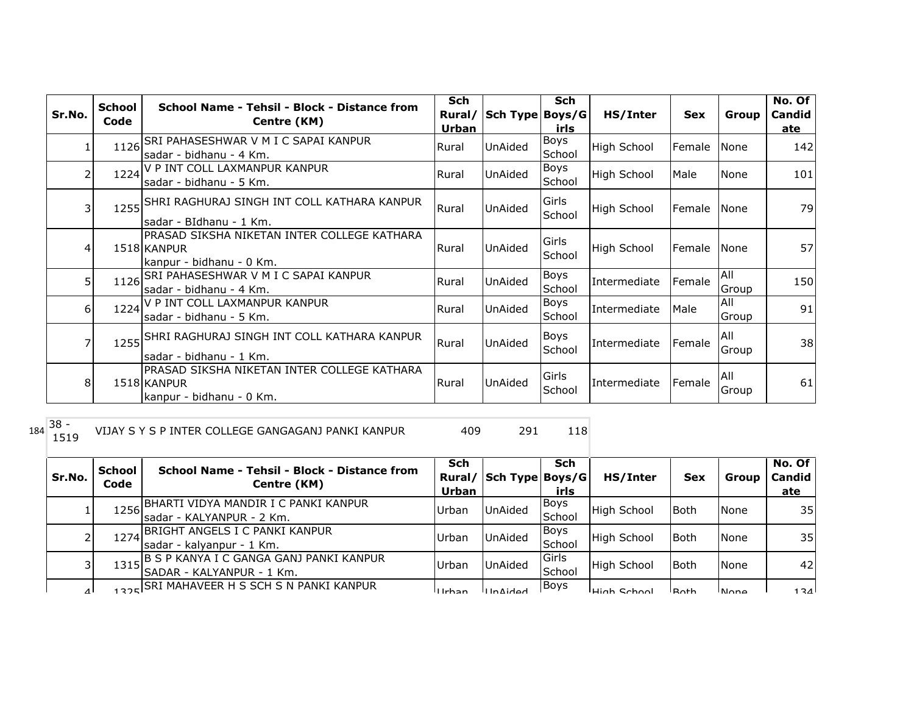| Sr.No. | School Code | School Name - Tehsil - Block - Distance from Centre (KM) | Sch Rural/ Urban | Sch Type | Sch Boys/Girls | HS/Inter | Sex | Group | No. Of Candidate |
|---|---|---|---|---|---|---|---|---|---|
| 1 | 1126 | SRI PAHASESHWAR V M I C SAPAI KANPUR sadar - bidhanu - 4 Km. | Rural | UnAided | Boys School | High School | Female | None | 142 |
| 2 | 1224 | V P INT COLL LAXMANPUR KANPUR sadar - bidhanu - 5 Km. | Rural | UnAided | Boys School | High School | Male | None | 101 |
| 3 | 1255 | SHRI RAGHURAJ SINGH INT COLL KATHARA KANPUR sadar - BIdhanu - 1 Km. | Rural | UnAided | Girls School | High School | Female | None | 79 |
| 4 | 1518 | PRASAD SIKSHA NIKETAN INTER COLLEGE KATHARA KANPUR kanpur - bidhanu - 0 Km. | Rural | UnAided | Girls School | High School | Female | None | 57 |
| 5 | 1126 | SRI PAHASESHWAR V M I C SAPAI KANPUR sadar - bidhanu - 4 Km. | Rural | UnAided | Boys School | Intermediate | Female | All Group | 150 |
| 6 | 1224 | V P INT COLL LAXMANPUR KANPUR sadar - bidhanu - 5 Km. | Rural | UnAided | Boys School | Intermediate | Male | All Group | 91 |
| 7 | 1255 | SHRI RAGHURAJ SINGH INT COLL KATHARA KANPUR sadar - bidhanu - 1 Km. | Rural | UnAided | Boys School | Intermediate | Female | All Group | 38 |
| 8 | 1518 | PRASAD SIKSHA NIKETAN INTER COLLEGE KATHARA KANPUR kanpur - bidhanu - 0 Km. | Rural | UnAided | Girls School | Intermediate | Female | All Group | 61 |

| 184 | 38 - 1519 | VIJAY S Y S P INTER COLLEGE GANGAGANJ PANKI KANPUR | 409 | 291 | 118 |
|---|---|---|---|---|---|

| Sr.No. | School Code | School Name - Tehsil - Block - Distance from Centre (KM) | Sch Rural/ Urban | Sch Type | Sch Boys/Girls | HS/Inter | Sex | Group | No. Of Candidate |
|---|---|---|---|---|---|---|---|---|---|
| 1 | 1256 | BHARTI VIDYA MANDIR I C PANKI KANPUR sadar - KALYANPUR - 2 Km. | Urban | UnAided | Boys School | High School | Both | None | 35 |
| 2 | 1274 | BRIGHT ANGELS I C PANKI KANPUR sadar - kalyanpur - 1 Km. | Urban | UnAided | Boys School | High School | Both | None | 35 |
| 3 | 1315 | B S P KANYA I C GANGA GANJ PANKI KANPUR SADAR - KALYANPUR - 1 Km. | Urban | UnAided | Girls School | High School | Both | None | 42 |
| 4 | 1325 | SRI MAHAVEER H S SCH S N PANKI KANPUR | Urban | UnAided | Boys | High School | Both | None | 134 |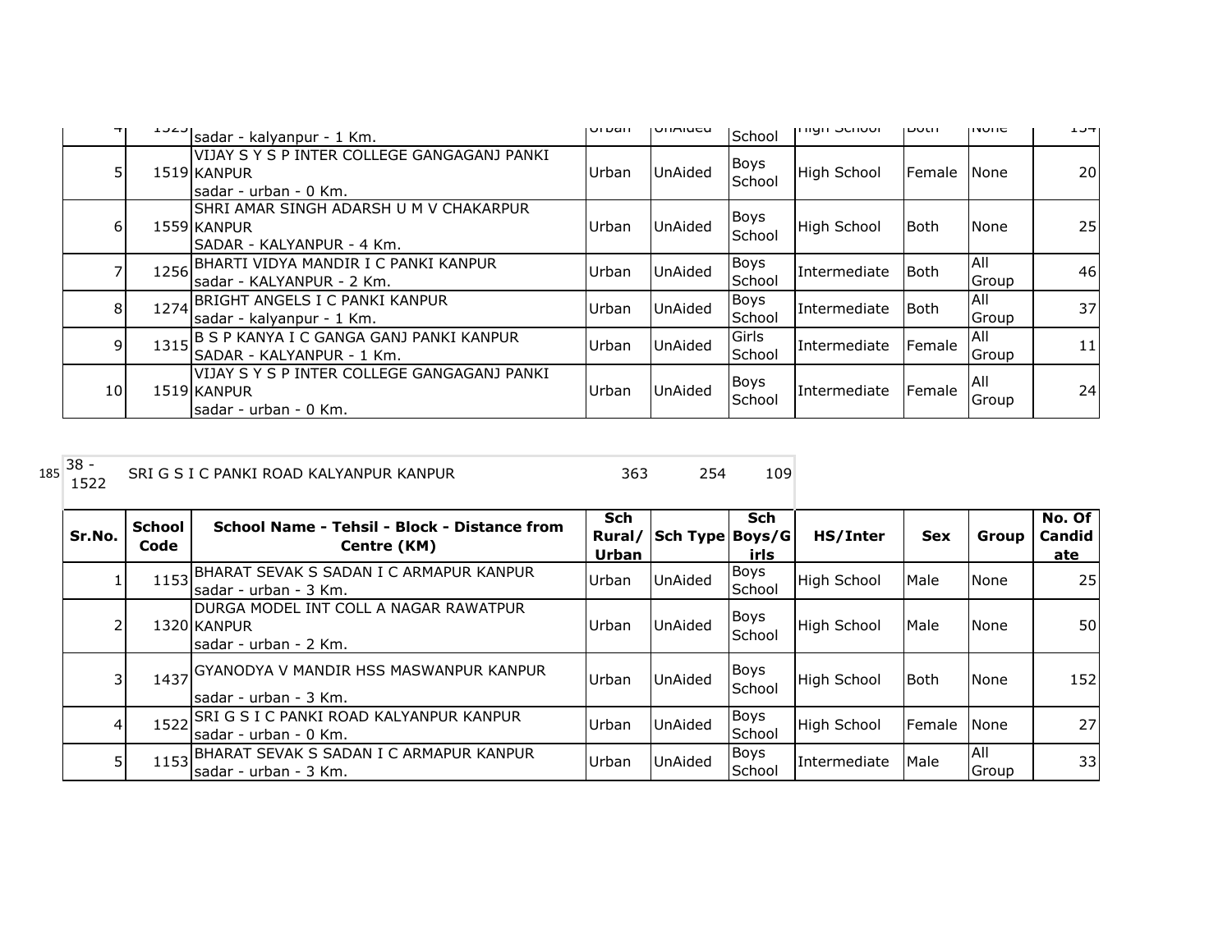| | | | | | | | | | |
|---|---|---|---|---|---|---|---|---|---|
| 4 | 1525 | sadar - kalyanpur - 1 Km. | Urban | UnAided | School | High School | Both | None | 154 |
| 5 | 1519 | VIJAY S Y S P INTER COLLEGE GANGAGANJ PANKI KANPUR sadar - urban - 0 Km. | Urban | UnAided | Boys School | High School | Female | None | 20 |
| 6 | 1559 | SHRI AMAR SINGH ADARSH U M V CHAKARPUR KANPUR SADAR - KALYANPUR - 4 Km. | Urban | UnAided | Boys School | High School | Both | None | 25 |
| 7 | 1256 | BHARTI VIDYA MANDIR I C PANKI KANPUR sadar - KALYANPUR - 2 Km. | Urban | UnAided | Boys School | Intermediate | Both | All Group | 46 |
| 8 | 1274 | BRIGHT ANGELS I C PANKI KANPUR sadar - kalyanpur - 1 Km. | Urban | UnAided | Boys School | Intermediate | Both | All Group | 37 |
| 9 | 1315 | B S P KANYA I C GANGA GANJ PANKI KANPUR SADAR - KALYANPUR - 1 Km. | Urban | UnAided | Girls School | Intermediate | Female | All Group | 11 |
| 10 | 1519 | VIJAY S Y S P INTER COLLEGE GANGAGANJ PANKI KANPUR sadar - urban - 0 Km. | Urban | UnAided | Boys School | Intermediate | Female | All Group | 24 |

185 | 38 - 1522 | SRI G S I C PANKI ROAD KALYANPUR KANPUR | 363 | 254 | 109

| Sr.No. | School Code | School Name - Tehsil - Block - Distance from Centre (KM) | Sch Rural/ Urban | Sch Type | Sch Boys/Girls | HS/Inter | Sex | Group | No. Of Candidate |
|---|---|---|---|---|---|---|---|---|---|
| 1 | 1153 | BHARAT SEVAK S SADAN I C ARMAPUR KANPUR sadar - urban - 3 Km. | Urban | UnAided | Boys School | High School | Male | None | 25 |
| 2 | 1320 | DURGA MODEL INT COLL A NAGAR RAWATPUR KANPUR sadar - urban - 2 Km. | Urban | UnAided | Boys School | High School | Male | None | 50 |
| 3 | 1437 | GYANODYA V MANDIR HSS MASWANPUR KANPUR sadar - urban - 3 Km. | Urban | UnAided | Boys School | High School | Both | None | 152 |
| 4 | 1522 | SRI G S I C PANKI ROAD KALYANPUR KANPUR sadar - urban - 0 Km. | Urban | UnAided | Boys School | High School | Female | None | 27 |
| 5 | 1153 | BHARAT SEVAK S SADAN I C ARMAPUR KANPUR sadar - urban - 3 Km. | Urban | UnAided | Boys School | Intermediate | Male | All Group | 33 |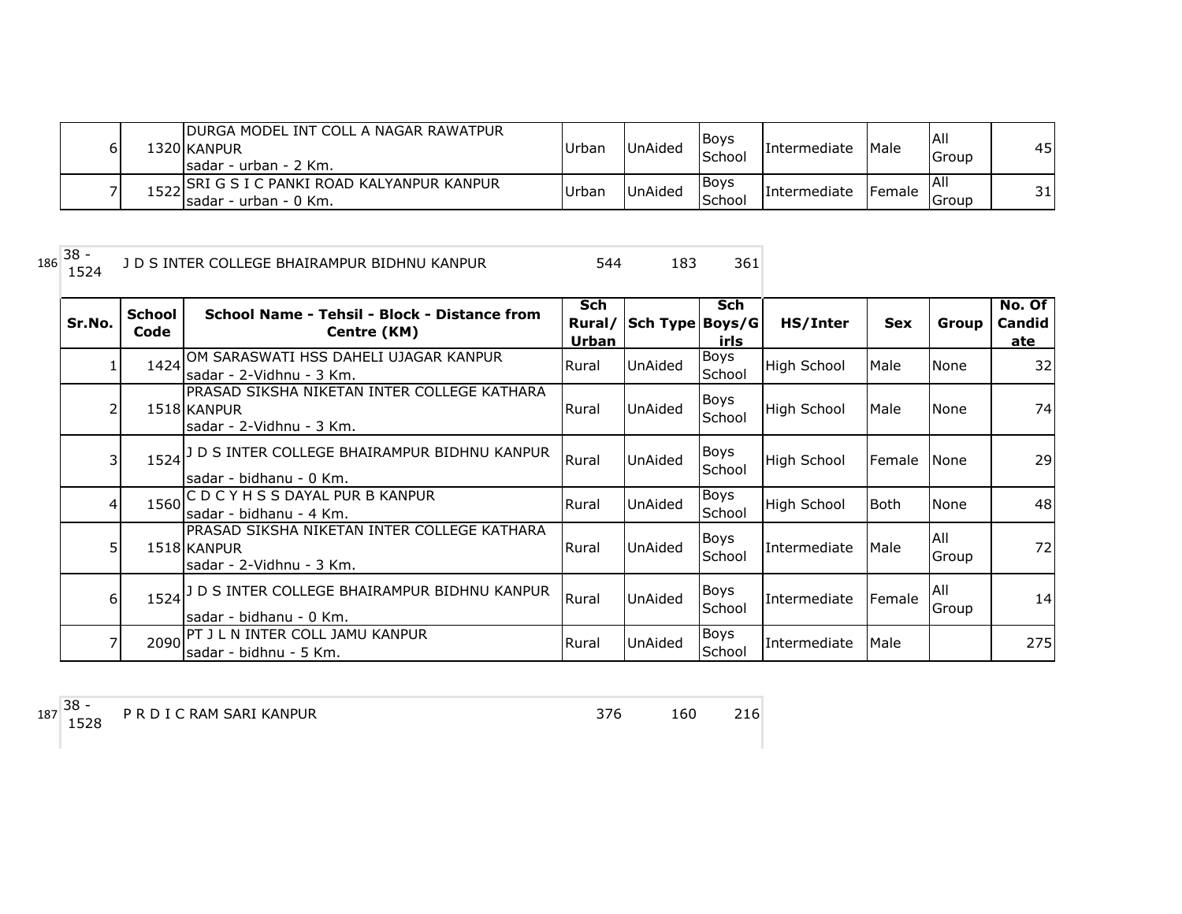| Sr.No. | School Code | School Name - Tehsil - Block - Distance from Centre (KM) | Sch Rural/ Urban | Sch Type | Sch Boys/Girls | HS/Inter | Sex | Group | No. Of Candidate |
|---|---|---|---|---|---|---|---|---|---|
| 6 | 1320 | DURGA MODEL INT COLL A NAGAR RAWATPUR KANPUR sadar - urban - 2 Km. | Urban | UnAided | Boys School | Intermediate | Male | All Group | 45 |
| 7 | 1522 | SRI G S I C PANKI ROAD KALYANPUR KANPUR sadar - urban - 0 Km. | Urban | UnAided | Boys School | Intermediate | Female | All Group | 31 |

186 38 - 1524 J D S INTER COLLEGE BHAIRAMPUR BIDHNU KANPUR 544 183 361

| Sr.No. | School Code | School Name - Tehsil - Block - Distance from Centre (KM) | Sch Rural/ Urban | Sch Type | Sch Boys/Girls | HS/Inter | Sex | Group | No. Of Candidate |
|---|---|---|---|---|---|---|---|---|---|
| 1 | 1424 | OM SARASWATI HSS DAHELI UJAGAR KANPUR sadar - 2-Vidhnu - 3 Km. | Rural | UnAided | Boys School | High School | Male | None | 32 |
| 2 | 1518 | PRASAD SIKSHA NIKETAN INTER COLLEGE KATHARA KANPUR sadar - 2-Vidhnu - 3 Km. | Rural | UnAided | Boys School | High School | Male | None | 74 |
| 3 | 1524 | J D S INTER COLLEGE BHAIRAMPUR BIDHNU KANPUR sadar - bidhanu - 0 Km. | Rural | UnAided | Boys School | High School | Female | None | 29 |
| 4 | 1560 | C D C Y H S S DAYAL PUR B KANPUR sadar - bidhanu - 4 Km. | Rural | UnAided | Boys School | High School | Both | None | 48 |
| 5 | 1518 | PRASAD SIKSHA NIKETAN INTER COLLEGE KATHARA KANPUR sadar - 2-Vidhnu - 3 Km. | Rural | UnAided | Boys School | Intermediate | Male | All Group | 72 |
| 6 | 1524 | J D S INTER COLLEGE BHAIRAMPUR BIDHNU KANPUR sadar - bidhanu - 0 Km. | Rural | UnAided | Boys School | Intermediate | Female | All Group | 14 |
| 7 | 2090 | PT J L N INTER COLL JAMU KANPUR sadar - bidhnu - 5 Km. | Rural | UnAided | Boys School | Intermediate | Male | | 275 |

187 38 - 1528 P R D I C RAM SARI KANPUR 376 160 216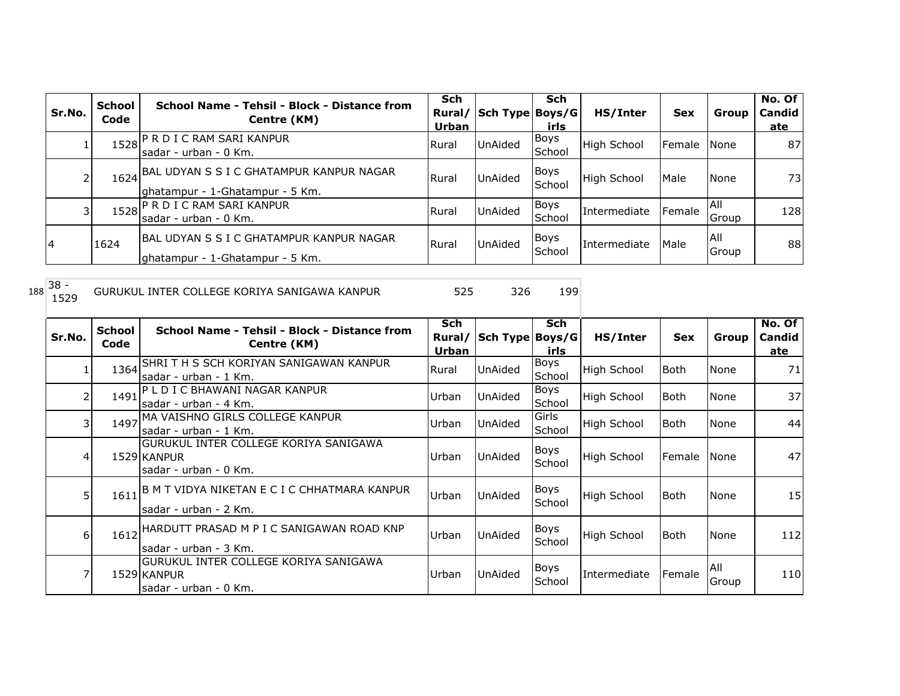| Sr.No. | School Code | School Name - Tehsil - Block - Distance from Centre (KM) | Sch Rural/ Urban | Sch Type | Sch Boys/Girls | HS/Inter | Sex | Group | No. Of Candidate |
|---|---|---|---|---|---|---|---|---|---|
| 1 | 1528 | P R D I C RAM SARI KANPUR sadar - urban - 0 Km. | Rural | UnAided | Boys School | High School | Female | None | 87 |
| 2 | 1624 | BAL UDYAN S S I C GHATAMPUR KANPUR NAGAR ghatampur - 1-Ghatampur - 5 Km. | Rural | UnAided | Boys School | High School | Male | None | 73 |
| 3 | 1528 | P R D I C RAM SARI KANPUR sadar - urban - 0 Km. | Rural | UnAided | Boys School | Intermediate | Female | All Group | 128 |
| 4 | 1624 | BAL UDYAN S S I C GHATAMPUR KANPUR NAGAR ghatampur - 1-Ghatampur - 5 Km. | Rural | UnAided | Boys School | Intermediate | Male | All Group | 88 |

| 188 | 38 - 1529 | GURUKUL INTER COLLEGE KORIYA SANIGAWA KANPUR | 525 | 326 | 199 |
|---|---|---|---|---|---|

| Sr.No. | School Code | School Name - Tehsil - Block - Distance from Centre (KM) | Sch Rural/ Urban | Sch Type | Sch Boys/Girls | HS/Inter | Sex | Group | No. Of Candidate |
|---|---|---|---|---|---|---|---|---|---|
| 1 | 1364 | SHRI T H S SCH KORIYAN SANIGAWAN KANPUR sadar - urban - 1 Km. | Rural | UnAided | Boys School | High School | Both | None | 71 |
| 2 | 1491 | P L D I C BHAWANI NAGAR KANPUR sadar - urban - 4 Km. | Urban | UnAided | Boys School | High School | Both | None | 37 |
| 3 | 1497 | MA VAISHNO GIRLS COLLEGE KANPUR sadar - urban - 1 Km. | Urban | UnAided | Girls School | High School | Both | None | 44 |
| 4 | 1529 | GURUKUL INTER COLLEGE KORIYA SANIGAWA KANPUR sadar - urban - 0 Km. | Urban | UnAided | Boys School | High School | Female | None | 47 |
| 5 | 1611 | B M T VIDYA NIKETAN E C I C CHHATMARA KANPUR sadar - urban - 2 Km. | Urban | UnAided | Boys School | High School | Both | None | 15 |
| 6 | 1612 | HARDUTT PRASAD M P I C SANIGAWAN ROAD KNP sadar - urban - 3 Km. | Urban | UnAided | Boys School | High School | Both | None | 112 |
| 7 | 1529 | GURUKUL INTER COLLEGE KORIYA SANIGAWA KANPUR sadar - urban - 0 Km. | Urban | UnAided | Boys School | Intermediate | Female | All Group | 110 |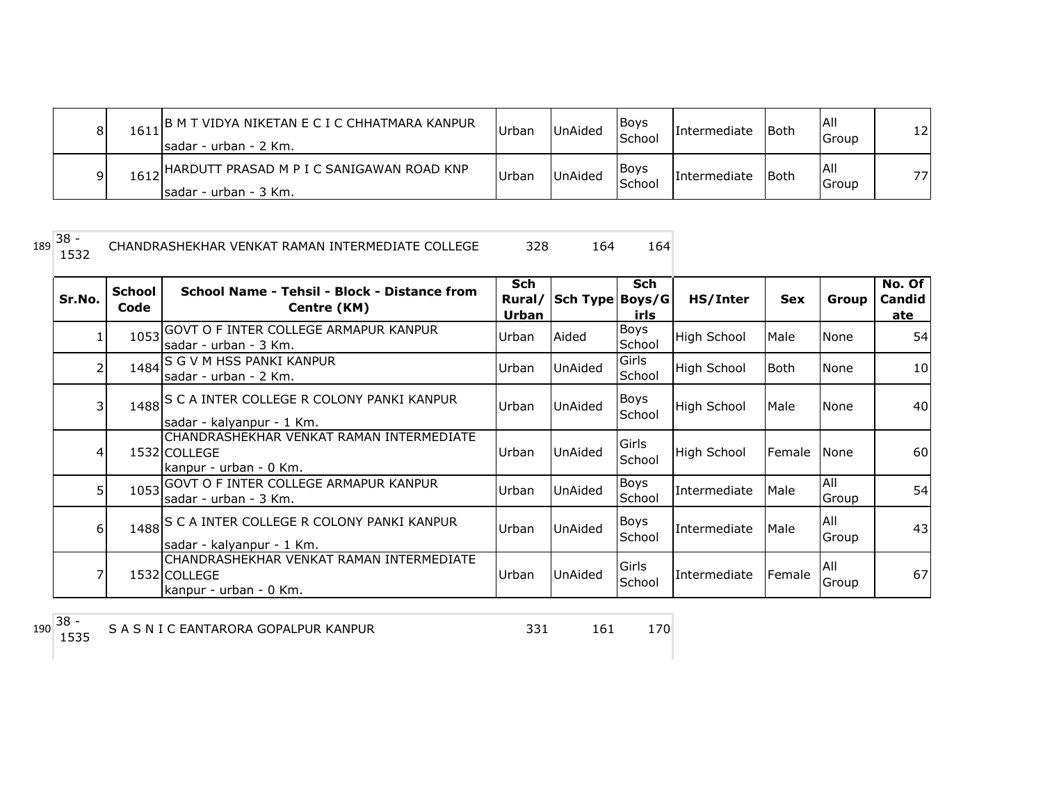| Sr.No. | School Code | School Name - Tehsil - Block - Distance from Centre (KM) | Sch Rural/ Urban | Sch Type | Sch Boys/Girls | HS/Inter | Sex | Group | No. Of Candidate |
|---|---|---|---|---|---|---|---|---|---|
| 8 | 1611 | B M T VIDYA NIKETAN E C I C CHHATMARA KANPUR sadar - urban - 2 Km. | Urban | UnAided | Boys School | Intermediate | Both | All Group | 12 |
| 9 | 1612 | HARDUTT PRASAD M P I C SANIGAWAN ROAD KNP sadar - urban - 3 Km. | Urban | UnAided | Boys School | Intermediate | Both | All Group | 77 |

189 | 38 - 1532 | CHANDRASHEKHAR VENKAT RAMAN INTERMEDIATE COLLEGE | 328 | 164 | 164

| Sr.No. | School Code | School Name - Tehsil - Block - Distance from Centre (KM) | Sch Rural/ Urban | Sch Type | Sch Boys/Girls | HS/Inter | Sex | Group | No. Of Candidate |
|---|---|---|---|---|---|---|---|---|---|
| 1 | 1053 | GOVT O F INTER COLLEGE ARMAPUR KANPUR sadar - urban - 3 Km. | Urban | Aided | Boys School | High School | Male | None | 54 |
| 2 | 1484 | S G V M HSS PANKI KANPUR sadar - urban - 2 Km. | Urban | UnAided | Girls School | High School | Both | None | 10 |
| 3 | 1488 | S C A INTER COLLEGE R COLONY PANKI KANPUR sadar - kalyanpur - 1 Km. | Urban | UnAided | Boys School | High School | Male | None | 40 |
| 4 | 1532 | CHANDRASHEKHAR VENKAT RAMAN INTERMEDIATE COLLEGE kanpur - urban - 0 Km. | Urban | UnAided | Girls School | High School | Female | None | 60 |
| 5 | 1053 | GOVT O F INTER COLLEGE ARMAPUR KANPUR sadar - urban - 3 Km. | Urban | UnAided | Boys School | Intermediate | Male | All Group | 54 |
| 6 | 1488 | S C A INTER COLLEGE R COLONY PANKI KANPUR sadar - kalyanpur - 1 Km. | Urban | UnAided | Boys School | Intermediate | Male | All Group | 43 |
| 7 | 1532 | CHANDRASHEKHAR VENKAT RAMAN INTERMEDIATE COLLEGE kanpur - urban - 0 Km. | Urban | UnAided | Girls School | Intermediate | Female | All Group | 67 |

190 | 38 - 1535 | S A S N I C EANTARORA GOPALPUR KANPUR | 331 | 161 | 170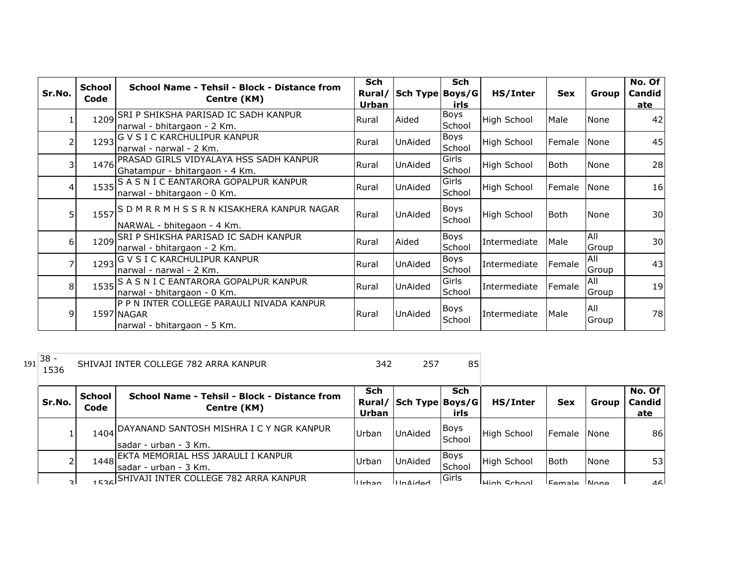| Sr.No. | School Code | School Name - Tehsil - Block - Distance from Centre (KM) | Sch Rural/ Urban | Sch Type | Sch Boys/Girls | HS/Inter | Sex | Group | No. Of Candidate |
|---|---|---|---|---|---|---|---|---|---|
| 1 | 1209 | SRI P SHIKSHA PARISAD IC SADH KANPUR narwal - bhitargaon - 2 Km. | Rural | Aided | Boys School | High School | Male | None | 42 |
| 2 | 1293 | G V S I C KARCHULIPUR KANPUR narwal - narwal - 2 Km. | Rural | UnAided | Boys School | High School | Female | None | 45 |
| 3 | 1476 | PRASAD GIRLS VIDYALAYA HSS SADH KANPUR Ghatampur - bhitargaon - 4 Km. | Rural | UnAided | Girls School | High School | Both | None | 28 |
| 4 | 1535 | S A S N I C EANTARORA GOPALPUR KANPUR narwal - bhitargaon - 0 Km. | Rural | UnAided | Girls School | High School | Female | None | 16 |
| 5 | 1557 | S D M R R M H S S R N KISAKHERA KANPUR NAGAR NARWAL - bhitegaon - 4 Km. | Rural | UnAided | Boys School | High School | Both | None | 30 |
| 6 | 1209 | SRI P SHIKSHA PARISAD IC SADH KANPUR narwal - bhitargaon - 2 Km. | Rural | Aided | Boys School | Intermediate | Male | All Group | 30 |
| 7 | 1293 | G V S I C KARCHULIPUR KANPUR narwal - narwal - 2 Km. | Rural | UnAided | Boys School | Intermediate | Female | All Group | 43 |
| 8 | 1535 | S A S N I C EANTARORA GOPALPUR KANPUR narwal - bhitargaon - 0 Km. | Rural | UnAided | Girls School | Intermediate | Female | All Group | 19 |
| 9 | 1597 | P P N INTER COLLEGE PARAULI NIVADA KANPUR NAGAR narwal - bhitargaon - 5 Km. | Rural | UnAided | Boys School | Intermediate | Male | All Group | 78 |

| 191 | 38 - 1536 | SHIVAJI INTER COLLEGE 782 ARRA KANPUR | 342 | 257 | 85 |
|---|---|---|---|---|---|

| Sr.No. | School Code | School Name - Tehsil - Block - Distance from Centre (KM) | Sch Rural/ Urban | Sch Type | Sch Boys/Girls | HS/Inter | Sex | Group | No. Of Candidate |
|---|---|---|---|---|---|---|---|---|---|
| 1 | 1404 | DAYANAND SANTOSH MISHRA I C Y NGR KANPUR sadar - urban - 3 Km. | Urban | UnAided | Boys School | High School | Female | None | 86 |
| 2 | 1448 | EKTA MEMORIAL HSS JARAULI I KANPUR sadar - urban - 3 Km. | Urban | UnAided | Boys School | High School | Both | None | 53 |
| 3 | 1536 | SHIVAJI INTER COLLEGE 782 ARRA KANPUR | Urban | UnAided | Girls | High School | Female | None | 46 |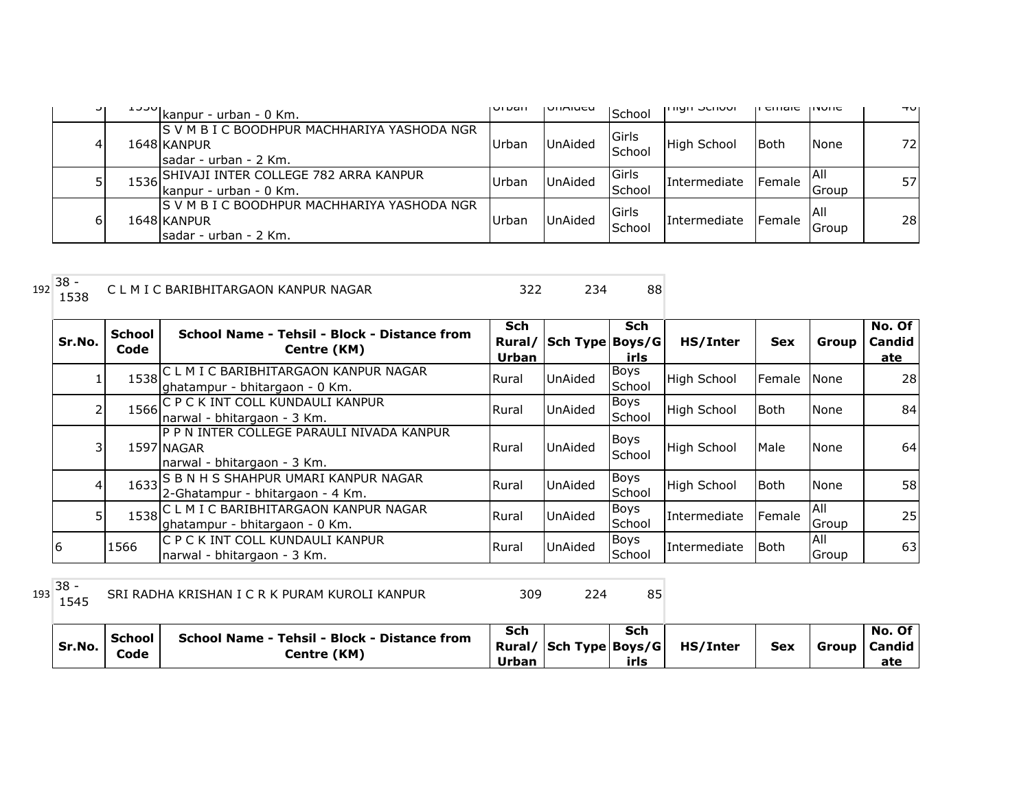| | | | | | | | | | |
|---|---|---|---|---|---|---|---|---|---|
| 3 | 1536 | kanpur - urban - 0 Km. | Urban | UnAided | School | High School | Female | None | 46 |
| 4 | 1648 | S V M B I C BOODHPUR MACHHARIYA YASHODA NGR KANPUR sadar - urban - 2 Km. | Urban | UnAided | Girls School | High School | Both | None | 72 |
| 5 | 1536 | SHIVAJI INTER COLLEGE 782 ARRA KANPUR kanpur - urban - 0 Km. | Urban | UnAided | Girls School | Intermediate | Female | All Group | 57 |
| 6 | 1648 | S V M B I C BOODHPUR MACHHARIYA YASHODA NGR KANPUR sadar - urban - 2 Km. | Urban | UnAided | Girls School | Intermediate | Female | All Group | 28 |

192 38 - 1538 C L M I C BARIBHITARGAON KANPUR NAGAR 322 234 88

| Sr.No. | School Code | School Name - Tehsil - Block - Distance from Centre (KM) | Sch Rural/ Urban | Sch Type | Sch Boys/Girls | HS/Inter | Sex | Group | No. Of Candidate |
|---|---|---|---|---|---|---|---|---|---|
| 1 | 1538 | C L M I C BARIBHITARGAON KANPUR NAGAR ghatampur - bhitargaon - 0 Km. | Rural | UnAided | Boys School | High School | Female | None | 28 |
| 2 | 1566 | C P C K INT COLL KUNDAULI KANPUR narwal - bhitargaon - 3 Km. | Rural | UnAided | Boys School | High School | Both | None | 84 |
| 3 | 1597 | P P N INTER COLLEGE PARAULI NIVADA KANPUR NAGAR narwal - bhitargaon - 3 Km. | Rural | UnAided | Boys School | High School | Male | None | 64 |
| 4 | 1633 | S B N H S SHAHPUR UMARI KANPUR NAGAR 2-Ghatampur - bhitargaon - 4 Km. | Rural | UnAided | Boys School | High School | Both | None | 58 |
| 5 | 1538 | C L M I C BARIBHITARGAON KANPUR NAGAR ghatampur - bhitargaon - 0 Km. | Rural | UnAided | Boys School | Intermediate | Female | All Group | 25 |
| 6 | 1566 | C P C K INT COLL KUNDAULI KANPUR narwal - bhitargaon - 3 Km. | Rural | UnAided | Boys School | Intermediate | Both | All Group | 63 |

193 38 - 1545 SRI RADHA KRISHAN I C R K PURAM KUROLI KANPUR 309 224 85

| Sr.No. | School Code | School Name - Tehsil - Block - Distance from Centre (KM) | Sch Rural/ Urban | Sch Type | Sch Boys/Girls | HS/Inter | Sex | Group | No. Of Candidate |
|---|---|---|---|---|---|---|---|---|---|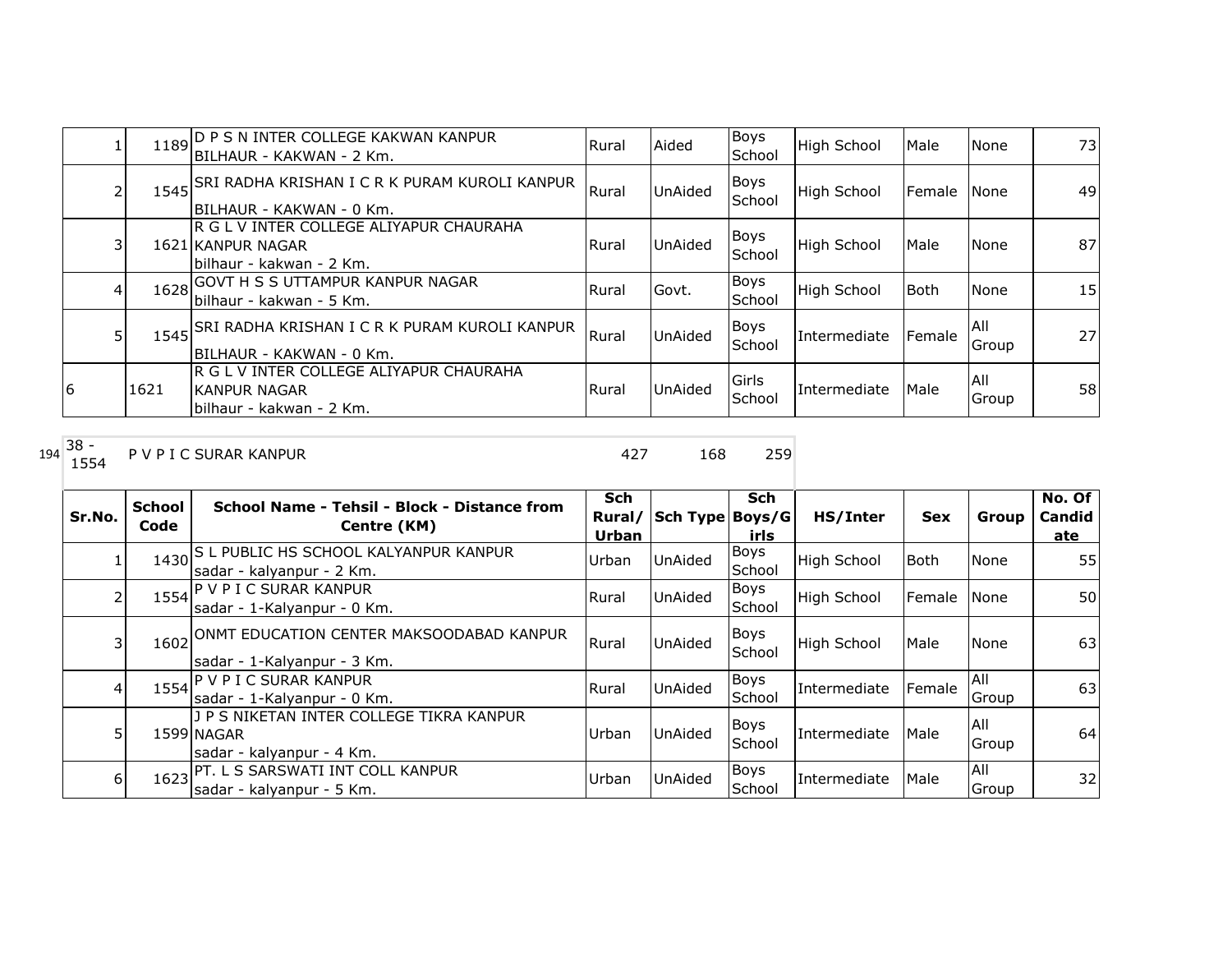| | | | | | | | | | |
|---|---|---|---|---|---|---|---|---|---|
| 1 | 1189 | D P S N INTER COLLEGE KAKWAN KANPUR BILHAUR - KAKWAN - 2 Km. | Rural | Aided | Boys School | High School | Male | None | 73 |
| 2 | 1545 | SRI RADHA KRISHAN I C R K PURAM KUROLI KANPUR BILHAUR - KAKWAN - 0 Km. | Rural | UnAided | Boys School | High School | Female | None | 49 |
| 3 | 1621 | R G L V INTER COLLEGE ALIYAPUR CHAURAHA KANPUR NAGAR bilhaur - kakwan - 2 Km. | Rural | UnAided | Boys School | High School | Male | None | 87 |
| 4 | 1628 | GOVT H S S UTTAMPUR KANPUR NAGAR bilhaur - kakwan - 5 Km. | Rural | Govt. | Boys School | High School | Both | None | 15 |
| 5 | 1545 | SRI RADHA KRISHAN I C R K PURAM KUROLI KANPUR BILHAUR - KAKWAN - 0 Km. | Rural | UnAided | Boys School | Intermediate | Female | All Group | 27 |
| 6 | 1621 | R G L V INTER COLLEGE ALIYAPUR CHAURAHA KANPUR NAGAR bilhaur - kakwan - 2 Km. | Rural | UnAided | Girls School | Intermediate | Male | All Group | 58 |

| 194 | 38 - 1554 | P V P I C SURAR KANPUR | 427 | 168 | 259 |
|---|---|---|---|---|---|

| Sr.No. | School Code | School Name - Tehsil - Block - Distance from Centre (KM) | Sch Rural/ Urban | Sch Type | Sch Boys/Girls | HS/Inter | Sex | Group | No. Of Candidate |
|---|---|---|---|---|---|---|---|---|---|
| 1 | 1430 | S L PUBLIC HS SCHOOL KALYANPUR KANPUR sadar - kalyanpur - 2 Km. | Urban | UnAided | Boys School | High School | Both | None | 55 |
| 2 | 1554 | P V P I C SURAR KANPUR sadar - 1-Kalyanpur - 0 Km. | Rural | UnAided | Boys School | High School | Female | None | 50 |
| 3 | 1602 | ONMT EDUCATION CENTER MAKSOODABAD KANPUR sadar - 1-Kalyanpur - 3 Km. | Rural | UnAided | Boys School | High School | Male | None | 63 |
| 4 | 1554 | P V P I C SURAR KANPUR sadar - 1-Kalyanpur - 0 Km. | Rural | UnAided | Boys School | Intermediate | Female | All Group | 63 |
| 5 | 1599 | J P S NIKETAN INTER COLLEGE TIKRA KANPUR NAGAR sadar - kalyanpur - 4 Km. | Urban | UnAided | Boys School | Intermediate | Male | All Group | 64 |
| 6 | 1623 | PT. L S SARSWATI INT COLL KANPUR sadar - kalyanpur - 5 Km. | Urban | UnAided | Boys School | Intermediate | Male | All Group | 32 |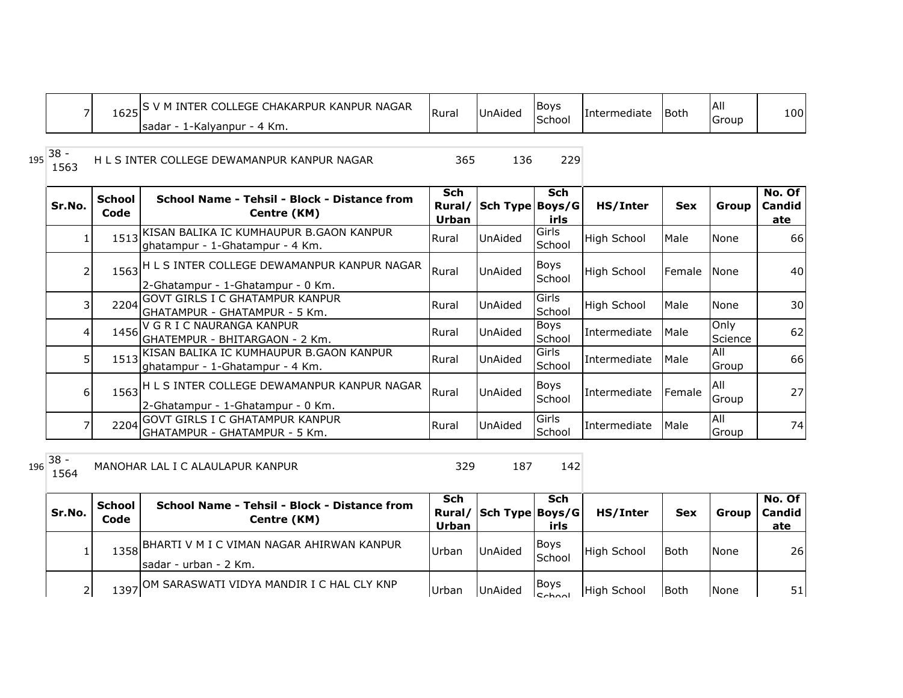| Sr.No. | School Code | School Name - Tehsil - Block - Distance from Centre (KM) | Sch Rural/ Urban | Sch Type | Sch Boys/Girls | HS/Inter | Sex | Group | No. Of Candidate |
|---|---|---|---|---|---|---|---|---|---|
| 7 | 1625 | S V M INTER COLLEGE CHAKARPUR KANPUR NAGAR sadar - 1-Kalyanpur - 4 Km. | Rural | UnAided | Boys School | Intermediate | Both | All Group | 100 |

| 195 | 38 - 1563 | H L S INTER COLLEGE DEWAMANPUR KANPUR NAGAR | 365 | 136 | 229 |
|---|---|---|---|---|---|

| Sr.No. | School Code | School Name - Tehsil - Block - Distance from Centre (KM) | Sch Rural/ Urban | Sch Type | Sch Boys/Girls | HS/Inter | Sex | Group | No. Of Candidate |
|---|---|---|---|---|---|---|---|---|---|
| 1 | 1513 | KISAN BALIKA IC KUMHAUPUR B.GAON KANPUR ghatampur - 1-Ghatampur - 4 Km. | Rural | UnAided | Girls School | High School | Male | None | 66 |
| 2 | 1563 | H L S INTER COLLEGE DEWAMANPUR KANPUR NAGAR 2-Ghatampur - 1-Ghatampur - 0 Km. | Rural | UnAided | Boys School | High School | Female | None | 40 |
| 3 | 2204 | GOVT GIRLS I C GHATAMPUR KANPUR GHATAMPUR - GHATAMPUR - 5 Km. | Rural | UnAided | Girls School | High School | Male | None | 30 |
| 4 | 1456 | V G R I C NAURANGA KANPUR GHATEMPUR - BHITARGAON - 2 Km. | Rural | UnAided | Boys School | Intermediate | Male | Only Science | 62 |
| 5 | 1513 | KISAN BALIKA IC KUMHAUPUR B.GAON KANPUR ghatampur - 1-Ghatampur - 4 Km. | Rural | UnAided | Girls School | Intermediate | Male | All Group | 66 |
| 6 | 1563 | H L S INTER COLLEGE DEWAMANPUR KANPUR NAGAR 2-Ghatampur - 1-Ghatampur - 0 Km. | Rural | UnAided | Boys School | Intermediate | Female | All Group | 27 |
| 7 | 2204 | GOVT GIRLS I C GHATAMPUR KANPUR GHATAMPUR - GHATAMPUR - 5 Km. | Rural | UnAided | Girls School | Intermediate | Male | All Group | 74 |

| 196 | 38 - 1564 | MANOHAR LAL I C ALAULAPUR KANPUR | 329 | 187 | 142 |
|---|---|---|---|---|---|

| Sr.No. | School Code | School Name - Tehsil - Block - Distance from Centre (KM) | Sch Rural/ Urban | Sch Type | Sch Boys/Girls | HS/Inter | Sex | Group | No. Of Candidate |
|---|---|---|---|---|---|---|---|---|---|
| 1 | 1358 | BHARTI V M I C VIMAN NAGAR AHIRWAN KANPUR sadar - urban - 2 Km. | Urban | UnAided | Boys School | High School | Both | None | 26 |
| 2 | 1397 | OM SARASWATI VIDYA MANDIR I C HAL CLY KNP | Urban | UnAided | Boys School | High School | Both | None | 51 |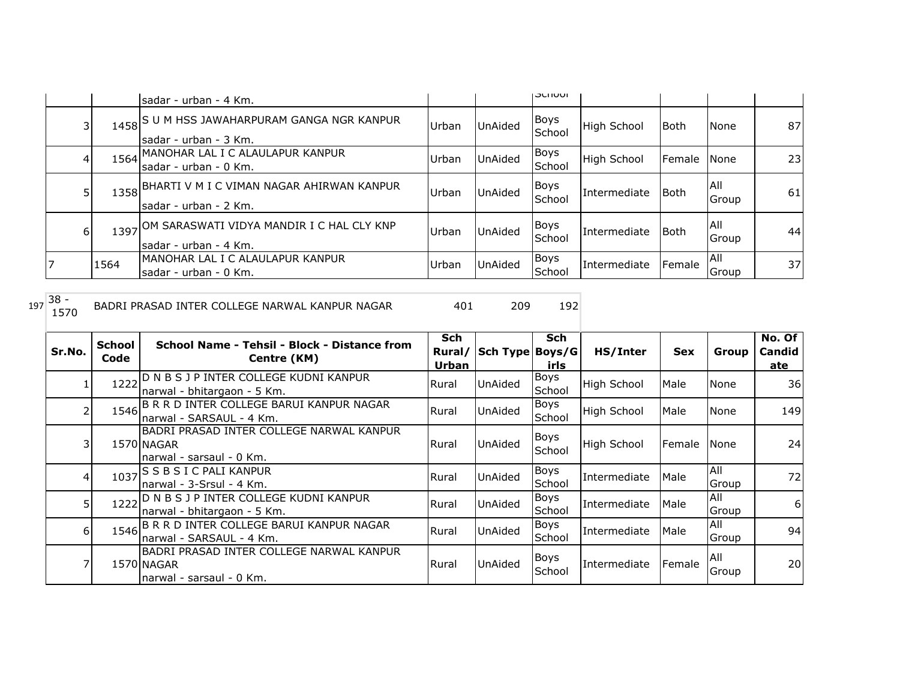| | | sadar - urban - 4 Km. | | | School | | | | |
|---|---|---|---|---|---|---|---|---|---|
| 3 | 1458 | S U M HSS JAWAHARPURAM GANGA NGR KANPUR sadar - urban - 3 Km. | Urban | UnAided | Boys School | High School | Both | None | 87 |
| 4 | 1564 | MANOHAR LAL I C ALAULAPUR KANPUR sadar - urban - 0 Km. | Urban | UnAided | Boys School | High School | Female | None | 23 |
| 5 | 1358 | BHARTI V M I C VIMAN NAGAR AHIRWAN KANPUR sadar - urban - 2 Km. | Urban | UnAided | Boys School | Intermediate | Both | All Group | 61 |
| 6 | 1397 | OM SARASWATI VIDYA MANDIR I C HAL CLY KNP sadar - urban - 4 Km. | Urban | UnAided | Boys School | Intermediate | Both | All Group | 44 |
| 7 | 1564 | MANOHAR LAL I C ALAULAPUR KANPUR sadar - urban - 0 Km. | Urban | UnAided | Boys School | Intermediate | Female | All Group | 37 |

197 38 - 1570 BADRI PRASAD INTER COLLEGE NARWAL KANPUR NAGAR 401 209 192

| Sr.No. | School Code | School Name - Tehsil - Block - Distance from Centre (KM) | Sch Rural/ Urban | Sch Type | Sch Boys/Girls | HS/Inter | Sex | Group | No. Of Candidate |
|---|---|---|---|---|---|---|---|---|---|
| 1 | 1222 | D N B S J P INTER COLLEGE KUDNI KANPUR narwal - bhitargaon - 5 Km. | Rural | UnAided | Boys School | High School | Male | None | 36 |
| 2 | 1546 | B R R D INTER COLLEGE BARUI KANPUR NAGAR narwal - SARSAUL - 4 Km. | Rural | UnAided | Boys School | High School | Male | None | 149 |
| 3 | 1570 | BADRI PRASAD INTER COLLEGE NARWAL KANPUR NAGAR narwal - sarsaul - 0 Km. | Rural | UnAided | Boys School | High School | Female | None | 24 |
| 4 | 1037 | S S B S I C PALI KANPUR narwal - 3-Srsul - 4 Km. | Rural | UnAided | Boys School | Intermediate | Male | All Group | 72 |
| 5 | 1222 | D N B S J P INTER COLLEGE KUDNI KANPUR narwal - bhitargaon - 5 Km. | Rural | UnAided | Boys School | Intermediate | Male | All Group | 6 |
| 6 | 1546 | B R R D INTER COLLEGE BARUI KANPUR NAGAR narwal - SARSAUL - 4 Km. | Rural | UnAided | Boys School | Intermediate | Male | All Group | 94 |
| 7 | 1570 | BADRI PRASAD INTER COLLEGE NARWAL KANPUR NAGAR narwal - sarsaul - 0 Km. | Rural | UnAided | Boys School | Intermediate | Female | All Group | 20 |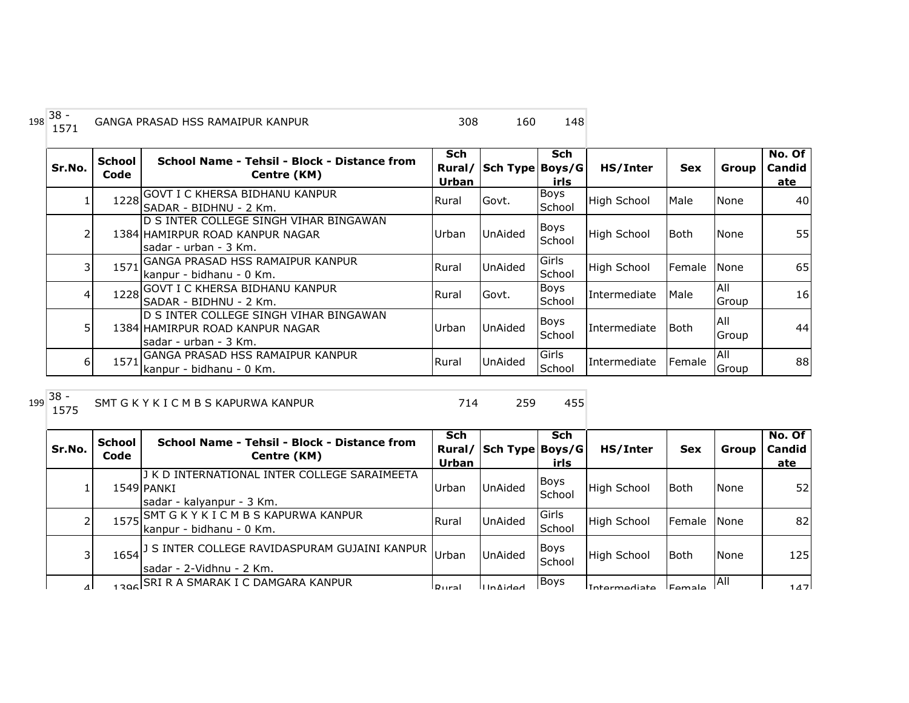198 38 - 1571 GANGA PRASAD HSS RAMAIPUR KANPUR 308 160 148

| Sr.No. | School Code | School Name - Tehsil - Block - Distance from Centre (KM) | Sch Rural/ Urban | Sch Type | Sch Boys/Girls | HS/Inter | Sex | Group | No. Of Candidate |
|---|---|---|---|---|---|---|---|---|---|
| 1 | 1228 | GOVT I C KHERSA BIDHANU KANPUR SADAR - BIDHNU - 2 Km. | Rural | Govt. | Boys School | High School | Male | None | 40 |
| 2 | 1384 | D S INTER COLLEGE SINGH VIHAR BINGAWAN HAMIRPUR ROAD KANPUR NAGAR sadar - urban - 3 Km. | Urban | UnAided | Boys School | High School | Both | None | 55 |
| 3 | 1571 | GANGA PRASAD HSS RAMAIPUR KANPUR kanpur - bidhanu - 0 Km. | Rural | UnAided | Girls School | High School | Female | None | 65 |
| 4 | 1228 | GOVT I C KHERSA BIDHANU KANPUR SADAR - BIDHNU - 2 Km. | Rural | Govt. | Boys School | Intermediate | Male | All Group | 16 |
| 5 | 1384 | D S INTER COLLEGE SINGH VIHAR BINGAWAN HAMIRPUR ROAD KANPUR NAGAR sadar - urban - 3 Km. | Urban | UnAided | Boys School | Intermediate | Both | All Group | 44 |
| 6 | 1571 | GANGA PRASAD HSS RAMAIPUR KANPUR kanpur - bidhanu - 0 Km. | Rural | UnAided | Girls School | Intermediate | Female | All Group | 88 |

199 38 - 1575 SMT G K Y K I C M B S KAPURWA KANPUR 714 259 455

| Sr.No. | School Code | School Name - Tehsil - Block - Distance from Centre (KM) | Sch Rural/ Urban | Sch Type | Sch Boys/Girls | HS/Inter | Sex | Group | No. Of Candidate |
|---|---|---|---|---|---|---|---|---|---|
| 1 | 1549 | J K D INTERNATIONAL INTER COLLEGE SARAIMEETA PANKI sadar - kalyanpur - 3 Km. | Urban | UnAided | Boys School | High School | Both | None | 52 |
| 2 | 1575 | SMT G K Y K I C M B S KAPURWA KANPUR kanpur - bidhanu - 0 Km. | Rural | UnAided | Girls School | High School | Female | None | 82 |
| 3 | 1654 | J S INTER COLLEGE RAVIDASPURAM GUJAINI KANPUR sadar - 2-Vidhnu - 2 Km. | Urban | UnAided | Boys School | High School | Both | None | 125 |
| 4 | 1396 | SRI R A SMARAK I C DAMGARA KANPUR | Rural | UnAided | Boys | Intermediate | Female | All | 147 |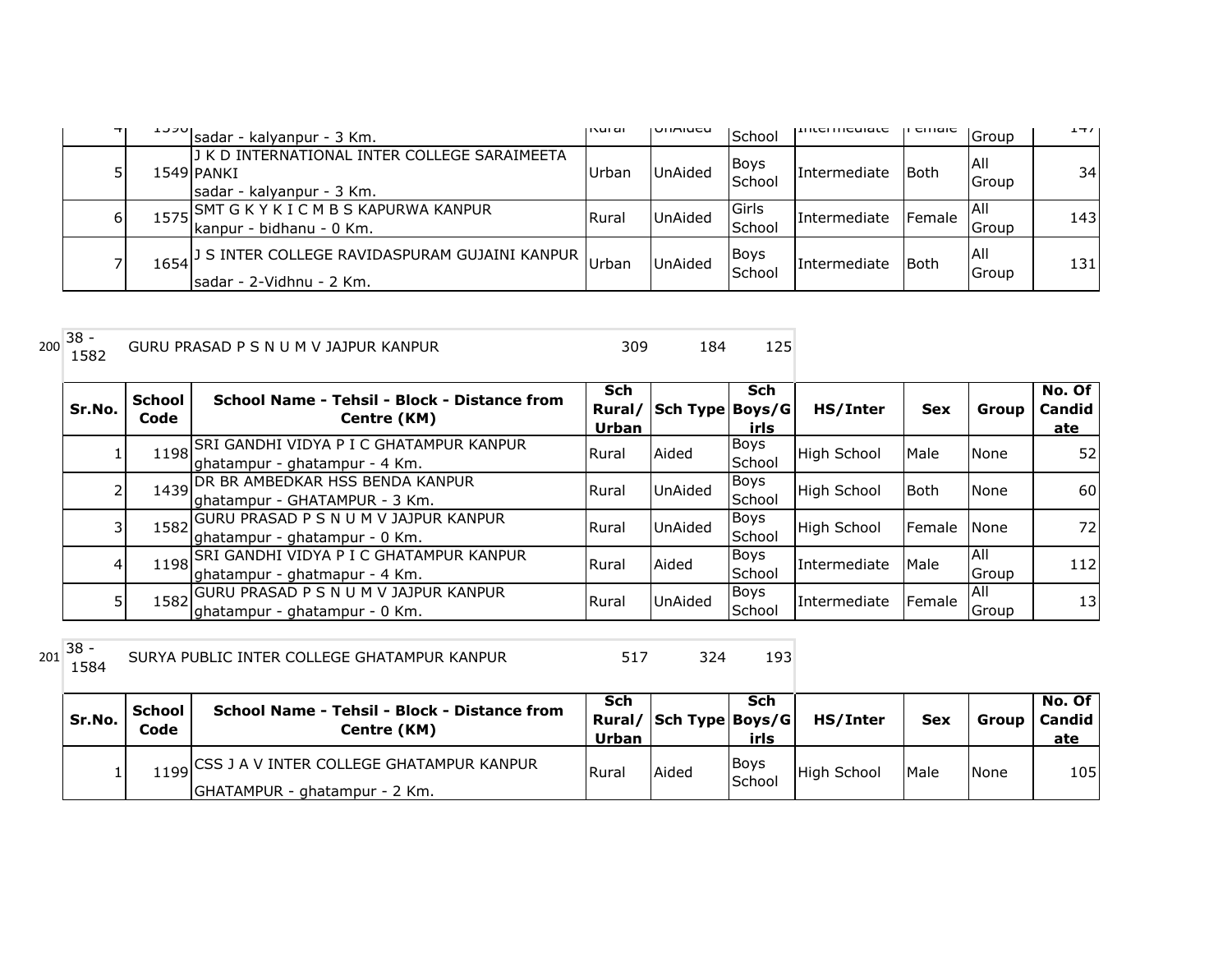| 4 | 1590 | sadar - kalyanpur - 3 Km. | Rural | UnAided | School | Intermediate | Female | Group | 147 |
|---|---|---|---|---|---|---|---|---|---|
| 5 | 1549 | J K D INTERNATIONAL INTER COLLEGE SARAIMEETA PANKI sadar - kalyanpur - 3 Km. | Urban | UnAided | Boys School | Intermediate | Both | All Group | 34 |
| 6 | 1575 | SMT G K Y K I C M B S KAPURWA KANPUR kanpur - bidhanu - 0 Km. | Rural | UnAided | Girls School | Intermediate | Female | All Group | 143 |
| 7 | 1654 | J S INTER COLLEGE RAVIDASPURAM GUJAINI KANPUR sadar - 2-Vidhnu - 2 Km. | Urban | UnAided | Boys School | Intermediate | Both | All Group | 131 |

200 | 38 - 1582 | GURU PRASAD P S N U M V JAJPUR KANPUR | 309 | 184 | 125

| Sr.No. | School Code | School Name - Tehsil - Block - Distance from Centre (KM) | Sch Rural/ Urban | Sch Type | Sch Boys/Girls | HS/Inter | Sex | Group | No. Of Candidate |
|---|---|---|---|---|---|---|---|---|---|
| 1 | 1198 | SRI GANDHI VIDYA P I C GHATAMPUR KANPUR ghatampur - ghatampur - 4 Km. | Rural | Aided | Boys School | High School | Male | None | 52 |
| 2 | 1439 | DR BR AMBEDKAR HSS BENDA KANPUR ghatampur - GHATAMPUR - 3 Km. | Rural | UnAided | Boys School | High School | Both | None | 60 |
| 3 | 1582 | GURU PRASAD P S N U M V JAJPUR KANPUR ghatampur - ghatampur - 0 Km. | Rural | UnAided | Boys School | High School | Female | None | 72 |
| 4 | 1198 | SRI GANDHI VIDYA P I C GHATAMPUR KANPUR ghatampur - ghatmapur - 4 Km. | Rural | Aided | Boys School | Intermediate | Male | All Group | 112 |
| 5 | 1582 | GURU PRASAD P S N U M V JAJPUR KANPUR ghatampur - ghatampur - 0 Km. | Rural | UnAided | Boys School | Intermediate | Female | All Group | 13 |

201 | 38 - 1584 | SURYA PUBLIC INTER COLLEGE GHATAMPUR KANPUR | 517 | 324 | 193

| Sr.No. | School Code | School Name - Tehsil - Block - Distance from Centre (KM) | Sch Rural/ Urban | Sch Type | Sch Boys/Girls | HS/Inter | Sex | Group | No. Of Candidate |
|---|---|---|---|---|---|---|---|---|---|
| 1 | 1199 | CSS J A V INTER COLLEGE GHATAMPUR KANPUR GHATAMPUR - ghatampur - 2 Km. | Rural | Aided | Boys School | High School | Male | None | 105 |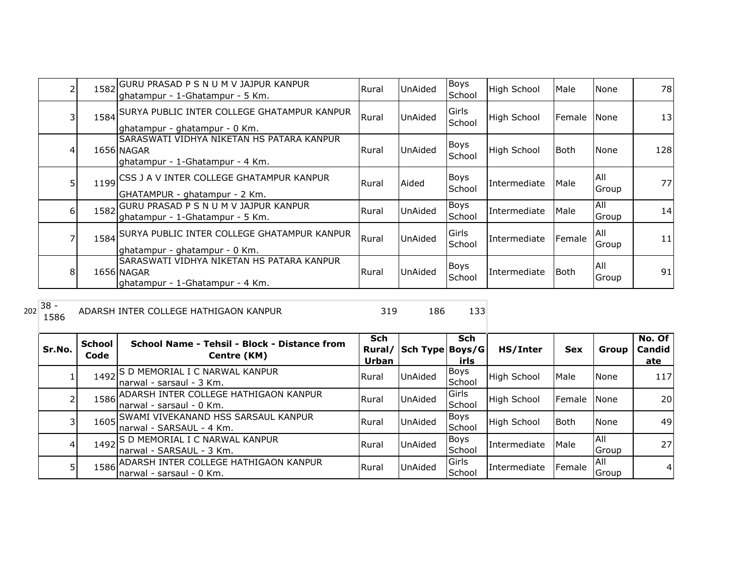| Sr.No. | School Code | School Name - Tehsil - Block - Distance from Centre (KM) | Sch Rural/ Urban | Sch Type | Sch Boys/Girls | HS/Inter | Sex | Group | No. Of Candidate |
|---|---|---|---|---|---|---|---|---|---|
| 2 | 1582 | GURU PRASAD P S N U M V JAJPUR KANPUR ghatampur - 1-Ghatampur - 5 Km. | Rural | UnAided | Boys School | High School | Male | None | 78 |
| 3 | 1584 | SURYA PUBLIC INTER COLLEGE GHATAMPUR KANPUR ghatampur - ghatampur - 0 Km. | Rural | UnAided | Girls School | High School | Female | None | 13 |
| 4 | 1656 | SARASWATI VIDHYA NIKETAN HS PATARA KANPUR NAGAR ghatampur - 1-Ghatampur - 4 Km. | Rural | UnAided | Boys School | High School | Both | None | 128 |
| 5 | 1199 | CSS J A V INTER COLLEGE GHATAMPUR KANPUR GHATAMPUR - ghatampur - 2 Km. | Rural | Aided | Boys School | Intermediate | Male | All Group | 77 |
| 6 | 1582 | GURU PRASAD P S N U M V JAJPUR KANPUR ghatampur - 1-Ghatampur - 5 Km. | Rural | UnAided | Boys School | Intermediate | Male | All Group | 14 |
| 7 | 1584 | SURYA PUBLIC INTER COLLEGE GHATAMPUR KANPUR ghatampur - ghatampur - 0 Km. | Rural | UnAided | Girls School | Intermediate | Female | All Group | 11 |
| 8 | 1656 | SARASWATI VIDHYA NIKETAN HS PATARA KANPUR NAGAR ghatampur - 1-Ghatampur - 4 Km. | Rural | UnAided | Boys School | Intermediate | Both | All Group | 91 |

| 202 | 38 - 1586 | ADARSH INTER COLLEGE HATHIGAON KANPUR | 319 | 186 | 133 |
|---|---|---|---|---|---|

| Sr.No. | School Code | School Name - Tehsil - Block - Distance from Centre (KM) | Sch Rural/ Urban | Sch Type | Sch Boys/Girls | HS/Inter | Sex | Group | No. Of Candidate |
|---|---|---|---|---|---|---|---|---|---|
| 1 | 1492 | S D MEMORIAL I C NARWAL KANPUR narwal - sarsaul - 3 Km. | Rural | UnAided | Boys School | High School | Male | None | 117 |
| 2 | 1586 | ADARSH INTER COLLEGE HATHIGAON KANPUR narwal - sarsaul - 0 Km. | Rural | UnAided | Girls School | High School | Female | None | 20 |
| 3 | 1605 | SWAMI VIVEKANAND HSS SARSAUL KANPUR narwal - SARSAUL - 4 Km. | Rural | UnAided | Boys School | High School | Both | None | 49 |
| 4 | 1492 | S D MEMORIAL I C NARWAL KANPUR narwal - SARSAUL - 3 Km. | Rural | UnAided | Boys School | Intermediate | Male | All Group | 27 |
| 5 | 1586 | ADARSH INTER COLLEGE HATHIGAON KANPUR narwal - sarsaul - 0 Km. | Rural | UnAided | Girls School | Intermediate | Female | All Group | 4 |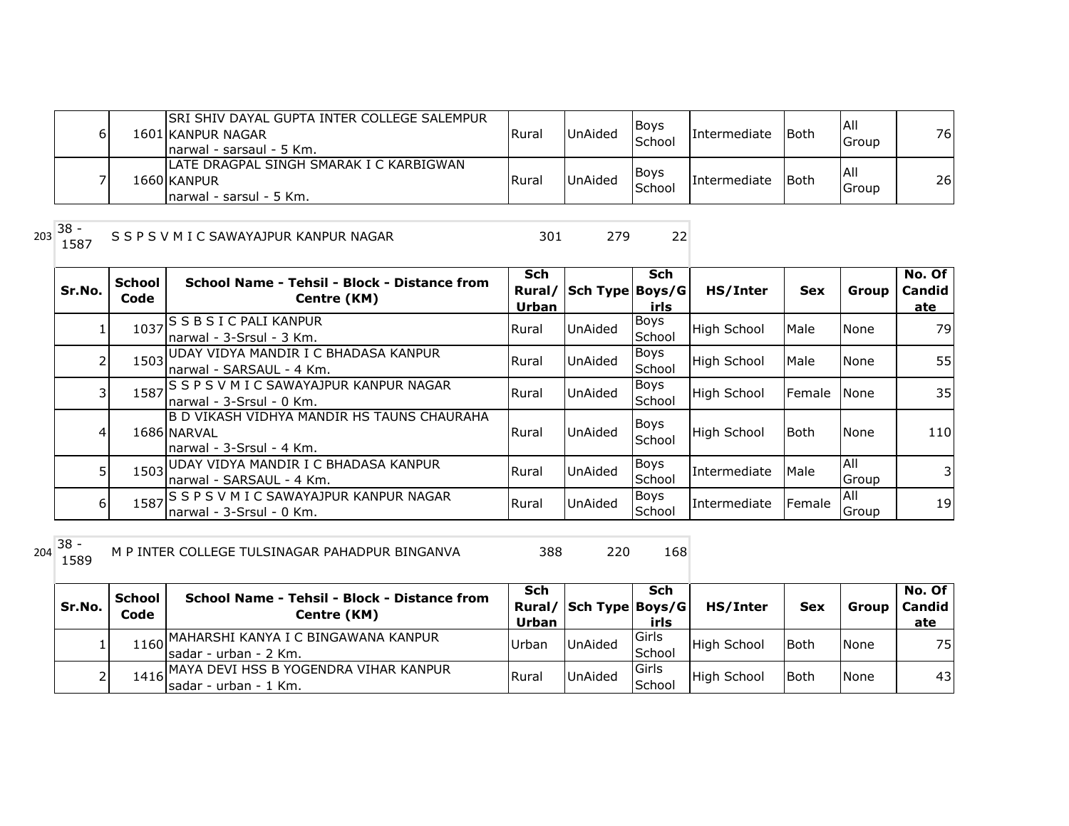| Sr.No. | School Code | School Name - Tehsil - Block - Distance from Centre (KM) | Sch Rural/ Urban | Sch Type | Sch Boys/Girls | HS/Inter | Sex | Group | No. Of Candidate |
|---|---|---|---|---|---|---|---|---|---|
| 6 | 1601 | SRI SHIV DAYAL GUPTA INTER COLLEGE SALEMPUR KANPUR NAGAR narwal - sarsaul - 5 Km. | Rural | UnAided | Boys School | Intermediate | Both | All Group | 76 |
| 7 | 1660 | LATE DRAGPAL SINGH SMARAK I C KARBIGWAN KANPUR narwal - sarsul - 5 Km. | Rural | UnAided | Boys School | Intermediate | Both | All Group | 26 |

203 | 38 - 1587 | S S P S V M I C SAWAYAJPUR KANPUR NAGAR | 301 | 279 | 22

| Sr.No. | School Code | School Name - Tehsil - Block - Distance from Centre (KM) | Sch Rural/ Urban | Sch Type | Sch Boys/Girls | HS/Inter | Sex | Group | No. Of Candidate |
|---|---|---|---|---|---|---|---|---|---|
| 1 | 1037 | S S B S I C PALI KANPUR narwal - 3-Srsul - 3 Km. | Rural | UnAided | Boys School | High School | Male | None | 79 |
| 2 | 1503 | UDAY VIDYA MANDIR I C BHADASA KANPUR narwal - SARSAUL - 4 Km. | Rural | UnAided | Boys School | High School | Male | None | 55 |
| 3 | 1587 | S S P S V M I C SAWAYAJPUR KANPUR NAGAR narwal - 3-Srsul - 0 Km. | Rural | UnAided | Boys School | High School | Female | None | 35 |
| 4 | 1686 | B D VIKASH VIDHYA MANDIR HS TAUNS CHAURAHA NARVAL narwal - 3-Srsul - 4 Km. | Rural | UnAided | Boys School | High School | Both | None | 110 |
| 5 | 1503 | UDAY VIDYA MANDIR I C BHADASA KANPUR narwal - SARSAUL - 4 Km. | Rural | UnAided | Boys School | Intermediate | Male | All Group | 3 |
| 6 | 1587 | S S P S V M I C SAWAYAJPUR KANPUR NAGAR narwal - 3-Srsul - 0 Km. | Rural | UnAided | Boys School | Intermediate | Female | All Group | 19 |

204 | 38 - 1589 | M P INTER COLLEGE TULSINAGAR PAHADPUR BINGANVA | 388 | 220 | 168

| Sr.No. | School Code | School Name - Tehsil - Block - Distance from Centre (KM) | Sch Rural/ Urban | Sch Type | Sch Boys/Girls | HS/Inter | Sex | Group | No. Of Candidate |
|---|---|---|---|---|---|---|---|---|---|
| 1 | 1160 | MAHARSHI KANYA I C BINGAWANA KANPUR sadar - urban - 2 Km. | Urban | UnAided | Girls School | High School | Both | None | 75 |
| 2 | 1416 | MAYA DEVI HSS B YOGENDRA VIHAR KANPUR sadar - urban - 1 Km. | Rural | UnAided | Girls School | High School | Both | None | 43 |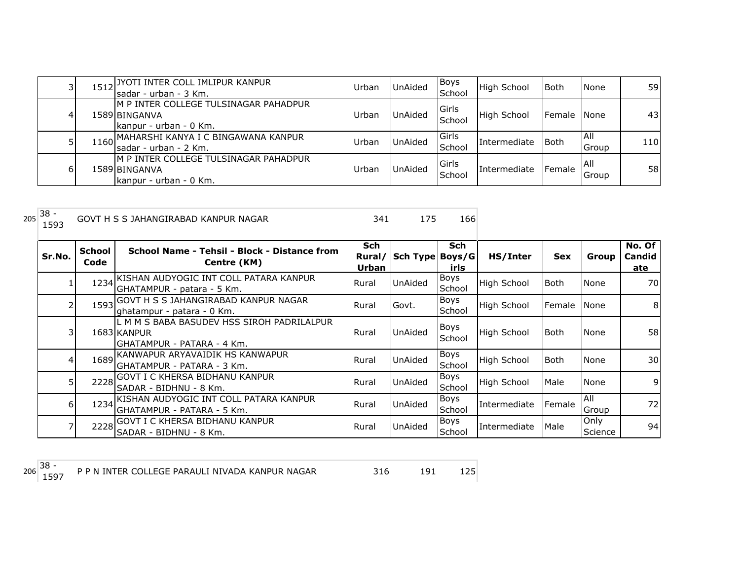| Sr.No. | School Code | School Name - Tehsil - Block - Distance from Centre (KM) | Sch Rural/ Urban | Sch Type | Sch Boys/Girls | HS/Inter | Sex | Group | No. Of Candidate |
|---|---|---|---|---|---|---|---|---|---|
| 3 | 1512 | JYOTI INTER COLL IMLIPUR KANPUR sadar - urban - 3 Km. | Urban | UnAided | Boys School | High School | Both | None | 59 |
| 4 | 1589 | M P INTER COLLEGE TULSINAGAR PAHADPUR BINGANVA kanpur - urban - 0 Km. | Urban | UnAided | Girls School | High School | Female | None | 43 |
| 5 | 1160 | MAHARSHI KANYA I C BINGAWANA KANPUR sadar - urban - 2 Km. | Urban | UnAided | Girls School | Intermediate | Both | All Group | 110 |
| 6 | 1589 | M P INTER COLLEGE TULSINAGAR PAHADPUR BINGANVA kanpur - urban - 0 Km. | Urban | UnAided | Girls School | Intermediate | Female | All Group | 58 |

| 205 | 38 - 1593 | GOVT H S S JAHANGIRABAD KANPUR NAGAR | 341 | 175 | 166 |
|---|---|---|---|---|---|

| Sr.No. | School Code | School Name - Tehsil - Block - Distance from Centre (KM) | Sch Rural/ Urban | Sch Type | Sch Boys/Girls | HS/Inter | Sex | Group | No. Of Candidate |
|---|---|---|---|---|---|---|---|---|---|
| 1 | 1234 | KISHAN AUDYOGIC INT COLL PATARA KANPUR GHATAMPUR - patara - 5 Km. | Rural | UnAided | Boys School | High School | Both | None | 70 |
| 2 | 1593 | GOVT H S S JAHANGIRABAD KANPUR NAGAR ghatampur - patara - 0 Km. | Rural | Govt. | Boys School | High School | Female | None | 8 |
| 3 | 1683 | L M M S BABA BASUDEV HSS SIROH PADRILALPUR KANPUR GHATAMPUR - PATARA - 4 Km. | Rural | UnAided | Boys School | High School | Both | None | 58 |
| 4 | 1689 | KANWAPUR ARYAVAIDIK HS KANWAPUR GHATAMPUR - PATARA - 3 Km. | Rural | UnAided | Boys School | High School | Both | None | 30 |
| 5 | 2228 | GOVT I C KHERSA BIDHANU KANPUR SADAR - BIDHNU - 8 Km. | Rural | UnAided | Boys School | High School | Male | None | 9 |
| 6 | 1234 | KISHAN AUDYOGIC INT COLL PATARA KANPUR GHATAMPUR - PATARA - 5 Km. | Rural | UnAided | Boys School | Intermediate | Female | All Group | 72 |
| 7 | 2228 | GOVT I C KHERSA BIDHANU KANPUR SADAR - BIDHNU - 8 Km. | Rural | UnAided | Boys School | Intermediate | Male | Only Science | 94 |

| 206 | 38 - 1597 | P P N INTER COLLEGE PARAULI NIVADA KANPUR NAGAR | 316 | 191 | 125 |
|---|---|---|---|---|---|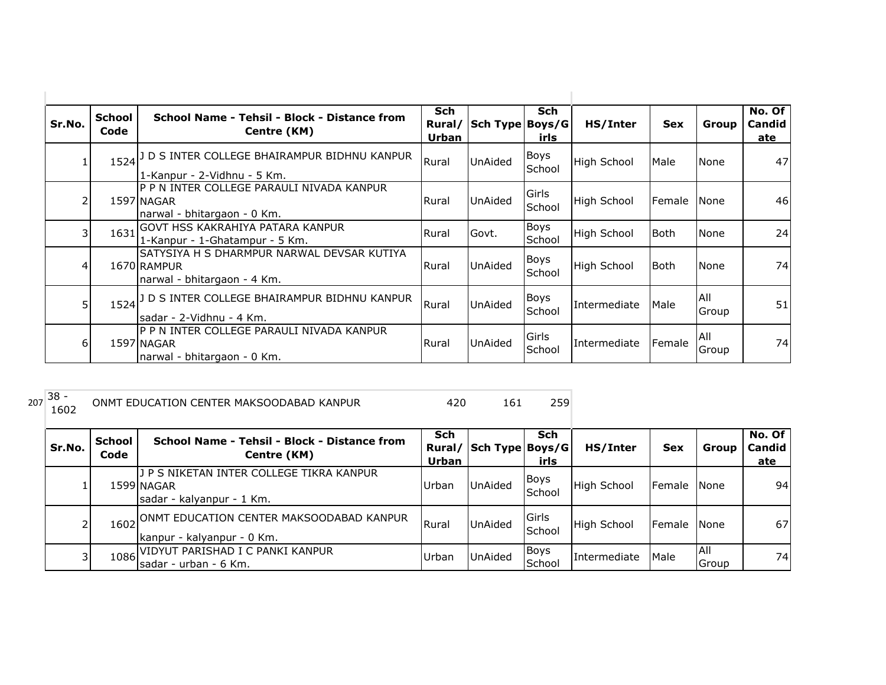| Sr.No. | School Code | School Name - Tehsil - Block - Distance from Centre (KM) | Sch Rural/ Urban | Sch Type | Sch Boys/Girls | HS/Inter | Sex | Group | No. Of Candidate |
|---|---|---|---|---|---|---|---|---|---|
| 1 | 1524 | J D S INTER COLLEGE BHAIRAMPUR BIDHNU KANPUR 1-Kanpur - 2-Vidhnu - 5 Km. | Rural | UnAided | Boys School | High School | Male | None | 47 |
| 2 | 1597 | P P N INTER COLLEGE PARAULI NIVADA KANPUR NAGAR narwal - bhitargaon - 0 Km. | Rural | UnAided | Girls School | High School | Female | None | 46 |
| 3 | 1631 | GOVT HSS KAKRAHIYA PATARA KANPUR 1-Kanpur - 1-Ghatampur - 5 Km. | Rural | Govt. | Boys School | High School | Both | None | 24 |
| 4 | 1670 | SATYSIYA H S DHARMPUR NARWAL DEVSAR KUTIYA RAMPUR narwal - bhitargaon - 4 Km. | Rural | UnAided | Boys School | High School | Both | None | 74 |
| 5 | 1524 | J D S INTER COLLEGE BHAIRAMPUR BIDHNU KANPUR sadar - 2-Vidhnu - 4 Km. | Rural | UnAided | Boys School | Intermediate | Male | All Group | 51 |
| 6 | 1597 | P P N INTER COLLEGE PARAULI NIVADA KANPUR NAGAR narwal - bhitargaon - 0 Km. | Rural | UnAided | Girls School | Intermediate | Female | All Group | 74 |

207 | 38 - 1602 | ONMT EDUCATION CENTER MAKSOODABAD KANPUR | 420 | 161 | 259

| Sr.No. | School Code | School Name - Tehsil - Block - Distance from Centre (KM) | Sch Rural/ Urban | Sch Type | Sch Boys/Girls | HS/Inter | Sex | Group | No. Of Candidate |
|---|---|---|---|---|---|---|---|---|---|
| 1 | 1599 | J P S NIKETAN INTER COLLEGE TIKRA KANPUR NAGAR sadar - kalyanpur - 1 Km. | Urban | UnAided | Boys School | High School | Female | None | 94 |
| 2 | 1602 | ONMT EDUCATION CENTER MAKSOODABAD KANPUR kanpur - kalyanpur - 0 Km. | Rural | UnAided | Girls School | High School | Female | None | 67 |
| 3 | 1086 | VIDYUT PARISHAD I C PANKI KANPUR sadar - urban - 6 Km. | Urban | UnAided | Boys School | Intermediate | Male | All Group | 74 |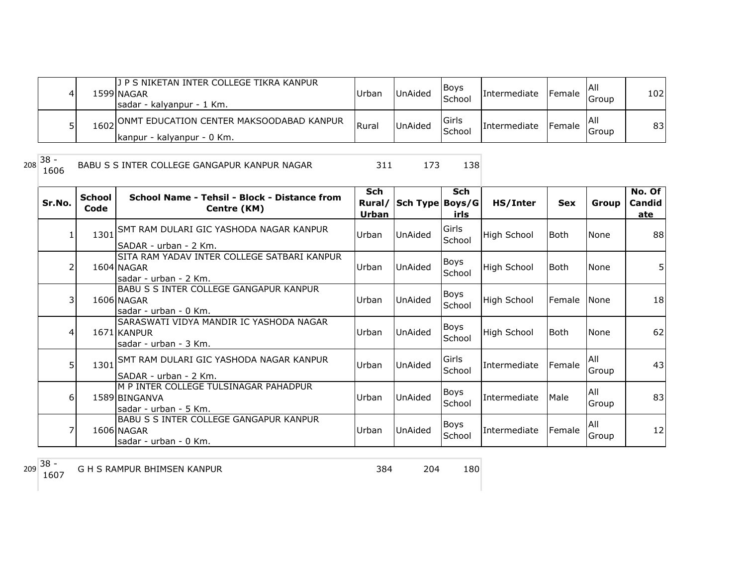| Sr.No. | School Code | School Name - Tehsil - Block - Distance from Centre (KM) | Sch Rural/ Urban | Sch Type | Sch Boys/Girls | HS/Inter | Sex | Group | No. Of Candidate |
|---|---|---|---|---|---|---|---|---|---|
| 4 | 1599 | J P S NIKETAN INTER COLLEGE TIKRA KANPUR NAGAR<br>sadar - kalyanpur - 1 Km. | Urban | UnAided | Boys School | Intermediate | Female | All Group | 102 |
| 5 | 1602 | ONMT EDUCATION CENTER MAKSOODABAD KANPUR<br>kanpur - kalyanpur - 0 Km. | Rural | UnAided | Girls School | Intermediate | Female | All Group | 83 |

| 208 | 38 - 1606 | BABU S S INTER COLLEGE GANGAPUR KANPUR NAGAR | 311 | 173 | 138 |
|---|---|---|---|---|---|

| Sr.No. | School Code | School Name - Tehsil - Block - Distance from Centre (KM) | Sch Rural/ Urban | Sch Type | Sch Boys/Girls | HS/Inter | Sex | Group | No. Of Candidate |
|---|---|---|---|---|---|---|---|---|---|
| 1 | 1301 | SMT RAM DULARI GIC YASHODA NAGAR KANPUR<br>SADAR - urban - 2 Km. | Urban | UnAided | Girls School | High School | Both | None | 88 |
| 2 | 1604 | SITA RAM YADAV INTER COLLEGE SATBARI KANPUR NAGAR<br>sadar - urban - 2 Km. | Urban | UnAided | Boys School | High School | Both | None | 5 |
| 3 | 1606 | BABU S S INTER COLLEGE GANGAPUR KANPUR NAGAR<br>sadar - urban - 0 Km. | Urban | UnAided | Boys School | High School | Female | None | 18 |
| 4 | 1671 | SARASWATI VIDYA MANDIR IC YASHODA NAGAR KANPUR<br>sadar - urban - 3 Km. | Urban | UnAided | Boys School | High School | Both | None | 62 |
| 5 | 1301 | SMT RAM DULARI GIC YASHODA NAGAR KANPUR<br>SADAR - urban - 2 Km. | Urban | UnAided | Girls School | Intermediate | Female | All Group | 43 |
| 6 | 1589 | M P INTER COLLEGE TULSINAGAR PAHADPUR BINGANVA<br>sadar - urban - 5 Km. | Urban | UnAided | Boys School | Intermediate | Male | All Group | 83 |
| 7 | 1606 | BABU S S INTER COLLEGE GANGAPUR KANPUR NAGAR<br>sadar - urban - 0 Km. | Urban | UnAided | Boys School | Intermediate | Female | All Group | 12 |

| 209 | 38 - 1607 | G H S RAMPUR BHIMSEN KANPUR | 384 | 204 | 180 |
|---|---|---|---|---|---|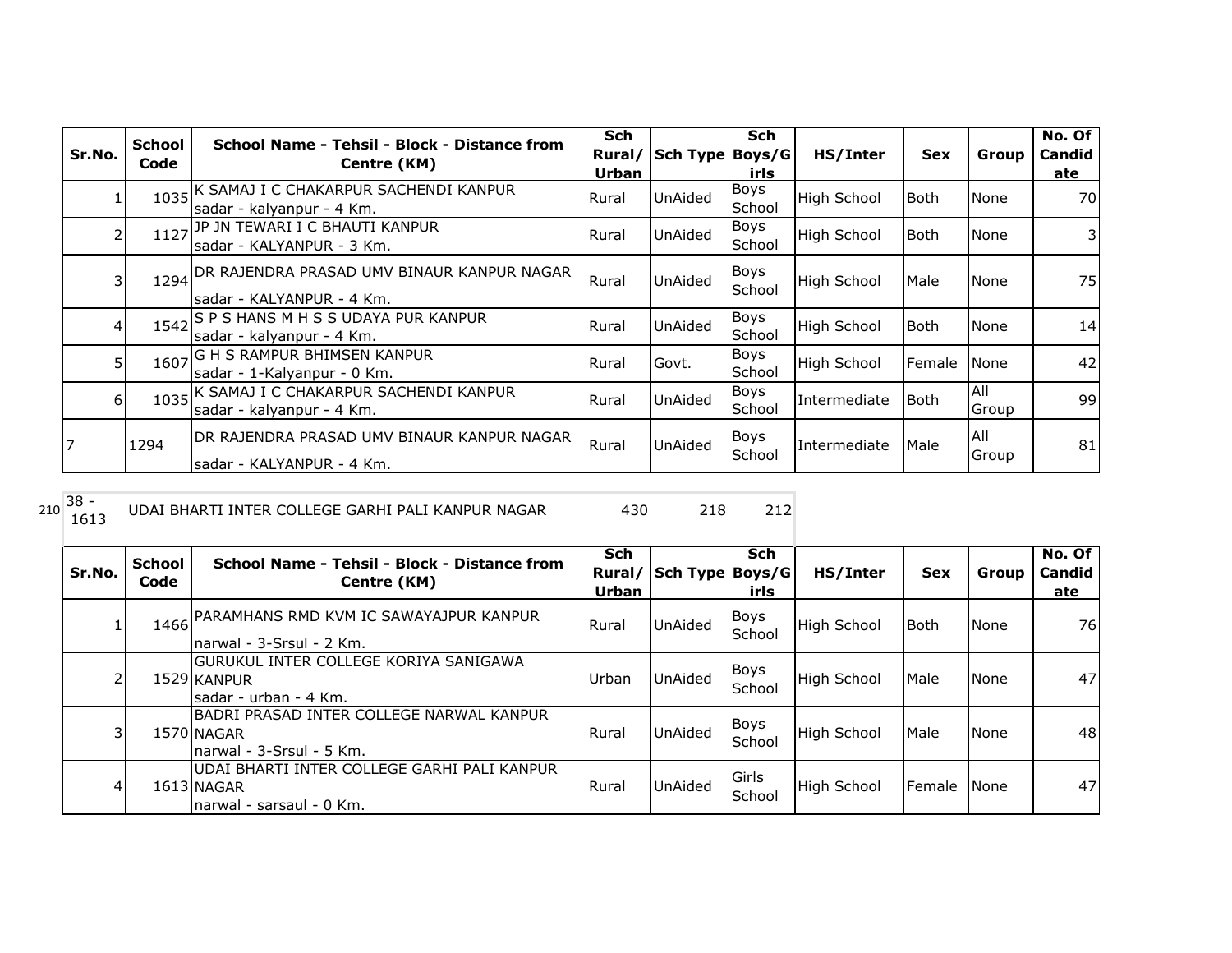| Sr.No. | School Code | School Name - Tehsil - Block - Distance from Centre (KM) | Sch Rural/ Urban | Sch Type | Sch Boys/Girls | HS/Inter | Sex | Group | No. Of Candidate |
|---|---|---|---|---|---|---|---|---|---|
| 1 | 1035 | K SAMAJ I C CHAKARPUR SACHENDI KANPUR sadar - kalyanpur - 4 Km. | Rural | UnAided | Boys School | High School | Both | None | 70 |
| 2 | 1127 | JP JN TEWARI I C BHAUTI KANPUR sadar - KALYANPUR - 3 Km. | Rural | UnAided | Boys School | High School | Both | None | 3 |
| 3 | 1294 | DR RAJENDRA PRASAD UMV BINAUR KANPUR NAGAR sadar - KALYANPUR - 4 Km. | Rural | UnAided | Boys School | High School | Male | None | 75 |
| 4 | 1542 | S P S HANS M H S S UDAYA PUR KANPUR sadar - kalyanpur - 4 Km. | Rural | UnAided | Boys School | High School | Both | None | 14 |
| 5 | 1607 | G H S RAMPUR BHIMSEN KANPUR sadar - 1-Kalyanpur - 0 Km. | Rural | Govt. | Boys School | High School | Female | None | 42 |
| 6 | 1035 | K SAMAJ I C CHAKARPUR SACHENDI KANPUR sadar - kalyanpur - 4 Km. | Rural | UnAided | Boys School | Intermediate | Both | All Group | 99 |
| 7 | 1294 | DR RAJENDRA PRASAD UMV BINAUR KANPUR NAGAR sadar - KALYANPUR - 4 Km. | Rural | UnAided | Boys School | Intermediate | Male | All Group | 81 |

| 210 | 38 - 1613 | UDAI BHARTI INTER COLLEGE GARHI PALI KANPUR NAGAR | 430 | 218 | 212 |
|---|---|---|---|---|---|

| Sr.No. | School Code | School Name - Tehsil - Block - Distance from Centre (KM) | Sch Rural/ Urban | Sch Type | Sch Boys/Girls | HS/Inter | Sex | Group | No. Of Candidate |
|---|---|---|---|---|---|---|---|---|---|
| 1 | 1466 | PARAMHANS RMD KVM IC SAWAYAJPUR KANPUR narwal - 3-Srsul - 2 Km. | Rural | UnAided | Boys School | High School | Both | None | 76 |
| 2 | 1529 | GURUKUL INTER COLLEGE KORIYA SANIGAWA KANPUR sadar - urban - 4 Km. | Urban | UnAided | Boys School | High School | Male | None | 47 |
| 3 | 1570 | BADRI PRASAD INTER COLLEGE NARWAL KANPUR NAGAR narwal - 3-Srsul - 5 Km. | Rural | UnAided | Boys School | High School | Male | None | 48 |
| 4 | 1613 | UDAI BHARTI INTER COLLEGE GARHI PALI KANPUR NAGAR narwal - sarsaul - 0 Km. | Rural | UnAided | Girls School | High School | Female | None | 47 |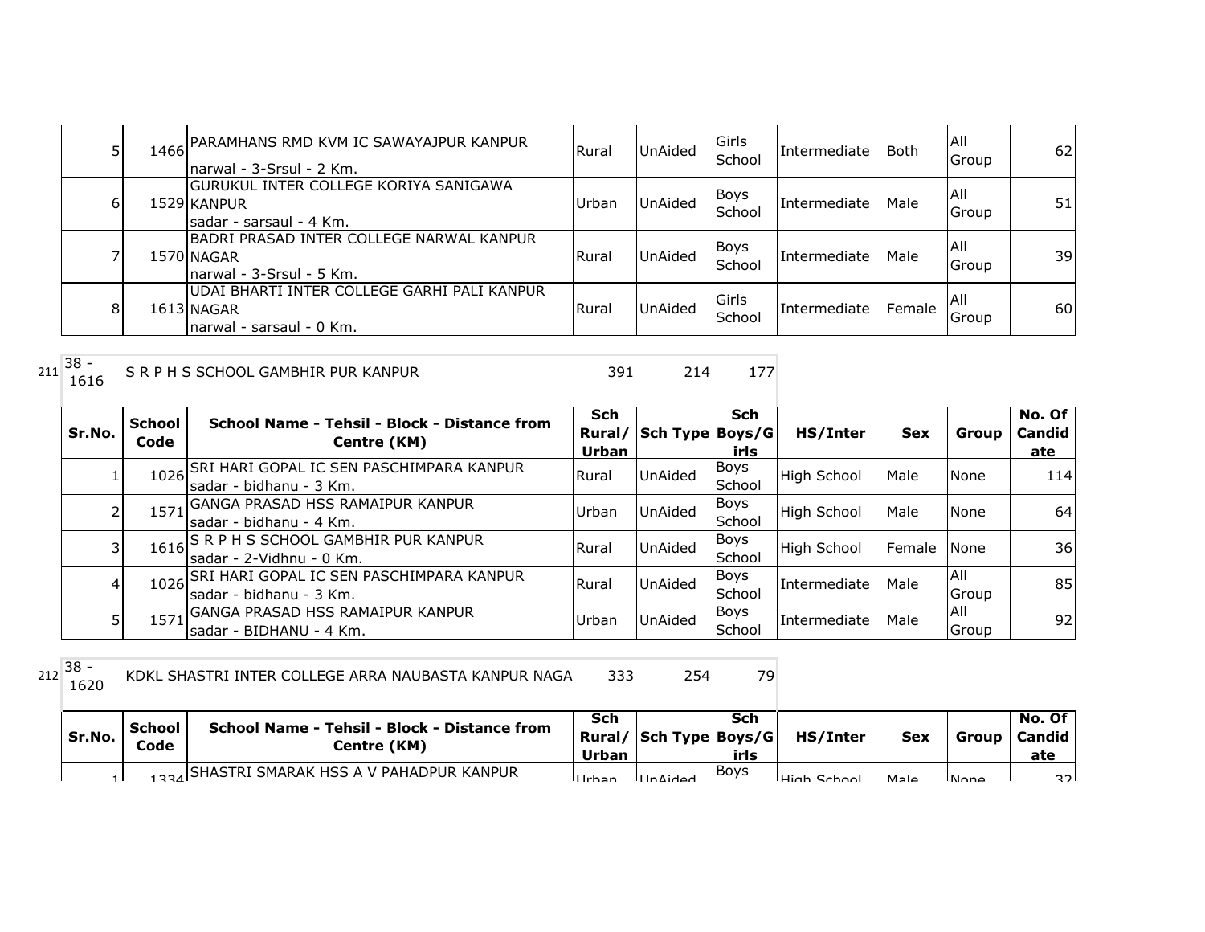| Sr.No. | School Code | School Name - Tehsil - Block - Distance from Centre (KM) | Sch Rural/ Urban | Sch Type | Sch Boys/G irls | HS/Inter | Sex | Group | No. Of Candid ate |
|---|---|---|---|---|---|---|---|---|---|
| 5 | 1466 | PARAMHANS RMD KVM IC SAWAYAJPUR KANPUR narwal - 3-Srsul - 2 Km. | Rural | UnAided | Girls School | Intermediate | Both | All Group | 62 |
| 6 | 1529 | GURUKUL INTER COLLEGE KORIYA SANIGAWA KANPUR sadar - sarsaul - 4 Km. | Urban | UnAided | Boys School | Intermediate | Male | All Group | 51 |
| 7 | 1570 | BADRI PRASAD INTER COLLEGE NARWAL KANPUR NAGAR narwal - 3-Srsul - 5 Km. | Rural | UnAided | Boys School | Intermediate | Male | All Group | 39 |
| 8 | 1613 | UDAI BHARTI INTER COLLEGE GARHI PALI KANPUR NAGAR narwal - sarsaul - 0 Km. | Rural | UnAided | Girls School | Intermediate | Female | All Group | 60 |

| 211 | 38 - 1616 | S R P H S SCHOOL GAMBHIR PUR KANPUR | 391 | 214 | 177 |
|---|---|---|---|---|---|

| Sr.No. | School Code | School Name - Tehsil - Block - Distance from Centre (KM) | Sch Rural/ Urban | Sch Type | Sch Boys/G irls | HS/Inter | Sex | Group | No. Of Candid ate |
|---|---|---|---|---|---|---|---|---|---|
| 1 | 1026 | SRI HARI GOPAL IC SEN PASCHIMPARA KANPUR sadar - bidhanu - 3 Km. | Rural | UnAided | Boys School | High School | Male | None | 114 |
| 2 | 1571 | GANGA PRASAD HSS RAMAIPUR KANPUR sadar - bidhanu - 4 Km. | Urban | UnAided | Boys School | High School | Male | None | 64 |
| 3 | 1616 | S R P H S SCHOOL GAMBHIR PUR KANPUR sadar - 2-Vidhnu - 0 Km. | Rural | UnAided | Boys School | High School | Female | None | 36 |
| 4 | 1026 | SRI HARI GOPAL IC SEN PASCHIMPARA KANPUR sadar - bidhanu - 3 Km. | Rural | UnAided | Boys School | Intermediate | Male | All Group | 85 |
| 5 | 1571 | GANGA PRASAD HSS RAMAIPUR KANPUR sadar - BIDHANU - 4 Km. | Urban | UnAided | Boys School | Intermediate | Male | All Group | 92 |

| 212 | 38 - 1620 | KDKL SHASTRI INTER COLLEGE ARRA NAUBASTA KANPUR NAGA | 333 | 254 | 79 |
|---|---|---|---|---|---|

| Sr.No. | School Code | School Name - Tehsil - Block - Distance from Centre (KM) | Sch Rural/ Urban | Sch Type | Sch Boys/G irls | HS/Inter | Sex | Group | No. Of Candid ate |
|---|---|---|---|---|---|---|---|---|---|
| 1 | 1334 | SHASTRI SMARAK HSS A V PAHADPUR KANPUR | Urban | UnAided | Boys | High School | Male | None | 32 |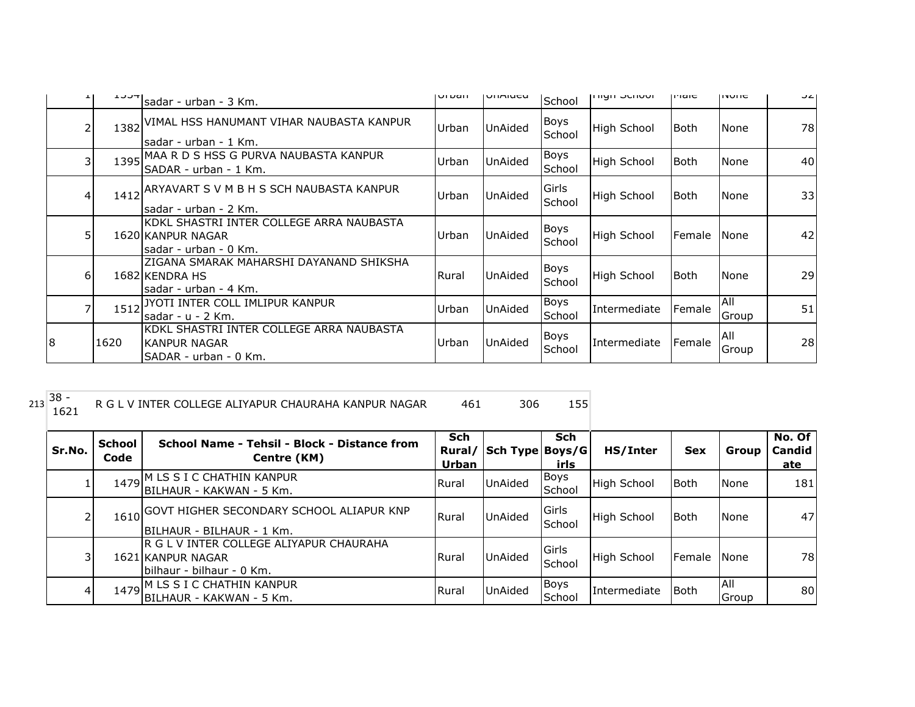| | | | | | | | | | |
|---|---|---|---|---|---|---|---|---|---|
| 1 | 1354 | sadar - urban - 3 Km. | Urban | UnAided | School | High School | Male | None | 32 |
| 2 | 1382 | VIMAL HSS HANUMANT VIHAR NAUBASTA KANPUR<br>sadar - urban - 1 Km. | Urban | UnAided | Boys School | High School | Both | None | 78 |
| 3 | 1395 | MAA R D S HSS G PURVA NAUBASTA KANPUR<br>SADAR - urban - 1 Km. | Urban | UnAided | Boys School | High School | Both | None | 40 |
| 4 | 1412 | ARYAVART S V M B H S SCH NAUBASTA KANPUR<br>sadar - urban - 2 Km. | Urban | UnAided | Girls School | High School | Both | None | 33 |
| 5 | 1620 | KDKL SHASTRI INTER COLLEGE ARRA NAUBASTA KANPUR NAGAR<br>sadar - urban - 0 Km. | Urban | UnAided | Boys School | High School | Female | None | 42 |
| 6 | 1682 | ZIGANA SMARAK MAHARSHI DAYANAND SHIKSHA KENDRA HS<br>sadar - urban - 4 Km. | Rural | UnAided | Boys School | High School | Both | None | 29 |
| 7 | 1512 | JYOTI INTER COLL IMLIPUR KANPUR<br>sadar - u - 2 Km. | Urban | UnAided | Boys School | Intermediate | Female | All Group | 51 |
| 8 | 1620 | KDKL SHASTRI INTER COLLEGE ARRA NAUBASTA KANPUR NAGAR<br>SADAR - urban - 0 Km. | Urban | UnAided | Boys School | Intermediate | Female | All Group | 28 |

213 | 38 - 1621 | R G L V INTER COLLEGE ALIYAPUR CHAURAHA KANPUR NAGAR | 461 | 306 | 155

| Sr.No. | School Code | School Name - Tehsil - Block - Distance from Centre (KM) | Sch Rural/ Urban | Sch Type | Sch Boys/Girls | HS/Inter | Sex | Group | No. Of Candidate |
|---|---|---|---|---|---|---|---|---|---|
| 1 | 1479 | M LS S I C CHATHIN KANPUR<br>BILHAUR - KAKWAN - 5 Km. | Rural | UnAided | Boys School | High School | Both | None | 181 |
| 2 | 1610 | GOVT HIGHER SECONDARY SCHOOL ALIAPUR KNP<br>BILHAUR - BILHAUR - 1 Km. | Rural | UnAided | Girls School | High School | Both | None | 47 |
| 3 | 1621 | R G L V INTER COLLEGE ALIYAPUR CHAURAHA KANPUR NAGAR<br>bilhaur - bilhaur - 0 Km. | Rural | UnAided | Girls School | High School | Female | None | 78 |
| 4 | 1479 | M LS S I C CHATHIN KANPUR<br>BILHAUR - KAKWAN - 5 Km. | Rural | UnAided | Boys School | Intermediate | Both | All Group | 80 |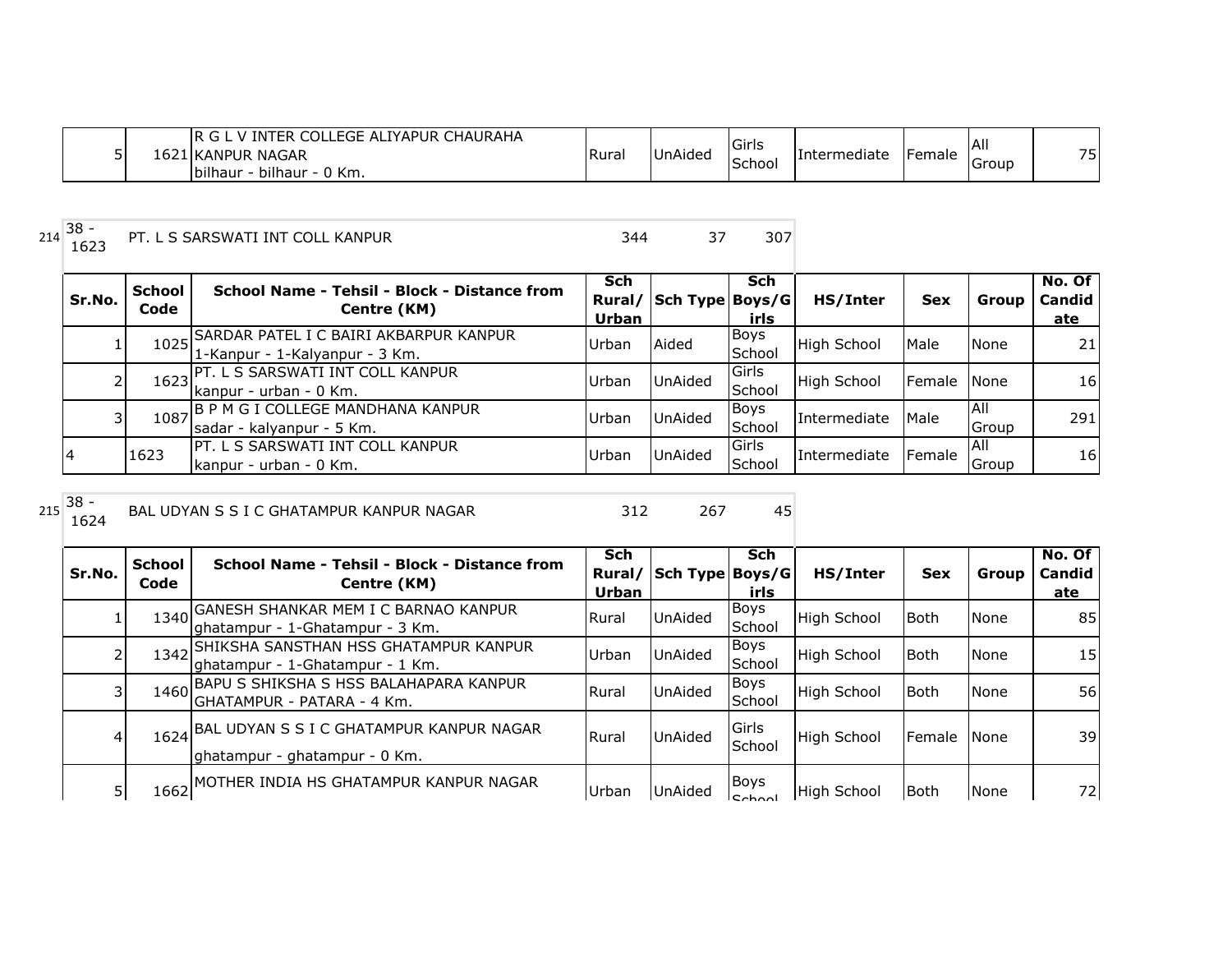| | | | | | | | | |
|---|---|---|---|---|---|---|---|---|
| 5 | 1621 | R G L V INTER COLLEGE ALIYAPUR CHAURAHA KANPUR NAGAR bilhaur - bilhaur - 0 Km. | Rural | UnAided | Girls School | Intermediate | Female | All Group | 75 |

214 38 - 1623 PT. L S SARSWATI INT COLL KANPUR 344 37 307

| Sr.No. | School Code | School Name - Tehsil - Block - Distance from Centre (KM) | Sch Rural/ Urban | Sch Type | Sch Boys/Girls | HS/Inter | Sex | Group | No. Of Candidate |
|---|---|---|---|---|---|---|---|---|---|
| 1 | 1025 | SARDAR PATEL I C BAIRI AKBARPUR KANPUR 1-Kanpur - 1-Kalyanpur - 3 Km. | Urban | Aided | Boys School | High School | Male | None | 21 |
| 2 | 1623 | PT. L S SARSWATI INT COLL KANPUR kanpur - urban - 0 Km. | Urban | UnAided | Girls School | High School | Female | None | 16 |
| 3 | 1087 | B P M G I COLLEGE MANDHANA KANPUR sadar - kalyanpur - 5 Km. | Urban | UnAided | Boys School | Intermediate | Male | All Group | 291 |
| 4 | 1623 | PT. L S SARSWATI INT COLL KANPUR kanpur - urban - 0 Km. | Urban | UnAided | Girls School | Intermediate | Female | All Group | 16 |

215 38 - 1624 BAL UDYAN S S I C GHATAMPUR KANPUR NAGAR 312 267 45

| Sr.No. | School Code | School Name - Tehsil - Block - Distance from Centre (KM) | Sch Rural/ Urban | Sch Type | Sch Boys/Girls | HS/Inter | Sex | Group | No. Of Candidate |
|---|---|---|---|---|---|---|---|---|---|
| 1 | 1340 | GANESH SHANKAR MEM I C BARNAO KANPUR ghatampur - 1-Ghatampur - 3 Km. | Rural | UnAided | Boys School | High School | Both | None | 85 |
| 2 | 1342 | SHIKSHA SANSTHAN HSS GHATAMPUR KANPUR ghatampur - 1-Ghatampur - 1 Km. | Urban | UnAided | Boys School | High School | Both | None | 15 |
| 3 | 1460 | BAPU S SHIKSHA S HSS BALAHAPARA KANPUR GHATAMPUR - PATARA - 4 Km. | Rural | UnAided | Boys School | High School | Both | None | 56 |
| 4 | 1624 | BAL UDYAN S S I C GHATAMPUR KANPUR NAGAR ghatampur - ghatampur - 0 Km. | Rural | UnAided | Girls School | High School | Female | None | 39 |
| 5 | 1662 | MOTHER INDIA HS GHATAMPUR KANPUR NAGAR | Urban | UnAided | Boys School | High School | Both | None | 72 |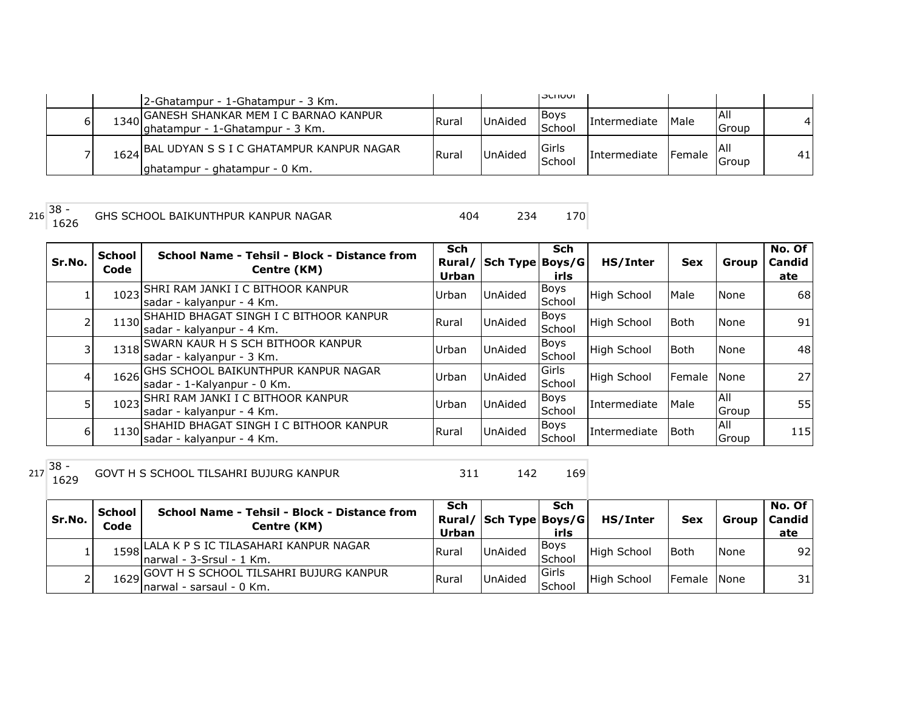| | | 2-Ghatampur - 1-Ghatampur - 3 Km. | | | School | | | | |
|---|---|---|---|---|---|---|---|---|---|
| 6 | 1340 | GANESH SHANKAR MEM I C BARNAO KANPUR ghatampur - 1-Ghatampur - 3 Km. | Rural | UnAided | Boys School | Intermediate | Male | All Group | 4 |
| 7 | 1624 | BAL UDYAN S S I C GHATAMPUR KANPUR NAGAR ghatampur - ghatampur - 0 Km. | Rural | UnAided | Girls School | Intermediate | Female | All Group | 41 |

| 216 | 38 - 1626 | GHS SCHOOL BAIKUNTHPUR KANPUR NAGAR | 404 | 234 | 170 |
|---|---|---|---|---|---|

| Sr.No. | School Code | School Name - Tehsil - Block - Distance from Centre (KM) | Sch Rural/ Urban | Sch Type | Sch Boys/Girls | HS/Inter | Sex | Group | No. Of Candidate |
|---|---|---|---|---|---|---|---|---|---|
| 1 | 1023 | SHRI RAM JANKI I C BITHOOR KANPUR sadar - kalyanpur - 4 Km. | Urban | UnAided | Boys School | High School | Male | None | 68 |
| 2 | 1130 | SHAHID BHAGAT SINGH I C BITHOOR KANPUR sadar - kalyanpur - 4 Km. | Rural | UnAided | Boys School | High School | Both | None | 91 |
| 3 | 1318 | SWARN KAUR H S SCH BITHOOR KANPUR sadar - kalyanpur - 3 Km. | Urban | UnAided | Boys School | High School | Both | None | 48 |
| 4 | 1626 | GHS SCHOOL BAIKUNTHPUR KANPUR NAGAR sadar - 1-Kalyanpur - 0 Km. | Urban | UnAided | Girls School | High School | Female | None | 27 |
| 5 | 1023 | SHRI RAM JANKI I C BITHOOR KANPUR sadar - kalyanpur - 4 Km. | Urban | UnAided | Boys School | Intermediate | Male | All Group | 55 |
| 6 | 1130 | SHAHID BHAGAT SINGH I C BITHOOR KANPUR sadar - kalyanpur - 4 Km. | Rural | UnAided | Boys School | Intermediate | Both | All Group | 115 |

| 217 | 38 - 1629 | GOVT H S SCHOOL TILSAHRI BUJURG KANPUR | 311 | 142 | 169 |
|---|---|---|---|---|---|

| Sr.No. | School Code | School Name - Tehsil - Block - Distance from Centre (KM) | Sch Rural/ Urban | Sch Type | Sch Boys/Girls | HS/Inter | Sex | Group | No. Of Candidate |
|---|---|---|---|---|---|---|---|---|---|
| 1 | 1598 | LALA K P S IC TILASAHARI KANPUR NAGAR narwal - 3-Srsul - 1 Km. | Rural | UnAided | Boys School | High School | Both | None | 92 |
| 2 | 1629 | GOVT H S SCHOOL TILSAHRI BUJURG KANPUR narwal - sarsaul - 0 Km. | Rural | UnAided | Girls School | High School | Female | None | 31 |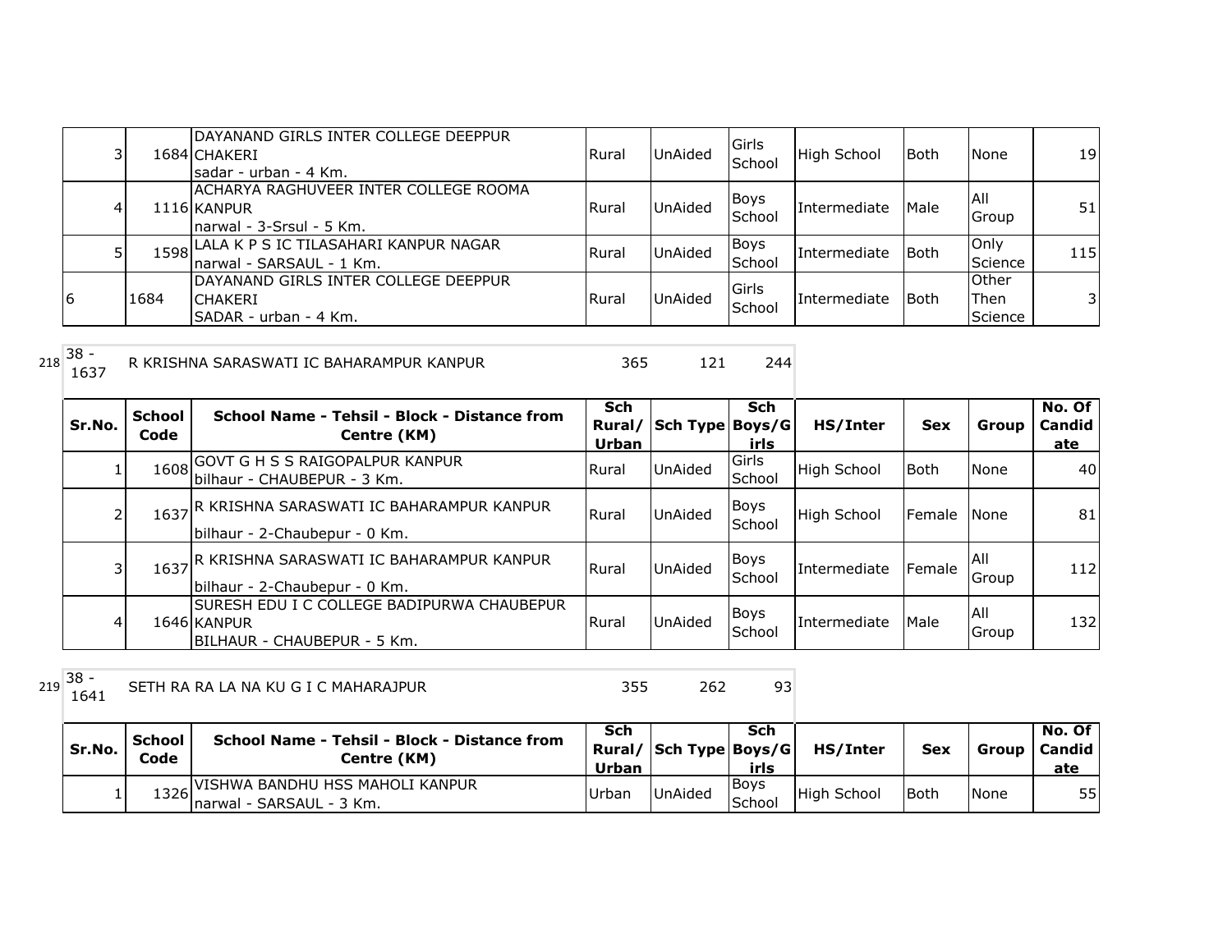| Sr.No. | School Code | School Name - Tehsil - Block - Distance from Centre (KM) | Sch Rural/ Urban | Sch Type | Sch Boys/G irls | HS/Inter | Sex | Group | No. Of Candid ate |
|---|---|---|---|---|---|---|---|---|---|
| 3 | 1684 | DAYANAND GIRLS INTER COLLEGE DEEPPUR CHAKERI sadar - urban - 4 Km. | Rural | UnAided | Girls School | High School | Both | None | 19 |
| 4 | 1116 | ACHARYA RAGHUVEER INTER COLLEGE ROOMA KANPUR narwal - 3-Srsul - 5 Km. | Rural | UnAided | Boys School | Intermediate | Male | All Group | 51 |
| 5 | 1598 | LALA K P S IC TILASAHARI KANPUR NAGAR narwal - SARSAUL - 1 Km. | Rural | UnAided | Boys School | Intermediate | Both | Only Science | 115 |
| 6 | 1684 | DAYANAND GIRLS INTER COLLEGE DEEPPUR CHAKERI SADAR - urban - 4 Km. | Rural | UnAided | Girls School | Intermediate | Both | Other Then Science | 3 |

| 218 | 38 - 1637 | R KRISHNA SARASWATI IC BAHARAMPUR KANPUR | 365 | 121 | 244 |
|---|---|---|---|---|---|

| Sr.No. | School Code | School Name - Tehsil - Block - Distance from Centre (KM) | Sch Rural/ Urban | Sch Type | Sch Boys/G irls | HS/Inter | Sex | Group | No. Of Candid ate |
|---|---|---|---|---|---|---|---|---|---|
| 1 | 1608 | GOVT G H S S RAIGOPALPUR KANPUR bilhaur - CHAUBEPUR - 3 Km. | Rural | UnAided | Girls School | High School | Both | None | 40 |
| 2 | 1637 | R KRISHNA SARASWATI IC BAHARAMPUR KANPUR bilhaur - 2-Chaubepur - 0 Km. | Rural | UnAided | Boys School | High School | Female | None | 81 |
| 3 | 1637 | R KRISHNA SARASWATI IC BAHARAMPUR KANPUR bilhaur - 2-Chaubepur - 0 Km. | Rural | UnAided | Boys School | Intermediate | Female | All Group | 112 |
| 4 | 1646 | SURESH EDU I C COLLEGE BADIPURWA CHAUBEPUR KANPUR BILHAUR - CHAUBEPUR - 5 Km. | Rural | UnAided | Boys School | Intermediate | Male | All Group | 132 |

| 219 | 38 - 1641 | SETH RA RA LA NA KU G I C MAHARAJPUR | 355 | 262 | 93 |
|---|---|---|---|---|---|

| Sr.No. | School Code | School Name - Tehsil - Block - Distance from Centre (KM) | Sch Rural/ Urban | Sch Type | Sch Boys/G irls | HS/Inter | Sex | Group | No. Of Candid ate |
|---|---|---|---|---|---|---|---|---|---|
| 1 | 1326 | VISHWA BANDHU HSS MAHOLI KANPUR narwal - SARSAUL - 3 Km. | Urban | UnAided | Boys School | High School | Both | None | 55 |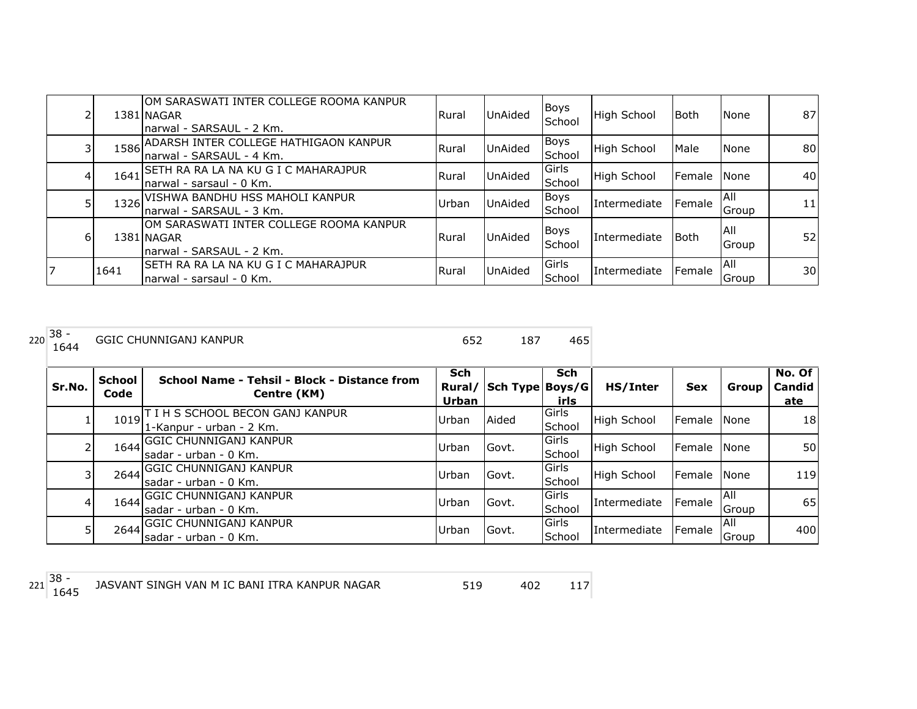| Sr.No. | School Code | School Name - Tehsil - Block - Distance from Centre (KM) | Sch Rural/ Urban | Sch Type | Sch Boys/Girls | HS/Inter | Sex | Group | No. Of Candidate |
|---|---|---|---|---|---|---|---|---|---|
| 2 | 1381 | OM SARASWATI INTER COLLEGE ROOMA KANPUR NAGAR narwal - SARSAUL - 2 Km. | Rural | UnAided | Boys School | High School | Both | None | 87 |
| 3 | 1586 | ADARSH INTER COLLEGE HATHIGAON KANPUR narwal - SARSAUL - 4 Km. | Rural | UnAided | Boys School | High School | Male | None | 80 |
| 4 | 1641 | SETH RA RA LA NA KU G I C MAHARAJPUR narwal - sarsaul - 0 Km. | Rural | UnAided | Girls School | High School | Female | None | 40 |
| 5 | 1326 | VISHWA BANDHU HSS MAHOLI KANPUR narwal - SARSAUL - 3 Km. | Urban | UnAided | Boys School | Intermediate | Female | All Group | 11 |
| 6 | 1381 | OM SARASWATI INTER COLLEGE ROOMA KANPUR NAGAR narwal - SARSAUL - 2 Km. | Rural | UnAided | Boys School | Intermediate | Both | All Group | 52 |
| 7 | 1641 | SETH RA RA LA NA KU G I C MAHARAJPUR narwal - sarsaul - 0 Km. | Rural | UnAided | Girls School | Intermediate | Female | All Group | 30 |

| 220 | 38 - 1644 | GGIC CHUNNIGANJ KANPUR | 652 | 187 | 465 |
|---|---|---|---|---|---|

| Sr.No. | School Code | School Name - Tehsil - Block - Distance from Centre (KM) | Sch Rural/ Urban | Sch Type | Sch Boys/Girls | HS/Inter | Sex | Group | No. Of Candidate |
|---|---|---|---|---|---|---|---|---|---|
| 1 | 1019 | T I H S SCHOOL BECON GANJ KANPUR 1-Kanpur - urban - 2 Km. | Urban | Aided | Girls School | High School | Female | None | 18 |
| 2 | 1644 | GGIC CHUNNIGANJ KANPUR sadar - urban - 0 Km. | Urban | Govt. | Girls School | High School | Female | None | 50 |
| 3 | 2644 | GGIC CHUNNIGANJ KANPUR sadar - urban - 0 Km. | Urban | Govt. | Girls School | High School | Female | None | 119 |
| 4 | 1644 | GGIC CHUNNIGANJ KANPUR sadar - urban - 0 Km. | Urban | Govt. | Girls School | Intermediate | Female | All Group | 65 |
| 5 | 2644 | GGIC CHUNNIGANJ KANPUR sadar - urban - 0 Km. | Urban | Govt. | Girls School | Intermediate | Female | All Group | 400 |

| 221 | 38 - 1645 | JASVANT SINGH VAN M IC BANI ITRA KANPUR NAGAR | 519 | 402 | 117 |
|---|---|---|---|---|---|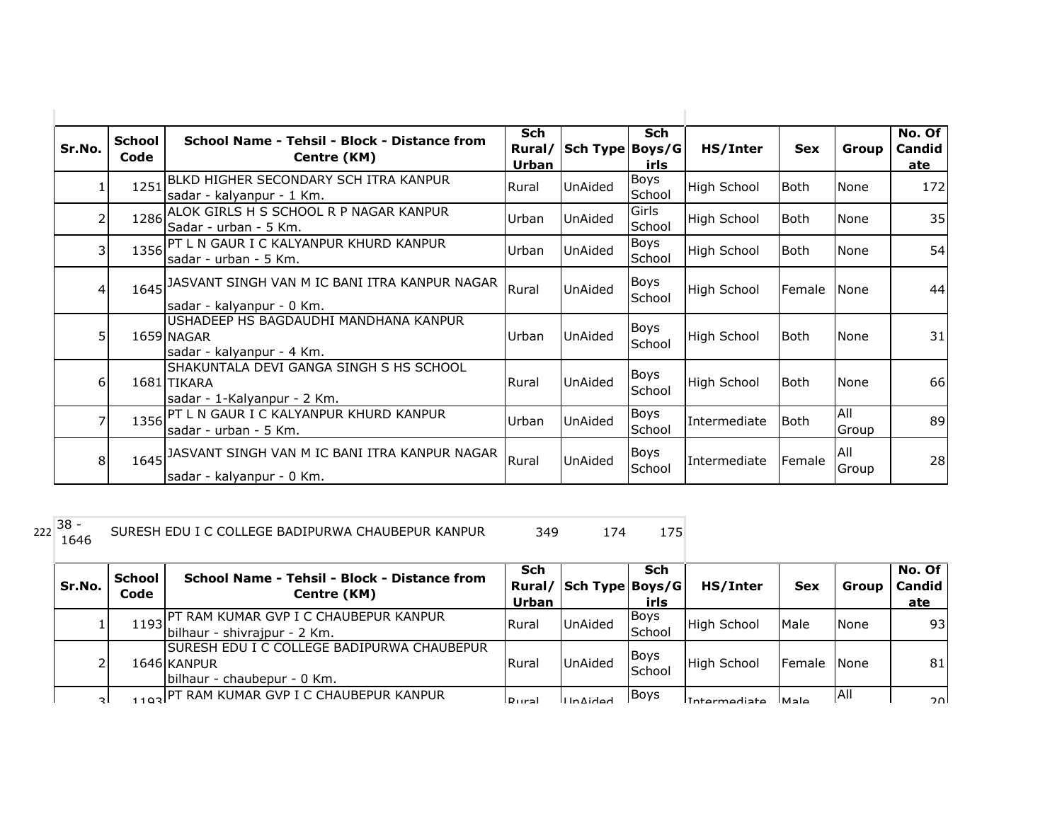| Sr.No. | School Code | School Name - Tehsil - Block - Distance from Centre (KM) | Sch Rural/ Urban | Sch Type | Sch Boys/G irls | HS/Inter | Sex | Group | No. Of Candid ate |
|---|---|---|---|---|---|---|---|---|---|
| 1 | 1251 | BLKD HIGHER SECONDARY SCH ITRA KANPUR sadar - kalyanpur - 1 Km. | Rural | UnAided | Boys School | High School | Both | None | 172 |
| 2 | 1286 | ALOK GIRLS H S SCHOOL R P NAGAR KANPUR Sadar - urban - 5 Km. | Urban | UnAided | Girls School | High School | Both | None | 35 |
| 3 | 1356 | PT L N GAUR I C KALYANPUR KHURD KANPUR sadar - urban - 5 Km. | Urban | UnAided | Boys School | High School | Both | None | 54 |
| 4 | 1645 | JASVANT SINGH VAN M IC BANI ITRA KANPUR NAGAR sadar - kalyanpur - 0 Km. | Rural | UnAided | Boys School | High School | Female | None | 44 |
| 5 | 1659 | USHADEEP HS BAGDAUDHI MANDHANA KANPUR NAGAR sadar - kalyanpur - 4 Km. | Urban | UnAided | Boys School | High School | Both | None | 31 |
| 6 | 1681 | SHAKUNTALA DEVI GANGA SINGH S HS SCHOOL TIKARA sadar - 1-Kalyanpur - 2 Km. | Rural | UnAided | Boys School | High School | Both | None | 66 |
| 7 | 1356 | PT L N GAUR I C KALYANPUR KHURD KANPUR sadar - urban - 5 Km. | Urban | UnAided | Boys School | Intermediate | Both | All Group | 89 |
| 8 | 1645 | JASVANT SINGH VAN M IC BANI ITRA KANPUR NAGAR sadar - kalyanpur - 0 Km. | Rural | UnAided | Boys School | Intermediate | Female | All Group | 28 |

| 222 | 38 - 1646 | SURESH EDU I C COLLEGE BADIPURWA CHAUBEPUR KANPUR | 349 | 174 | 175 |
|---|---|---|---|---|---|

| Sr.No. | School Code | School Name - Tehsil - Block - Distance from Centre (KM) | Sch Rural/ Urban | Sch Type | Sch Boys/G irls | HS/Inter | Sex | Group | No. Of Candid ate |
|---|---|---|---|---|---|---|---|---|---|
| 1 | 1193 | PT RAM KUMAR GVP I C CHAUBEPUR KANPUR bilhaur - shivrajpur - 2 Km. | Rural | UnAided | Boys School | High School | Male | None | 93 |
| 2 | 1646 | SURESH EDU I C COLLEGE BADIPURWA CHAUBEPUR KANPUR bilhaur - chaubepur - 0 Km. | Rural | UnAided | Boys School | High School | Female | None | 81 |
| 3 | 1193 | PT RAM KUMAR GVP I C CHAUBEPUR KANPUR | Rural | UnAided | Boys | Intermediate | Male | All | 20 |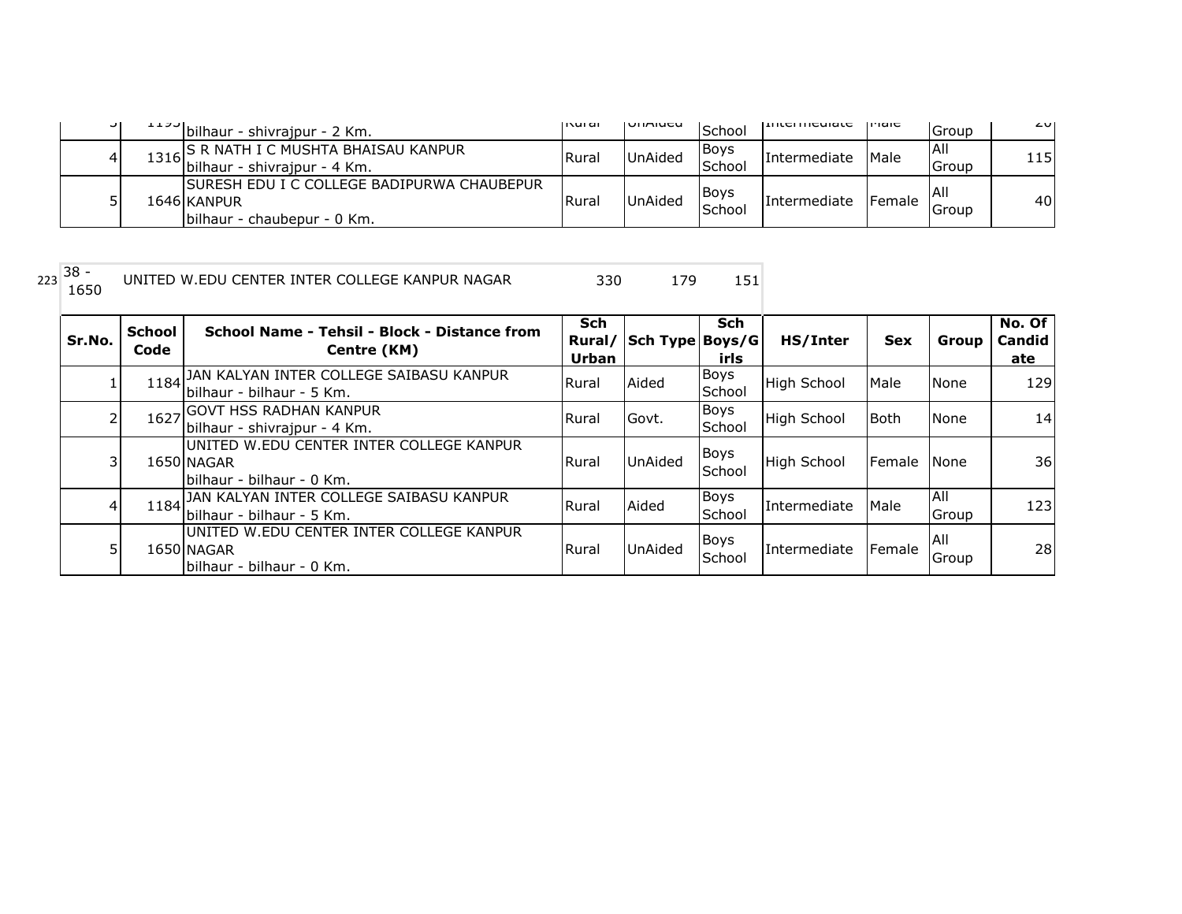| | | | | | | | | | |
|---|---|---|---|---|---|---|---|---|---|
| 3 | 1193 | bilhaur - shivrajpur - 2 Km. | Rural | UnAided | School | Intermediate | Male | Group | 20 |
| 4 | 1316 | S R NATH I C MUSHTA BHAISAU KANPUR<br>bilhaur - shivrajpur - 4 Km. | Rural | UnAided | Boys School | Intermediate | Male | All Group | 115 |
| 5 | 1646 | SURESH EDU I C COLLEGE BADIPURWA CHAUBEPUR KANPUR<br>bilhaur - chaubepur - 0 Km. | Rural | UnAided | Boys School | Intermediate | Female | All Group | 40 |

| 223 | 38 - 1650 | UNITED W.EDU CENTER INTER COLLEGE KANPUR NAGAR | 330 | 179 | 151 |
|---|---|---|---|---|---|

| Sr.No. | School Code | School Name - Tehsil - Block - Distance from Centre (KM) | Sch Rural/ Urban | Sch Type | Sch Boys/Girls | HS/Inter | Sex | Group | No. Of Candidate |
|---|---|---|---|---|---|---|---|---|---|
| 1 | 1184 | JAN KALYAN INTER COLLEGE SAIBASU KANPUR<br>bilhaur - bilhaur - 5 Km. | Rural | Aided | Boys School | High School | Male | None | 129 |
| 2 | 1627 | GOVT HSS RADHAN KANPUR<br>bilhaur - shivrajpur - 4 Km. | Rural | Govt. | Boys School | High School | Both | None | 14 |
| 3 | 1650 | UNITED W.EDU CENTER INTER COLLEGE KANPUR NAGAR<br>bilhaur - bilhaur - 0 Km. | Rural | UnAided | Boys School | High School | Female | None | 36 |
| 4 | 1184 | JAN KALYAN INTER COLLEGE SAIBASU KANPUR<br>bilhaur - bilhaur - 5 Km. | Rural | Aided | Boys School | Intermediate | Male | All Group | 123 |
| 5 | 1650 | UNITED W.EDU CENTER INTER COLLEGE KANPUR NAGAR<br>bilhaur - bilhaur - 0 Km. | Rural | UnAided | Boys School | Intermediate | Female | All Group | 28 |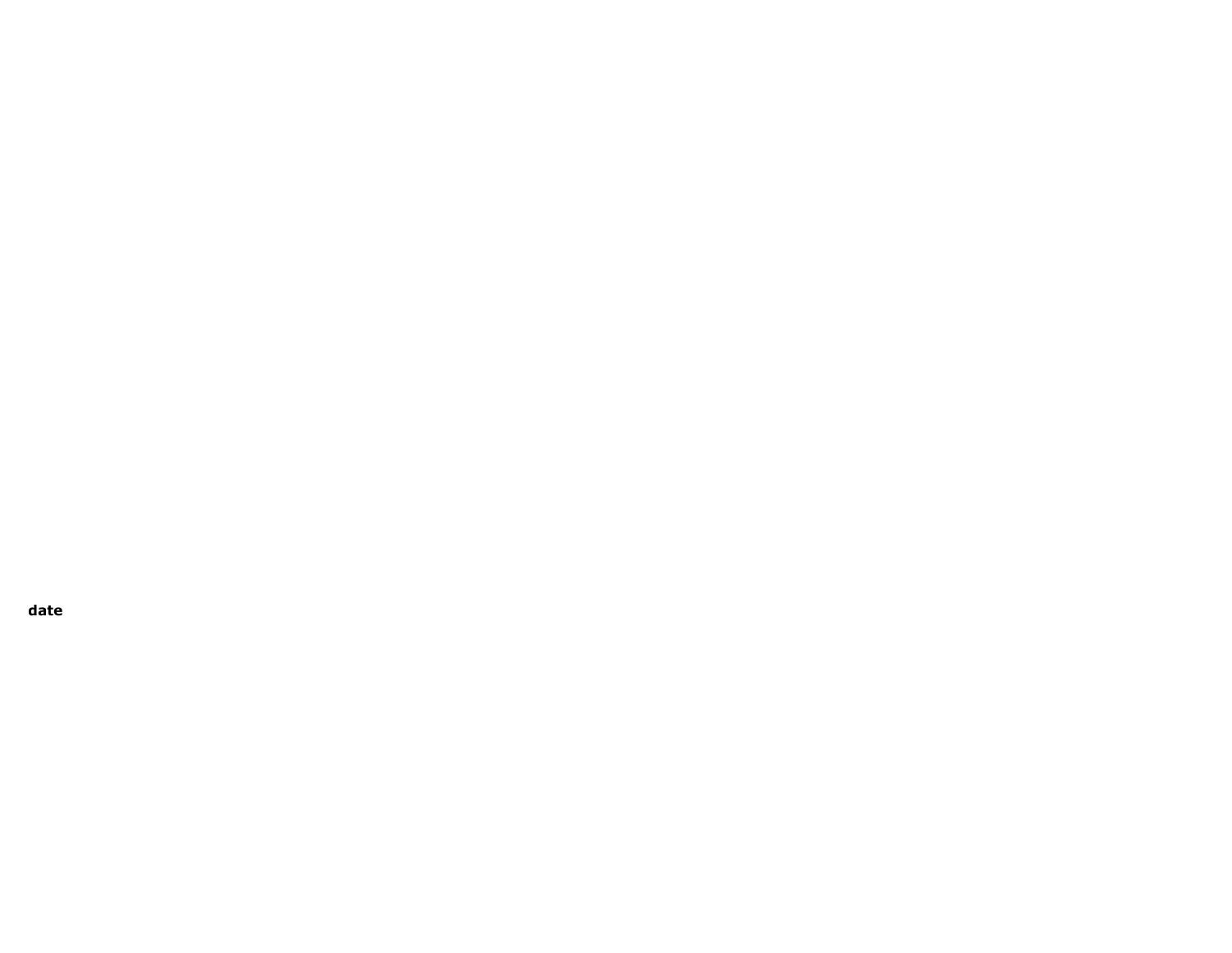**date**